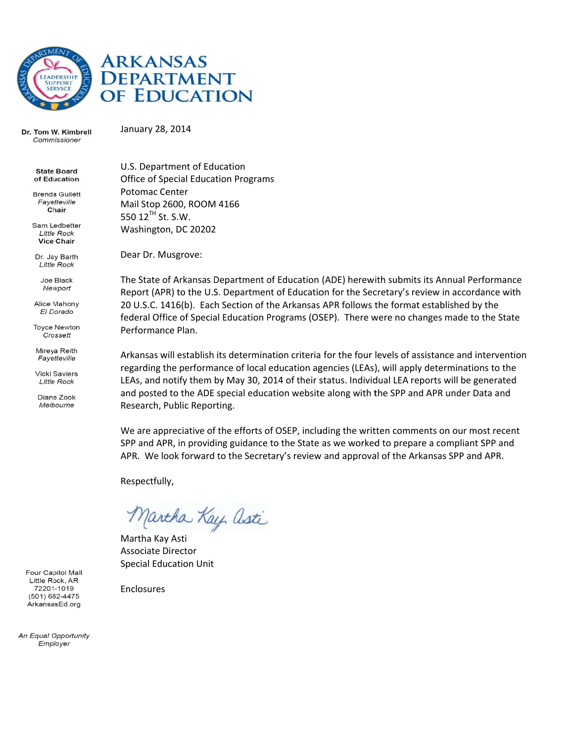# ARKANSAS DEPARTMENT OF EDUCATION

**Dr. Tom W. Kimbrell**
*Commissioner*

**State Board of Education**

Brenda Gullett
*Fayetteville*
**Chair**

Sam Ledbetter
*Little Rock*
**Vice Chair**

Dr. Jay Barth
*Little Rock*

Joe Black
*Newport*

Alice Mahony
*El Dorado*

Toyce Newton
*Crossett*

Mireya Reith
*Fayetteville*

Vicki Saviers
*Little Rock*

Diane Zook
*Melbourne*

Four Capitol Mall
Little Rock, AR
72201-1019
(501) 682-4475
ArkansasEd.org

*An Equal Opportunity Employer*

January 28, 2014

U.S. Department of Education
Office of Special Education Programs
Potomac Center
Mail Stop 2600, ROOM 4166
550 12TH St. S.W.
Washington, DC 20202

Dear Dr. Musgrove:

The State of Arkansas Department of Education (ADE) herewith submits its Annual Performance Report (APR) to the U.S. Department of Education for the Secretary's review in accordance with 20 U.S.C. 1416(b). Each Section of the Arkansas APR follows the format established by the federal Office of Special Education Programs (OSEP). There were no changes made to the State Performance Plan.

Arkansas will establish its determination criteria for the four levels of assistance and intervention regarding the performance of local education agencies (LEAs), will apply determinations to the LEAs, and notify them by May 30, 2014 of their status. Individual LEA reports will be generated and posted to the ADE special education website along with the SPP and APR under Data and Research, Public Reporting.

We are appreciative of the efforts of OSEP, including the written comments on our most recent SPP and APR, in providing guidance to the State as we worked to prepare a compliant SPP and APR. We look forward to the Secretary's review and approval of the Arkansas SPP and APR.

Respectfully,

*Martha Kay Asti*

Martha Kay Asti
Associate Director
Special Education Unit

Enclosures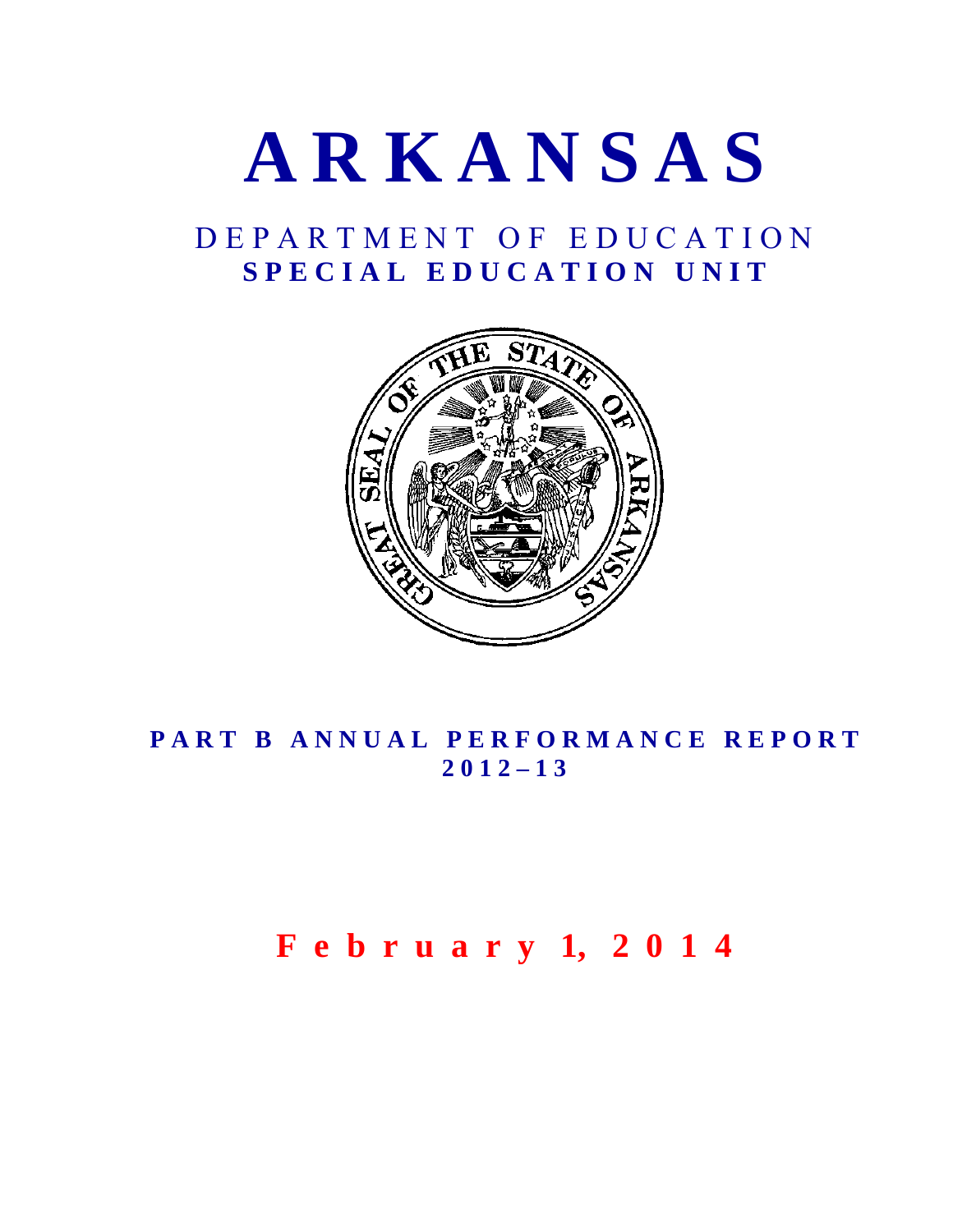# ARKANSAS

## DEPARTMENT OF EDUCATION
## SPECIAL EDUCATION UNIT

### PART B ANNUAL PERFORMANCE REPORT 2012–13

**February 1, 2014**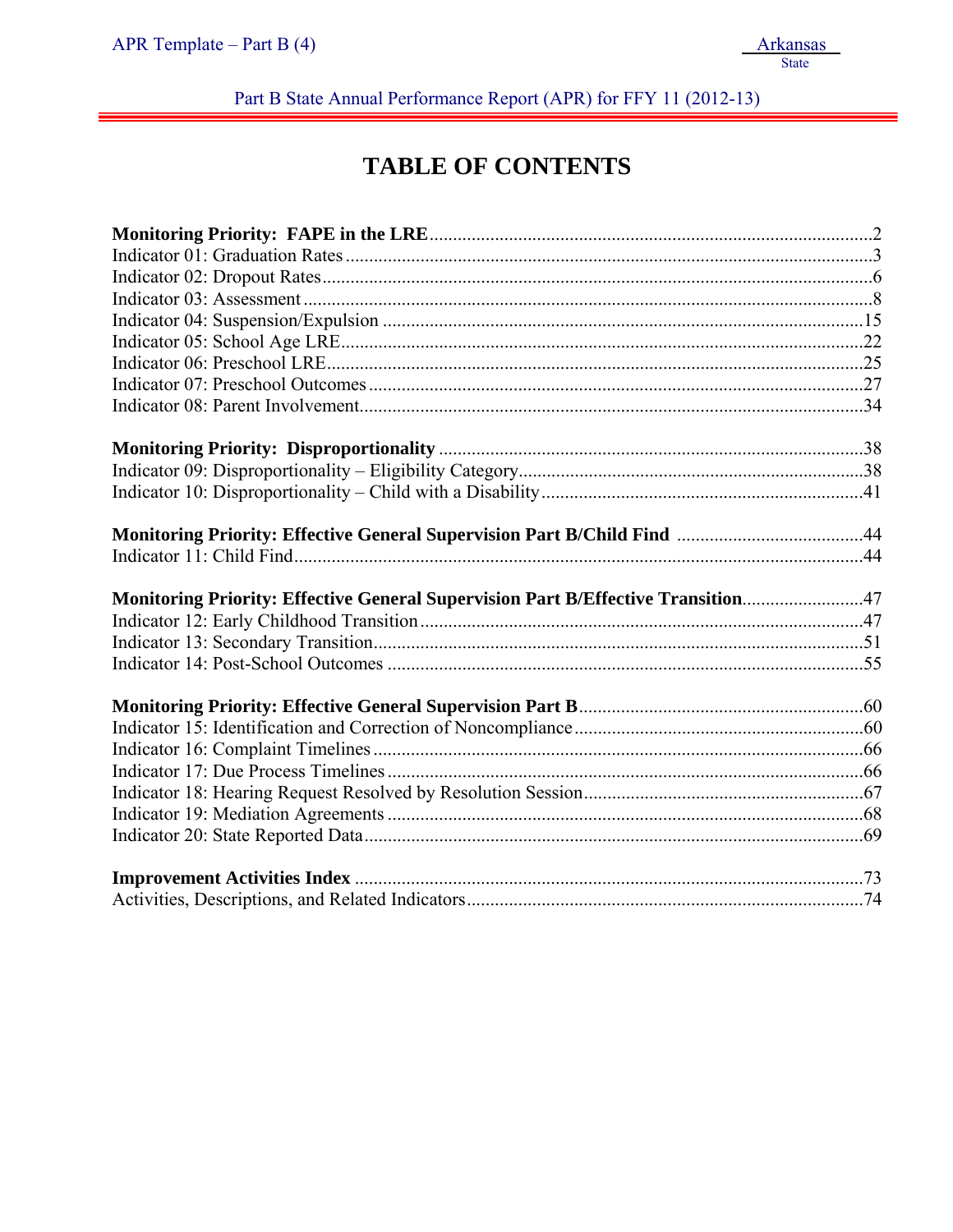# TABLE OF CONTENTS

**Monitoring Priority: FAPE in the LRE**..............................................................................................2
Indicator 01: Graduation Rates ...............................................................................................................3
Indicator 02: Dropout Rates.....................................................................................................................6
Indicator 03: Assessment ........................................................................................................................8
Indicator 04: Suspension/Expulsion ......................................................................................................15
Indicator 05: School Age LRE...............................................................................................................22
Indicator 06: Preschool LRE..................................................................................................................25
Indicator 07: Preschool Outcomes .........................................................................................................27
Indicator 08: Parent Involvement...........................................................................................................34

**Monitoring Priority: Disproportionality** ..........................................................................................38
Indicator 09: Disproportionality – Eligibility Category.........................................................................38
Indicator 10: Disproportionality – Child with a Disability....................................................................41

**Monitoring Priority: Effective General Supervision Part B/Child Find** ........................................44
Indicator 11: Child Find.........................................................................................................................44

**Monitoring Priority: Effective General Supervision Part B/Effective Transition**..........................47
Indicator 12: Early Childhood Transition .............................................................................................47
Indicator 13: Secondary Transition........................................................................................................51
Indicator 14: Post-School Outcomes .....................................................................................................55

**Monitoring Priority: Effective General Supervision Part B**............................................................60
Indicator 15: Identification and Correction of Noncompliance.............................................................60
Indicator 16: Complaint Timelines........................................................................................................66
Indicator 17: Due Process Timelines.....................................................................................................66
Indicator 18: Hearing Request Resolved by Resolution Session...........................................................67
Indicator 19: Mediation Agreements .....................................................................................................68
Indicator 20: State Reported Data..........................................................................................................69

**Improvement Activities Index** ............................................................................................................73
Activities, Descriptions, and Related Indicators....................................................................................74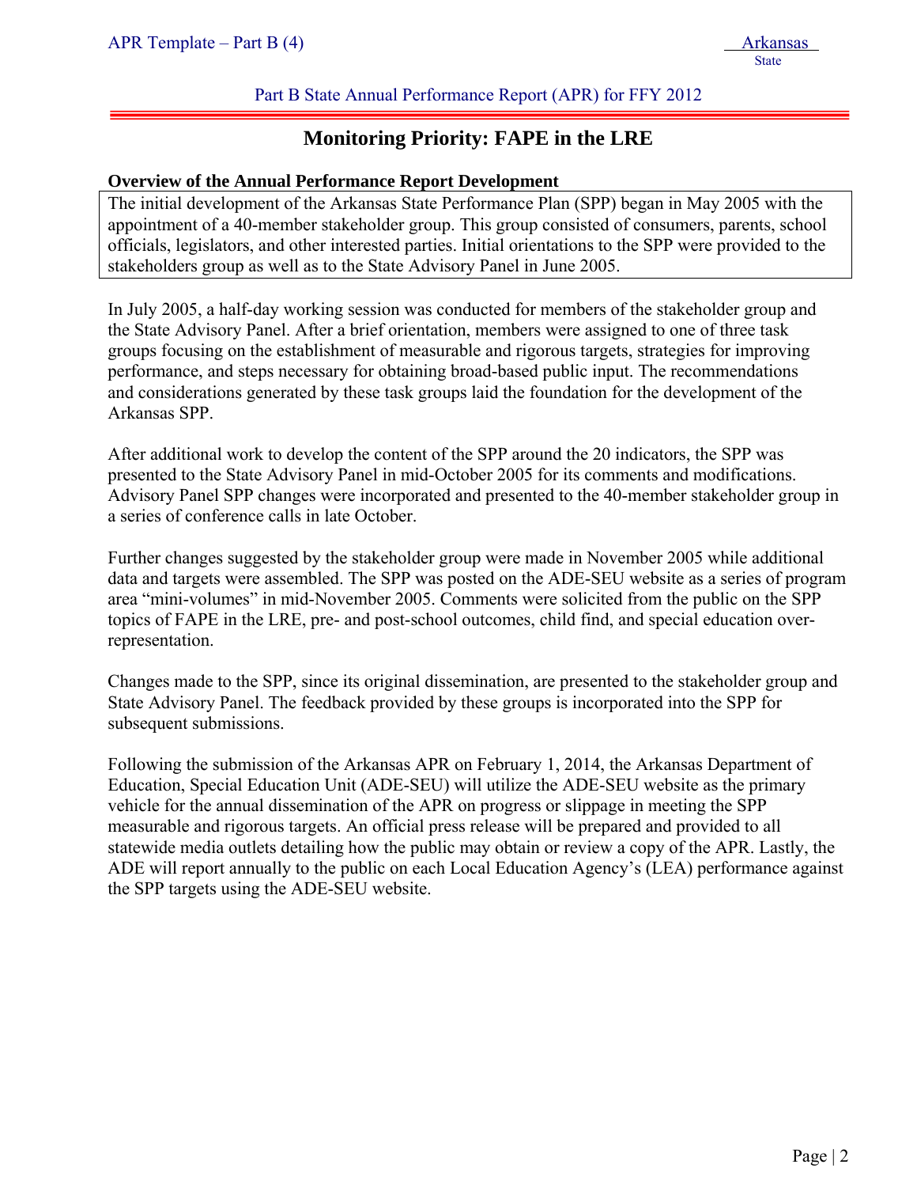Part B State Annual Performance Report (APR) for FFY 2012

# Monitoring Priority: FAPE in the LRE

**Overview of the Annual Performance Report Development**

The initial development of the Arkansas State Performance Plan (SPP) began in May 2005 with the appointment of a 40-member stakeholder group. This group consisted of consumers, parents, school officials, legislators, and other interested parties. Initial orientations to the SPP were provided to the stakeholders group as well as to the State Advisory Panel in June 2005.

In July 2005, a half-day working session was conducted for members of the stakeholder group and the State Advisory Panel. After a brief orientation, members were assigned to one of three task groups focusing on the establishment of measurable and rigorous targets, strategies for improving performance, and steps necessary for obtaining broad-based public input. The recommendations and considerations generated by these task groups laid the foundation for the development of the Arkansas SPP.

After additional work to develop the content of the SPP around the 20 indicators, the SPP was presented to the State Advisory Panel in mid-October 2005 for its comments and modifications. Advisory Panel SPP changes were incorporated and presented to the 40-member stakeholder group in a series of conference calls in late October.

Further changes suggested by the stakeholder group were made in November 2005 while additional data and targets were assembled. The SPP was posted on the ADE-SEU website as a series of program area "mini-volumes" in mid-November 2005. Comments were solicited from the public on the SPP topics of FAPE in the LRE, pre- and post-school outcomes, child find, and special education over-representation.

Changes made to the SPP, since its original dissemination, are presented to the stakeholder group and State Advisory Panel. The feedback provided by these groups is incorporated into the SPP for subsequent submissions.

Following the submission of the Arkansas APR on February 1, 2014, the Arkansas Department of Education, Special Education Unit (ADE-SEU) will utilize the ADE-SEU website as the primary vehicle for the annual dissemination of the APR on progress or slippage in meeting the SPP measurable and rigorous targets. An official press release will be prepared and provided to all statewide media outlets detailing how the public may obtain or review a copy of the APR. Lastly, the ADE will report annually to the public on each Local Education Agency's (LEA) performance against the SPP targets using the ADE-SEU website.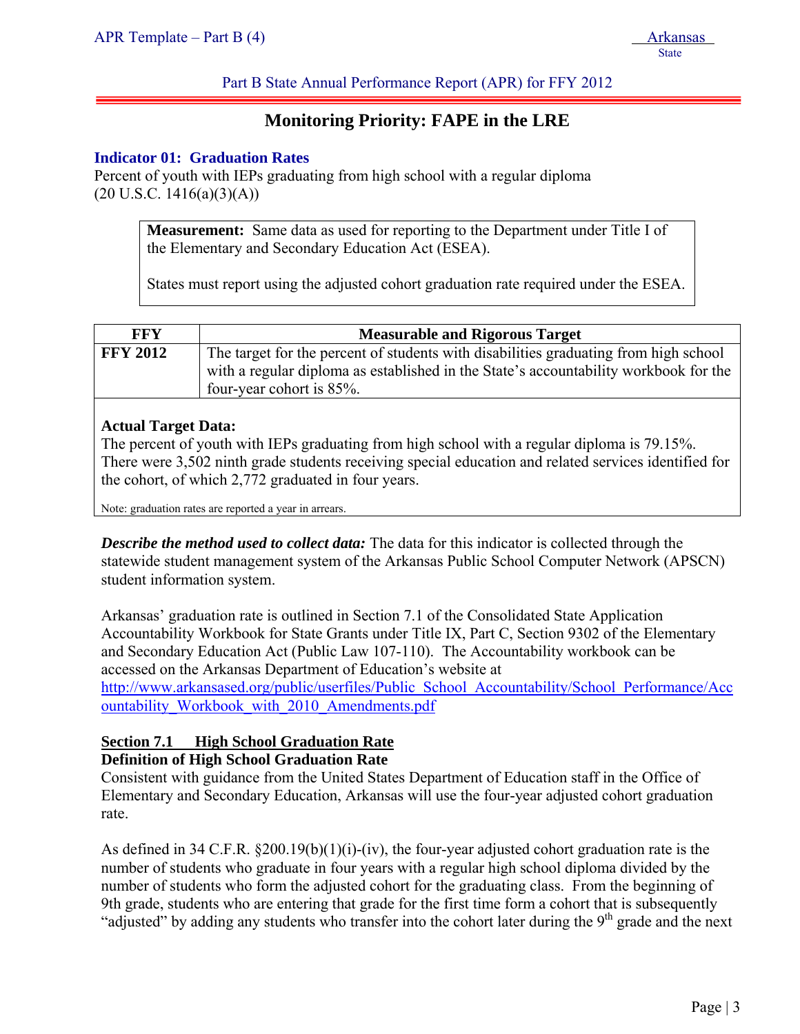Part B State Annual Performance Report (APR) for FFY 2012

# Monitoring Priority: FAPE in the LRE

## Indicator 01: Graduation Rates

Percent of youth with IEPs graduating from high school with a regular diploma
(20 U.S.C. 1416(a)(3)(A))

**Measurement:** Same data as used for reporting to the Department under Title I of the Elementary and Secondary Education Act (ESEA).

States must report using the adjusted cohort graduation rate required under the ESEA.

| FFY | Measurable and Rigorous Target |
|---|---|
| **FFY 2012** | The target for the percent of students with disabilities graduating from high school with a regular diploma as established in the State's accountability workbook for the four-year cohort is 85%. |

**Actual Target Data:**
The percent of youth with IEPs graduating from high school with a regular diploma is 79.15%. There were 3,502 ninth grade students receiving special education and related services identified for the cohort, of which 2,772 graduated in four years.

Note: graduation rates are reported a year in arrears.

***Describe the method used to collect data:*** The data for this indicator is collected through the statewide student management system of the Arkansas Public School Computer Network (APSCN) student information system.

Arkansas' graduation rate is outlined in Section 7.1 of the Consolidated State Application Accountability Workbook for State Grants under Title IX, Part C, Section 9302 of the Elementary and Secondary Education Act (Public Law 107-110). The Accountability workbook can be accessed on the Arkansas Department of Education's website at http://www.arkansased.org/public/userfiles/Public_School_Accountability/School_Performance/Accountability_Workbook_with_2010_Amendments.pdf

**Section 7.1 High School Graduation Rate**

**Definition of High School Graduation Rate**

Consistent with guidance from the United States Department of Education staff in the Office of Elementary and Secondary Education, Arkansas will use the four-year adjusted cohort graduation rate.

As defined in 34 C.F.R. §200.19(b)(1)(i)-(iv), the four-year adjusted cohort graduation rate is the number of students who graduate in four years with a regular high school diploma divided by the number of students who form the adjusted cohort for the graduating class. From the beginning of 9th grade, students who are entering that grade for the first time form a cohort that is subsequently "adjusted" by adding any students who transfer into the cohort later during the 9th grade and the next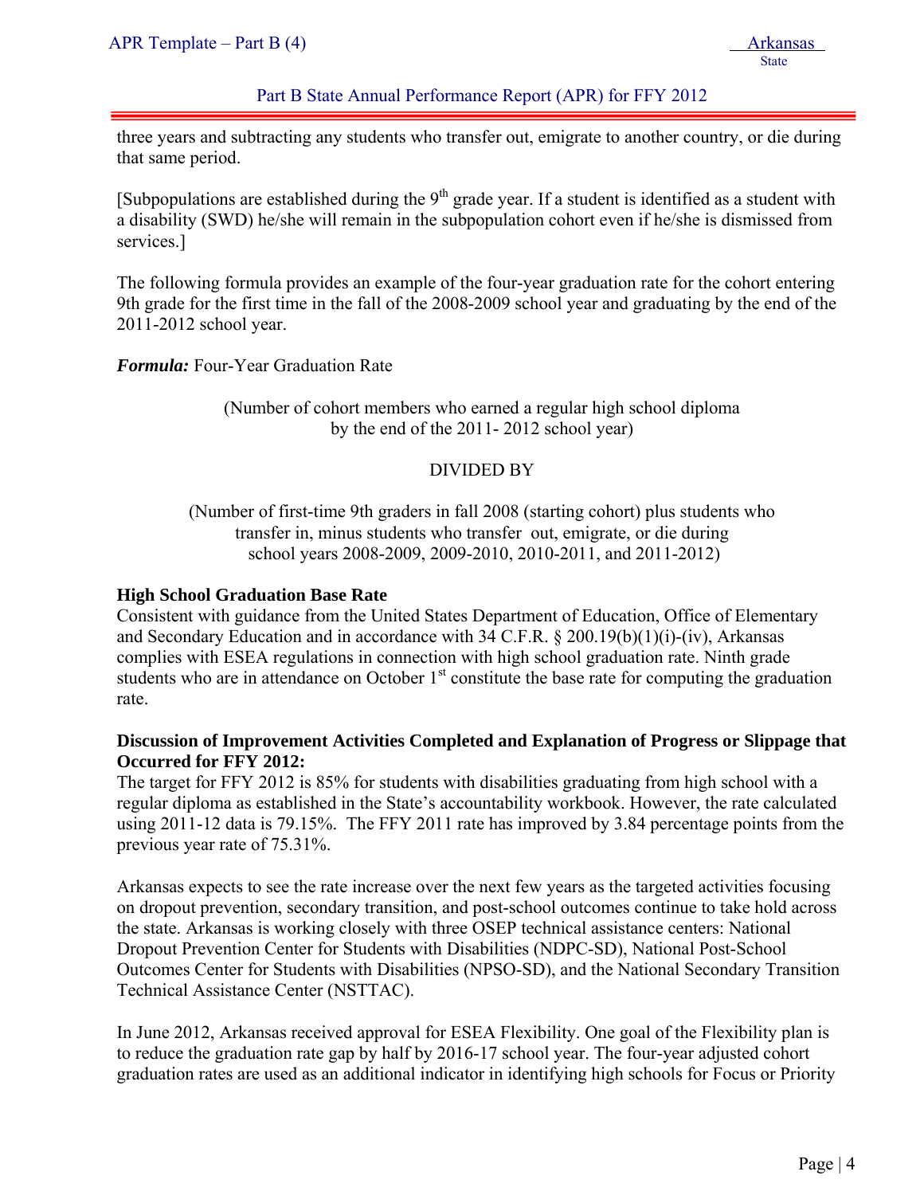three years and subtracting any students who transfer out, emigrate to another country, or die during that same period.

[Subpopulations are established during the 9th grade year. If a student is identified as a student with a disability (SWD) he/she will remain in the subpopulation cohort even if he/she is dismissed from services.]

The following formula provides an example of the four-year graduation rate for the cohort entering 9th grade for the first time in the fall of the 2008-2009 school year and graduating by the end of the 2011-2012 school year.

***Formula:*** Four-Year Graduation Rate

(Number of cohort members who earned a regular high school diploma by the end of the 2011- 2012 school year)

DIVIDED BY

(Number of first-time 9th graders in fall 2008 (starting cohort) plus students who transfer in, minus students who transfer out, emigrate, or die during school years 2008-2009, 2009-2010, 2010-2011, and 2011-2012)

**High School Graduation Base Rate**

Consistent with guidance from the United States Department of Education, Office of Elementary and Secondary Education and in accordance with 34 C.F.R. § 200.19(b)(1)(i)-(iv), Arkansas complies with ESEA regulations in connection with high school graduation rate. Ninth grade students who are in attendance on October 1st constitute the base rate for computing the graduation rate.

**Discussion of Improvement Activities Completed and Explanation of Progress or Slippage that Occurred for FFY 2012:**

The target for FFY 2012 is 85% for students with disabilities graduating from high school with a regular diploma as established in the State's accountability workbook. However, the rate calculated using 2011-12 data is 79.15%. The FFY 2011 rate has improved by 3.84 percentage points from the previous year rate of 75.31%.

Arkansas expects to see the rate increase over the next few years as the targeted activities focusing on dropout prevention, secondary transition, and post-school outcomes continue to take hold across the state. Arkansas is working closely with three OSEP technical assistance centers: National Dropout Prevention Center for Students with Disabilities (NDPC-SD), National Post-School Outcomes Center for Students with Disabilities (NPSO-SD), and the National Secondary Transition Technical Assistance Center (NSTTAC).

In June 2012, Arkansas received approval for ESEA Flexibility. One goal of the Flexibility plan is to reduce the graduation rate gap by half by 2016-17 school year. The four-year adjusted cohort graduation rates are used as an additional indicator in identifying high schools for Focus or Priority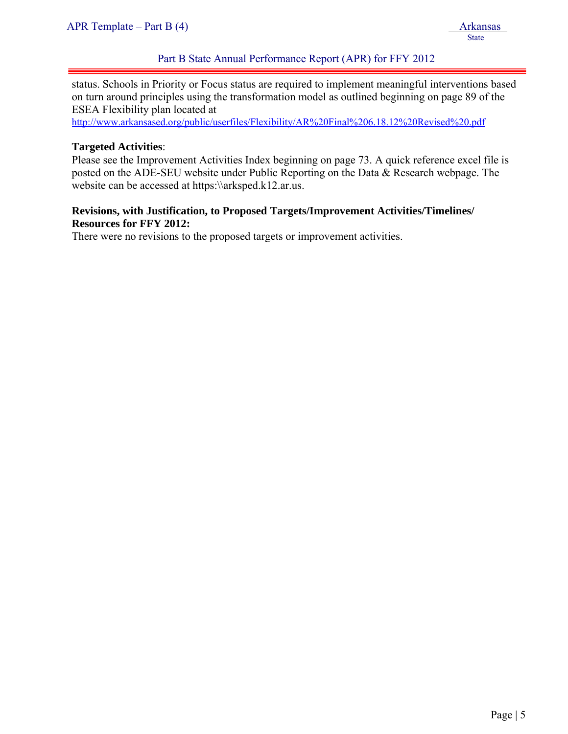status. Schools in Priority or Focus status are required to implement meaningful interventions based on turn around principles using the transformation model as outlined beginning on page 89 of the ESEA Flexibility plan located at
http://www.arkansased.org/public/userfiles/Flexibility/AR%20Final%206.18.12%20Revised%20.pdf

**Targeted Activities**:
Please see the Improvement Activities Index beginning on page 73. A quick reference excel file is posted on the ADE-SEU website under Public Reporting on the Data & Research webpage. The website can be accessed at https:\\arksped.k12.ar.us.

**Revisions, with Justification, to Proposed Targets/Improvement Activities/Timelines/ Resources for FFY 2012:**
There were no revisions to the proposed targets or improvement activities.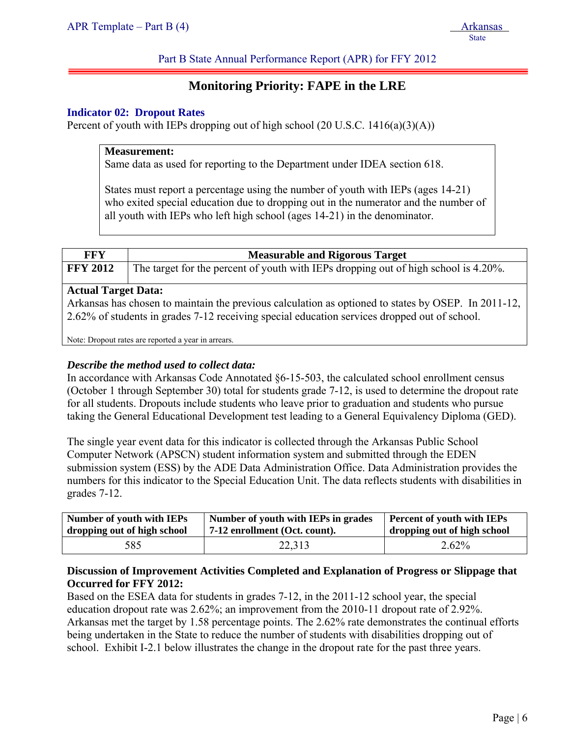Part B State Annual Performance Report (APR) for FFY 2012

# Monitoring Priority: FAPE in the LRE

## Indicator 02: Dropout Rates

Percent of youth with IEPs dropping out of high school (20 U.S.C. 1416(a)(3)(A))

> **Measurement:**
> Same data as used for reporting to the Department under IDEA section 618.
>
> States must report a percentage using the number of youth with IEPs (ages 14-21) who exited special education due to dropping out in the numerator and the number of all youth with IEPs who left high school (ages 14-21) in the denominator.

| FFY | Measurable and Rigorous Target |
|---|---|
| **FFY 2012** | The target for the percent of youth with IEPs dropping out of high school is 4.20%. |

**Actual Target Data:**
Arkansas has chosen to maintain the previous calculation as optioned to states by OSEP. In 2011-12, 2.62% of students in grades 7-12 receiving special education services dropped out of school.

Note: Dropout rates are reported a year in arrears.

### *Describe the method used to collect data:*

In accordance with Arkansas Code Annotated §6-15-503, the calculated school enrollment census (October 1 through September 30) total for students grade 7-12, is used to determine the dropout rate for all students. Dropouts include students who leave prior to graduation and students who pursue taking the General Educational Development test leading to a General Equivalency Diploma (GED).

The single year event data for this indicator is collected through the Arkansas Public School Computer Network (APSCN) student information system and submitted through the EDEN submission system (ESS) by the ADE Data Administration Office. Data Administration provides the numbers for this indicator to the Special Education Unit. The data reflects students with disabilities in grades 7-12.

| Number of youth with IEPs dropping out of high school | Number of youth with IEPs in grades 7-12 enrollment (Oct. count). | Percent of youth with IEPs dropping out of high school |
|---|---|---|
| 585 | 22,313 | 2.62% |

### Discussion of Improvement Activities Completed and Explanation of Progress or Slippage that Occurred for FFY 2012:

Based on the ESEA data for students in grades 7-12, in the 2011-12 school year, the special education dropout rate was 2.62%; an improvement from the 2010-11 dropout rate of 2.92%. Arkansas met the target by 1.58 percentage points. The 2.62% rate demonstrates the continual efforts being undertaken in the State to reduce the number of students with disabilities dropping out of school. Exhibit I-2.1 below illustrates the change in the dropout rate for the past three years.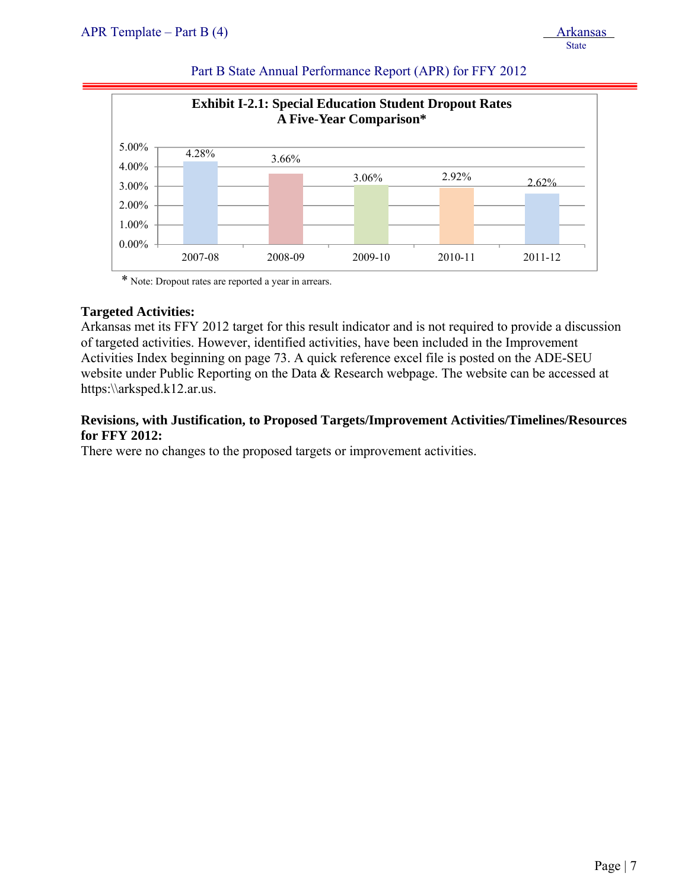**Exhibit I-2.1: Special Education Student Dropout Rates**
**A Five-Year Comparison***

| Year | Dropout Rate |
|---|---|
| 2007-08 | 4.28% |
| 2008-09 | 3.66% |
| 2009-10 | 3.06% |
| 2010-11 | 2.92% |
| 2011-12 | 2.62% |

* Note: Dropout rates are reported a year in arrears.

**Targeted Activities:**
Arkansas met its FFY 2012 target for this result indicator and is not required to provide a discussion of targeted activities. However, identified activities, have been included in the Improvement Activities Index beginning on page 73. A quick reference excel file is posted on the ADE-SEU website under Public Reporting on the Data & Research webpage. The website can be accessed at https:\\arksped.k12.ar.us.

**Revisions, with Justification, to Proposed Targets/Improvement Activities/Timelines/Resources for FFY 2012:**
There were no changes to the proposed targets or improvement activities.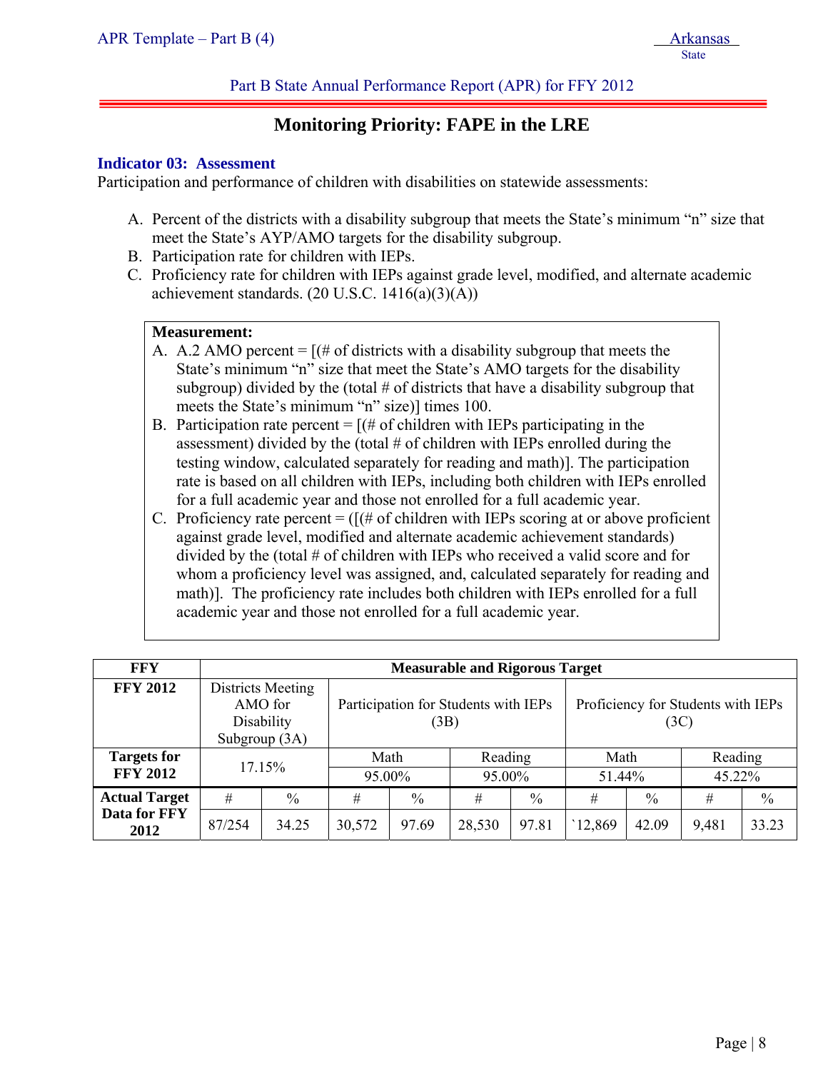Part B State Annual Performance Report (APR) for FFY 2012

## Monitoring Priority: FAPE in the LRE

### Indicator 03: Assessment

Participation and performance of children with disabilities on statewide assessments:

A. Percent of the districts with a disability subgroup that meets the State's minimum "n" size that meet the State's AYP/AMO targets for the disability subgroup.
B. Participation rate for children with IEPs.
C. Proficiency rate for children with IEPs against grade level, modified, and alternate academic achievement standards. (20 U.S.C. 1416(a)(3)(A))

**Measurement:**

A. A.2 AMO percent = [(# of districts with a disability subgroup that meets the State's minimum "n" size that meet the State's AMO targets for the disability subgroup) divided by the (total # of districts that have a disability subgroup that meets the State's minimum "n" size)] times 100.
B. Participation rate percent = [(# of children with IEPs participating in the assessment) divided by the (total # of children with IEPs enrolled during the testing window, calculated separately for reading and math)]. The participation rate is based on all children with IEPs, including both children with IEPs enrolled for a full academic year and those not enrolled for a full academic year.
C. Proficiency rate percent = ([(# of children with IEPs scoring at or above proficient against grade level, modified and alternate academic achievement standards) divided by the (total # of children with IEPs who received a valid score and for whom a proficiency level was assigned, and, calculated separately for reading and math)]. The proficiency rate includes both children with IEPs enrolled for a full academic year and those not enrolled for a full academic year.

| FFY | Measurable and Rigorous Target | | | | | | | | | |
|---|---|---|---|---|---|---|---|---|---|---|
| FFY 2012 | Districts Meeting AMO for Disability Subgroup (3A) | | Participation for Students with IEPs (3B) | | | | Proficiency for Students with IEPs (3C) | | | |
| **Targets for FFY 2012** | 17.15% | | Math | | Reading | | Math | | Reading | |
| | | | 95.00% | | 95.00% | | 51.44% | | 45.22% | |
| **Actual Target Data for FFY 2012** | # | % | # | % | # | % | # | % | # | % |
| | 87/254 | 34.25 | 30,572 | 97.69 | 28,530 | 97.81 | `12,869 | 42.09 | 9,481 | 33.23 |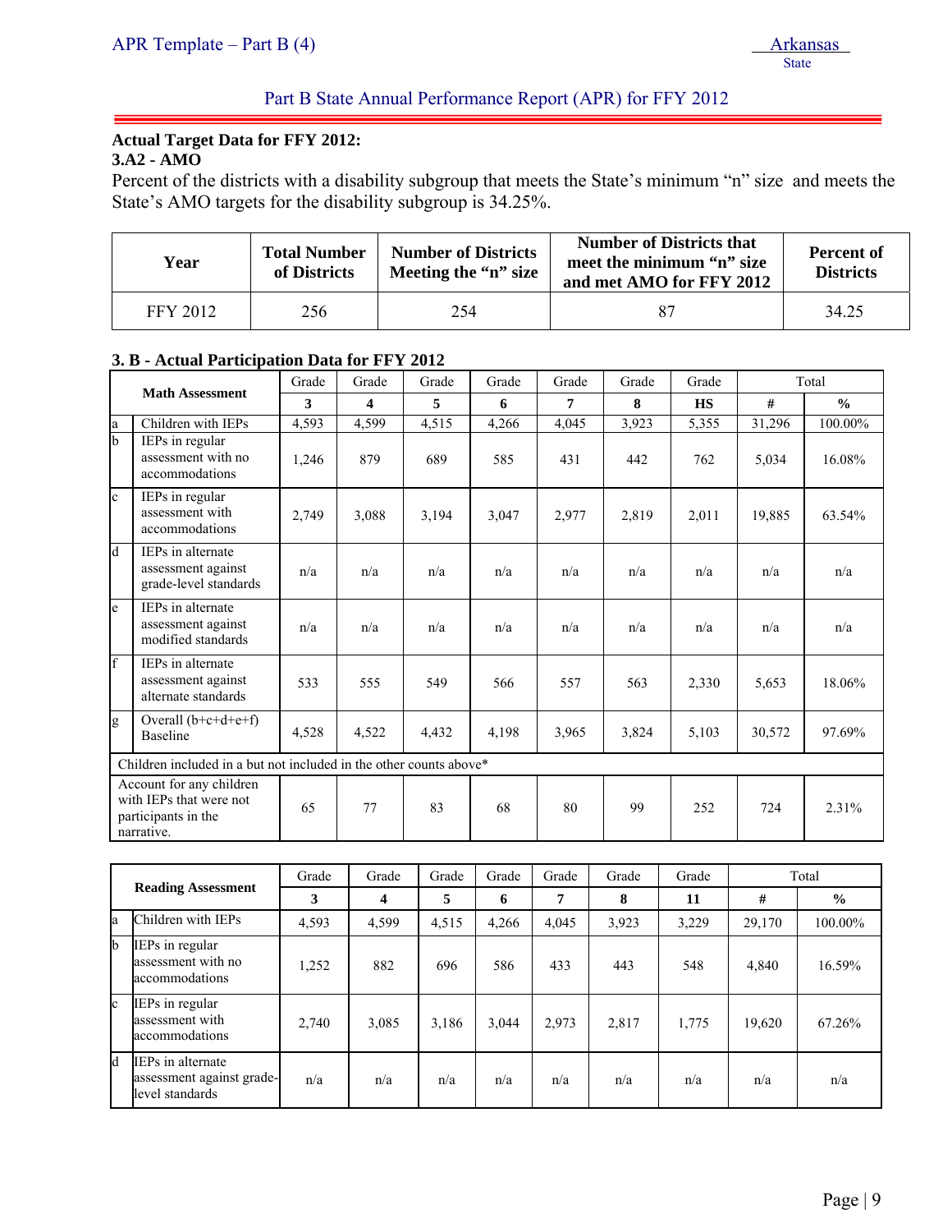**Actual Target Data for FFY 2012:**

**3.A2 - AMO**

Percent of the districts with a disability subgroup that meets the State's minimum "n" size and meets the State's AMO targets for the disability subgroup is 34.25%.

| Year | Total Number of Districts | Number of Districts Meeting the "n" size | Number of Districts that meet the minimum "n" size and met AMO for FFY 2012 | Percent of Districts |
|---|---|---|---|---|
| FFY 2012 | 256 | 254 | 87 | 34.25 |

**3. B - Actual Participation Data for FFY 2012**

| | Math Assessment | Grade 3 | Grade 4 | Grade 5 | Grade 6 | Grade 7 | Grade 8 | Grade HS | Total # | Total % |
|---|---|---|---|---|---|---|---|---|---|---|
| a | Children with IEPs | 4,593 | 4,599 | 4,515 | 4,266 | 4,045 | 3,923 | 5,355 | 31,296 | 100.00% |
| b | IEPs in regular assessment with no accommodations | 1,246 | 879 | 689 | 585 | 431 | 442 | 762 | 5,034 | 16.08% |
| c | IEPs in regular assessment with accommodations | 2,749 | 3,088 | 3,194 | 3,047 | 2,977 | 2,819 | 2,011 | 19,885 | 63.54% |
| d | IEPs in alternate assessment against grade-level standards | n/a | n/a | n/a | n/a | n/a | n/a | n/a | n/a | n/a |
| e | IEPs in alternate assessment against modified standards | n/a | n/a | n/a | n/a | n/a | n/a | n/a | n/a | n/a |
| f | IEPs in alternate assessment against alternate standards | 533 | 555 | 549 | 566 | 557 | 563 | 2,330 | 5,653 | 18.06% |
| g | Overall (b+c+d+e+f) Baseline | 4,528 | 4,522 | 4,432 | 4,198 | 3,965 | 3,824 | 5,103 | 30,572 | 97.69% |
| Children included in a but not included in the other counts above* | | | | | | | | | | |
| | Account for any children with IEPs that were not participants in the narrative. | 65 | 77 | 83 | 68 | 80 | 99 | 252 | 724 | 2.31% |

| | Reading Assessment | Grade 3 | Grade 4 | Grade 5 | Grade 6 | Grade 7 | Grade 8 | Grade 11 | Total # | Total % |
|---|---|---|---|---|---|---|---|---|---|---|
| a | Children with IEPs | 4,593 | 4,599 | 4,515 | 4,266 | 4,045 | 3,923 | 3,229 | 29,170 | 100.00% |
| b | IEPs in regular assessment with no accommodations | 1,252 | 882 | 696 | 586 | 433 | 443 | 548 | 4,840 | 16.59% |
| c | IEPs in regular assessment with accommodations | 2,740 | 3,085 | 3,186 | 3,044 | 2,973 | 2,817 | 1,775 | 19,620 | 67.26% |
| d | IEPs in alternate assessment against grade-level standards | n/a | n/a | n/a | n/a | n/a | n/a | n/a | n/a | n/a |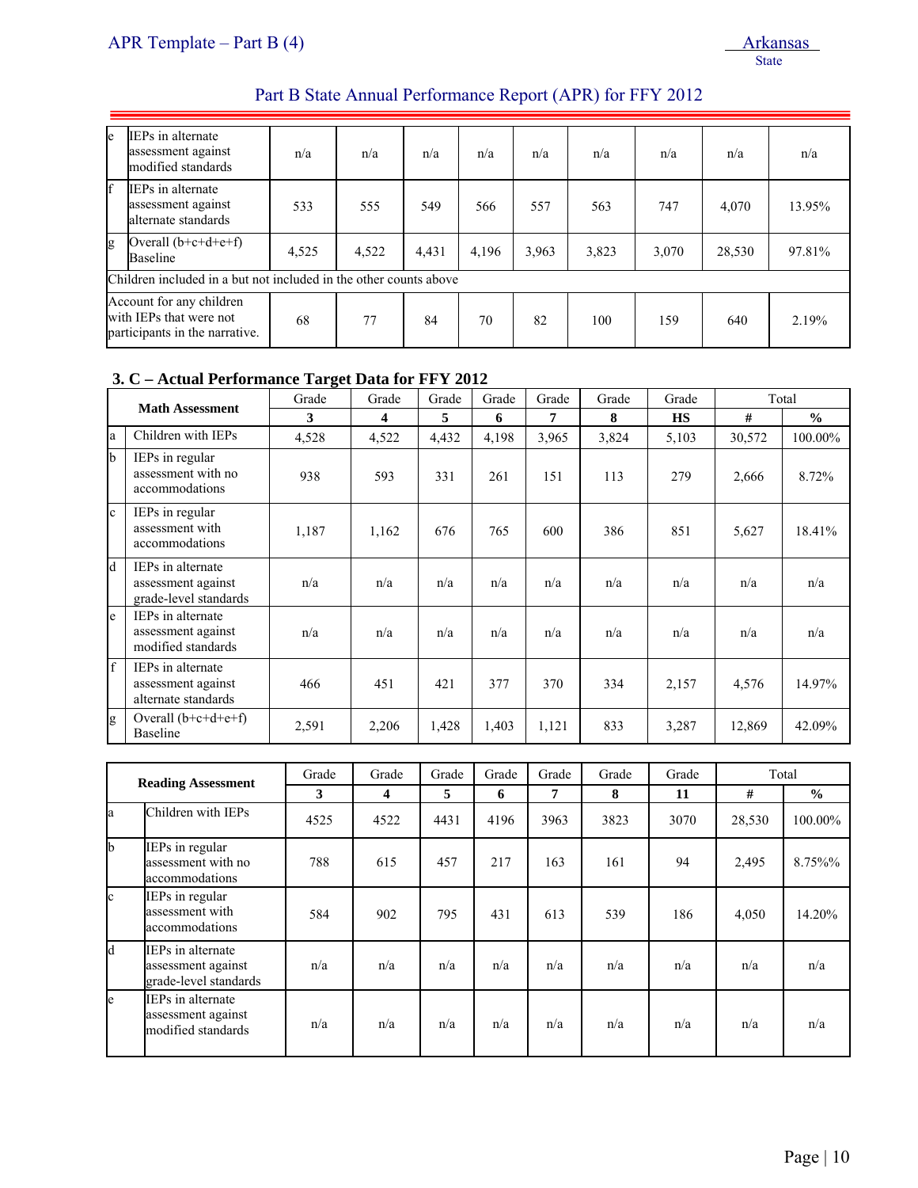| | | | | | | | | | | |
|---|---|---|---|---|---|---|---|---|---|---|
| e | IEPs in alternate assessment against modified standards | n/a | n/a | n/a | n/a | n/a | n/a | n/a | n/a | n/a |
| f | IEPs in alternate assessment against alternate standards | 533 | 555 | 549 | 566 | 557 | 563 | 747 | 4,070 | 13.95% |
| g | Overall (b+c+d+e+f) Baseline | 4,525 | 4,522 | 4,431 | 4,196 | 3,963 | 3,823 | 3,070 | 28,530 | 97.81% |
| Children included in a but not included in the other counts above | | | | | | | | | | |
| Account for any children with IEPs that were not participants in the narrative. | | 68 | 77 | 84 | 70 | 82 | 100 | 159 | 640 | 2.19% |

### 3. C – Actual Performance Target Data for FFY 2012

| **Math Assessment** | | Grade **3** | Grade **4** | Grade **5** | Grade **6** | Grade **7** | Grade **8** | Grade **HS** | Total **#** | Total **%** |
|---|---|---|---|---|---|---|---|---|---|---|
| a | Children with IEPs | 4,528 | 4,522 | 4,432 | 4,198 | 3,965 | 3,824 | 5,103 | 30,572 | 100.00% |
| b | IEPs in regular assessment with no accommodations | 938 | 593 | 331 | 261 | 151 | 113 | 279 | 2,666 | 8.72% |
| c | IEPs in regular assessment with accommodations | 1,187 | 1,162 | 676 | 765 | 600 | 386 | 851 | 5,627 | 18.41% |
| d | IEPs in alternate assessment against grade-level standards | n/a | n/a | n/a | n/a | n/a | n/a | n/a | n/a | n/a |
| e | IEPs in alternate assessment against modified standards | n/a | n/a | n/a | n/a | n/a | n/a | n/a | n/a | n/a |
| f | IEPs in alternate assessment against alternate standards | 466 | 451 | 421 | 377 | 370 | 334 | 2,157 | 4,576 | 14.97% |
| g | Overall (b+c+d+e+f) Baseline | 2,591 | 2,206 | 1,428 | 1,403 | 1,121 | 833 | 3,287 | 12,869 | 42.09% |

| **Reading Assessment** | | Grade **3** | Grade **4** | Grade **5** | Grade **6** | Grade **7** | Grade **8** | Grade **11** | Total **#** | Total **%** |
|---|---|---|---|---|---|---|---|---|---|---|
| a | Children with IEPs | 4525 | 4522 | 4431 | 4196 | 3963 | 3823 | 3070 | 28,530 | 100.00% |
| b | IEPs in regular assessment with no accommodations | 788 | 615 | 457 | 217 | 163 | 161 | 94 | 2,495 | 8.75%% |
| c | IEPs in regular assessment with accommodations | 584 | 902 | 795 | 431 | 613 | 539 | 186 | 4,050 | 14.20% |
| d | IEPs in alternate assessment against grade-level standards | n/a | n/a | n/a | n/a | n/a | n/a | n/a | n/a | n/a |
| e | IEPs in alternate assessment against modified standards | n/a | n/a | n/a | n/a | n/a | n/a | n/a | n/a | n/a |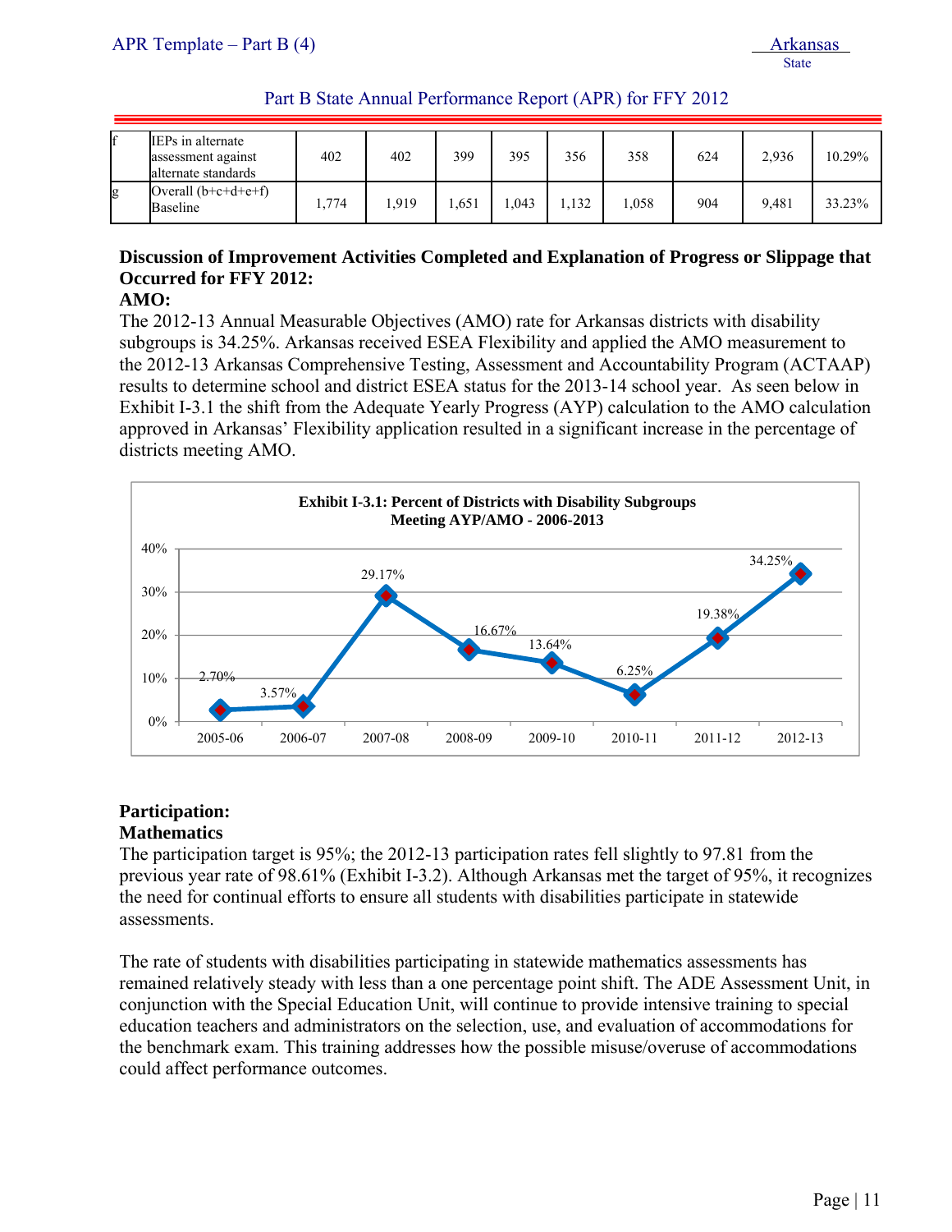| | | | | | | | | | | |
|---|---|---|---|---|---|---|---|---|---|---|
| f | IEPs in alternate assessment against alternate standards | 402 | 402 | 399 | 395 | 356 | 358 | 624 | 2,936 | 10.29% |
| g | Overall (b+c+d+e+f) Baseline | 1,774 | 1,919 | 1,651 | 1,043 | 1,132 | 1,058 | 904 | 9,481 | 33.23% |

**Discussion of Improvement Activities Completed and Explanation of Progress or Slippage that Occurred for FFY 2012:**

**AMO:**

The 2012-13 Annual Measurable Objectives (AMO) rate for Arkansas districts with disability subgroups is 34.25%. Arkansas received ESEA Flexibility and applied the AMO measurement to the 2012-13 Arkansas Comprehensive Testing, Assessment and Accountability Program (ACTAAP) results to determine school and district ESEA status for the 2013-14 school year. As seen below in Exhibit I-3.1 the shift from the Adequate Yearly Progress (AYP) calculation to the AMO calculation approved in Arkansas' Flexibility application resulted in a significant increase in the percentage of districts meeting AMO.

**Exhibit I-3.1: Percent of Districts with Disability Subgroups Meeting AYP/AMO - 2006-2013**

| 2005-06 | 2006-07 | 2007-08 | 2008-09 | 2009-10 | 2010-11 | 2011-12 | 2012-13 |
|---|---|---|---|---|---|---|---|
| 2.70% | 3.57% | 29.17% | 16.67% | 13.64% | 6.25% | 19.38% | 34.25% |

**Participation:**

**Mathematics**

The participation target is 95%; the 2012-13 participation rates fell slightly to 97.81 from the previous year rate of 98.61% (Exhibit I-3.2). Although Arkansas met the target of 95%, it recognizes the need for continual efforts to ensure all students with disabilities participate in statewide assessments.

The rate of students with disabilities participating in statewide mathematics assessments has remained relatively steady with less than a one percentage point shift. The ADE Assessment Unit, in conjunction with the Special Education Unit, will continue to provide intensive training to special education teachers and administrators on the selection, use, and evaluation of accommodations for the benchmark exam. This training addresses how the possible misuse/overuse of accommodations could affect performance outcomes.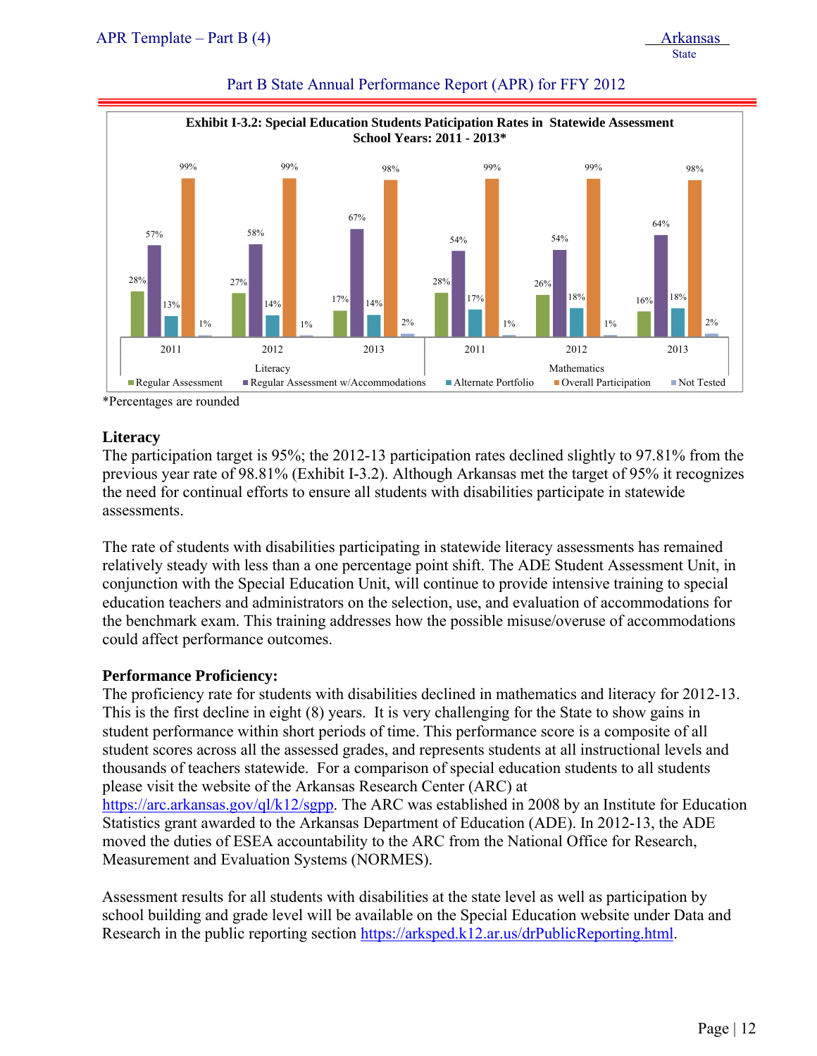**Exhibit I-3.2: Special Education Students Paticipation Rates in Statewide Assessment School Years: 2011 - 2013***

| Subject | Year | Regular Assessment | Regular Assessment w/Accommodations | Alternate Portfolio | Overall Participation | Not Tested |
|---|---|---|---|---|---|---|
| Literacy | 2011 | 28% | 57% | 13% | 99% | 1% |
| Literacy | 2012 | 27% | 58% | 14% | 99% | 1% |
| Literacy | 2013 | 17% | 67% | 14% | 98% | 2% |
| Mathematics | 2011 | 28% | 54% | 17% | 99% | 1% |
| Mathematics | 2012 | 26% | 54% | 18% | 99% | 1% |
| Mathematics | 2013 | 16% | 64% | 18% | 98% | 2% |

*Percentages are rounded

### Literacy

The participation target is 95%; the 2012-13 participation rates declined slightly to 97.81% from the previous year rate of 98.81% (Exhibit I-3.2). Although Arkansas met the target of 95% it recognizes the need for continual efforts to ensure all students with disabilities participate in statewide assessments.

The rate of students with disabilities participating in statewide literacy assessments has remained relatively steady with less than a one percentage point shift. The ADE Student Assessment Unit, in conjunction with the Special Education Unit, will continue to provide intensive training to special education teachers and administrators on the selection, use, and evaluation of accommodations for the benchmark exam. This training addresses how the possible misuse/overuse of accommodations could affect performance outcomes.

### Performance Proficiency:

The proficiency rate for students with disabilities declined in mathematics and literacy for 2012-13. This is the first decline in eight (8) years. It is very challenging for the State to show gains in student performance within short periods of time. This performance score is a composite of all student scores across all the assessed grades, and represents students at all instructional levels and thousands of teachers statewide. For a comparison of special education students to all students please visit the website of the Arkansas Research Center (ARC) at https://arc.arkansas.gov/ql/k12/sgpp. The ARC was established in 2008 by an Institute for Education Statistics grant awarded to the Arkansas Department of Education (ADE). In 2012-13, the ADE moved the duties of ESEA accountability to the ARC from the National Office for Research, Measurement and Evaluation Systems (NORMES).

Assessment results for all students with disabilities at the state level as well as participation by school building and grade level will be available on the Special Education website under Data and Research in the public reporting section https://arksped.k12.ar.us/drPublicReporting.html.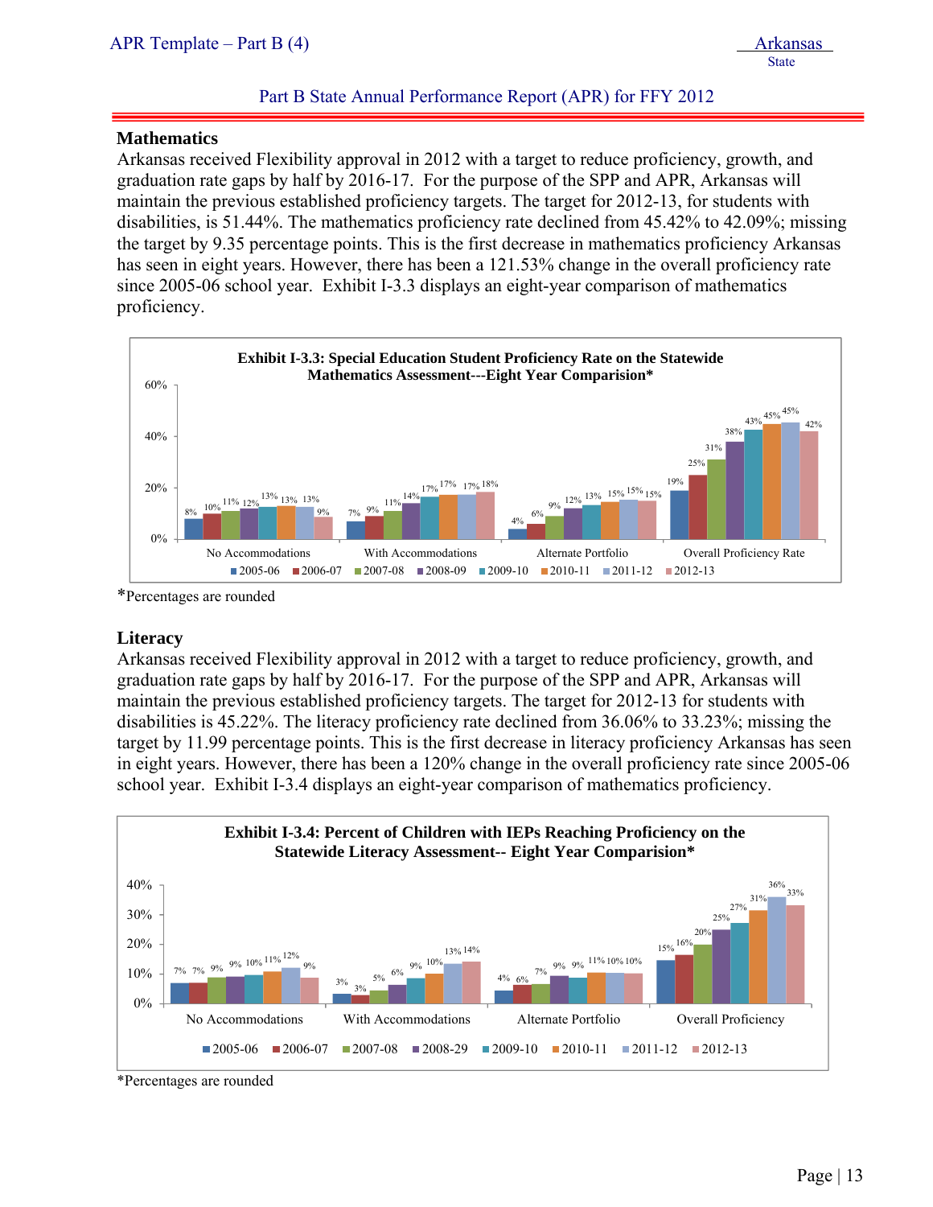### Mathematics

Arkansas received Flexibility approval in 2012 with a target to reduce proficiency, growth, and graduation rate gaps by half by 2016-17. For the purpose of the SPP and APR, Arkansas will maintain the previous established proficiency targets. The target for 2012-13, for students with disabilities, is 51.44%. The mathematics proficiency rate declined from 45.42% to 42.09%; missing the target by 9.35 percentage points. This is the first decrease in mathematics proficiency Arkansas has seen in eight years. However, there has been a 121.53% change in the overall proficiency rate since 2005-06 school year. Exhibit I-3.3 displays an eight-year comparison of mathematics proficiency.

**Exhibit I-3.3: Special Education Student Proficiency Rate on the Statewide Mathematics Assessment---Eight Year Comparision***

| | 2005-06 | 2006-07 | 2007-08 | 2008-09 | 2009-10 | 2010-11 | 2011-12 | 2012-13 |
|---|---|---|---|---|---|---|---|---|
| No Accommodations | 8% | 10% | 11% | 12% | 13% | 13% | 13% | 9% |
| With Accommodations | 7% | 9% | 11% | 14% | 17% | 17% | 17% | 18% |
| Alternate Portfolio | 4% | 6% | 9% | 12% | 13% | 15% | 15% | 15% |
| Overall Proficiency Rate | 19% | 25% | 31% | 38% | 43% | 45% | 45% | 42% |

*Percentages are rounded

### Literacy

Arkansas received Flexibility approval in 2012 with a target to reduce proficiency, growth, and graduation rate gaps by half by 2016-17. For the purpose of the SPP and APR, Arkansas will maintain the previous established proficiency targets. The target for 2012-13 for students with disabilities is 45.22%. The literacy proficiency rate declined from 36.06% to 33.23%; missing the target by 11.99 percentage points. This is the first decrease in literacy proficiency Arkansas has seen in eight years. However, there has been a 120% change in the overall proficiency rate since 2005-06 school year. Exhibit I-3.4 displays an eight-year comparison of mathematics proficiency.

**Exhibit I-3.4: Percent of Children with IEPs Reaching Proficiency on the Statewide Literacy Assessment-- Eight Year Comparision***

| | 2005-06 | 2006-07 | 2007-08 | 2008-29 | 2009-10 | 2010-11 | 2011-12 | 2012-13 |
|---|---|---|---|---|---|---|---|---|
| No Accommodations | 7% | 7% | 9% | 9% | 10% | 11% | 12% | 9% |
| With Accommodations | 3% | 3% | 5% | 6% | 9% | 10% | 13% | 14% |
| Alternate Portfolio | 4% | 6% | 7% | 9% | 9% | 11% | 10% | 10% |
| Overall Proficiency | 15% | 16% | 20% | 25% | 27% | 31% | 36% | 33% |

*Percentages are rounded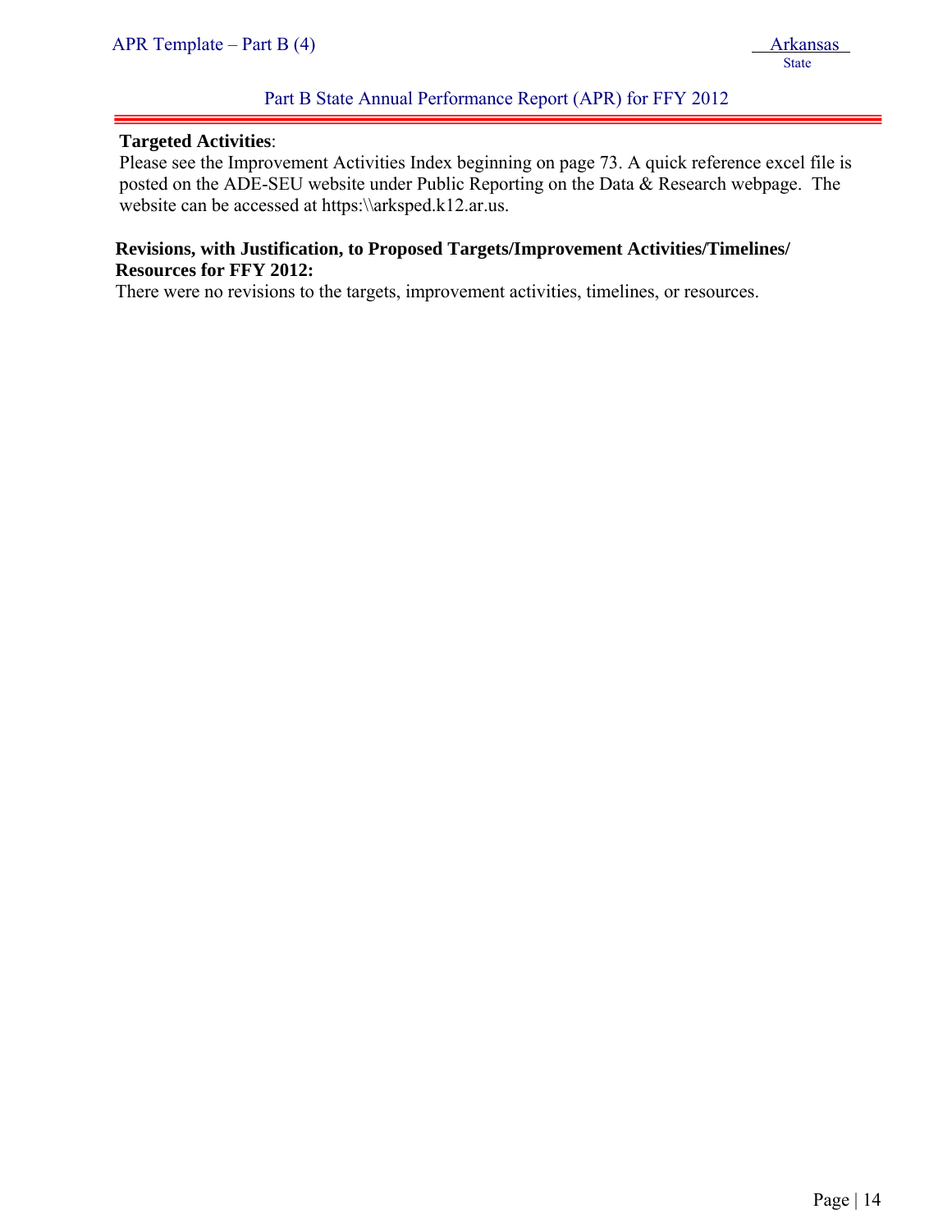**Targeted Activities**:

Please see the Improvement Activities Index beginning on page 73. A quick reference excel file is posted on the ADE-SEU website under Public Reporting on the Data & Research webpage. The website can be accessed at https:\\arksped.k12.ar.us.

**Revisions, with Justification, to Proposed Targets/Improvement Activities/Timelines/ Resources for FFY 2012:**

There were no revisions to the targets, improvement activities, timelines, or resources.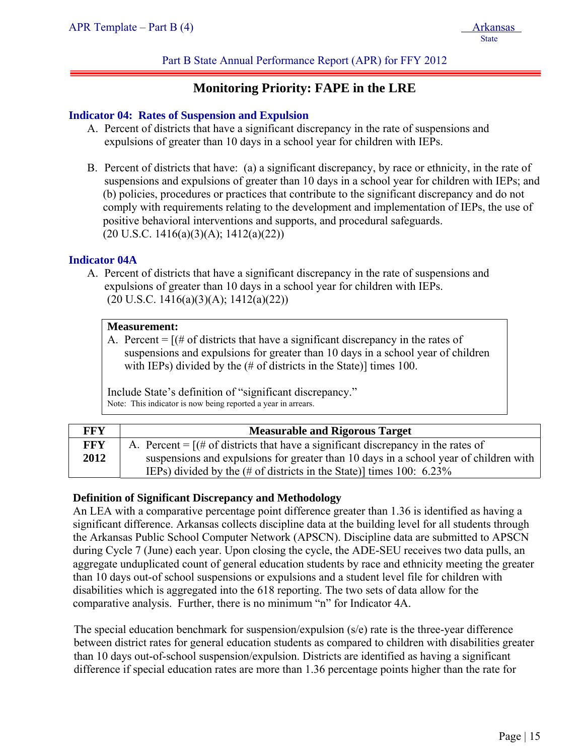# Monitoring Priority: FAPE in the LRE

### Indicator 04: Rates of Suspension and Expulsion

A. Percent of districts that have a significant discrepancy in the rate of suspensions and expulsions of greater than 10 days in a school year for children with IEPs.

B. Percent of districts that have: (a) a significant discrepancy, by race or ethnicity, in the rate of suspensions and expulsions of greater than 10 days in a school year for children with IEPs; and (b) policies, procedures or practices that contribute to the significant discrepancy and do not comply with requirements relating to the development and implementation of IEPs, the use of positive behavioral interventions and supports, and procedural safeguards.
(20 U.S.C. 1416(a)(3)(A); 1412(a)(22))

### Indicator 04A

A. Percent of districts that have a significant discrepancy in the rate of suspensions and expulsions of greater than 10 days in a school year for children with IEPs.
(20 U.S.C. 1416(a)(3)(A); 1412(a)(22))

> **Measurement:**
>
> A. Percent = [(# of districts that have a significant discrepancy in the rates of suspensions and expulsions for greater than 10 days in a school year of children with IEPs) divided by the (# of districts in the State)] times 100.
>
> Include State's definition of "significant discrepancy."
>
> Note: This indicator is now being reported a year in arrears.

| FFY | Measurable and Rigorous Target |
|---|---|
| **FFY 2012** | A. Percent = [(# of districts that have a significant discrepancy in the rates of suspensions and expulsions for greater than 10 days in a school year of children with IEPs) divided by the (# of districts in the State)] times 100: 6.23% |

**Definition of Significant Discrepancy and Methodology**

An LEA with a comparative percentage point difference greater than 1.36 is identified as having a significant difference. Arkansas collects discipline data at the building level for all students through the Arkansas Public School Computer Network (APSCN). Discipline data are submitted to APSCN during Cycle 7 (June) each year. Upon closing the cycle, the ADE-SEU receives two data pulls, an aggregate unduplicated count of general education students by race and ethnicity meeting the greater than 10 days out-of school suspensions or expulsions and a student level file for children with disabilities which is aggregated into the 618 reporting. The two sets of data allow for the comparative analysis. Further, there is no minimum "n" for Indicator 4A.

The special education benchmark for suspension/expulsion (s/e) rate is the three-year difference between district rates for general education students as compared to children with disabilities greater than 10 days out-of-school suspension/expulsion. Districts are identified as having a significant difference if special education rates are more than 1.36 percentage points higher than the rate for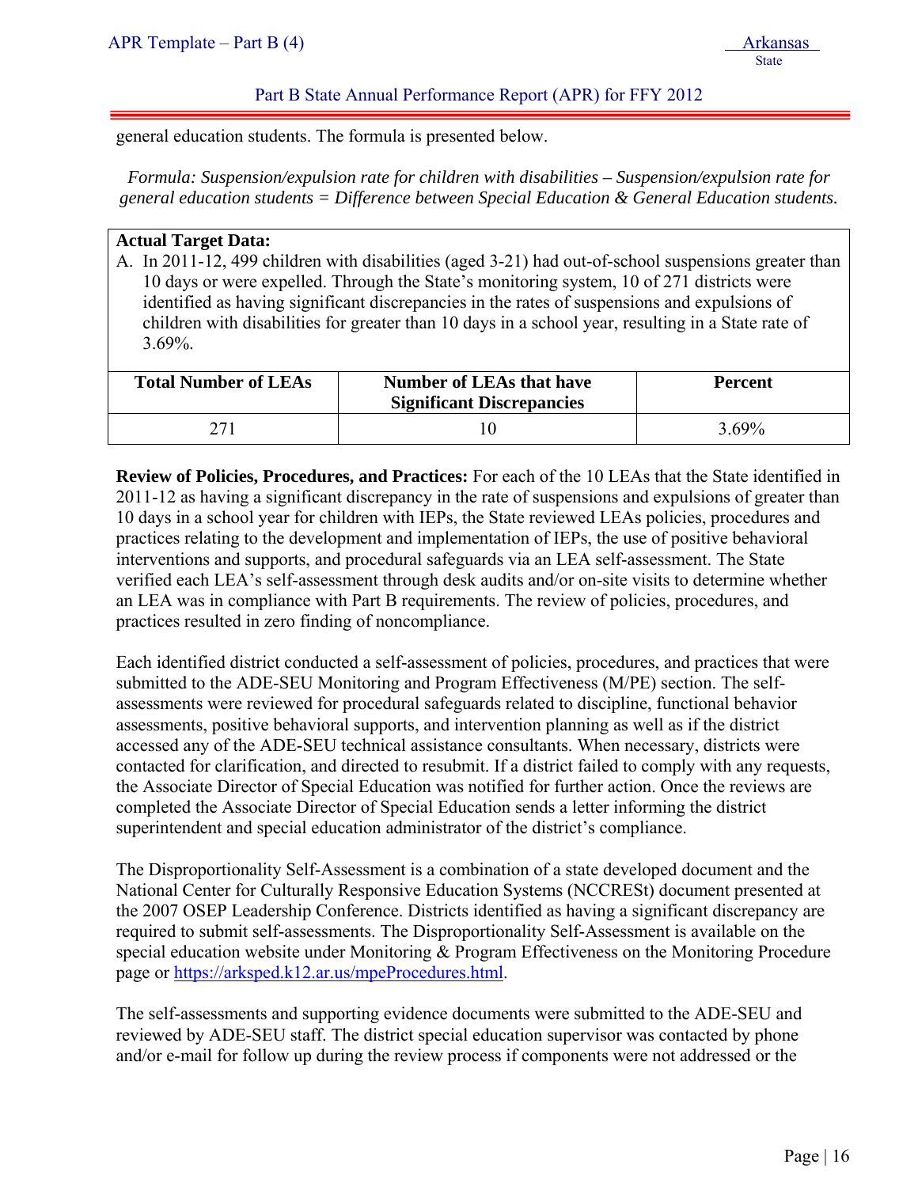general education students. The formula is presented below.

*Formula: Suspension/expulsion rate for children with disabilities – Suspension/expulsion rate for general education students = Difference between Special Education & General Education students.*

**Actual Target Data:**

A. In 2011-12, 499 children with disabilities (aged 3-21) had out-of-school suspensions greater than 10 days or were expelled. Through the State's monitoring system, 10 of 271 districts were identified as having significant discrepancies in the rates of suspensions and expulsions of children with disabilities for greater than 10 days in a school year, resulting in a State rate of 3.69%.

| Total Number of LEAs | Number of LEAs that have Significant Discrepancies | Percent |
|---|---|---|
| 271 | 10 | 3.69% |

**Review of Policies, Procedures, and Practices:** For each of the 10 LEAs that the State identified in 2011-12 as having a significant discrepancy in the rate of suspensions and expulsions of greater than 10 days in a school year for children with IEPs, the State reviewed LEAs policies, procedures and practices relating to the development and implementation of IEPs, the use of positive behavioral interventions and supports, and procedural safeguards via an LEA self-assessment. The State verified each LEA's self-assessment through desk audits and/or on-site visits to determine whether an LEA was in compliance with Part B requirements. The review of policies, procedures, and practices resulted in zero finding of noncompliance.

Each identified district conducted a self-assessment of policies, procedures, and practices that were submitted to the ADE-SEU Monitoring and Program Effectiveness (M/PE) section. The self-assessments were reviewed for procedural safeguards related to discipline, functional behavior assessments, positive behavioral supports, and intervention planning as well as if the district accessed any of the ADE-SEU technical assistance consultants. When necessary, districts were contacted for clarification, and directed to resubmit. If a district failed to comply with any requests, the Associate Director of Special Education was notified for further action. Once the reviews are completed the Associate Director of Special Education sends a letter informing the district superintendent and special education administrator of the district's compliance.

The Disproportionality Self-Assessment is a combination of a state developed document and the National Center for Culturally Responsive Education Systems (NCCRESt) document presented at the 2007 OSEP Leadership Conference. Districts identified as having a significant discrepancy are required to submit self-assessments. The Disproportionality Self-Assessment is available on the special education website under Monitoring & Program Effectiveness on the Monitoring Procedure page or https://arksped.k12.ar.us/mpeProcedures.html.

The self-assessments and supporting evidence documents were submitted to the ADE-SEU and reviewed by ADE-SEU staff. The district special education supervisor was contacted by phone and/or e-mail for follow up during the review process if components were not addressed or the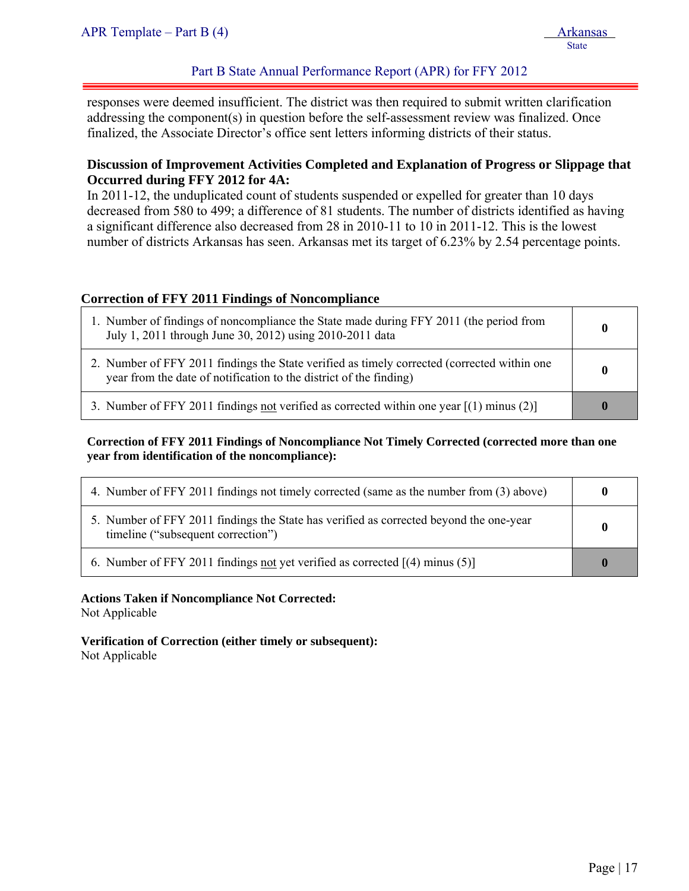responses were deemed insufficient. The district was then required to submit written clarification addressing the component(s) in question before the self-assessment review was finalized. Once finalized, the Associate Director's office sent letters informing districts of their status.

**Discussion of Improvement Activities Completed and Explanation of Progress or Slippage that Occurred during FFY 2012 for 4A:**

In 2011-12, the unduplicated count of students suspended or expelled for greater than 10 days decreased from 580 to 499; a difference of 81 students. The number of districts identified as having a significant difference also decreased from 28 in 2010-11 to 10 in 2011-12. This is the lowest number of districts Arkansas has seen. Arkansas met its target of 6.23% by 2.54 percentage points.

**Correction of FFY 2011 Findings of Noncompliance**

| | |
|---|---|
| 1. Number of findings of noncompliance the State made during FFY 2011 (the period from July 1, 2011 through June 30, 2012) using 2010-2011 data | **0** |
| 2. Number of FFY 2011 findings the State verified as timely corrected (corrected within one year from the date of notification to the district of the finding) | **0** |
| 3. Number of FFY 2011 findings not verified as corrected within one year [(1) minus (2)] | **0** |

**Correction of FFY 2011 Findings of Noncompliance Not Timely Corrected (corrected more than one year from identification of the noncompliance):**

| | |
|---|---|
| 4. Number of FFY 2011 findings not timely corrected (same as the number from (3) above) | **0** |
| 5. Number of FFY 2011 findings the State has verified as corrected beyond the one-year timeline ("subsequent correction") | **0** |
| 6. Number of FFY 2011 findings not yet verified as corrected [(4) minus (5)] | **0** |

**Actions Taken if Noncompliance Not Corrected:**

Not Applicable

**Verification of Correction (either timely or subsequent):**

Not Applicable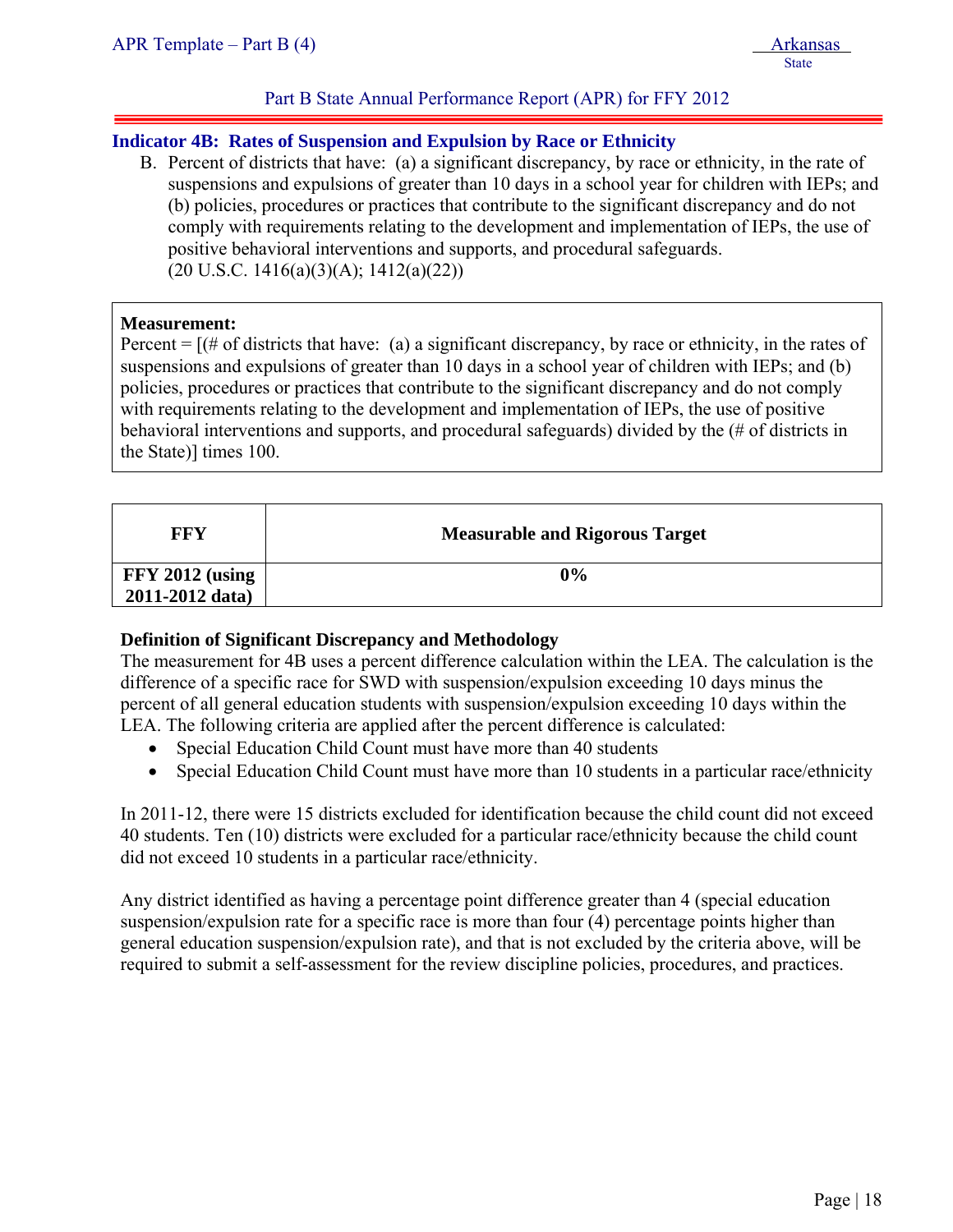Part B State Annual Performance Report (APR) for FFY 2012

## Indicator 4B: Rates of Suspension and Expulsion by Race or Ethnicity

B. Percent of districts that have: (a) a significant discrepancy, by race or ethnicity, in the rate of suspensions and expulsions of greater than 10 days in a school year for children with IEPs; and (b) policies, procedures or practices that contribute to the significant discrepancy and do not comply with requirements relating to the development and implementation of IEPs, the use of positive behavioral interventions and supports, and procedural safeguards.
(20 U.S.C. 1416(a)(3)(A); 1412(a)(22))

**Measurement:**
Percent = [(# of districts that have: (a) a significant discrepancy, by race or ethnicity, in the rates of suspensions and expulsions of greater than 10 days in a school year of children with IEPs; and (b) policies, procedures or practices that contribute to the significant discrepancy and do not comply with requirements relating to the development and implementation of IEPs, the use of positive behavioral interventions and supports, and procedural safeguards) divided by the (# of districts in the State)] times 100.

| FFY | Measurable and Rigorous Target |
|---|---|
| FFY 2012 (using 2011-2012 data) | 0% |

**Definition of Significant Discrepancy and Methodology**
The measurement for 4B uses a percent difference calculation within the LEA. The calculation is the difference of a specific race for SWD with suspension/expulsion exceeding 10 days minus the percent of all general education students with suspension/expulsion exceeding 10 days within the LEA. The following criteria are applied after the percent difference is calculated:

- Special Education Child Count must have more than 40 students
- Special Education Child Count must have more than 10 students in a particular race/ethnicity

In 2011-12, there were 15 districts excluded for identification because the child count did not exceed 40 students. Ten (10) districts were excluded for a particular race/ethnicity because the child count did not exceed 10 students in a particular race/ethnicity.

Any district identified as having a percentage point difference greater than 4 (special education suspension/expulsion rate for a specific race is more than four (4) percentage points higher than general education suspension/expulsion rate), and that is not excluded by the criteria above, will be required to submit a self-assessment for the review discipline policies, procedures, and practices.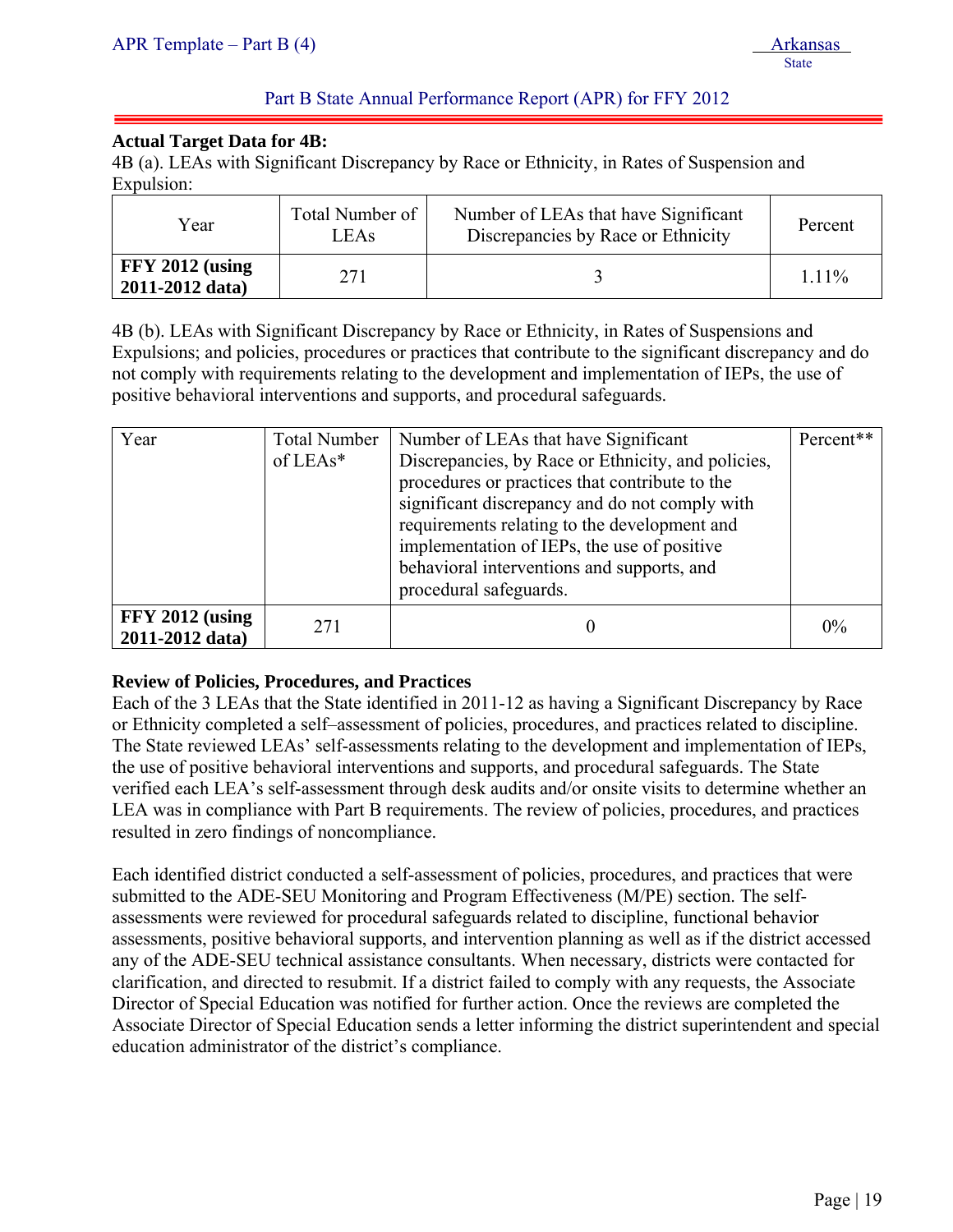**Actual Target Data for 4B:**

4B (a). LEAs with Significant Discrepancy by Race or Ethnicity, in Rates of Suspension and Expulsion:

| Year | Total Number of LEAs | Number of LEAs that have Significant Discrepancies by Race or Ethnicity | Percent |
|---|---|---|---|
| **FFY 2012 (using 2011-2012 data)** | 271 | 3 | 1.11% |

4B (b). LEAs with Significant Discrepancy by Race or Ethnicity, in Rates of Suspensions and Expulsions; and policies, procedures or practices that contribute to the significant discrepancy and do not comply with requirements relating to the development and implementation of IEPs, the use of positive behavioral interventions and supports, and procedural safeguards.

| Year | Total Number of LEAs* | Number of LEAs that have Significant Discrepancies, by Race or Ethnicity, and policies, procedures or practices that contribute to the significant discrepancy and do not comply with requirements relating to the development and implementation of IEPs, the use of positive behavioral interventions and supports, and procedural safeguards. | Percent** |
|---|---|---|---|
| **FFY 2012 (using 2011-2012 data)** | 271 | 0 | 0% |

**Review of Policies, Procedures, and Practices**

Each of the 3 LEAs that the State identified in 2011-12 as having a Significant Discrepancy by Race or Ethnicity completed a self–assessment of policies, procedures, and practices related to discipline. The State reviewed LEAs' self-assessments relating to the development and implementation of IEPs, the use of positive behavioral interventions and supports, and procedural safeguards. The State verified each LEA's self-assessment through desk audits and/or onsite visits to determine whether an LEA was in compliance with Part B requirements. The review of policies, procedures, and practices resulted in zero findings of noncompliance.

Each identified district conducted a self-assessment of policies, procedures, and practices that were submitted to the ADE-SEU Monitoring and Program Effectiveness (M/PE) section. The self-assessments were reviewed for procedural safeguards related to discipline, functional behavior assessments, positive behavioral supports, and intervention planning as well as if the district accessed any of the ADE-SEU technical assistance consultants. When necessary, districts were contacted for clarification, and directed to resubmit. If a district failed to comply with any requests, the Associate Director of Special Education was notified for further action. Once the reviews are completed the Associate Director of Special Education sends a letter informing the district superintendent and special education administrator of the district's compliance.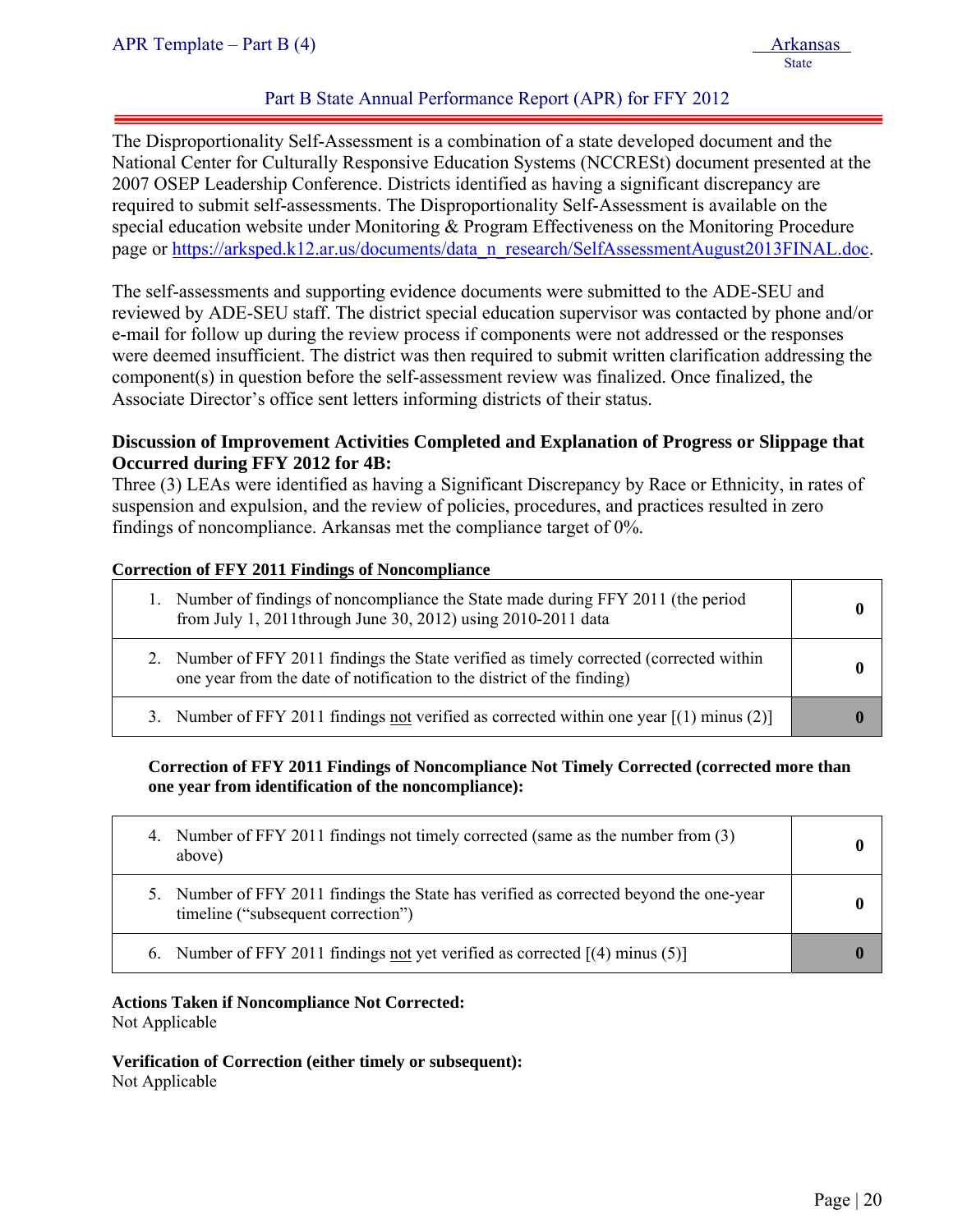The Disproportionality Self-Assessment is a combination of a state developed document and the National Center for Culturally Responsive Education Systems (NCCRESt) document presented at the 2007 OSEP Leadership Conference. Districts identified as having a significant discrepancy are required to submit self-assessments. The Disproportionality Self-Assessment is available on the special education website under Monitoring & Program Effectiveness on the Monitoring Procedure page or https://arksped.k12.ar.us/documents/data_n_research/SelfAssessmentAugust2013FINAL.doc.

The self-assessments and supporting evidence documents were submitted to the ADE-SEU and reviewed by ADE-SEU staff. The district special education supervisor was contacted by phone and/or e-mail for follow up during the review process if components were not addressed or the responses were deemed insufficient. The district was then required to submit written clarification addressing the component(s) in question before the self-assessment review was finalized. Once finalized, the Associate Director's office sent letters informing districts of their status.

**Discussion of Improvement Activities Completed and Explanation of Progress or Slippage that Occurred during FFY 2012 for 4B:**

Three (3) LEAs were identified as having a Significant Discrepancy by Race or Ethnicity, in rates of suspension and expulsion, and the review of policies, procedures, and practices resulted in zero findings of noncompliance. Arkansas met the compliance target of 0%.

**Correction of FFY 2011 Findings of Noncompliance**

| | |
|---|---|
| 1. Number of findings of noncompliance the State made during FFY 2011 (the period from July 1, 2011through June 30, 2012) using 2010-2011 data | **0** |
| 2. Number of FFY 2011 findings the State verified as timely corrected (corrected within one year from the date of notification to the district of the finding) | **0** |
| 3. Number of FFY 2011 findings not verified as corrected within one year [(1) minus (2)] | **0** |

**Correction of FFY 2011 Findings of Noncompliance Not Timely Corrected (corrected more than one year from identification of the noncompliance):**

| | |
|---|---|
| 4. Number of FFY 2011 findings not timely corrected (same as the number from (3) above) | **0** |
| 5. Number of FFY 2011 findings the State has verified as corrected beyond the one-year timeline ("subsequent correction") | **0** |
| 6. Number of FFY 2011 findings not yet verified as corrected [(4) minus (5)] | **0** |

**Actions Taken if Noncompliance Not Corrected:**

Not Applicable

**Verification of Correction (either timely or subsequent):**

Not Applicable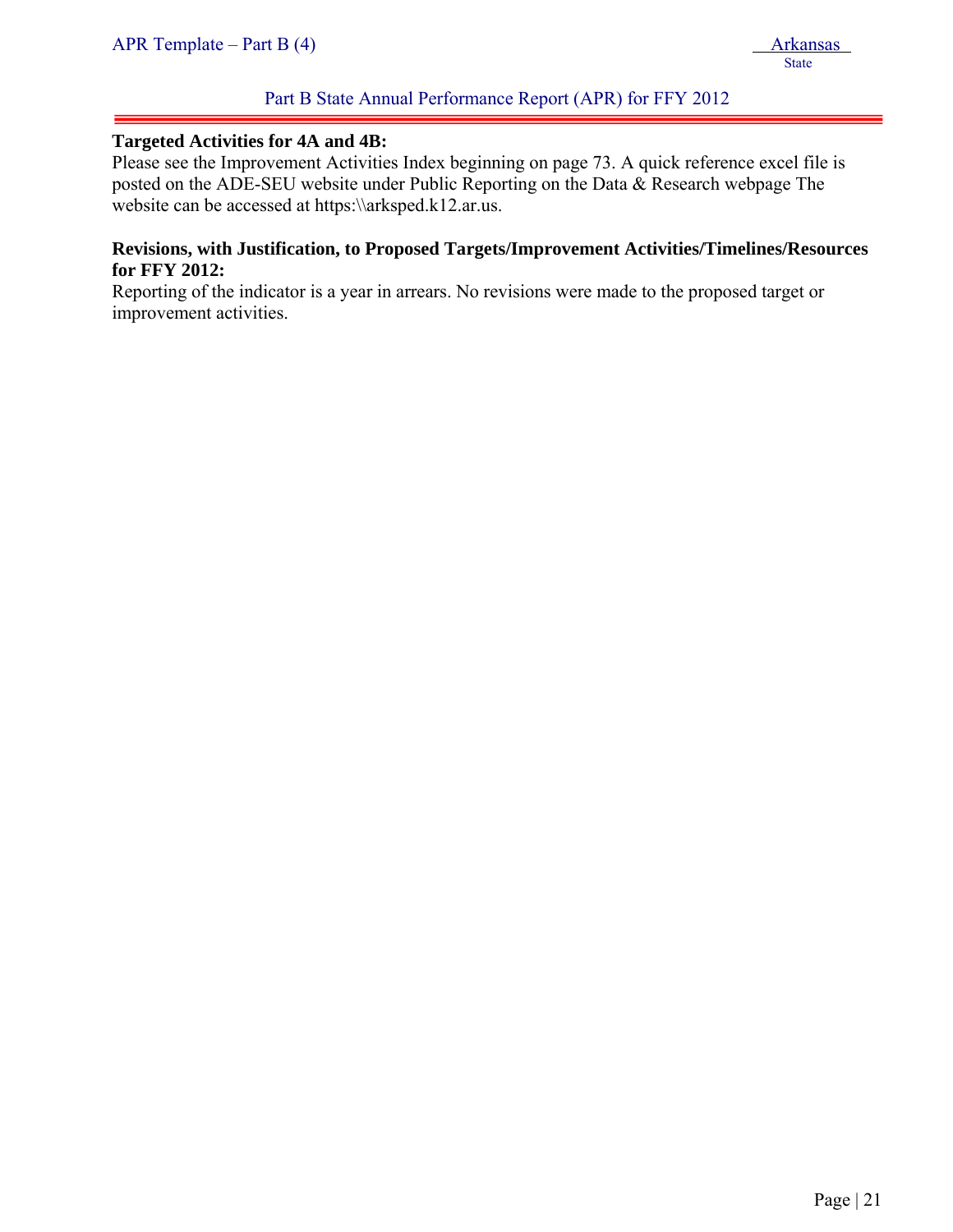**Targeted Activities for 4A and 4B:**

Please see the Improvement Activities Index beginning on page 73. A quick reference excel file is posted on the ADE-SEU website under Public Reporting on the Data & Research webpage The website can be accessed at https:\\arksped.k12.ar.us.

**Revisions, with Justification, to Proposed Targets/Improvement Activities/Timelines/Resources for FFY 2012:**

Reporting of the indicator is a year in arrears. No revisions were made to the proposed target or improvement activities.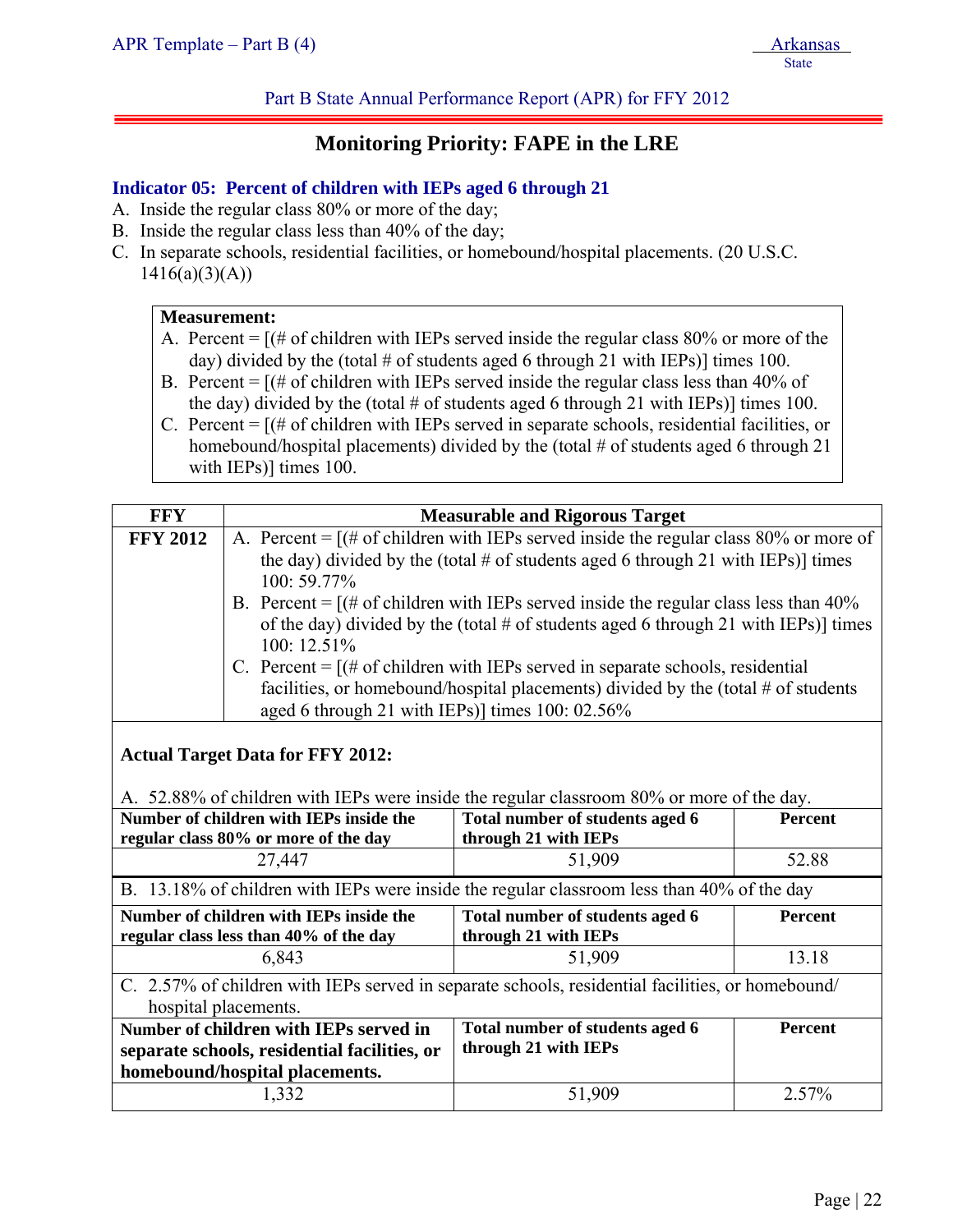Part B State Annual Performance Report (APR) for FFY 2012

## Monitoring Priority: FAPE in the LRE

### Indicator 05: Percent of children with IEPs aged 6 through 21

A. Inside the regular class 80% or more of the day;
B. Inside the regular class less than 40% of the day;
C. In separate schools, residential facilities, or homebound/hospital placements. (20 U.S.C. 1416(a)(3)(A))

**Measurement:**

A. Percent = [(# of children with IEPs served inside the regular class 80% or more of the day) divided by the (total # of students aged 6 through 21 with IEPs)] times 100.
B. Percent = [(# of children with IEPs served inside the regular class less than 40% of the day) divided by the (total # of students aged 6 through 21 with IEPs)] times 100.
C. Percent = [(# of children with IEPs served in separate schools, residential facilities, or homebound/hospital placements) divided by the (total # of students aged 6 through 21 with IEPs)] times 100.

| FFY | Measurable and Rigorous Target |
|---|---|
| **FFY 2012** | A. Percent = [(# of children with IEPs served inside the regular class 80% or more of the day) divided by the (total # of students aged 6 through 21 with IEPs)] times 100: 59.77%<br>B. Percent = [(# of children with IEPs served inside the regular class less than 40% of the day) divided by the (total # of students aged 6 through 21 with IEPs)] times 100: 12.51%<br>C. Percent = [(# of children with IEPs served in separate schools, residential facilities, or homebound/hospital placements) divided by the (total # of students aged 6 through 21 with IEPs)] times 100: 02.56% |

**Actual Target Data for FFY 2012:**

A. 52.88% of children with IEPs were inside the regular classroom 80% or more of the day.

| Number of children with IEPs inside the regular class 80% or more of the day | Total number of students aged 6 through 21 with IEPs | Percent |
|---|---|---|
| 27,447 | 51,909 | 52.88 |

B. 13.18% of children with IEPs were inside the regular classroom less than 40% of the day

| Number of children with IEPs inside the regular class less than 40% of the day | Total number of students aged 6 through 21 with IEPs | Percent |
|---|---|---|
| 6,843 | 51,909 | 13.18 |

C. 2.57% of children with IEPs served in separate schools, residential facilities, or homebound/ hospital placements.

| Number of children with IEPs served in separate schools, residential facilities, or homebound/hospital placements. | Total number of students aged 6 through 21 with IEPs | Percent |
|---|---|---|
| 1,332 | 51,909 | 2.57% |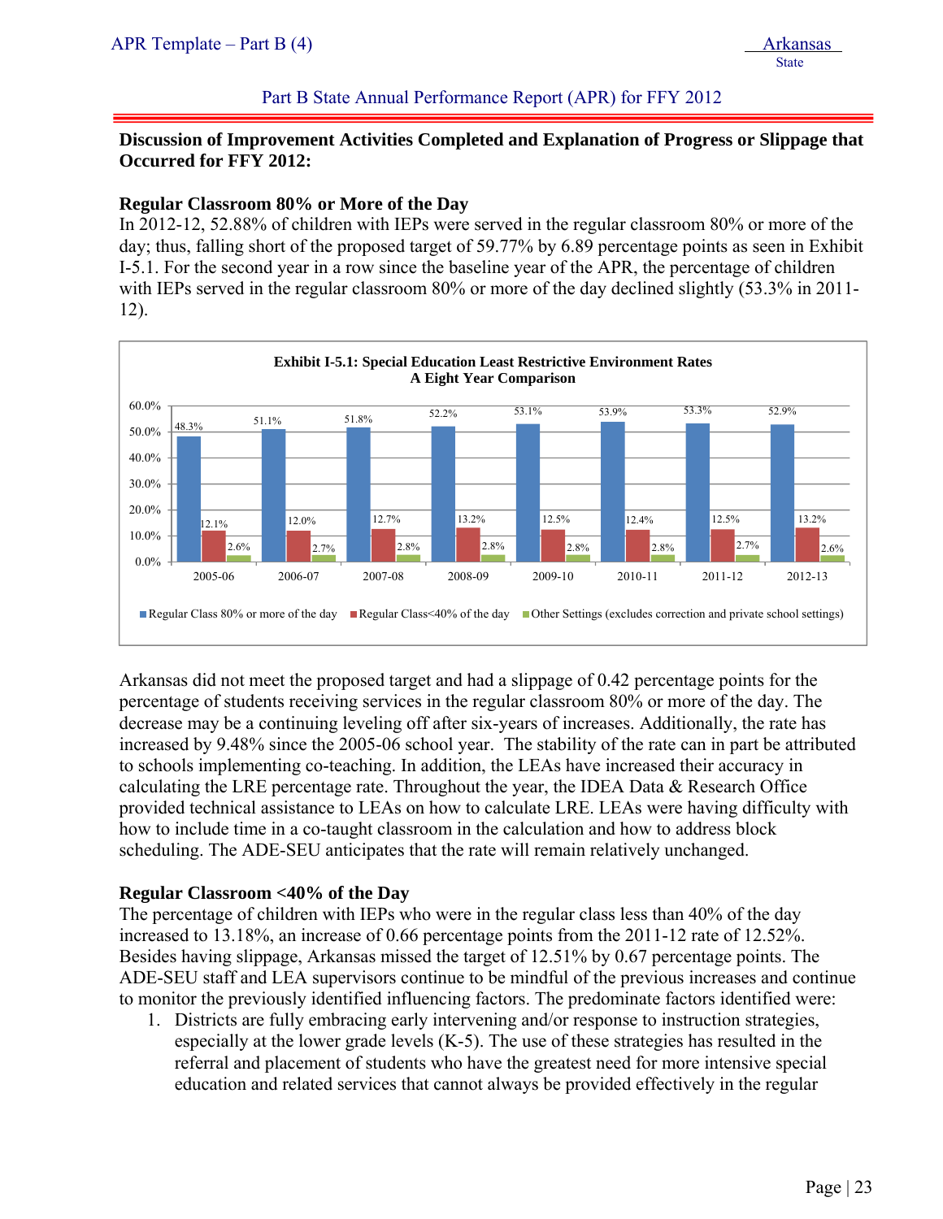Part B State Annual Performance Report (APR) for FFY 2012

**Discussion of Improvement Activities Completed and Explanation of Progress or Slippage that Occurred for FFY 2012:**

**Regular Classroom 80% or More of the Day**

In 2012-12, 52.88% of children with IEPs were served in the regular classroom 80% or more of the day; thus, falling short of the proposed target of 59.77% by 6.89 percentage points as seen in Exhibit I-5.1. For the second year in a row since the baseline year of the APR, the percentage of children with IEPs served in the regular classroom 80% or more of the day declined slightly (53.3% in 2011-12).

**Exhibit I-5.1: Special Education Least Restrictive Environment Rates A Eight Year Comparison**

| | 2005-06 | 2006-07 | 2007-08 | 2008-09 | 2009-10 | 2010-11 | 2011-12 | 2012-13 |
|---|---|---|---|---|---|---|---|---|
| Regular Class 80% or more of the day | 48.3% | 51.1% | 51.8% | 52.2% | 53.1% | 53.9% | 53.3% | 52.9% |
| Regular Class<40% of the day | 12.1% | 12.0% | 12.7% | 13.2% | 12.5% | 12.4% | 12.5% | 13.2% |
| Other Settings (excludes correction and private school settings) | 2.6% | 2.7% | 2.8% | 2.8% | 2.8% | 2.8% | 2.7% | 2.6% |

Arkansas did not meet the proposed target and had a slippage of 0.42 percentage points for the percentage of students receiving services in the regular classroom 80% or more of the day. The decrease may be a continuing leveling off after six-years of increases. Additionally, the rate has increased by 9.48% since the 2005-06 school year. The stability of the rate can in part be attributed to schools implementing co-teaching. In addition, the LEAs have increased their accuracy in calculating the LRE percentage rate. Throughout the year, the IDEA Data & Research Office provided technical assistance to LEAs on how to calculate LRE. LEAs were having difficulty with how to include time in a co-taught classroom in the calculation and how to address block scheduling. The ADE-SEU anticipates that the rate will remain relatively unchanged.

**Regular Classroom <40% of the Day**

The percentage of children with IEPs who were in the regular class less than 40% of the day increased to 13.18%, an increase of 0.66 percentage points from the 2011-12 rate of 12.52%. Besides having slippage, Arkansas missed the target of 12.51% by 0.67 percentage points. The ADE-SEU staff and LEA supervisors continue to be mindful of the previous increases and continue to monitor the previously identified influencing factors. The predominate factors identified were:

1. Districts are fully embracing early intervening and/or response to instruction strategies, especially at the lower grade levels (K-5). The use of these strategies has resulted in the referral and placement of students who have the greatest need for more intensive special education and related services that cannot always be provided effectively in the regular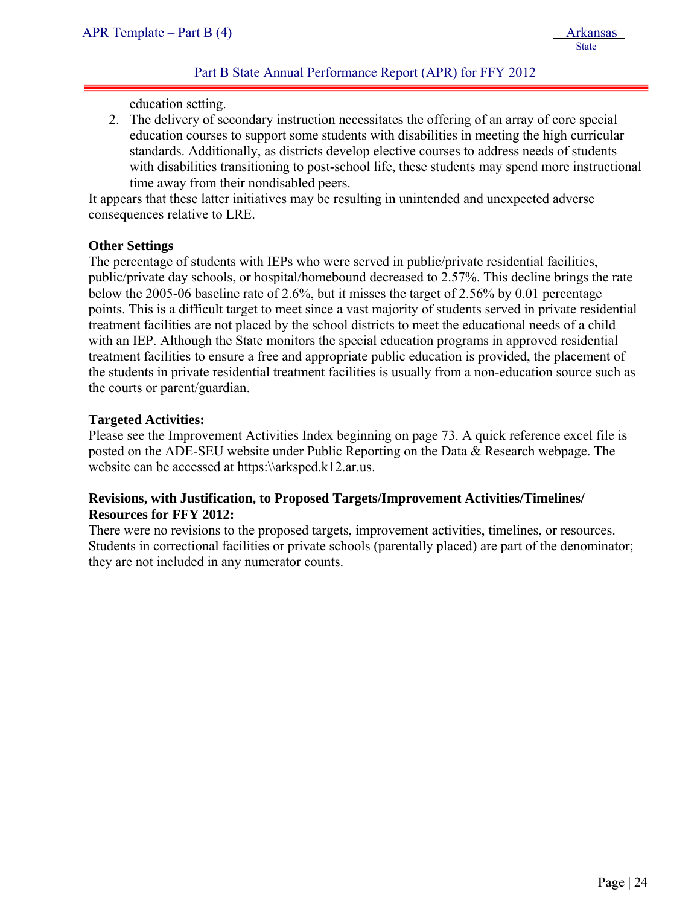education setting.

2. The delivery of secondary instruction necessitates the offering of an array of core special education courses to support some students with disabilities in meeting the high curricular standards. Additionally, as districts develop elective courses to address needs of students with disabilities transitioning to post-school life, these students may spend more instructional time away from their nondisabled peers.

It appears that these latter initiatives may be resulting in unintended and unexpected adverse consequences relative to LRE.

**Other Settings**

The percentage of students with IEPs who were served in public/private residential facilities, public/private day schools, or hospital/homebound decreased to 2.57%. This decline brings the rate below the 2005-06 baseline rate of 2.6%, but it misses the target of 2.56% by 0.01 percentage points. This is a difficult target to meet since a vast majority of students served in private residential treatment facilities are not placed by the school districts to meet the educational needs of a child with an IEP. Although the State monitors the special education programs in approved residential treatment facilities to ensure a free and appropriate public education is provided, the placement of the students in private residential treatment facilities is usually from a non-education source such as the courts or parent/guardian.

**Targeted Activities:**

Please see the Improvement Activities Index beginning on page 73. A quick reference excel file is posted on the ADE-SEU website under Public Reporting on the Data & Research webpage. The website can be accessed at https:\\arksped.k12.ar.us.

**Revisions, with Justification, to Proposed Targets/Improvement Activities/Timelines/ Resources for FFY 2012:**

There were no revisions to the proposed targets, improvement activities, timelines, or resources. Students in correctional facilities or private schools (parentally placed) are part of the denominator; they are not included in any numerator counts.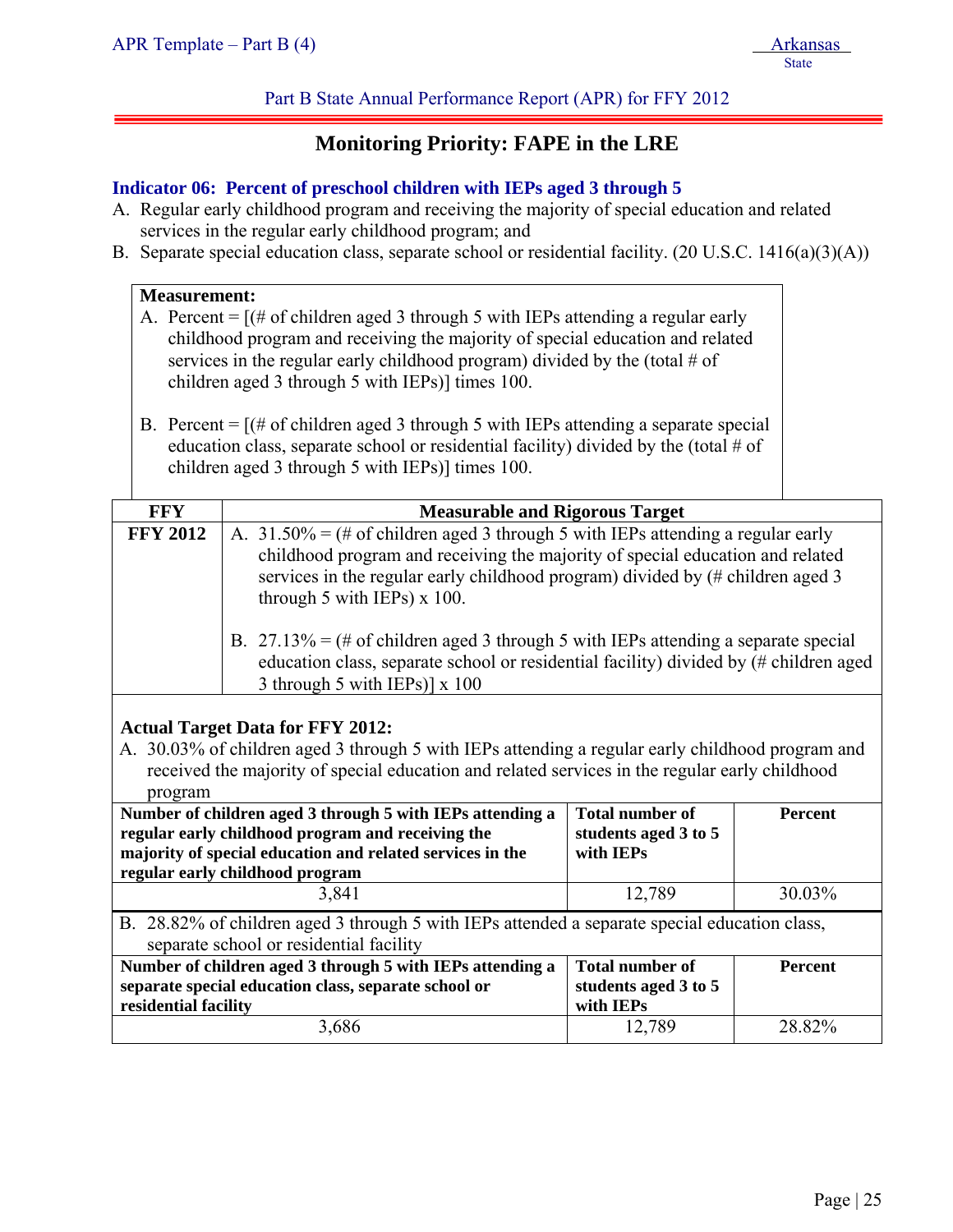Part B State Annual Performance Report (APR) for FFY 2012

# Monitoring Priority: FAPE in the LRE

### Indicator 06: Percent of preschool children with IEPs aged 3 through 5

A. Regular early childhood program and receiving the majority of special education and related services in the regular early childhood program; and

B. Separate special education class, separate school or residential facility. (20 U.S.C. 1416(a)(3)(A))

**Measurement:**

A. Percent = [(# of children aged 3 through 5 with IEPs attending a regular early childhood program and receiving the majority of special education and related services in the regular early childhood program) divided by the (total # of children aged 3 through 5 with IEPs)] times 100.

B. Percent = [(# of children aged 3 through 5 with IEPs attending a separate special education class, separate school or residential facility) divided by the (total # of children aged 3 through 5 with IEPs)] times 100.

| FFY | Measurable and Rigorous Target |
|---|---|
| **FFY 2012** | A. 31.50% = (# of children aged 3 through 5 with IEPs attending a regular early childhood program and receiving the majority of special education and related services in the regular early childhood program) divided by (# children aged 3 through 5 with IEPs) x 100.<br><br>B. 27.13% = (# of children aged 3 through 5 with IEPs attending a separate special education class, separate school or residential facility) divided by (# children aged 3 through 5 with IEPs)] x 100 |

**Actual Target Data for FFY 2012:**

A. 30.03% of children aged 3 through 5 with IEPs attending a regular early childhood program and received the majority of special education and related services in the regular early childhood program

| Number of children aged 3 through 5 with IEPs attending a regular early childhood program and receiving the majority of special education and related services in the regular early childhood program | Total number of students aged 3 to 5 with IEPs | Percent |
|---|---|---|
| 3,841 | 12,789 | 30.03% |

B. 28.82% of children aged 3 through 5 with IEPs attended a separate special education class, separate school or residential facility

| Number of children aged 3 through 5 with IEPs attending a separate special education class, separate school or residential facility | Total number of students aged 3 to 5 with IEPs | Percent |
|---|---|---|
| 3,686 | 12,789 | 28.82% |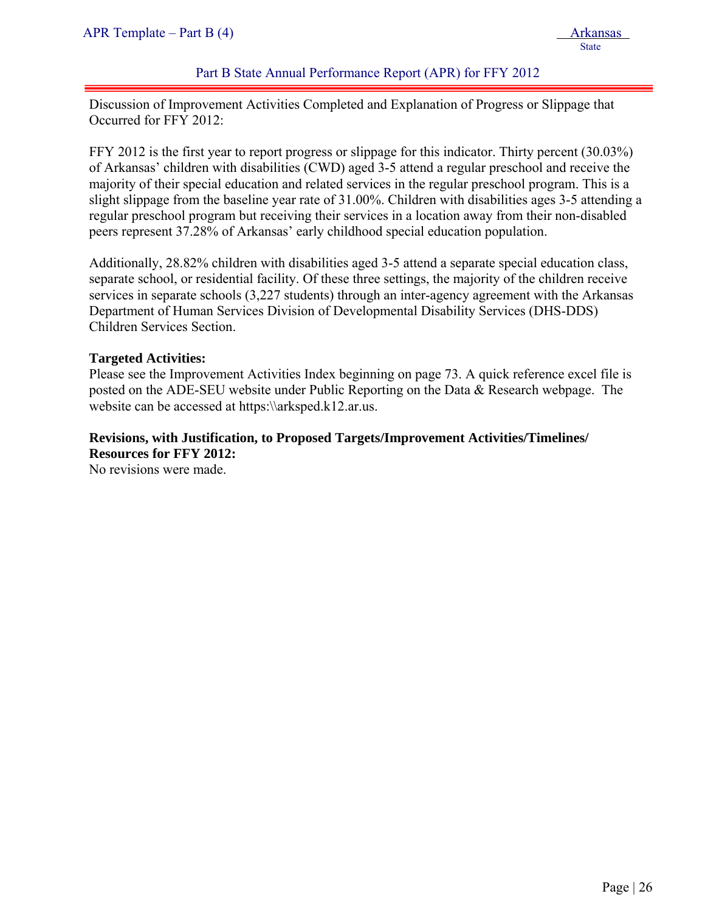Discussion of Improvement Activities Completed and Explanation of Progress or Slippage that Occurred for FFY 2012:

FFY 2012 is the first year to report progress or slippage for this indicator. Thirty percent (30.03%) of Arkansas' children with disabilities (CWD) aged 3-5 attend a regular preschool and receive the majority of their special education and related services in the regular preschool program. This is a slight slippage from the baseline year rate of 31.00%. Children with disabilities ages 3-5 attending a regular preschool program but receiving their services in a location away from their non-disabled peers represent 37.28% of Arkansas' early childhood special education population.

Additionally, 28.82% children with disabilities aged 3-5 attend a separate special education class, separate school, or residential facility. Of these three settings, the majority of the children receive services in separate schools (3,227 students) through an inter-agency agreement with the Arkansas Department of Human Services Division of Developmental Disability Services (DHS-DDS) Children Services Section.

**Targeted Activities:**
Please see the Improvement Activities Index beginning on page 73. A quick reference excel file is posted on the ADE-SEU website under Public Reporting on the Data & Research webpage. The website can be accessed at https:\\arksped.k12.ar.us.

**Revisions, with Justification, to Proposed Targets/Improvement Activities/Timelines/ Resources for FFY 2012:**
No revisions were made.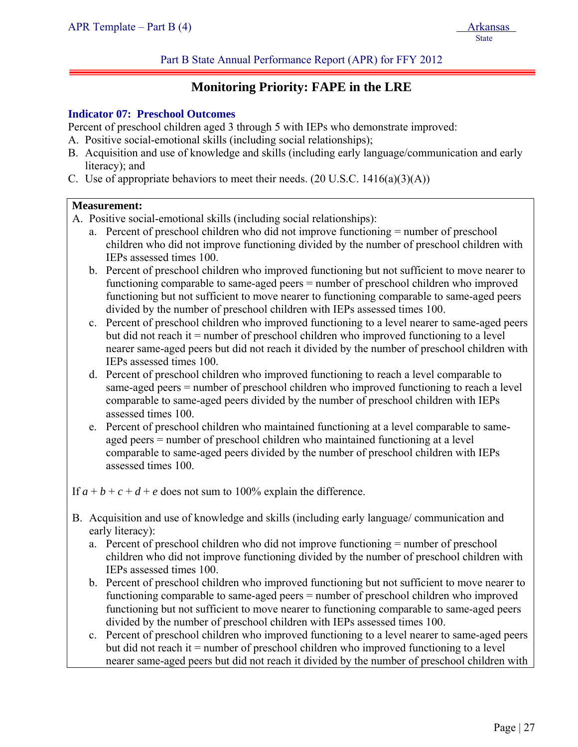Part B State Annual Performance Report (APR) for FFY 2012

## Monitoring Priority: FAPE in the LRE

### Indicator 07: Preschool Outcomes

Percent of preschool children aged 3 through 5 with IEPs who demonstrate improved:

A. Positive social-emotional skills (including social relationships);
B. Acquisition and use of knowledge and skills (including early language/communication and early literacy); and
C. Use of appropriate behaviors to meet their needs. (20 U.S.C. 1416(a)(3)(A))

**Measurement:**

A. Positive social-emotional skills (including social relationships):
   a. Percent of preschool children who did not improve functioning = number of preschool children who did not improve functioning divided by the number of preschool children with IEPs assessed times 100.
   b. Percent of preschool children who improved functioning but not sufficient to move nearer to functioning comparable to same-aged peers = number of preschool children who improved functioning but not sufficient to move nearer to functioning comparable to same-aged peers divided by the number of preschool children with IEPs assessed times 100.
   c. Percent of preschool children who improved functioning to a level nearer to same-aged peers but did not reach it = number of preschool children who improved functioning to a level nearer same-aged peers but did not reach it divided by the number of preschool children with IEPs assessed times 100.
   d. Percent of preschool children who improved functioning to reach a level comparable to same-aged peers = number of preschool children who improved functioning to reach a level comparable to same-aged peers divided by the number of preschool children with IEPs assessed times 100.
   e. Percent of preschool children who maintained functioning at a level comparable to same-aged peers = number of preschool children who maintained functioning at a level comparable to same-aged peers divided by the number of preschool children with IEPs assessed times 100.

If $a + b + c + d + e$ does not sum to 100% explain the difference.

B. Acquisition and use of knowledge and skills (including early language/ communication and early literacy):
   a. Percent of preschool children who did not improve functioning = number of preschool children who did not improve functioning divided by the number of preschool children with IEPs assessed times 100.
   b. Percent of preschool children who improved functioning but not sufficient to move nearer to functioning comparable to same-aged peers = number of preschool children who improved functioning but not sufficient to move nearer to functioning comparable to same-aged peers divided by the number of preschool children with IEPs assessed times 100.
   c. Percent of preschool children who improved functioning to a level nearer to same-aged peers but did not reach it = number of preschool children who improved functioning to a level nearer same-aged peers but did not reach it divided by the number of preschool children with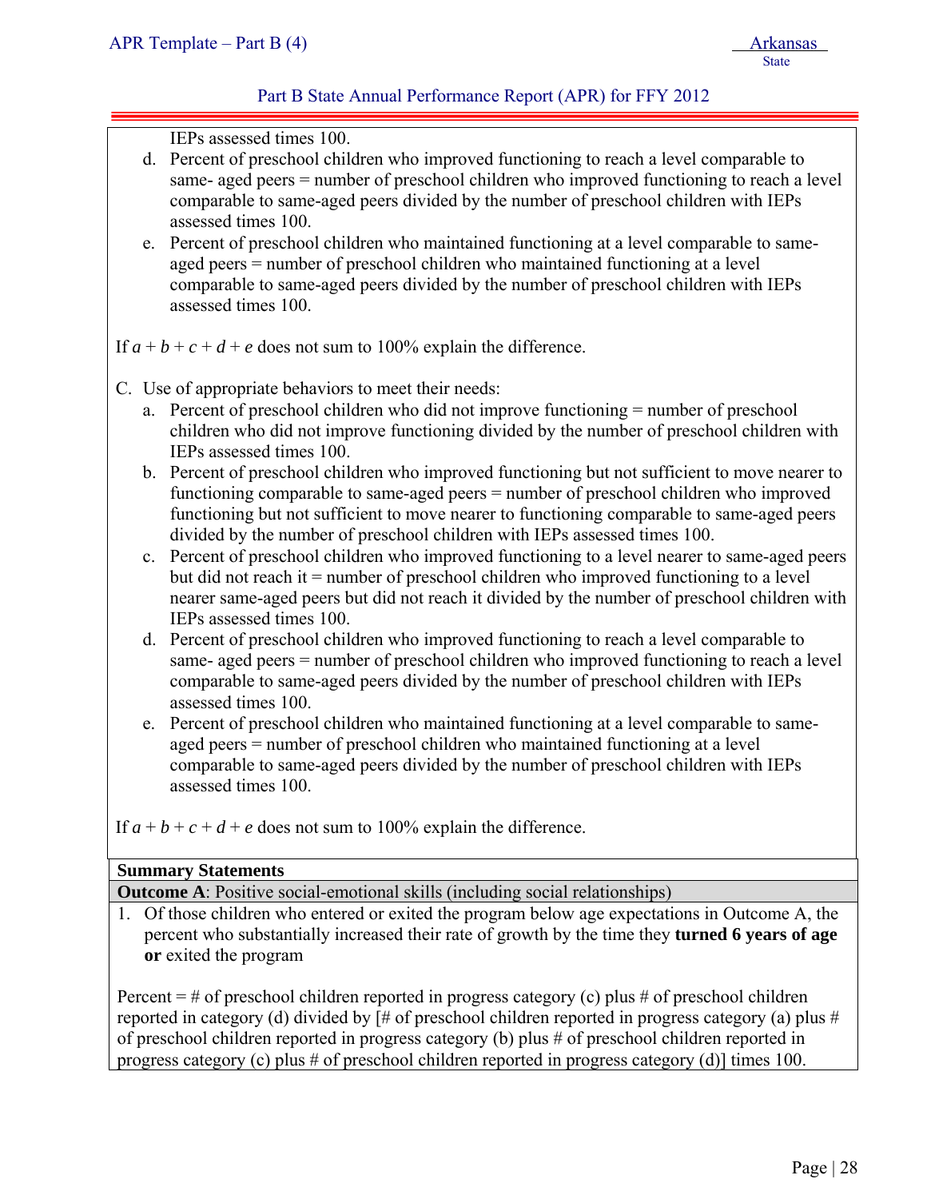IEPs assessed times 100.

d. Percent of preschool children who improved functioning to reach a level comparable to same- aged peers = number of preschool children who improved functioning to reach a level comparable to same-aged peers divided by the number of preschool children with IEPs assessed times 100.
e. Percent of preschool children who maintained functioning at a level comparable to same-aged peers = number of preschool children who maintained functioning at a level comparable to same-aged peers divided by the number of preschool children with IEPs assessed times 100.

If $a + b + c + d + e$ does not sum to 100% explain the difference.

C. Use of appropriate behaviors to meet their needs:

a. Percent of preschool children who did not improve functioning = number of preschool children who did not improve functioning divided by the number of preschool children with IEPs assessed times 100.
b. Percent of preschool children who improved functioning but not sufficient to move nearer to functioning comparable to same-aged peers = number of preschool children who improved functioning but not sufficient to move nearer to functioning comparable to same-aged peers divided by the number of preschool children with IEPs assessed times 100.
c. Percent of preschool children who improved functioning to a level nearer to same-aged peers but did not reach it = number of preschool children who improved functioning to a level nearer same-aged peers but did not reach it divided by the number of preschool children with IEPs assessed times 100.
d. Percent of preschool children who improved functioning to reach a level comparable to same- aged peers = number of preschool children who improved functioning to reach a level comparable to same-aged peers divided by the number of preschool children with IEPs assessed times 100.
e. Percent of preschool children who maintained functioning at a level comparable to same-aged peers = number of preschool children who maintained functioning at a level comparable to same-aged peers divided by the number of preschool children with IEPs assessed times 100.

If $a + b + c + d + e$ does not sum to 100% explain the difference.

**Summary Statements**

**Outcome A**: Positive social-emotional skills (including social relationships)

1. Of those children who entered or exited the program below age expectations in Outcome A, the percent who substantially increased their rate of growth by the time they **turned 6 years of age or** exited the program

Percent = # of preschool children reported in progress category (c) plus # of preschool children reported in category (d) divided by [# of preschool children reported in progress category (a) plus # of preschool children reported in progress category (b) plus # of preschool children reported in progress category (c) plus # of preschool children reported in progress category (d)] times 100.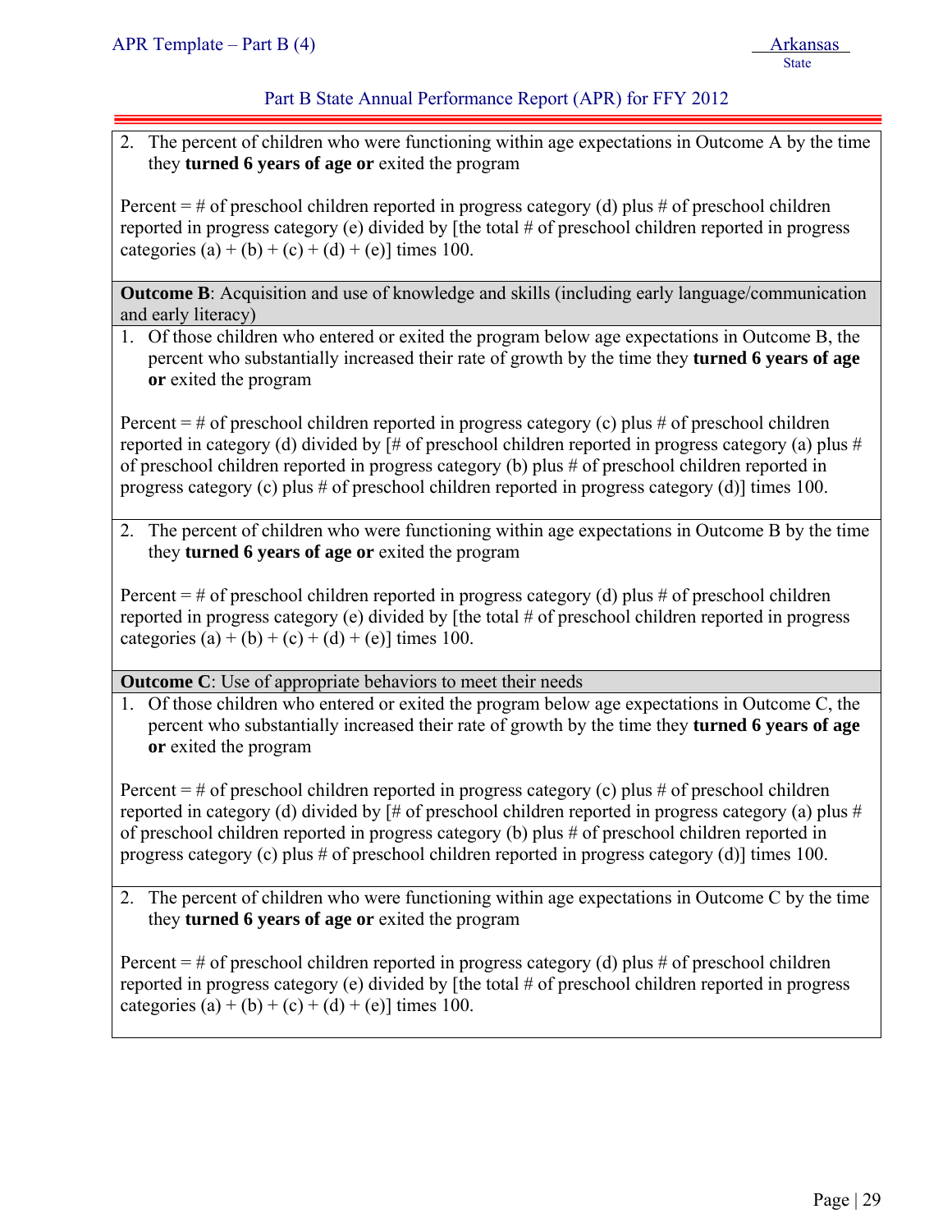2. The percent of children who were functioning within age expectations in Outcome A by the time they **turned 6 years of age or** exited the program

Percent = # of preschool children reported in progress category (d) plus # of preschool children reported in progress category (e) divided by [the total # of preschool children reported in progress categories (a) + (b) + (c) + (d) + (e)] times 100.

**Outcome B**: Acquisition and use of knowledge and skills (including early language/communication and early literacy)

1. Of those children who entered or exited the program below age expectations in Outcome B, the percent who substantially increased their rate of growth by the time they **turned 6 years of age or** exited the program

Percent = # of preschool children reported in progress category (c) plus # of preschool children reported in category (d) divided by [# of preschool children reported in progress category (a) plus # of preschool children reported in progress category (b) plus # of preschool children reported in progress category (c) plus # of preschool children reported in progress category (d)] times 100.

2. The percent of children who were functioning within age expectations in Outcome B by the time they **turned 6 years of age or** exited the program

Percent = # of preschool children reported in progress category (d) plus # of preschool children reported in progress category (e) divided by [the total # of preschool children reported in progress categories (a) + (b) + (c) + (d) + (e)] times 100.

**Outcome C**: Use of appropriate behaviors to meet their needs

1. Of those children who entered or exited the program below age expectations in Outcome C, the percent who substantially increased their rate of growth by the time they **turned 6 years of age or** exited the program

Percent = # of preschool children reported in progress category (c) plus # of preschool children reported in category (d) divided by [# of preschool children reported in progress category (a) plus # of preschool children reported in progress category (b) plus # of preschool children reported in progress category (c) plus # of preschool children reported in progress category (d)] times 100.

2. The percent of children who were functioning within age expectations in Outcome C by the time they **turned 6 years of age or** exited the program

Percent = # of preschool children reported in progress category (d) plus # of preschool children reported in progress category (e) divided by [the total # of preschool children reported in progress categories (a) + (b) + (c) + (d) + (e)] times 100.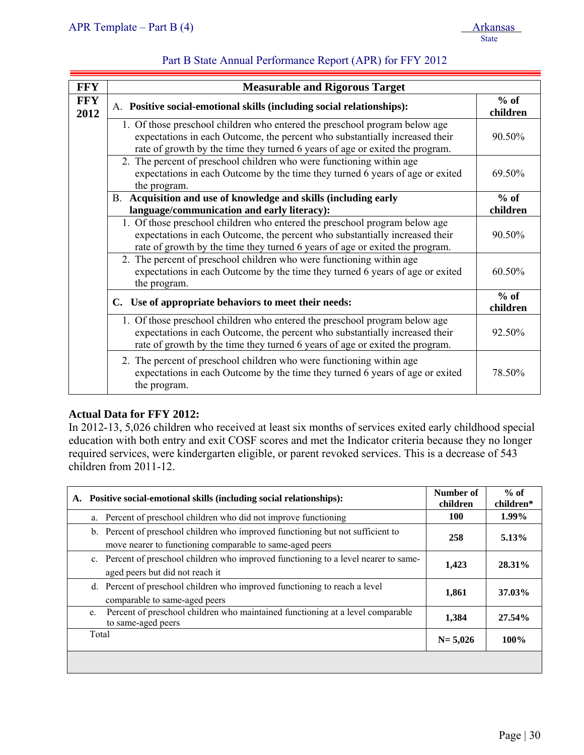Part B State Annual Performance Report (APR) for FFY 2012

| FFY | Measurable and Rigorous Target | |
|---|---|---|
| FFY 2012 | A. **Positive social-emotional skills (including social relationships):** | **% of children** |
| | 1. Of those preschool children who entered the preschool program below age expectations in each Outcome, the percent who substantially increased their rate of growth by the time they turned 6 years of age or exited the program. | 90.50% |
| | 2. The percent of preschool children who were functioning within age expectations in each Outcome by the time they turned 6 years of age or exited the program. | 69.50% |
| | B. **Acquisition and use of knowledge and skills (including early language/communication and early literacy):** | **% of children** |
| | 1. Of those preschool children who entered the preschool program below age expectations in each Outcome, the percent who substantially increased their rate of growth by the time they turned 6 years of age or exited the program. | 90.50% |
| | 2. The percent of preschool children who were functioning within age expectations in each Outcome by the time they turned 6 years of age or exited the program. | 60.50% |
| | **C. Use of appropriate behaviors to meet their needs:** | **% of children** |
| | 1. Of those preschool children who entered the preschool program below age expectations in each Outcome, the percent who substantially increased their rate of growth by the time they turned 6 years of age or exited the program. | 92.50% |
| | 2. The percent of preschool children who were functioning within age expectations in each Outcome by the time they turned 6 years of age or exited the program. | 78.50% |

**Actual Data for FFY 2012:**

In 2012-13, 5,026 children who received at least six months of services exited early childhood special education with both entry and exit COSF scores and met the Indicator criteria because they no longer required services, were kindergarten eligible, or parent revoked services. This is a decrease of 543 children from 2011-12.

| **A. Positive social-emotional skills (including social relationships):** | **Number of children** | **% of children*** |
|---|---|---|
| a. Percent of preschool children who did not improve functioning | **100** | **1.99%** |
| b. Percent of preschool children who improved functioning but not sufficient to move nearer to functioning comparable to same-aged peers | **258** | **5.13%** |
| c. Percent of preschool children who improved functioning to a level nearer to same-aged peers but did not reach it | **1,423** | **28.31%** |
| d. Percent of preschool children who improved functioning to reach a level comparable to same-aged peers | **1,861** | **37.03%** |
| e. Percent of preschool children who maintained functioning at a level comparable to same-aged peers | **1,384** | **27.54%** |
| Total | **N= 5,026** | **100%** |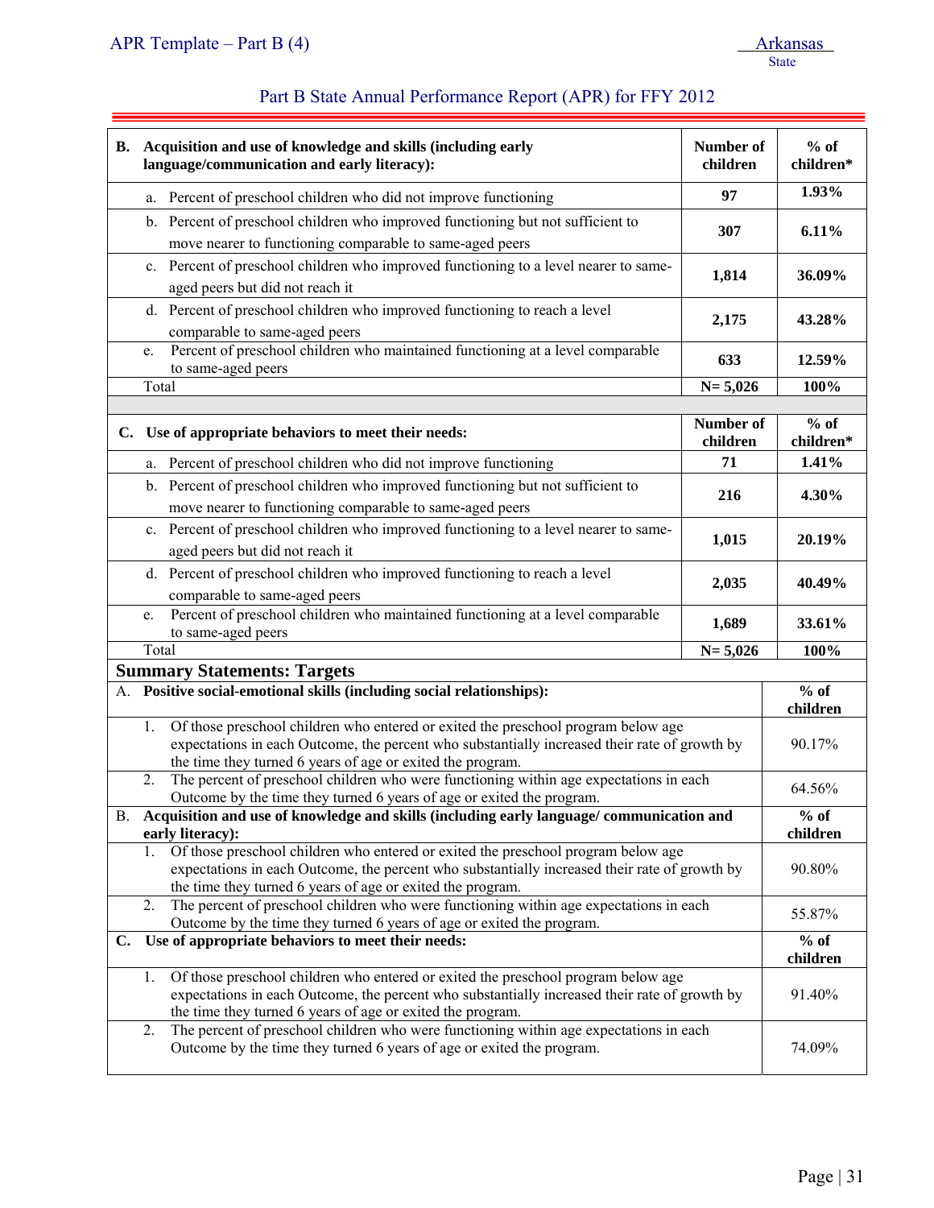## Part B State Annual Performance Report (APR) for FFY 2012

| B. Acquisition and use of knowledge and skills (including early language/communication and early literacy): | Number of children | % of children* |
|---|---|---|
| a. Percent of preschool children who did not improve functioning | 97 | 1.93% |
| b. Percent of preschool children who improved functioning but not sufficient to move nearer to functioning comparable to same-aged peers | 307 | 6.11% |
| c. Percent of preschool children who improved functioning to a level nearer to same-aged peers but did not reach it | 1,814 | 36.09% |
| d. Percent of preschool children who improved functioning to reach a level comparable to same-aged peers | 2,175 | 43.28% |
| e. Percent of preschool children who maintained functioning at a level comparable to same-aged peers | 633 | 12.59% |
| Total | N= 5,026 | 100% |

| C. Use of appropriate behaviors to meet their needs: | Number of children | % of children* |
|---|---|---|
| a. Percent of preschool children who did not improve functioning | 71 | 1.41% |
| b. Percent of preschool children who improved functioning but not sufficient to move nearer to functioning comparable to same-aged peers | 216 | 4.30% |
| c. Percent of preschool children who improved functioning to a level nearer to same-aged peers but did not reach it | 1,015 | 20.19% |
| d. Percent of preschool children who improved functioning to reach a level comparable to same-aged peers | 2,035 | 40.49% |
| e. Percent of preschool children who maintained functioning at a level comparable to same-aged peers | 1,689 | 33.61% |
| Total | N= 5,026 | 100% |

### Summary Statements: Targets

| A. Positive social-emotional skills (including social relationships): | % of children |
|---|---|
| 1. Of those preschool children who entered or exited the preschool program below age expectations in each Outcome, the percent who substantially increased their rate of growth by the time they turned 6 years of age or exited the program. | 90.17% |
| 2. The percent of preschool children who were functioning within age expectations in each Outcome by the time they turned 6 years of age or exited the program. | 64.56% |
| **B. Acquisition and use of knowledge and skills (including early language/ communication and early literacy):** | **% of children** |
| 1. Of those preschool children who entered or exited the preschool program below age expectations in each Outcome, the percent who substantially increased their rate of growth by the time they turned 6 years of age or exited the program. | 90.80% |
| 2. The percent of preschool children who were functioning within age expectations in each Outcome by the time they turned 6 years of age or exited the program. | 55.87% |
| **C. Use of appropriate behaviors to meet their needs:** | **% of children** |
| 1. Of those preschool children who entered or exited the preschool program below age expectations in each Outcome, the percent who substantially increased their rate of growth by the time they turned 6 years of age or exited the program. | 91.40% |
| 2. The percent of preschool children who were functioning within age expectations in each Outcome by the time they turned 6 years of age or exited the program. | 74.09% |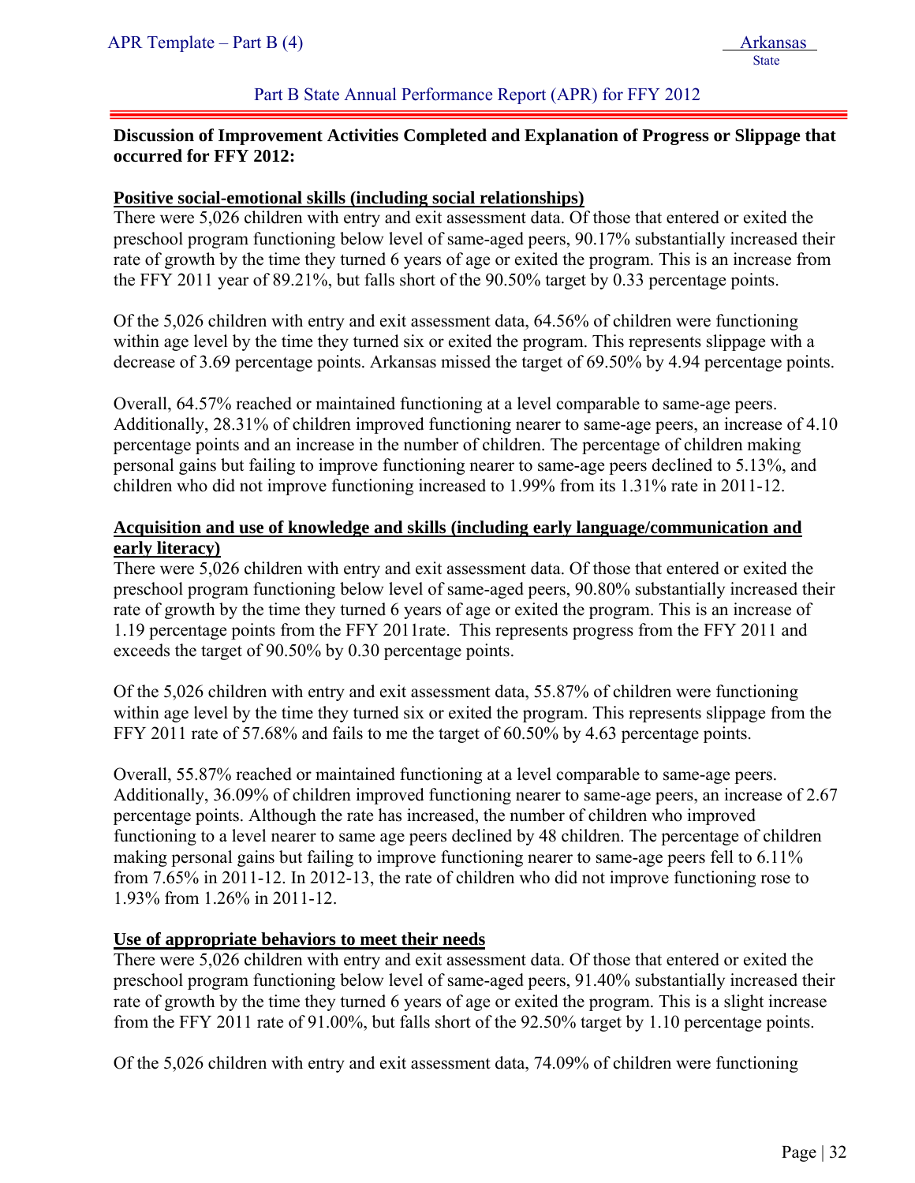**Discussion of Improvement Activities Completed and Explanation of Progress or Slippage that occurred for FFY 2012:**

**Positive social-emotional skills (including social relationships)**

There were 5,026 children with entry and exit assessment data. Of those that entered or exited the preschool program functioning below level of same-aged peers, 90.17% substantially increased their rate of growth by the time they turned 6 years of age or exited the program. This is an increase from the FFY 2011 year of 89.21%, but falls short of the 90.50% target by 0.33 percentage points.

Of the 5,026 children with entry and exit assessment data, 64.56% of children were functioning within age level by the time they turned six or exited the program. This represents slippage with a decrease of 3.69 percentage points. Arkansas missed the target of 69.50% by 4.94 percentage points.

Overall, 64.57% reached or maintained functioning at a level comparable to same-age peers. Additionally, 28.31% of children improved functioning nearer to same-age peers, an increase of 4.10 percentage points and an increase in the number of children. The percentage of children making personal gains but failing to improve functioning nearer to same-age peers declined to 5.13%, and children who did not improve functioning increased to 1.99% from its 1.31% rate in 2011-12.

**Acquisition and use of knowledge and skills (including early language/communication and early literacy)**

There were 5,026 children with entry and exit assessment data. Of those that entered or exited the preschool program functioning below level of same-aged peers, 90.80% substantially increased their rate of growth by the time they turned 6 years of age or exited the program. This is an increase of 1.19 percentage points from the FFY 2011rate. This represents progress from the FFY 2011 and exceeds the target of 90.50% by 0.30 percentage points.

Of the 5,026 children with entry and exit assessment data, 55.87% of children were functioning within age level by the time they turned six or exited the program. This represents slippage from the FFY 2011 rate of 57.68% and fails to me the target of 60.50% by 4.63 percentage points.

Overall, 55.87% reached or maintained functioning at a level comparable to same-age peers. Additionally, 36.09% of children improved functioning nearer to same-age peers, an increase of 2.67 percentage points. Although the rate has increased, the number of children who improved functioning to a level nearer to same age peers declined by 48 children. The percentage of children making personal gains but failing to improve functioning nearer to same-age peers fell to 6.11% from 7.65% in 2011-12. In 2012-13, the rate of children who did not improve functioning rose to 1.93% from 1.26% in 2011-12.

**Use of appropriate behaviors to meet their needs**

There were 5,026 children with entry and exit assessment data. Of those that entered or exited the preschool program functioning below level of same-aged peers, 91.40% substantially increased their rate of growth by the time they turned 6 years of age or exited the program. This is a slight increase from the FFY 2011 rate of 91.00%, but falls short of the 92.50% target by 1.10 percentage points.

Of the 5,026 children with entry and exit assessment data, 74.09% of children were functioning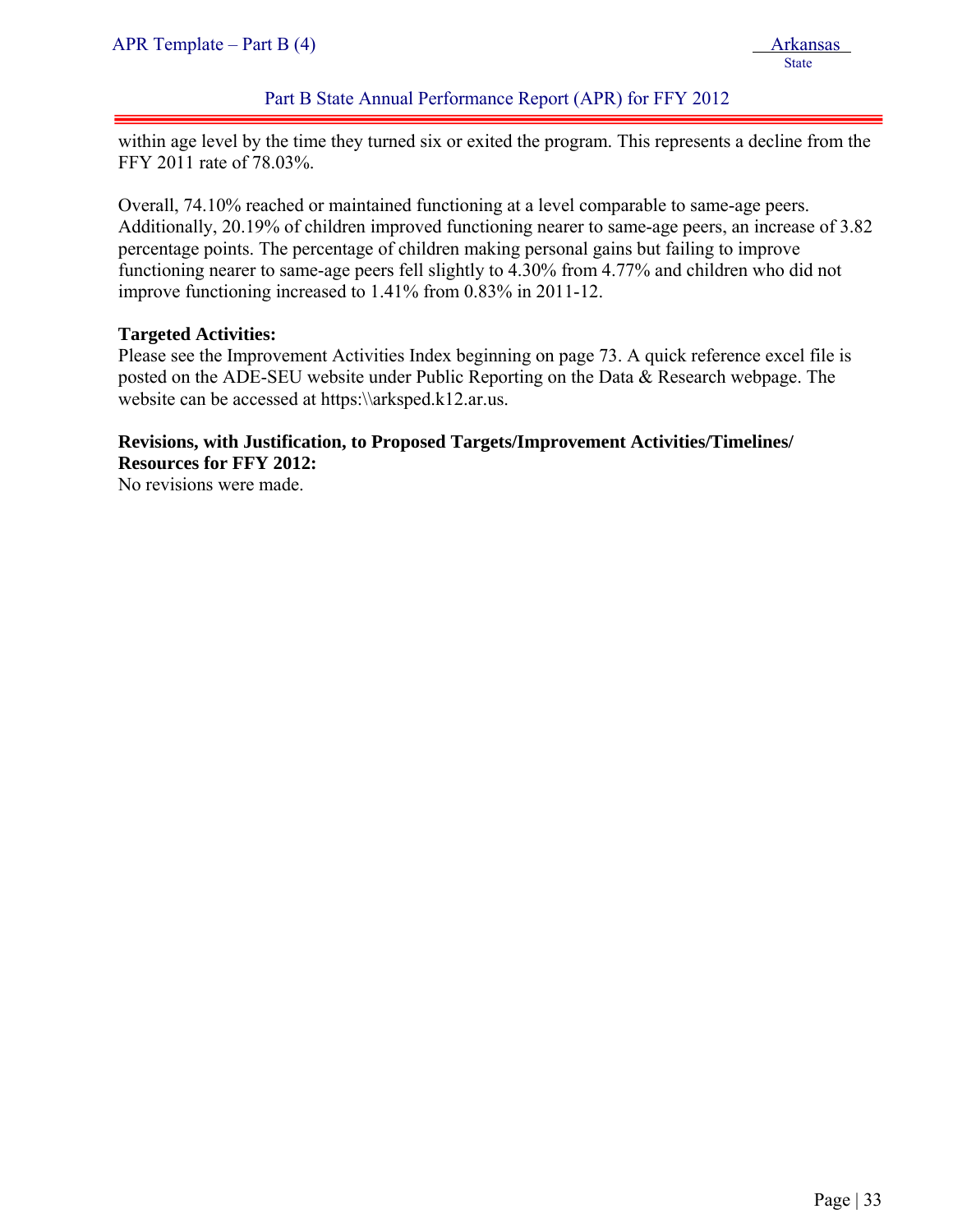within age level by the time they turned six or exited the program. This represents a decline from the FFY 2011 rate of 78.03%.

Overall, 74.10% reached or maintained functioning at a level comparable to same-age peers. Additionally, 20.19% of children improved functioning nearer to same-age peers, an increase of 3.82 percentage points. The percentage of children making personal gains but failing to improve functioning nearer to same-age peers fell slightly to 4.30% from 4.77% and children who did not improve functioning increased to 1.41% from 0.83% in 2011-12.

**Targeted Activities:**
Please see the Improvement Activities Index beginning on page 73. A quick reference excel file is posted on the ADE-SEU website under Public Reporting on the Data & Research webpage. The website can be accessed at https:\\arksped.k12.ar.us.

**Revisions, with Justification, to Proposed Targets/Improvement Activities/Timelines/ Resources for FFY 2012:**
No revisions were made.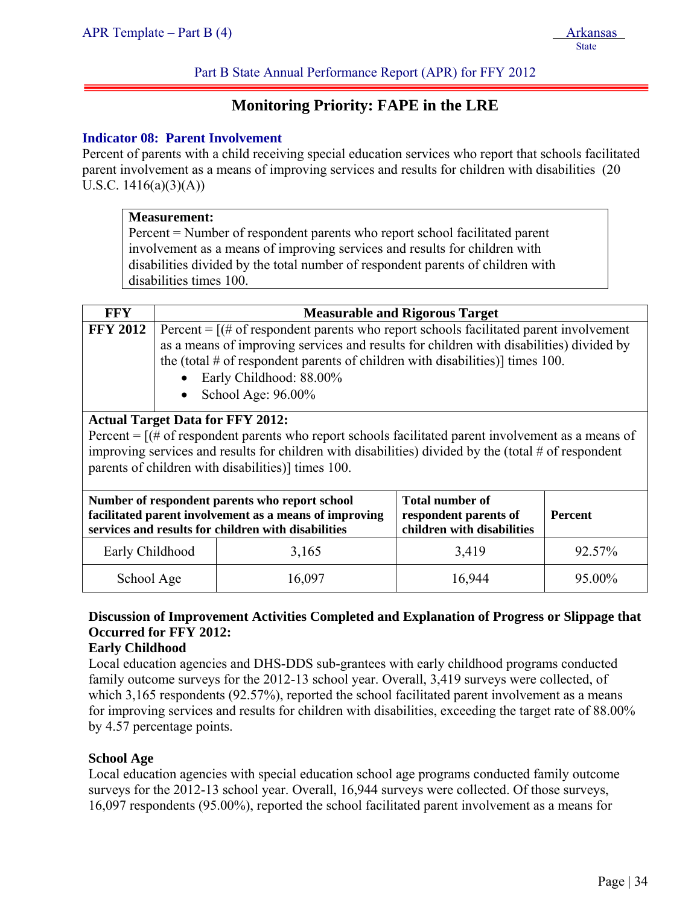Part B State Annual Performance Report (APR) for FFY 2012

## Monitoring Priority: FAPE in the LRE

### Indicator 08: Parent Involvement

Percent of parents with a child receiving special education services who report that schools facilitated parent involvement as a means of improving services and results for children with disabilities (20 U.S.C. 1416(a)(3)(A))

**Measurement:**
Percent = Number of respondent parents who report school facilitated parent involvement as a means of improving services and results for children with disabilities divided by the total number of respondent parents of children with disabilities times 100.

| FFY | Measurable and Rigorous Target |
|---|---|
| **FFY 2012** | Percent = [(# of respondent parents who report schools facilitated parent involvement as a means of improving services and results for children with disabilities) divided by the (total # of respondent parents of children with disabilities)] times 100.<br>• Early Childhood: 88.00%<br>• School Age: 96.00% |

**Actual Target Data for FFY 2012:**
Percent = [(# of respondent parents who report schools facilitated parent involvement as a means of improving services and results for children with disabilities) divided by the (total # of respondent parents of children with disabilities)] times 100.

| Number of respondent parents who report school facilitated parent involvement as a means of improving services and results for children with disabilities | | Total number of respondent parents of children with disabilities | Percent |
|---|---|---|---|
| Early Childhood | 3,165 | 3,419 | 92.57% |
| School Age | 16,097 | 16,944 | 95.00% |

**Discussion of Improvement Activities Completed and Explanation of Progress or Slippage that Occurred for FFY 2012:**

**Early Childhood**

Local education agencies and DHS-DDS sub-grantees with early childhood programs conducted family outcome surveys for the 2012-13 school year. Overall, 3,419 surveys were collected, of which 3,165 respondents (92.57%), reported the school facilitated parent involvement as a means for improving services and results for children with disabilities, exceeding the target rate of 88.00% by 4.57 percentage points.

**School Age**

Local education agencies with special education school age programs conducted family outcome surveys for the 2012-13 school year. Overall, 16,944 surveys were collected. Of those surveys, 16,097 respondents (95.00%), reported the school facilitated parent involvement as a means for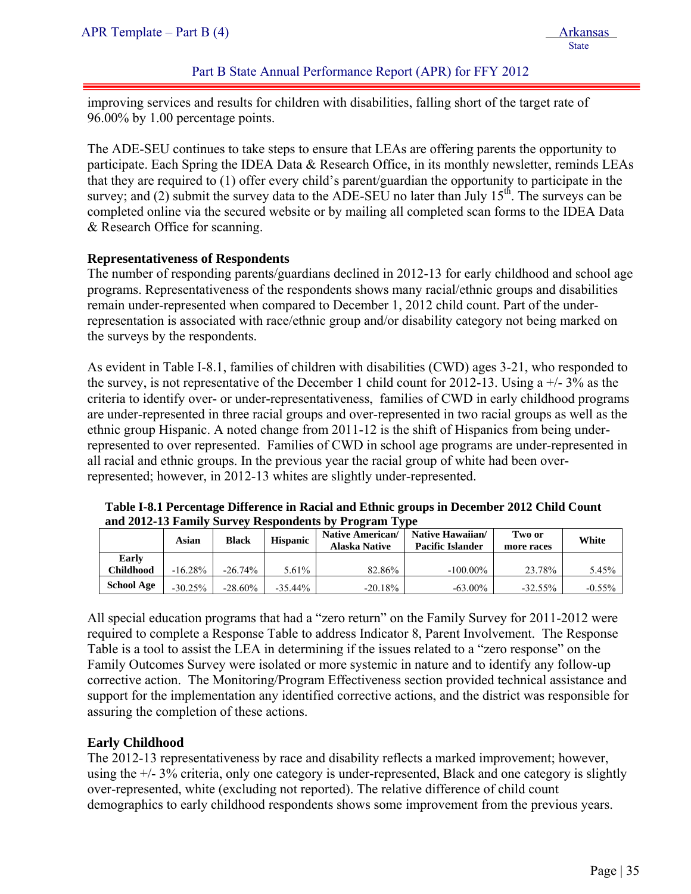improving services and results for children with disabilities, falling short of the target rate of 96.00% by 1.00 percentage points.

The ADE-SEU continues to take steps to ensure that LEAs are offering parents the opportunity to participate. Each Spring the IDEA Data & Research Office, in its monthly newsletter, reminds LEAs that they are required to (1) offer every child's parent/guardian the opportunity to participate in the survey; and (2) submit the survey data to the ADE-SEU no later than July 15th. The surveys can be completed online via the secured website or by mailing all completed scan forms to the IDEA Data & Research Office for scanning.

**Representativeness of Respondents**

The number of responding parents/guardians declined in 2012-13 for early childhood and school age programs. Representativeness of the respondents shows many racial/ethnic groups and disabilities remain under-represented when compared to December 1, 2012 child count. Part of the under-representation is associated with race/ethnic group and/or disability category not being marked on the surveys by the respondents.

As evident in Table I-8.1, families of children with disabilities (CWD) ages 3-21, who responded to the survey, is not representative of the December 1 child count for 2012-13. Using a +/- 3% as the criteria to identify over- or under-representativeness, families of CWD in early childhood programs are under-represented in three racial groups and over-represented in two racial groups as well as the ethnic group Hispanic. A noted change from 2011-12 is the shift of Hispanics from being under-represented to over represented. Families of CWD in school age programs are under-represented in all racial and ethnic groups. In the previous year the racial group of white had been over-represented; however, in 2012-13 whites are slightly under-represented.

**Table I-8.1 Percentage Difference in Racial and Ethnic groups in December 2012 Child Count and 2012-13 Family Survey Respondents by Program Type**

| | Asian | Black | Hispanic | Native American/ Alaska Native | Native Hawaiian/ Pacific Islander | Two or more races | White |
|---|---|---|---|---|---|---|---|
| Early Childhood | -16.28% | -26.74% | 5.61% | 82.86% | -100.00% | 23.78% | 5.45% |
| School Age | -30.25% | -28.60% | -35.44% | -20.18% | -63.00% | -32.55% | -0.55% |

All special education programs that had a "zero return" on the Family Survey for 2011-2012 were required to complete a Response Table to address Indicator 8, Parent Involvement. The Response Table is a tool to assist the LEA in determining if the issues related to a "zero response" on the Family Outcomes Survey were isolated or more systemic in nature and to identify any follow-up corrective action. The Monitoring/Program Effectiveness section provided technical assistance and support for the implementation any identified corrective actions, and the district was responsible for assuring the completion of these actions.

**Early Childhood**

The 2012-13 representativeness by race and disability reflects a marked improvement; however, using the +/- 3% criteria, only one category is under-represented, Black and one category is slightly over-represented, white (excluding not reported). The relative difference of child count demographics to early childhood respondents shows some improvement from the previous years.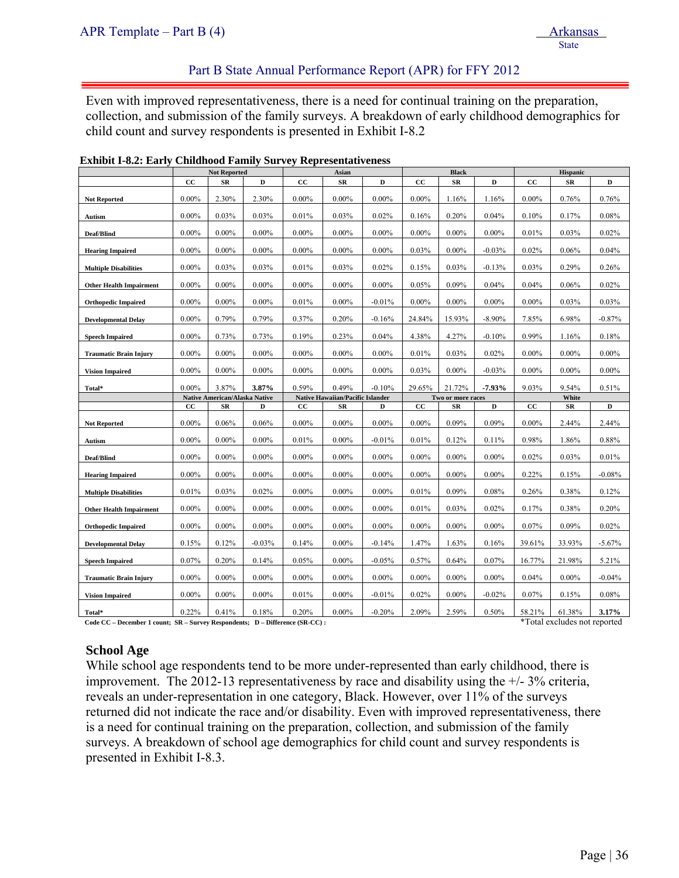Even with improved representativeness, there is a need for continual training on the preparation, collection, and submission of the family surveys. A breakdown of early childhood demographics for child count and survey respondents is presented in Exhibit I-8.2

**Exhibit I-8.2: Early Childhood Family Survey Representativeness**

| | Not Reported | | | Asian | | | Black | | | Hispanic | | |
|---|---|---|---|---|---|---|---|---|---|---|---|---|
| | CC | SR | D | CC | SR | D | CC | SR | D | CC | SR | D |
| Not Reported | 0.00% | 2.30% | 2.30% | 0.00% | 0.00% | 0.00% | 0.00% | 1.16% | 1.16% | 0.00% | 0.76% | 0.76% |
| Autism | 0.00% | 0.03% | 0.03% | 0.01% | 0.03% | 0.02% | 0.16% | 0.20% | 0.04% | 0.10% | 0.17% | 0.08% |
| Deaf/Blind | 0.00% | 0.00% | 0.00% | 0.00% | 0.00% | 0.00% | 0.00% | 0.00% | 0.00% | 0.01% | 0.03% | 0.02% |
| Hearing Impaired | 0.00% | 0.00% | 0.00% | 0.00% | 0.00% | 0.00% | 0.03% | 0.00% | -0.03% | 0.02% | 0.06% | 0.04% |
| Multiple Disabilities | 0.00% | 0.03% | 0.03% | 0.01% | 0.03% | 0.02% | 0.15% | 0.03% | -0.13% | 0.03% | 0.29% | 0.26% |
| Other Health Impairment | 0.00% | 0.00% | 0.00% | 0.00% | 0.00% | 0.00% | 0.05% | 0.09% | 0.04% | 0.04% | 0.06% | 0.02% |
| Orthopedic Impaired | 0.00% | 0.00% | 0.00% | 0.01% | 0.00% | -0.01% | 0.00% | 0.00% | 0.00% | 0.00% | 0.03% | 0.03% |
| Developmental Delay | 0.00% | 0.79% | 0.79% | 0.37% | 0.20% | -0.16% | 24.84% | 15.93% | -8.90% | 7.85% | 6.98% | -0.87% |
| Speech Impaired | 0.00% | 0.73% | 0.73% | 0.19% | 0.23% | 0.04% | 4.38% | 4.27% | -0.10% | 0.99% | 1.16% | 0.18% |
| Traumatic Brain Injury | 0.00% | 0.00% | 0.00% | 0.00% | 0.00% | 0.00% | 0.01% | 0.03% | 0.02% | 0.00% | 0.00% | 0.00% |
| Vision Impaired | 0.00% | 0.00% | 0.00% | 0.00% | 0.00% | 0.00% | 0.03% | 0.00% | -0.03% | 0.00% | 0.00% | 0.00% |
| Total* | 0.00% | 3.87% | **3.87%** | 0.59% | 0.49% | -0.10% | 29.65% | 21.72% | **-7.93%** | 9.03% | 9.54% | 0.51% |
| | **Native American/Alaska Native** | | | **Native Hawaiian/Pacific Islander** | | | **Two or more races** | | | **White** | | |
| | **CC** | **SR** | **D** | **CC** | **SR** | **D** | **CC** | **SR** | **D** | **CC** | **SR** | **D** |
| Not Reported | 0.00% | 0.06% | 0.06% | 0.00% | 0.00% | 0.00% | 0.00% | 0.09% | 0.09% | 0.00% | 2.44% | 2.44% |
| Autism | 0.00% | 0.00% | 0.00% | 0.01% | 0.00% | -0.01% | 0.01% | 0.12% | 0.11% | 0.98% | 1.86% | 0.88% |
| Deaf/Blind | 0.00% | 0.00% | 0.00% | 0.00% | 0.00% | 0.00% | 0.00% | 0.00% | 0.00% | 0.02% | 0.03% | 0.01% |
| Hearing Impaired | 0.00% | 0.00% | 0.00% | 0.00% | 0.00% | 0.00% | 0.00% | 0.00% | 0.00% | 0.22% | 0.15% | -0.08% |
| Multiple Disabilities | 0.01% | 0.03% | 0.02% | 0.00% | 0.00% | 0.00% | 0.01% | 0.09% | 0.08% | 0.26% | 0.38% | 0.12% |
| Other Health Impairment | 0.00% | 0.00% | 0.00% | 0.00% | 0.00% | 0.00% | 0.01% | 0.03% | 0.02% | 0.17% | 0.38% | 0.20% |
| Orthopedic Impaired | 0.00% | 0.00% | 0.00% | 0.00% | 0.00% | 0.00% | 0.00% | 0.00% | 0.00% | 0.07% | 0.09% | 0.02% |
| Developmental Delay | 0.15% | 0.12% | -0.03% | 0.14% | 0.00% | -0.14% | 1.47% | 1.63% | 0.16% | 39.61% | 33.93% | -5.67% |
| Speech Impaired | 0.07% | 0.20% | 0.14% | 0.05% | 0.00% | -0.05% | 0.57% | 0.64% | 0.07% | 16.77% | 21.98% | 5.21% |
| Traumatic Brain Injury | 0.00% | 0.00% | 0.00% | 0.00% | 0.00% | 0.00% | 0.00% | 0.00% | 0.00% | 0.04% | 0.00% | -0.04% |
| Vision Impaired | 0.00% | 0.00% | 0.00% | 0.01% | 0.00% | -0.01% | 0.02% | 0.00% | -0.02% | 0.07% | 0.15% | 0.08% |
| Total* | 0.22% | 0.41% | 0.18% | 0.20% | 0.00% | -0.20% | 2.09% | 2.59% | 0.50% | 58.21% | 61.38% | **3.17%** |

Code CC – December 1 count; SR – Survey Respondents; D – Difference (SR-CC) :

*Total excludes not reported

## School Age

While school age respondents tend to be more under-represented than early childhood, there is improvement. The 2012-13 representativeness by race and disability using the +/- 3% criteria, reveals an under-representation in one category, Black. However, over 11% of the surveys returned did not indicate the race and/or disability. Even with improved representativeness, there is a need for continual training on the preparation, collection, and submission of the family surveys. A breakdown of school age demographics for child count and survey respondents is presented in Exhibit I-8.3.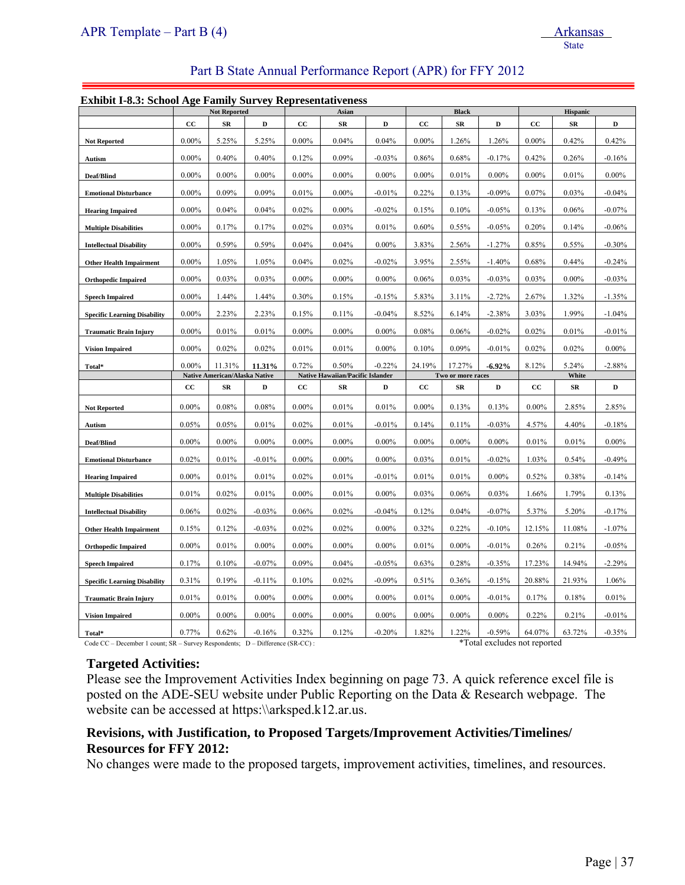**Exhibit I-8.3: School Age Family Survey Representativeness**

| | Not Reported | | | Asian | | | Black | | | Hispanic | | |
|---|---|---|---|---|---|---|---|---|---|---|---|---|
| | CC | SR | D | CC | SR | D | CC | SR | D | CC | SR | D |
| Not Reported | 0.00% | 5.25% | 5.25% | 0.00% | 0.04% | 0.04% | 0.00% | 1.26% | 1.26% | 0.00% | 0.42% | 0.42% |
| Autism | 0.00% | 0.40% | 0.40% | 0.12% | 0.09% | -0.03% | 0.86% | 0.68% | -0.17% | 0.42% | 0.26% | -0.16% |
| Deaf/Blind | 0.00% | 0.00% | 0.00% | 0.00% | 0.00% | 0.00% | 0.00% | 0.01% | 0.00% | 0.00% | 0.01% | 0.00% |
| Emotional Disturbance | 0.00% | 0.09% | 0.09% | 0.01% | 0.00% | -0.01% | 0.22% | 0.13% | -0.09% | 0.07% | 0.03% | -0.04% |
| Hearing Impaired | 0.00% | 0.04% | 0.04% | 0.02% | 0.00% | -0.02% | 0.15% | 0.10% | -0.05% | 0.13% | 0.06% | -0.07% |
| Multiple Disabilities | 0.00% | 0.17% | 0.17% | 0.02% | 0.03% | 0.01% | 0.60% | 0.55% | -0.05% | 0.20% | 0.14% | -0.06% |
| Intellectual Disability | 0.00% | 0.59% | 0.59% | 0.04% | 0.04% | 0.00% | 3.83% | 2.56% | -1.27% | 0.85% | 0.55% | -0.30% |
| Other Health Impairment | 0.00% | 1.05% | 1.05% | 0.04% | 0.02% | -0.02% | 3.95% | 2.55% | -1.40% | 0.68% | 0.44% | -0.24% |
| Orthopedic Impaired | 0.00% | 0.03% | 0.03% | 0.00% | 0.00% | 0.00% | 0.06% | 0.03% | -0.03% | 0.03% | 0.00% | -0.03% |
| Speech Impaired | 0.00% | 1.44% | 1.44% | 0.30% | 0.15% | -0.15% | 5.83% | 3.11% | -2.72% | 2.67% | 1.32% | -1.35% |
| Specific Learning Disability | 0.00% | 2.23% | 2.23% | 0.15% | 0.11% | -0.04% | 8.52% | 6.14% | -2.38% | 3.03% | 1.99% | -1.04% |
| Traumatic Brain Injury | 0.00% | 0.01% | 0.01% | 0.00% | 0.00% | 0.00% | 0.08% | 0.06% | -0.02% | 0.02% | 0.01% | -0.01% |
| Vision Impaired | 0.00% | 0.02% | 0.02% | 0.01% | 0.01% | 0.00% | 0.10% | 0.09% | -0.01% | 0.02% | 0.02% | 0.00% |
| Total* | 0.00% | 11.31% | **11.31%** | 0.72% | 0.50% | -0.22% | 24.19% | 17.27% | **-6.92%** | 8.12% | 5.24% | -2.88% |
| | **Native American/Alaska Native** | | | **Native Hawaiian/Pacific Islander** | | | **Two or more races** | | | **White** | | |
| | CC | SR | D | CC | SR | D | CC | SR | D | CC | SR | D |
| Not Reported | 0.00% | 0.08% | 0.08% | 0.00% | 0.01% | 0.01% | 0.00% | 0.13% | 0.13% | 0.00% | 2.85% | 2.85% |
| Autism | 0.05% | 0.05% | 0.01% | 0.02% | 0.01% | -0.01% | 0.14% | 0.11% | -0.03% | 4.57% | 4.40% | -0.18% |
| Deaf/Blind | 0.00% | 0.00% | 0.00% | 0.00% | 0.00% | 0.00% | 0.00% | 0.00% | 0.00% | 0.01% | 0.01% | 0.00% |
| Emotional Disturbance | 0.02% | 0.01% | -0.01% | 0.00% | 0.00% | 0.00% | 0.03% | 0.01% | -0.02% | 1.03% | 0.54% | -0.49% |
| Hearing Impaired | 0.00% | 0.01% | 0.01% | 0.02% | 0.01% | -0.01% | 0.01% | 0.01% | 0.00% | 0.52% | 0.38% | -0.14% |
| Multiple Disabilities | 0.01% | 0.02% | 0.01% | 0.00% | 0.01% | 0.00% | 0.03% | 0.06% | 0.03% | 1.66% | 1.79% | 0.13% |
| Intellectual Disability | 0.06% | 0.02% | -0.03% | 0.06% | 0.02% | -0.04% | 0.12% | 0.04% | -0.07% | 5.37% | 5.20% | -0.17% |
| Other Health Impairment | 0.15% | 0.12% | -0.03% | 0.02% | 0.02% | 0.00% | 0.32% | 0.22% | -0.10% | 12.15% | 11.08% | -1.07% |
| Orthopedic Impaired | 0.00% | 0.01% | 0.00% | 0.00% | 0.00% | 0.00% | 0.01% | 0.00% | -0.01% | 0.26% | 0.21% | -0.05% |
| Speech Impaired | 0.17% | 0.10% | -0.07% | 0.09% | 0.04% | -0.05% | 0.63% | 0.28% | -0.35% | 17.23% | 14.94% | -2.29% |
| Specific Learning Disability | 0.31% | 0.19% | -0.11% | 0.10% | 0.02% | -0.09% | 0.51% | 0.36% | -0.15% | 20.88% | 21.93% | 1.06% |
| Traumatic Brain Injury | 0.01% | 0.01% | 0.00% | 0.00% | 0.00% | 0.00% | 0.01% | 0.00% | -0.01% | 0.17% | 0.18% | 0.01% |
| Vision Impaired | 0.00% | 0.00% | 0.00% | 0.00% | 0.00% | 0.00% | 0.00% | 0.00% | 0.00% | 0.22% | 0.21% | -0.01% |
| Total* | 0.77% | 0.62% | -0.16% | 0.32% | 0.12% | -0.20% | 1.82% | 1.22% | -0.59% | 64.07% | 63.72% | -0.35% |

Code CC – December 1 count; SR – Survey Respondents; D – Difference (SR-CC) :

*Total excludes not reported

### Targeted Activities:

Please see the Improvement Activities Index beginning on page 73. A quick reference excel file is posted on the ADE-SEU website under Public Reporting on the Data & Research webpage. The website can be accessed at https:\\arksped.k12.ar.us.

### Revisions, with Justification, to Proposed Targets/Improvement Activities/Timelines/ Resources for FFY 2012:

No changes were made to the proposed targets, improvement activities, timelines, and resources.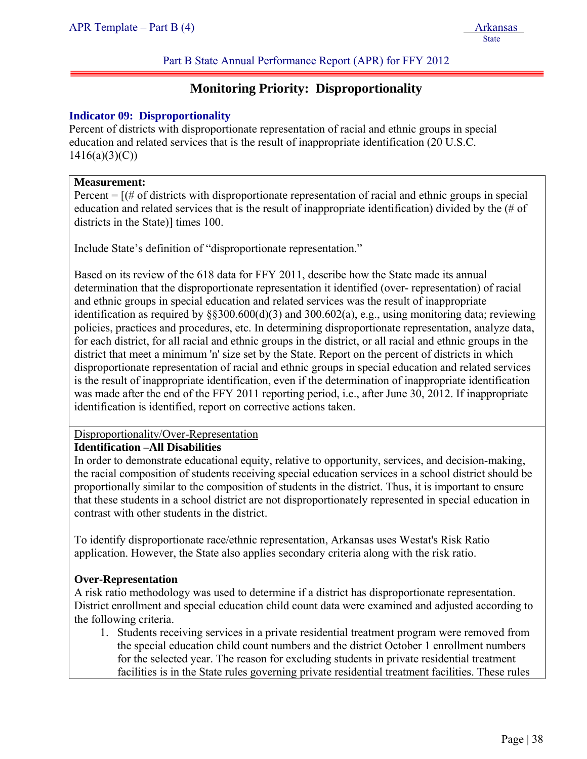Part B State Annual Performance Report (APR) for FFY 2012

# Monitoring Priority: Disproportionality

### Indicator 09: Disproportionality

Percent of districts with disproportionate representation of racial and ethnic groups in special education and related services that is the result of inappropriate identification (20 U.S.C. 1416(a)(3)(C))

**Measurement:**

Percent = [(# of districts with disproportionate representation of racial and ethnic groups in special education and related services that is the result of inappropriate identification) divided by the (# of districts in the State)] times 100.

Include State's definition of "disproportionate representation."

Based on its review of the 618 data for FFY 2011, describe how the State made its annual determination that the disproportionate representation it identified (over- representation) of racial and ethnic groups in special education and related services was the result of inappropriate identification as required by §§300.600(d)(3) and 300.602(a), e.g., using monitoring data; reviewing policies, practices and procedures, etc. In determining disproportionate representation, analyze data, for each district, for all racial and ethnic groups in the district, or all racial and ethnic groups in the district that meet a minimum 'n' size set by the State. Report on the percent of districts in which disproportionate representation of racial and ethnic groups in special education and related services is the result of inappropriate identification, even if the determination of inappropriate identification was made after the end of the FFY 2011 reporting period, i.e., after June 30, 2012. If inappropriate identification is identified, report on corrective actions taken.

<u>Disproportionality/Over-Representation</u>

**Identification –All Disabilities**

In order to demonstrate educational equity, relative to opportunity, services, and decision-making, the racial composition of students receiving special education services in a school district should be proportionally similar to the composition of students in the district. Thus, it is important to ensure that these students in a school district are not disproportionately represented in special education in contrast with other students in the district.

To identify disproportionate race/ethnic representation, Arkansas uses Westat's Risk Ratio application. However, the State also applies secondary criteria along with the risk ratio.

**Over-Representation**

A risk ratio methodology was used to determine if a district has disproportionate representation. District enrollment and special education child count data were examined and adjusted according to the following criteria.

1. Students receiving services in a private residential treatment program were removed from the special education child count numbers and the district October 1 enrollment numbers for the selected year. The reason for excluding students in private residential treatment facilities is in the State rules governing private residential treatment facilities. These rules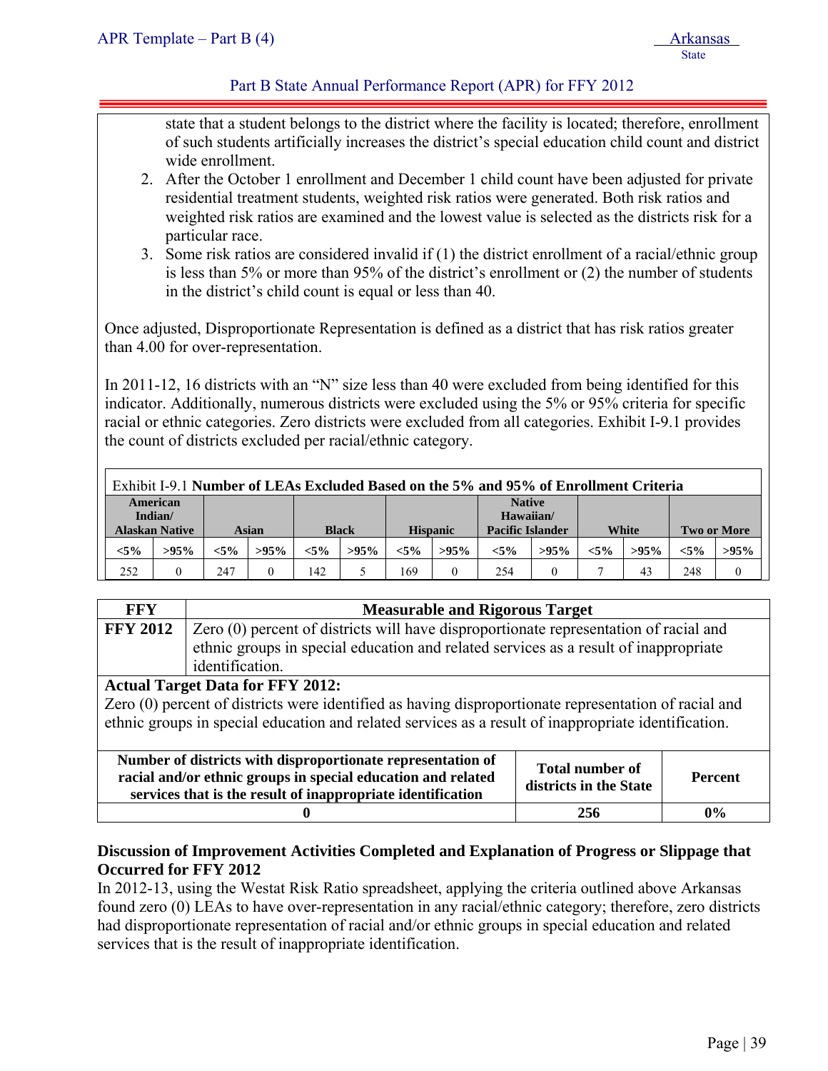state that a student belongs to the district where the facility is located; therefore, enrollment of such students artificially increases the district's special education child count and district wide enrollment.

2. After the October 1 enrollment and December 1 child count have been adjusted for private residential treatment students, weighted risk ratios were generated. Both risk ratios and weighted risk ratios are examined and the lowest value is selected as the districts risk for a particular race.
3. Some risk ratios are considered invalid if (1) the district enrollment of a racial/ethnic group is less than 5% or more than 95% of the district's enrollment or (2) the number of students in the district's child count is equal or less than 40.

Once adjusted, Disproportionate Representation is defined as a district that has risk ratios greater than 4.00 for over-representation.

In 2011-12, 16 districts with an "N" size less than 40 were excluded from being identified for this indicator. Additionally, numerous districts were excluded using the 5% or 95% criteria for specific racial or ethnic categories. Zero districts were excluded from all categories. Exhibit I-9.1 provides the count of districts excluded per racial/ethnic category.

Exhibit I-9.1 **Number of LEAs Excluded Based on the 5% and 95% of Enrollment Criteria**

| American Indian/ Alaskan Native | | Asian | | Black | | Hispanic | | Native Hawaiian/ Pacific Islander | | White | | Two or More | |
|---|---|---|---|---|---|---|---|---|---|---|---|---|---|
| <5% | >95% | <5% | >95% | <5% | >95% | <5% | >95% | <5% | >95% | <5% | >95% | <5% | >95% |
| 252 | 0 | 247 | 0 | 142 | 5 | 169 | 0 | 254 | 0 | 7 | 43 | 248 | 0 |

| FFY | Measurable and Rigorous Target |
|---|---|
| **FFY 2012** | Zero (0) percent of districts will have disproportionate representation of racial and ethnic groups in special education and related services as a result of inappropriate identification. |

**Actual Target Data for FFY 2012:**

Zero (0) percent of districts were identified as having disproportionate representation of racial and ethnic groups in special education and related services as a result of inappropriate identification.

| Number of districts with disproportionate representation of racial and/or ethnic groups in special education and related services that is the result of inappropriate identification | Total number of districts in the State | Percent |
|---|---|---|
| **0** | **256** | **0%** |

**Discussion of Improvement Activities Completed and Explanation of Progress or Slippage that Occurred for FFY 2012**

In 2012-13, using the Westat Risk Ratio spreadsheet, applying the criteria outlined above Arkansas found zero (0) LEAs to have over-representation in any racial/ethnic category; therefore, zero districts had disproportionate representation of racial and/or ethnic groups in special education and related services that is the result of inappropriate identification.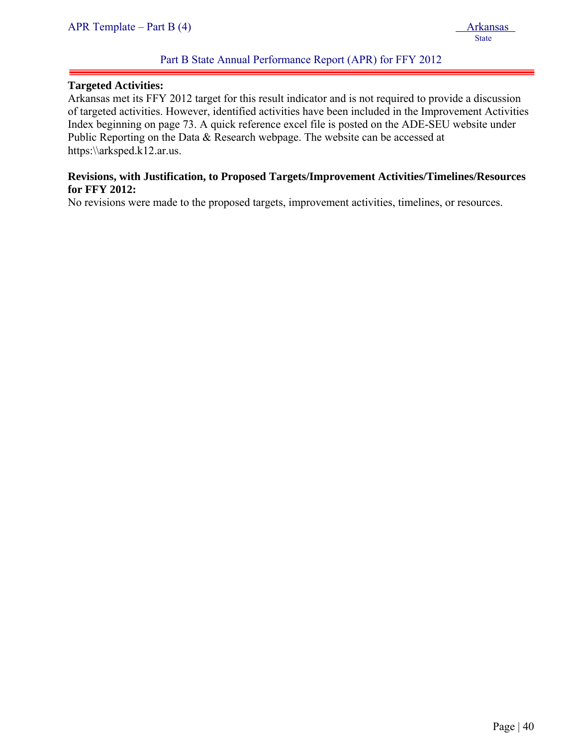**Targeted Activities:**

Arkansas met its FFY 2012 target for this result indicator and is not required to provide a discussion of targeted activities. However, identified activities have been included in the Improvement Activities Index beginning on page 73. A quick reference excel file is posted on the ADE-SEU website under Public Reporting on the Data & Research webpage. The website can be accessed at https:\\arksped.k12.ar.us.

**Revisions, with Justification, to Proposed Targets/Improvement Activities/Timelines/Resources for FFY 2012:**

No revisions were made to the proposed targets, improvement activities, timelines, or resources.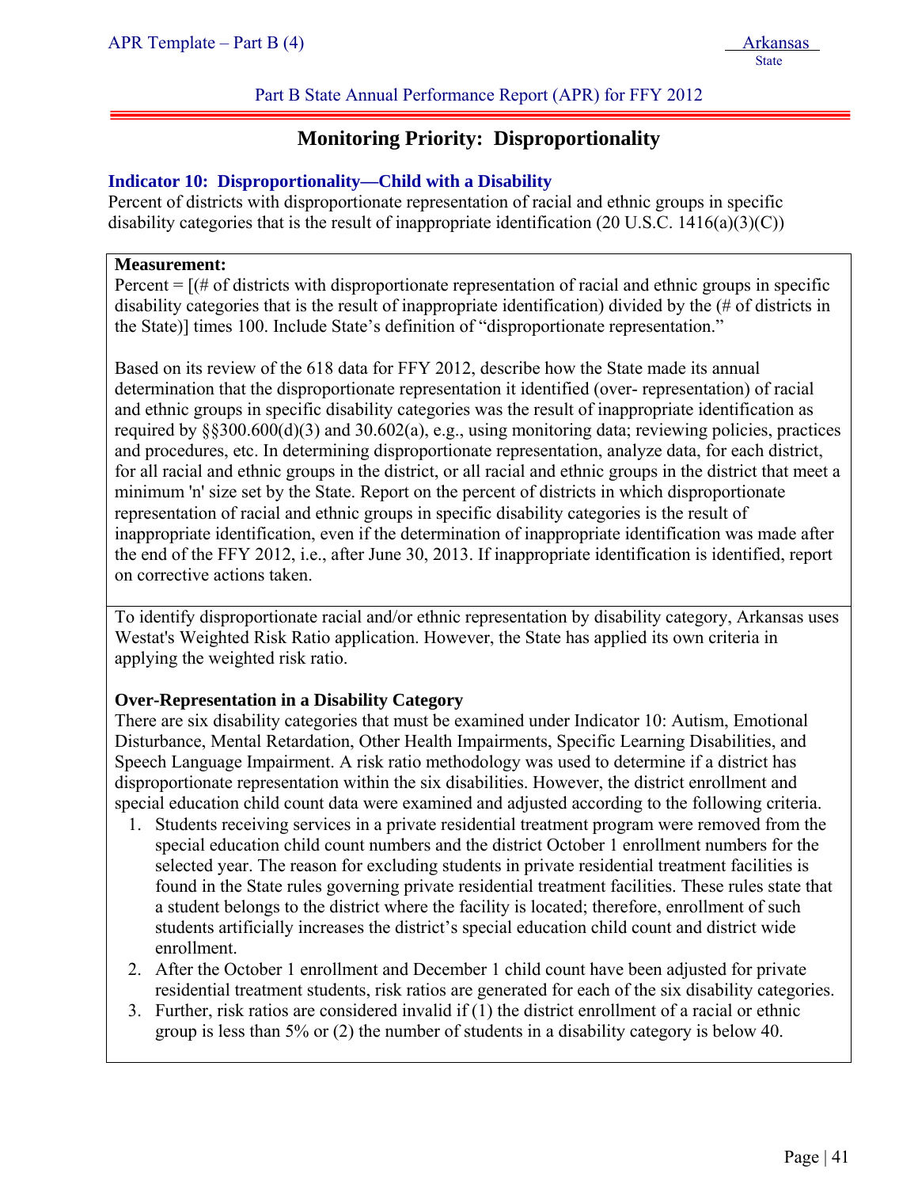Part B State Annual Performance Report (APR) for FFY 2012

# Monitoring Priority: Disproportionality

### Indicator 10: Disproportionality—Child with a Disability

Percent of districts with disproportionate representation of racial and ethnic groups in specific disability categories that is the result of inappropriate identification (20 U.S.C. 1416(a)(3)(C))

**Measurement:**

Percent = [(# of districts with disproportionate representation of racial and ethnic groups in specific disability categories that is the result of inappropriate identification) divided by the (# of districts in the State)] times 100. Include State's definition of "disproportionate representation."

Based on its review of the 618 data for FFY 2012, describe how the State made its annual determination that the disproportionate representation it identified (over- representation) of racial and ethnic groups in specific disability categories was the result of inappropriate identification as required by §§300.600(d)(3) and 30.602(a), e.g., using monitoring data; reviewing policies, practices and procedures, etc. In determining disproportionate representation, analyze data, for each district, for all racial and ethnic groups in the district, or all racial and ethnic groups in the district that meet a minimum 'n' size set by the State. Report on the percent of districts in which disproportionate representation of racial and ethnic groups in specific disability categories is the result of inappropriate identification, even if the determination of inappropriate identification was made after the end of the FFY 2012, i.e., after June 30, 2013. If inappropriate identification is identified, report on corrective actions taken.

To identify disproportionate racial and/or ethnic representation by disability category, Arkansas uses Westat's Weighted Risk Ratio application. However, the State has applied its own criteria in applying the weighted risk ratio.

**Over-Representation in a Disability Category**

There are six disability categories that must be examined under Indicator 10: Autism, Emotional Disturbance, Mental Retardation, Other Health Impairments, Specific Learning Disabilities, and Speech Language Impairment. A risk ratio methodology was used to determine if a district has disproportionate representation within the six disabilities. However, the district enrollment and special education child count data were examined and adjusted according to the following criteria.

1. Students receiving services in a private residential treatment program were removed from the special education child count numbers and the district October 1 enrollment numbers for the selected year. The reason for excluding students in private residential treatment facilities is found in the State rules governing private residential treatment facilities. These rules state that a student belongs to the district where the facility is located; therefore, enrollment of such students artificially increases the district's special education child count and district wide enrollment.
2. After the October 1 enrollment and December 1 child count have been adjusted for private residential treatment students, risk ratios are generated for each of the six disability categories.
3. Further, risk ratios are considered invalid if (1) the district enrollment of a racial or ethnic group is less than 5% or (2) the number of students in a disability category is below 40.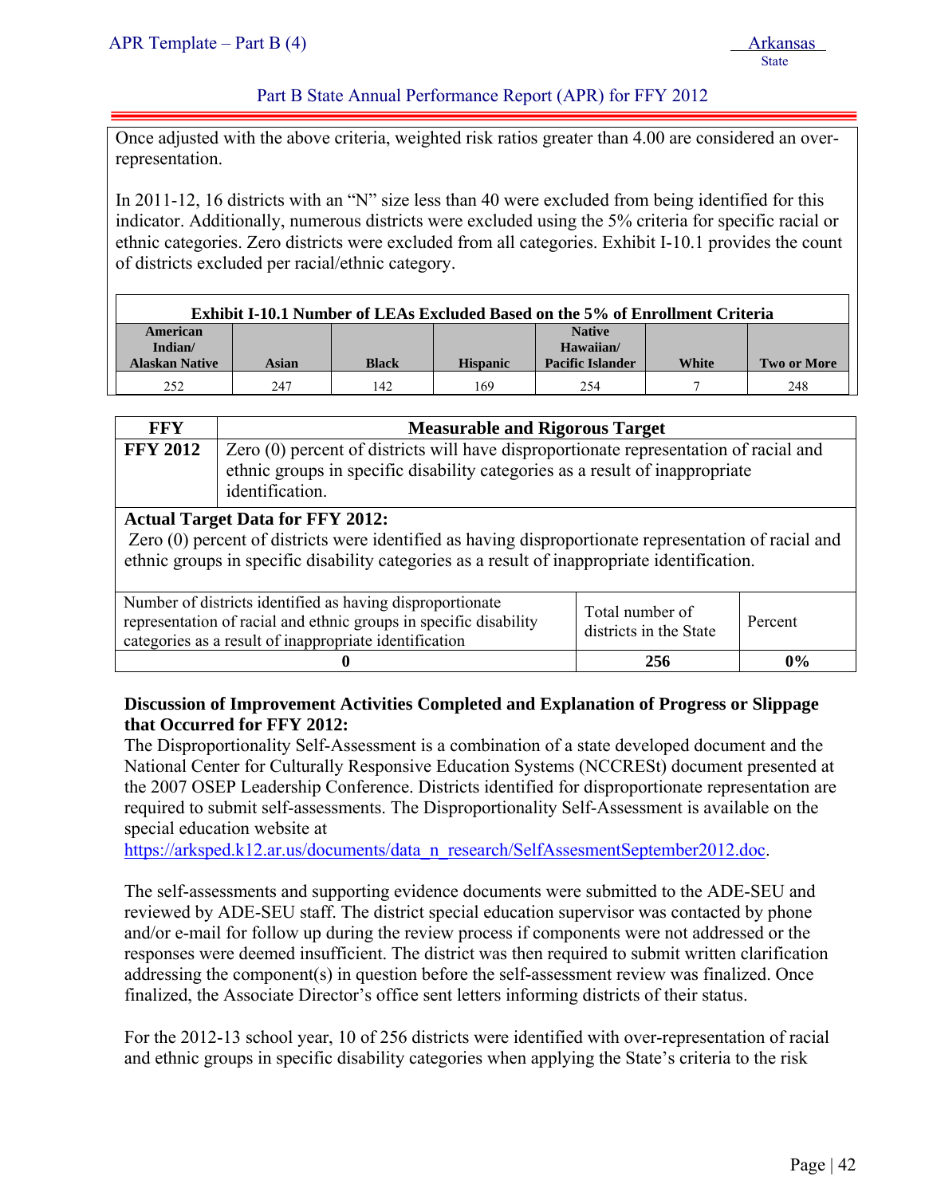Once adjusted with the above criteria, weighted risk ratios greater than 4.00 are considered an over-representation.

In 2011-12, 16 districts with an "N" size less than 40 were excluded from being identified for this indicator. Additionally, numerous districts were excluded using the 5% criteria for specific racial or ethnic categories. Zero districts were excluded from all categories. Exhibit I-10.1 provides the count of districts excluded per racial/ethnic category.

**Exhibit I-10.1 Number of LEAs Excluded Based on the 5% of Enrollment Criteria**

| American Indian/ Alaskan Native | Asian | Black | Hispanic | Native Hawaiian/ Pacific Islander | White | Two or More |
|---|---|---|---|---|---|---|
| 252 | 247 | 142 | 169 | 254 | 7 | 248 |

| FFY | Measurable and Rigorous Target |
|---|---|
| **FFY 2012** | Zero (0) percent of districts will have disproportionate representation of racial and ethnic groups in specific disability categories as a result of inappropriate identification. |

**Actual Target Data for FFY 2012:**
Zero (0) percent of districts were identified as having disproportionate representation of racial and ethnic groups in specific disability categories as a result of inappropriate identification.

| Number of districts identified as having disproportionate representation of racial and ethnic groups in specific disability categories as a result of inappropriate identification | Total number of districts in the State | Percent |
|---|---|---|
| **0** | **256** | **0%** |

**Discussion of Improvement Activities Completed and Explanation of Progress or Slippage that Occurred for FFY 2012:**

The Disproportionality Self-Assessment is a combination of a state developed document and the National Center for Culturally Responsive Education Systems (NCCRESt) document presented at the 2007 OSEP Leadership Conference. Districts identified for disproportionate representation are required to submit self-assessments. The Disproportionality Self-Assessment is available on the special education website at https://arksped.k12.ar.us/documents/data_n_research/SelfAssesmentSeptember2012.doc.

The self-assessments and supporting evidence documents were submitted to the ADE-SEU and reviewed by ADE-SEU staff. The district special education supervisor was contacted by phone and/or e-mail for follow up during the review process if components were not addressed or the responses were deemed insufficient. The district was then required to submit written clarification addressing the component(s) in question before the self-assessment review was finalized. Once finalized, the Associate Director's office sent letters informing districts of their status.

For the 2012-13 school year, 10 of 256 districts were identified with over-representation of racial and ethnic groups in specific disability categories when applying the State's criteria to the risk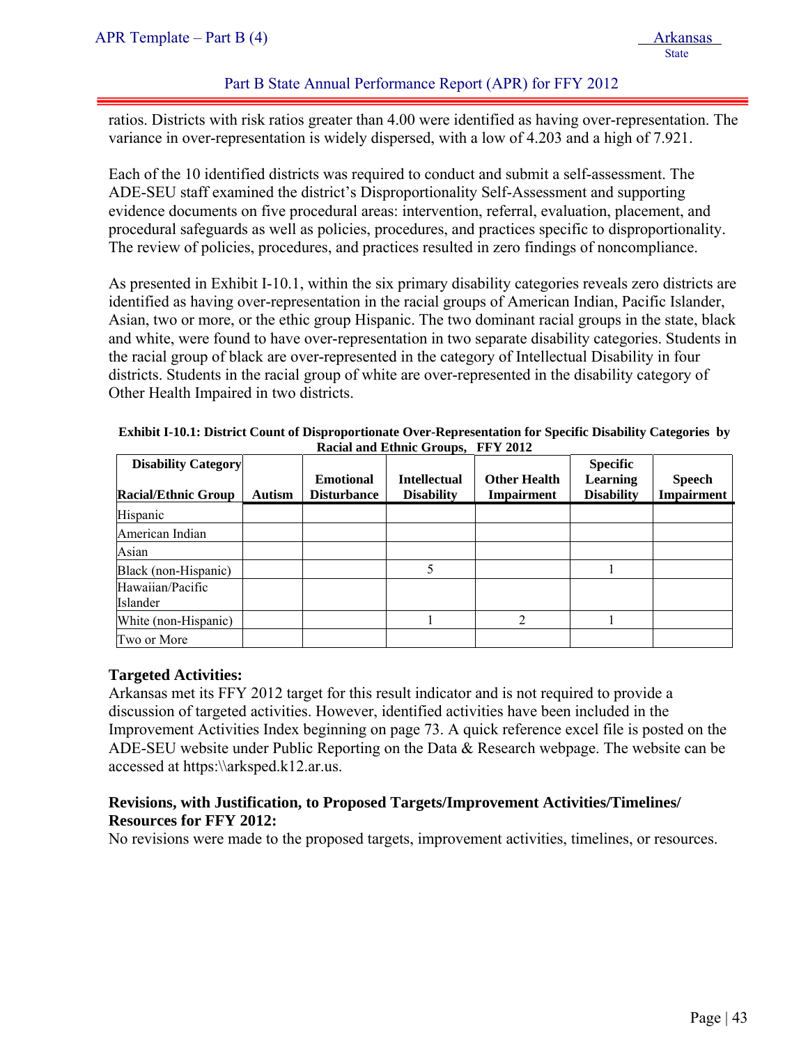ratios. Districts with risk ratios greater than 4.00 were identified as having over-representation. The variance in over-representation is widely dispersed, with a low of 4.203 and a high of 7.921.

Each of the 10 identified districts was required to conduct and submit a self-assessment. The ADE-SEU staff examined the district's Disproportionality Self-Assessment and supporting evidence documents on five procedural areas: intervention, referral, evaluation, placement, and procedural safeguards as well as policies, procedures, and practices specific to disproportionality. The review of policies, procedures, and practices resulted in zero findings of noncompliance.

As presented in Exhibit I-10.1, within the six primary disability categories reveals zero districts are identified as having over-representation in the racial groups of American Indian, Pacific Islander, Asian, two or more, or the ethic group Hispanic. The two dominant racial groups in the state, black and white, were found to have over-representation in two separate disability categories. Students in the racial group of black are over-represented in the category of Intellectual Disability in four districts. Students in the racial group of white are over-represented in the disability category of Other Health Impaired in two districts.

**Exhibit I-10.1: District Count of Disproportionate Over-Representation for Specific Disability Categories by Racial and Ethnic Groups, FFY 2012**

| Disability Category / Racial/Ethnic Group | Autism | Emotional Disturbance | Intellectual Disability | Other Health Impairment | Specific Learning Disability | Speech Impairment |
|---|---|---|---|---|---|---|
| Hispanic | | | | | | |
| American Indian | | | | | | |
| Asian | | | | | | |
| Black (non-Hispanic) | | | 5 | | 1 | |
| Hawaiian/Pacific Islander | | | | | | |
| White (non-Hispanic) | | | 1 | 2 | 1 | |
| Two or More | | | | | | |

**Targeted Activities:**

Arkansas met its FFY 2012 target for this result indicator and is not required to provide a discussion of targeted activities. However, identified activities have been included in the Improvement Activities Index beginning on page 73. A quick reference excel file is posted on the ADE-SEU website under Public Reporting on the Data & Research webpage. The website can be accessed at https:\\arksped.k12.ar.us.

**Revisions, with Justification, to Proposed Targets/Improvement Activities/Timelines/ Resources for FFY 2012:**

No revisions were made to the proposed targets, improvement activities, timelines, or resources.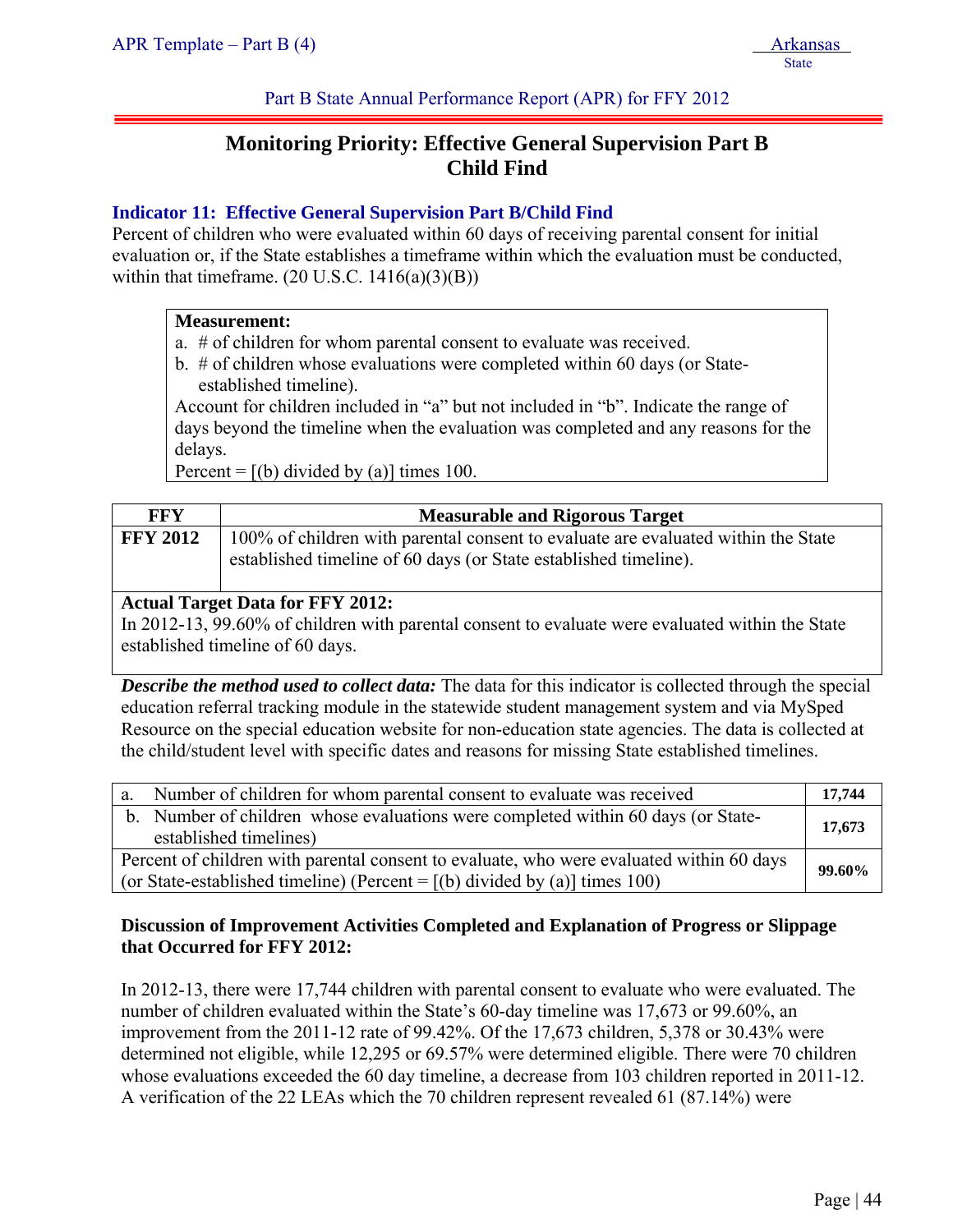## Monitoring Priority: Effective General Supervision Part B Child Find

### Indicator 11: Effective General Supervision Part B/Child Find

Percent of children who were evaluated within 60 days of receiving parental consent for initial evaluation or, if the State establishes a timeframe within which the evaluation must be conducted, within that timeframe. (20 U.S.C. 1416(a)(3)(B))

**Measurement:**

a. # of children for whom parental consent to evaluate was received.

b. # of children whose evaluations were completed within 60 days (or State-established timeline).

Account for children included in "a" but not included in "b". Indicate the range of days beyond the timeline when the evaluation was completed and any reasons for the delays.

Percent = [(b) divided by (a)] times 100.

| FFY | Measurable and Rigorous Target |
|---|---|
| **FFY 2012** | 100% of children with parental consent to evaluate are evaluated within the State established timeline of 60 days (or State established timeline). |

**Actual Target Data for FFY 2012:**

In 2012-13, 99.60% of children with parental consent to evaluate were evaluated within the State established timeline of 60 days.

***Describe the method used to collect data:*** The data for this indicator is collected through the special education referral tracking module in the statewide student management system and via MySped Resource on the special education website for non-education state agencies. The data is collected at the child/student level with specific dates and reasons for missing State established timelines.

| | |
|---|---|
| a. Number of children for whom parental consent to evaluate was received | **17,744** |
| b. Number of children whose evaluations were completed within 60 days (or State-established timelines) | **17,673** |
| Percent of children with parental consent to evaluate, who were evaluated within 60 days (or State-established timeline) (Percent = [(b) divided by (a)] times 100) | **99.60%** |

**Discussion of Improvement Activities Completed and Explanation of Progress or Slippage that Occurred for FFY 2012:**

In 2012-13, there were 17,744 children with parental consent to evaluate who were evaluated. The number of children evaluated within the State's 60-day timeline was 17,673 or 99.60%, an improvement from the 2011-12 rate of 99.42%. Of the 17,673 children, 5,378 or 30.43% were determined not eligible, while 12,295 or 69.57% were determined eligible. There were 70 children whose evaluations exceeded the 60 day timeline, a decrease from 103 children reported in 2011-12. A verification of the 22 LEAs which the 70 children represent revealed 61 (87.14%) were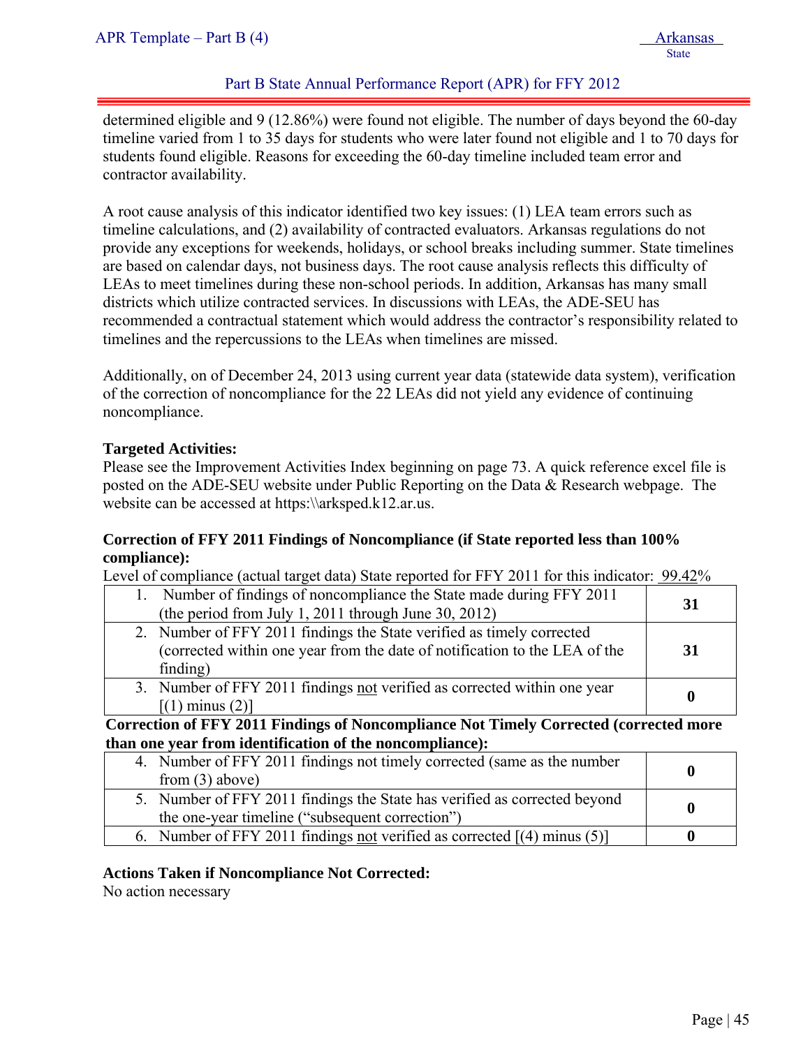determined eligible and 9 (12.86%) were found not eligible. The number of days beyond the 60-day timeline varied from 1 to 35 days for students who were later found not eligible and 1 to 70 days for students found eligible. Reasons for exceeding the 60-day timeline included team error and contractor availability.

A root cause analysis of this indicator identified two key issues: (1) LEA team errors such as timeline calculations, and (2) availability of contracted evaluators. Arkansas regulations do not provide any exceptions for weekends, holidays, or school breaks including summer. State timelines are based on calendar days, not business days. The root cause analysis reflects this difficulty of LEAs to meet timelines during these non-school periods. In addition, Arkansas has many small districts which utilize contracted services. In discussions with LEAs, the ADE-SEU has recommended a contractual statement which would address the contractor's responsibility related to timelines and the repercussions to the LEAs when timelines are missed.

Additionally, on of December 24, 2013 using current year data (statewide data system), verification of the correction of noncompliance for the 22 LEAs did not yield any evidence of continuing noncompliance.

**Targeted Activities:**
Please see the Improvement Activities Index beginning on page 73. A quick reference excel file is posted on the ADE-SEU website under Public Reporting on the Data & Research webpage. The website can be accessed at https:\\arksped.k12.ar.us.

**Correction of FFY 2011 Findings of Noncompliance (if State reported less than 100% compliance):**

Level of compliance (actual target data) State reported for FFY 2011 for this indicator: 99.42%

| | |
|---|---|
| 1. Number of findings of noncompliance the State made during FFY 2011 (the period from July 1, 2011 through June 30, 2012) | **31** |
| 2. Number of FFY 2011 findings the State verified as timely corrected (corrected within one year from the date of notification to the LEA of the finding) | **31** |
| 3. Number of FFY 2011 findings not verified as corrected within one year [(1) minus (2)] | **0** |

**Correction of FFY 2011 Findings of Noncompliance Not Timely Corrected (corrected more than one year from identification of the noncompliance):**

| | |
|---|---|
| 4. Number of FFY 2011 findings not timely corrected (same as the number from (3) above) | **0** |
| 5. Number of FFY 2011 findings the State has verified as corrected beyond the one-year timeline ("subsequent correction") | **0** |
| 6. Number of FFY 2011 findings not verified as corrected [(4) minus (5)] | **0** |

**Actions Taken if Noncompliance Not Corrected:**
No action necessary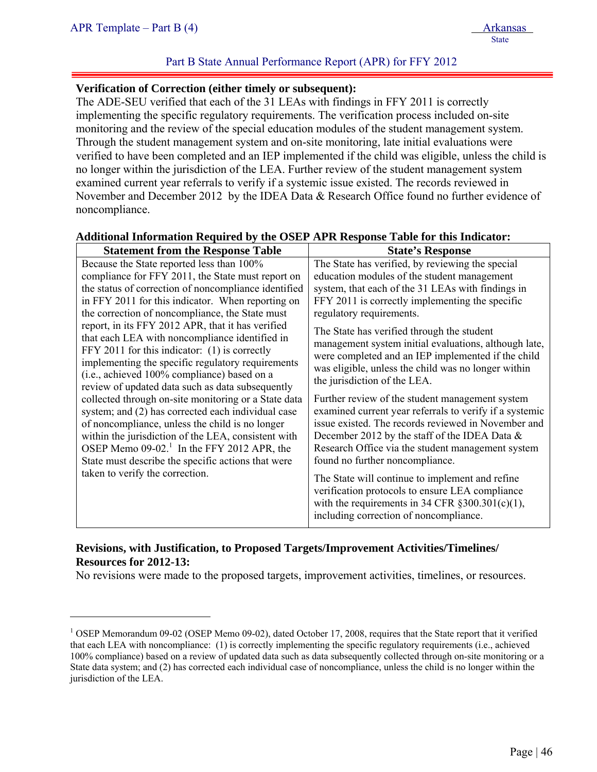**Verification of Correction (either timely or subsequent):**

The ADE-SEU verified that each of the 31 LEAs with findings in FFY 2011 is correctly implementing the specific regulatory requirements. The verification process included on-site monitoring and the review of the special education modules of the student management system. Through the student management system and on-site monitoring, late initial evaluations were verified to have been completed and an IEP implemented if the child was eligible, unless the child is no longer within the jurisdiction of the LEA. Further review of the student management system examined current year referrals to verify if a systemic issue existed. The records reviewed in November and December 2012 by the IDEA Data & Research Office found no further evidence of noncompliance.

**Additional Information Required by the OSEP APR Response Table for this Indicator:**

| Statement from the Response Table | State's Response |
|---|---|
| Because the State reported less than 100% compliance for FFY 2011, the State must report on the status of correction of noncompliance identified in FFY 2011 for this indicator. When reporting on the correction of noncompliance, the State must report, in its FFY 2012 APR, that it has verified that each LEA with noncompliance identified in FFY 2011 for this indicator: (1) is correctly implementing the specific regulatory requirements (i.e., achieved 100% compliance) based on a review of updated data such as data subsequently collected through on-site monitoring or a State data system; and (2) has corrected each individual case of noncompliance, unless the child is no longer within the jurisdiction of the LEA, consistent with OSEP Memo 09-02.[1] In the FFY 2012 APR, the State must describe the specific actions that were taken to verify the correction. | The State has verified, by reviewing the special education modules of the student management system, that each of the 31 LEAs with findings in FFY 2011 is correctly implementing the specific regulatory requirements.<br><br>The State has verified through the student management system initial evaluations, although late, were completed and an IEP implemented if the child was eligible, unless the child was no longer within the jurisdiction of the LEA.<br><br>Further review of the student management system examined current year referrals to verify if a systemic issue existed. The records reviewed in November and December 2012 by the staff of the IDEA Data & Research Office via the student management system found no further noncompliance.<br><br>The State will continue to implement and refine verification protocols to ensure LEA compliance with the requirements in 34 CFR §300.301(c)(1), including correction of noncompliance. |

**Revisions, with Justification, to Proposed Targets/Improvement Activities/Timelines/ Resources for 2012-13:**

No revisions were made to the proposed targets, improvement activities, timelines, or resources.

---

[1] OSEP Memorandum 09-02 (OSEP Memo 09-02), dated October 17, 2008, requires that the State report that it verified that each LEA with noncompliance: (1) is correctly implementing the specific regulatory requirements (i.e., achieved 100% compliance) based on a review of updated data such as data subsequently collected through on-site monitoring or a State data system; and (2) has corrected each individual case of noncompliance, unless the child is no longer within the jurisdiction of the LEA.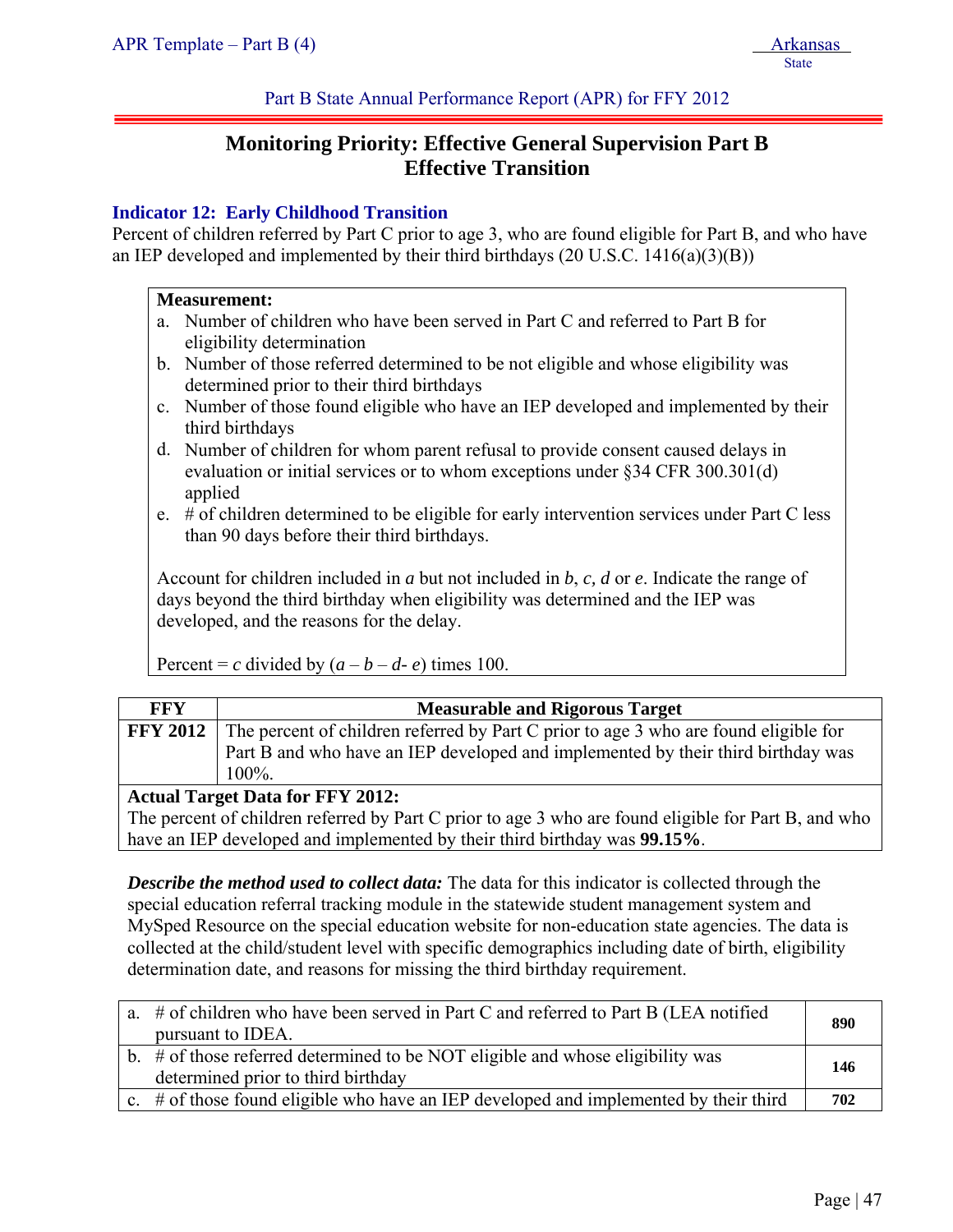## Monitoring Priority: Effective General Supervision Part B
## Effective Transition

### Indicator 12: Early Childhood Transition

Percent of children referred by Part C prior to age 3, who are found eligible for Part B, and who have an IEP developed and implemented by their third birthdays (20 U.S.C. 1416(a)(3)(B))

**Measurement:**

a. Number of children who have been served in Part C and referred to Part B for eligibility determination
b. Number of those referred determined to be not eligible and whose eligibility was determined prior to their third birthdays
c. Number of those found eligible who have an IEP developed and implemented by their third birthdays
d. Number of children for whom parent refusal to provide consent caused delays in evaluation or initial services or to whom exceptions under §34 CFR 300.301(d) applied
e. # of children determined to be eligible for early intervention services under Part C less than 90 days before their third birthdays.

Account for children included in *a* but not included in *b, c, d* or *e*. Indicate the range of days beyond the third birthday when eligibility was determined and the IEP was developed, and the reasons for the delay.

Percent = *c* divided by (*a* – *b* – *d*- *e*) times 100.

| FFY | Measurable and Rigorous Target |
|---|---|
| **FFY 2012** | The percent of children referred by Part C prior to age 3 who are found eligible for Part B and who have an IEP developed and implemented by their third birthday was 100%. |
| **Actual Target Data for FFY 2012:** The percent of children referred by Part C prior to age 3 who are found eligible for Part B, and who have an IEP developed and implemented by their third birthday was **99.15%**. | |

***Describe the method used to collect data:*** The data for this indicator is collected through the special education referral tracking module in the statewide student management system and MySped Resource on the special education website for non-education state agencies. The data is collected at the child/student level with specific demographics including date of birth, eligibility determination date, and reasons for missing the third birthday requirement.

| | |
|---|---|
| a. # of children who have been served in Part C and referred to Part B (LEA notified pursuant to IDEA. | **890** |
| b. # of those referred determined to be NOT eligible and whose eligibility was determined prior to third birthday | **146** |
| c. # of those found eligible who have an IEP developed and implemented by their third | **702** |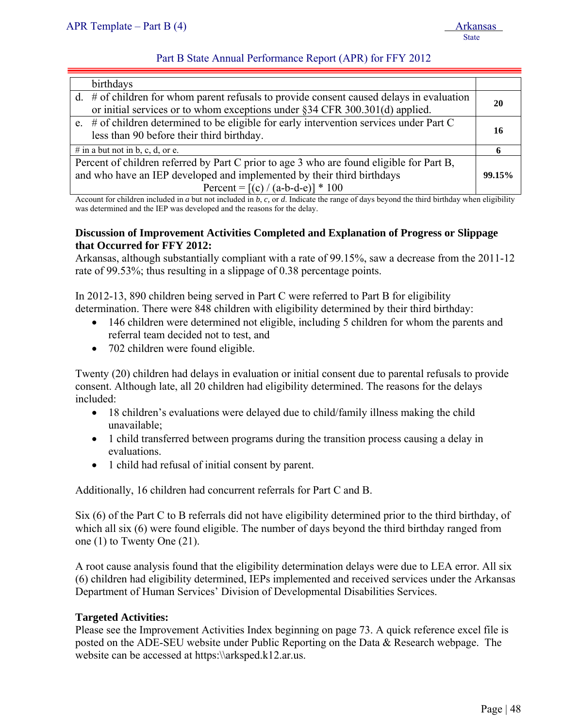| | |
|---|---|
| birthdays | |
| d. # of children for whom parent refusals to provide consent caused delays in evaluation or initial services or to whom exceptions under §34 CFR 300.301(d) applied. | **20** |
| e. # of children determined to be eligible for early intervention services under Part C less than 90 before their third birthday. | **16** |
| # in a but not in b, c, d, or e. | **6** |
| Percent of children referred by Part C prior to age 3 who are found eligible for Part B, and who have an IEP developed and implemented by their third birthdays<br>Percent = [(c) / (a-b-d-e)] * 100 | **99.15%** |

Account for children included in *a* but not included in *b*, *c*, or *d*. Indicate the range of days beyond the third birthday when eligibility was determined and the IEP was developed and the reasons for the delay.

**Discussion of Improvement Activities Completed and Explanation of Progress or Slippage that Occurred for FFY 2012:**

Arkansas, although substantially compliant with a rate of 99.15%, saw a decrease from the 2011-12 rate of 99.53%; thus resulting in a slippage of 0.38 percentage points.

In 2012-13, 890 children being served in Part C were referred to Part B for eligibility determination. There were 848 children with eligibility determined by their third birthday:

- 146 children were determined not eligible, including 5 children for whom the parents and referral team decided not to test, and
- 702 children were found eligible.

Twenty (20) children had delays in evaluation or initial consent due to parental refusals to provide consent. Although late, all 20 children had eligibility determined. The reasons for the delays included:

- 18 children's evaluations were delayed due to child/family illness making the child unavailable;
- 1 child transferred between programs during the transition process causing a delay in evaluations.
- 1 child had refusal of initial consent by parent.

Additionally, 16 children had concurrent referrals for Part C and B.

Six (6) of the Part C to B referrals did not have eligibility determined prior to the third birthday, of which all six (6) were found eligible. The number of days beyond the third birthday ranged from one (1) to Twenty One (21).

A root cause analysis found that the eligibility determination delays were due to LEA error. All six (6) children had eligibility determined, IEPs implemented and received services under the Arkansas Department of Human Services' Division of Developmental Disabilities Services.

**Targeted Activities:**

Please see the Improvement Activities Index beginning on page 73. A quick reference excel file is posted on the ADE-SEU website under Public Reporting on the Data & Research webpage. The website can be accessed at https:\\arksped.k12.ar.us.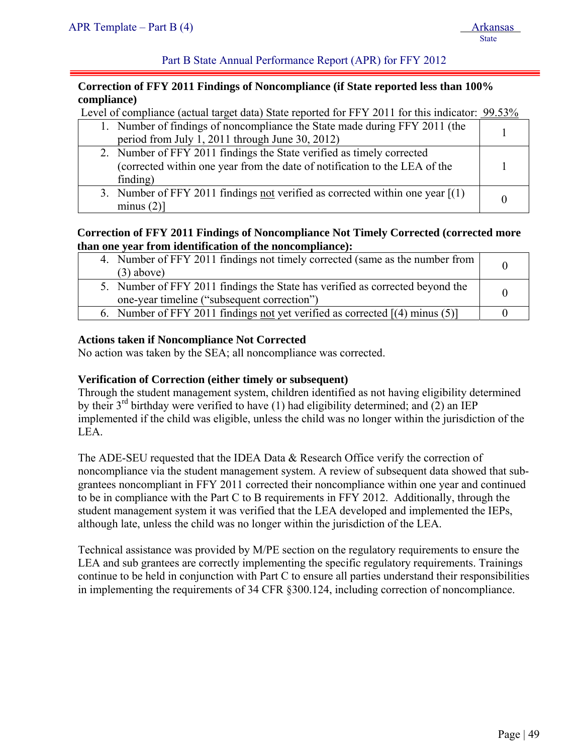**Correction of FFY 2011 Findings of Noncompliance (if State reported less than 100% compliance)**

Level of compliance (actual target data) State reported for FFY 2011 for this indicator: 99.53%

| | |
|---|---|
| 1. Number of findings of noncompliance the State made during FFY 2011 (the period from July 1, 2011 through June 30, 2012) | 1 |
| 2. Number of FFY 2011 findings the State verified as timely corrected (corrected within one year from the date of notification to the LEA of the finding) | 1 |
| 3. Number of FFY 2011 findings not verified as corrected within one year [(1) minus (2)] | 0 |

**Correction of FFY 2011 Findings of Noncompliance Not Timely Corrected (corrected more than one year from identification of the noncompliance):**

| | |
|---|---|
| 4. Number of FFY 2011 findings not timely corrected (same as the number from (3) above) | 0 |
| 5. Number of FFY 2011 findings the State has verified as corrected beyond the one-year timeline ("subsequent correction") | 0 |
| 6. Number of FFY 2011 findings not yet verified as corrected [(4) minus (5)] | 0 |

**Actions taken if Noncompliance Not Corrected**

No action was taken by the SEA; all noncompliance was corrected.

**Verification of Correction (either timely or subsequent)**

Through the student management system, children identified as not having eligibility determined by their 3rd birthday were verified to have (1) had eligibility determined; and (2) an IEP implemented if the child was eligible, unless the child was no longer within the jurisdiction of the LEA.

The ADE-SEU requested that the IDEA Data & Research Office verify the correction of noncompliance via the student management system. A review of subsequent data showed that sub-grantees noncompliant in FFY 2011 corrected their noncompliance within one year and continued to be in compliance with the Part C to B requirements in FFY 2012. Additionally, through the student management system it was verified that the LEA developed and implemented the IEPs, although late, unless the child was no longer within the jurisdiction of the LEA.

Technical assistance was provided by M/PE section on the regulatory requirements to ensure the LEA and sub grantees are correctly implementing the specific regulatory requirements. Trainings continue to be held in conjunction with Part C to ensure all parties understand their responsibilities in implementing the requirements of 34 CFR §300.124, including correction of noncompliance.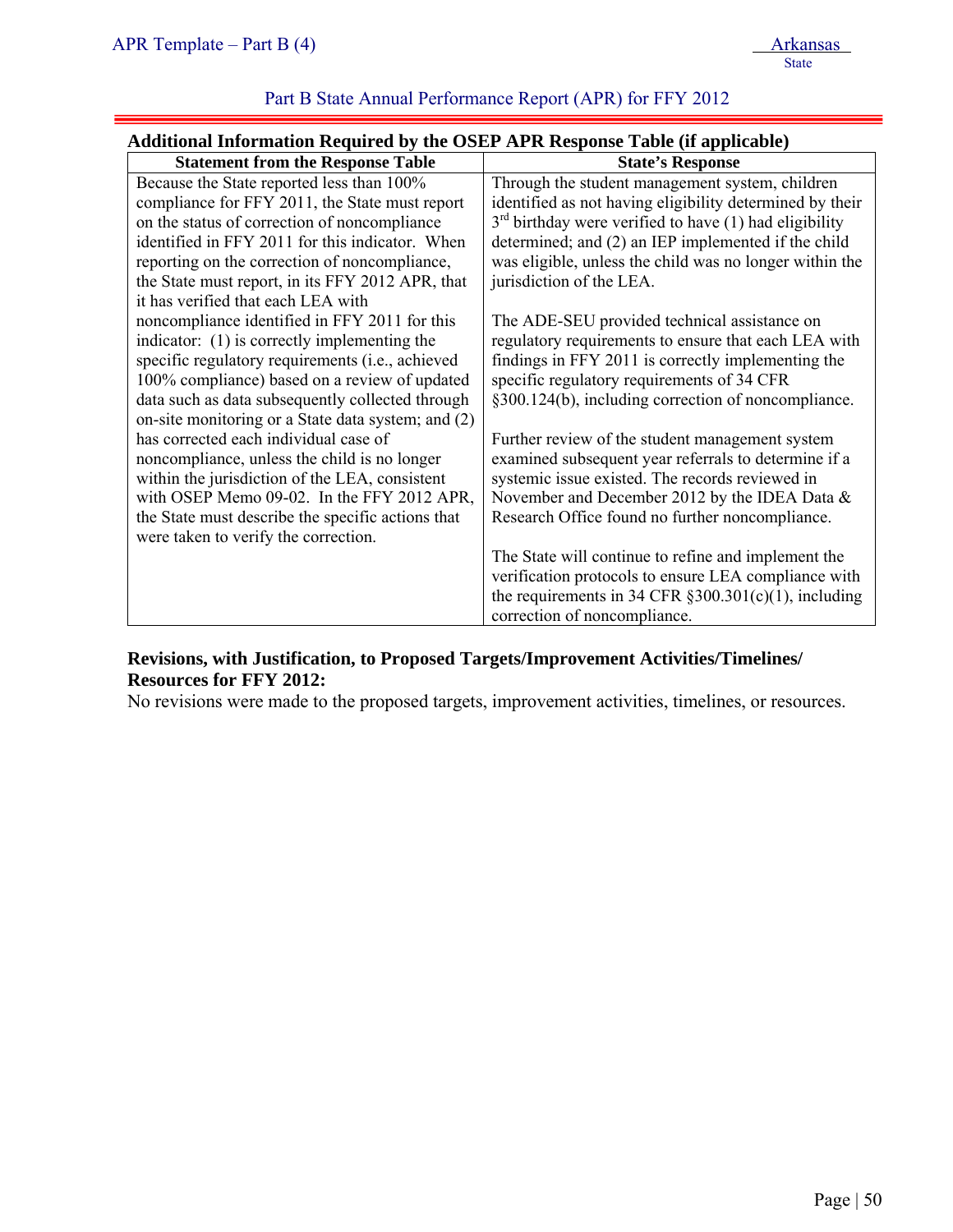### Additional Information Required by the OSEP APR Response Table (if applicable)

| Statement from the Response Table | State's Response |
|---|---|
| Because the State reported less than 100% compliance for FFY 2011, the State must report on the status of correction of noncompliance identified in FFY 2011 for this indicator. When reporting on the correction of noncompliance, the State must report, in its FFY 2012 APR, that it has verified that each LEA with noncompliance identified in FFY 2011 for this indicator: (1) is correctly implementing the specific regulatory requirements (i.e., achieved 100% compliance) based on a review of updated data such as data subsequently collected through on-site monitoring or a State data system; and (2) has corrected each individual case of noncompliance, unless the child is no longer within the jurisdiction of the LEA, consistent with OSEP Memo 09-02. In the FFY 2012 APR, the State must describe the specific actions that were taken to verify the correction. | Through the student management system, children identified as not having eligibility determined by their 3rd birthday were verified to have (1) had eligibility determined; and (2) an IEP implemented if the child was eligible, unless the child was no longer within the jurisdiction of the LEA.<br><br>The ADE-SEU provided technical assistance on regulatory requirements to ensure that each LEA with findings in FFY 2011 is correctly implementing the specific regulatory requirements of 34 CFR §300.124(b), including correction of noncompliance.<br><br>Further review of the student management system examined subsequent year referrals to determine if a systemic issue existed. The records reviewed in November and December 2012 by the IDEA Data & Research Office found no further noncompliance.<br><br>The State will continue to refine and implement the verification protocols to ensure LEA compliance with the requirements in 34 CFR §300.301(c)(1), including correction of noncompliance. |

**Revisions, with Justification, to Proposed Targets/Improvement Activities/Timelines/ Resources for FFY 2012:**

No revisions were made to the proposed targets, improvement activities, timelines, or resources.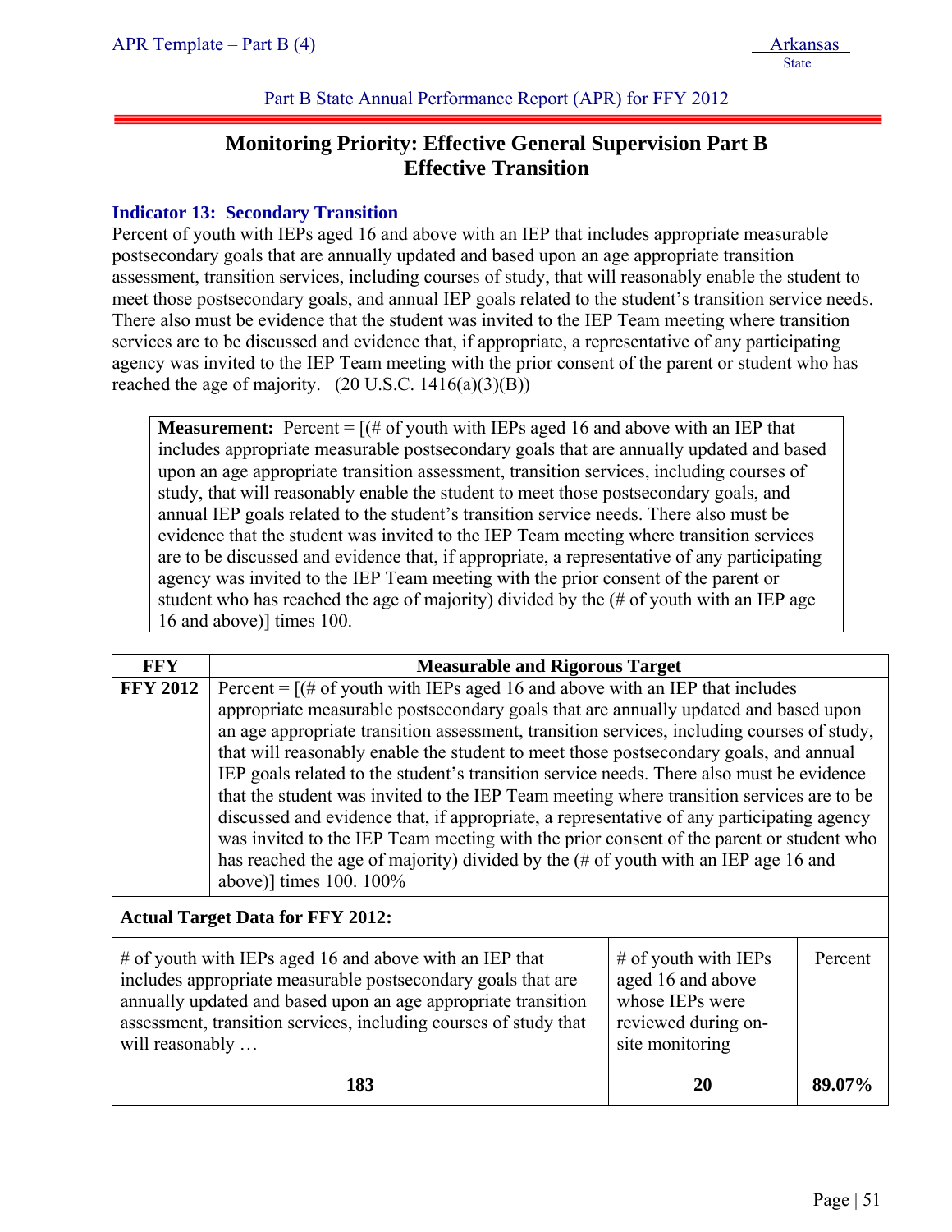Part B State Annual Performance Report (APR) for FFY 2012

# Monitoring Priority: Effective General Supervision Part B
# Effective Transition

### Indicator 13: Secondary Transition

Percent of youth with IEPs aged 16 and above with an IEP that includes appropriate measurable postsecondary goals that are annually updated and based upon an age appropriate transition assessment, transition services, including courses of study, that will reasonably enable the student to meet those postsecondary goals, and annual IEP goals related to the student's transition service needs. There also must be evidence that the student was invited to the IEP Team meeting where transition services are to be discussed and evidence that, if appropriate, a representative of any participating agency was invited to the IEP Team meeting with the prior consent of the parent or student who has reached the age of majority. (20 U.S.C. 1416(a)(3)(B))

**Measurement:** Percent = [(# of youth with IEPs aged 16 and above with an IEP that includes appropriate measurable postsecondary goals that are annually updated and based upon an age appropriate transition assessment, transition services, including courses of study, that will reasonably enable the student to meet those postsecondary goals, and annual IEP goals related to the student's transition service needs. There also must be evidence that the student was invited to the IEP Team meeting where transition services are to be discussed and evidence that, if appropriate, a representative of any participating agency was invited to the IEP Team meeting with the prior consent of the parent or student who has reached the age of majority) divided by the (# of youth with an IEP age 16 and above)] times 100.

| FFY | Measurable and Rigorous Target |
|---|---|
| **FFY 2012** | Percent = [(# of youth with IEPs aged 16 and above with an IEP that includes appropriate measurable postsecondary goals that are annually updated and based upon an age appropriate transition assessment, transition services, including courses of study, that will reasonably enable the student to meet those postsecondary goals, and annual IEP goals related to the student's transition service needs. There also must be evidence that the student was invited to the IEP Team meeting where transition services are to be discussed and evidence that, if appropriate, a representative of any participating agency was invited to the IEP Team meeting with the prior consent of the parent or student who has reached the age of majority) divided by the (# of youth with an IEP age 16 and above)] times 100. 100% |

**Actual Target Data for FFY 2012:**

| # of youth with IEPs aged 16 and above with an IEP that includes appropriate measurable postsecondary goals that are annually updated and based upon an age appropriate transition assessment, transition services, including courses of study that will reasonably … | # of youth with IEPs aged 16 and above whose IEPs were reviewed during on-site monitoring | Percent |
|---|---|---|
| **183** | **20** | **89.07%** |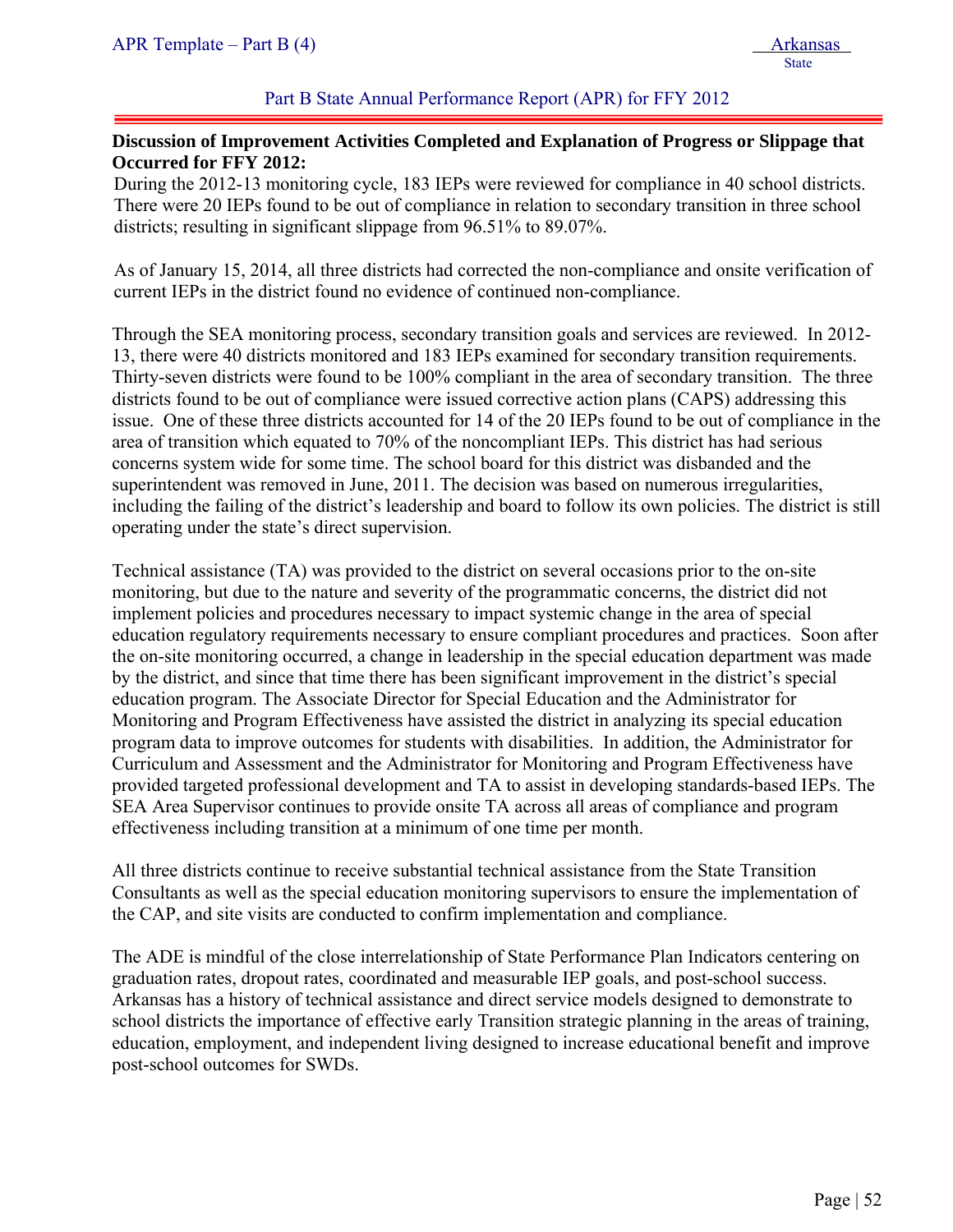**Discussion of Improvement Activities Completed and Explanation of Progress or Slippage that Occurred for FFY 2012:**

During the 2012-13 monitoring cycle, 183 IEPs were reviewed for compliance in 40 school districts. There were 20 IEPs found to be out of compliance in relation to secondary transition in three school districts; resulting in significant slippage from 96.51% to 89.07%.

As of January 15, 2014, all three districts had corrected the non-compliance and onsite verification of current IEPs in the district found no evidence of continued non-compliance.

Through the SEA monitoring process, secondary transition goals and services are reviewed. In 2012-13, there were 40 districts monitored and 183 IEPs examined for secondary transition requirements. Thirty-seven districts were found to be 100% compliant in the area of secondary transition. The three districts found to be out of compliance were issued corrective action plans (CAPS) addressing this issue. One of these three districts accounted for 14 of the 20 IEPs found to be out of compliance in the area of transition which equated to 70% of the noncompliant IEPs. This district has had serious concerns system wide for some time. The school board for this district was disbanded and the superintendent was removed in June, 2011. The decision was based on numerous irregularities, including the failing of the district's leadership and board to follow its own policies. The district is still operating under the state's direct supervision.

Technical assistance (TA) was provided to the district on several occasions prior to the on-site monitoring, but due to the nature and severity of the programmatic concerns, the district did not implement policies and procedures necessary to impact systemic change in the area of special education regulatory requirements necessary to ensure compliant procedures and practices. Soon after the on-site monitoring occurred, a change in leadership in the special education department was made by the district, and since that time there has been significant improvement in the district's special education program. The Associate Director for Special Education and the Administrator for Monitoring and Program Effectiveness have assisted the district in analyzing its special education program data to improve outcomes for students with disabilities. In addition, the Administrator for Curriculum and Assessment and the Administrator for Monitoring and Program Effectiveness have provided targeted professional development and TA to assist in developing standards-based IEPs. The SEA Area Supervisor continues to provide onsite TA across all areas of compliance and program effectiveness including transition at a minimum of one time per month.

All three districts continue to receive substantial technical assistance from the State Transition Consultants as well as the special education monitoring supervisors to ensure the implementation of the CAP, and site visits are conducted to confirm implementation and compliance.

The ADE is mindful of the close interrelationship of State Performance Plan Indicators centering on graduation rates, dropout rates, coordinated and measurable IEP goals, and post-school success. Arkansas has a history of technical assistance and direct service models designed to demonstrate to school districts the importance of effective early Transition strategic planning in the areas of training, education, employment, and independent living designed to increase educational benefit and improve post-school outcomes for SWDs.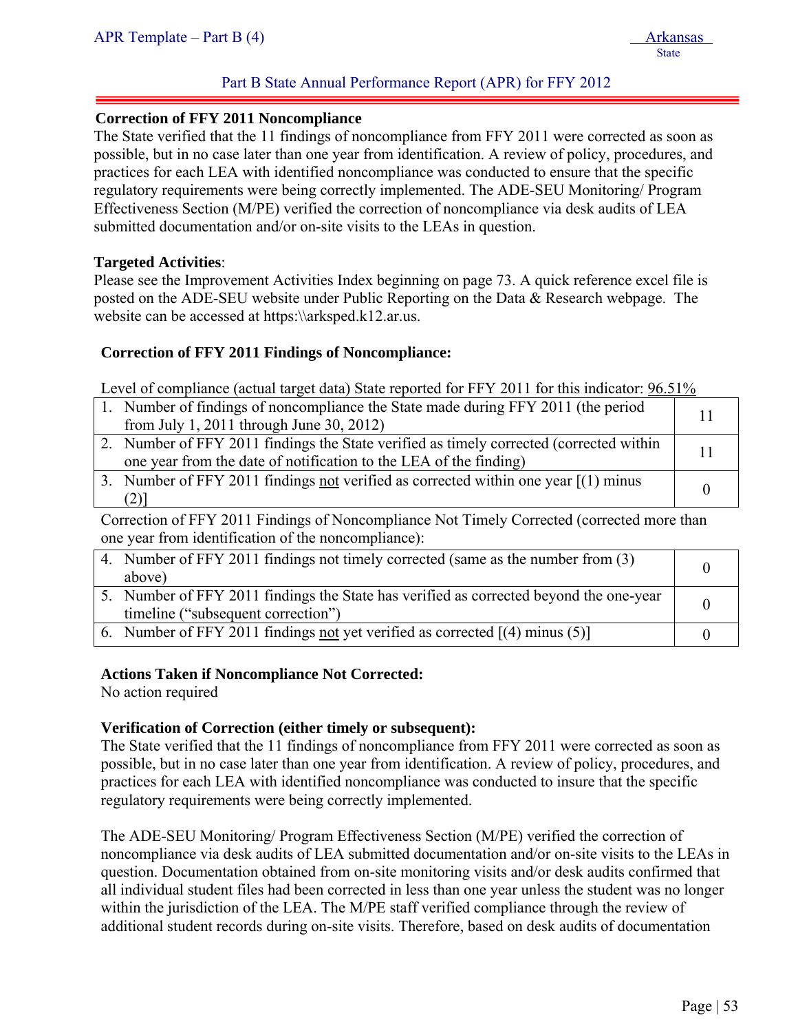**Correction of FFY 2011 Noncompliance**

The State verified that the 11 findings of noncompliance from FFY 2011 were corrected as soon as possible, but in no case later than one year from identification. A review of policy, procedures, and practices for each LEA with identified noncompliance was conducted to ensure that the specific regulatory requirements were being correctly implemented. The ADE-SEU Monitoring/ Program Effectiveness Section (M/PE) verified the correction of noncompliance via desk audits of LEA submitted documentation and/or on-site visits to the LEAs in question.

**Targeted Activities**:

Please see the Improvement Activities Index beginning on page 73. A quick reference excel file is posted on the ADE-SEU website under Public Reporting on the Data & Research webpage. The website can be accessed at https:\\arksped.k12.ar.us.

**Correction of FFY 2011 Findings of Noncompliance:**

Level of compliance (actual target data) State reported for FFY 2011 for this indicator: 96.51%

| | |
|---|---|
| 1. Number of findings of noncompliance the State made during FFY 2011 (the period from July 1, 2011 through June 30, 2012) | 11 |
| 2. Number of FFY 2011 findings the State verified as timely corrected (corrected within one year from the date of notification to the LEA of the finding) | 11 |
| 3. Number of FFY 2011 findings not verified as corrected within one year [(1) minus (2)] | 0 |

Correction of FFY 2011 Findings of Noncompliance Not Timely Corrected (corrected more than one year from identification of the noncompliance):

| | |
|---|---|
| 4. Number of FFY 2011 findings not timely corrected (same as the number from (3) above) | 0 |
| 5. Number of FFY 2011 findings the State has verified as corrected beyond the one-year timeline ("subsequent correction") | 0 |
| 6. Number of FFY 2011 findings not yet verified as corrected [(4) minus (5)] | 0 |

**Actions Taken if Noncompliance Not Corrected:**

No action required

**Verification of Correction (either timely or subsequent):**

The State verified that the 11 findings of noncompliance from FFY 2011 were corrected as soon as possible, but in no case later than one year from identification. A review of policy, procedures, and practices for each LEA with identified noncompliance was conducted to insure that the specific regulatory requirements were being correctly implemented.

The ADE-SEU Monitoring/ Program Effectiveness Section (M/PE) verified the correction of noncompliance via desk audits of LEA submitted documentation and/or on-site visits to the LEAs in question. Documentation obtained from on-site monitoring visits and/or desk audits confirmed that all individual student files had been corrected in less than one year unless the student was no longer within the jurisdiction of the LEA. The M/PE staff verified compliance through the review of additional student records during on-site visits. Therefore, based on desk audits of documentation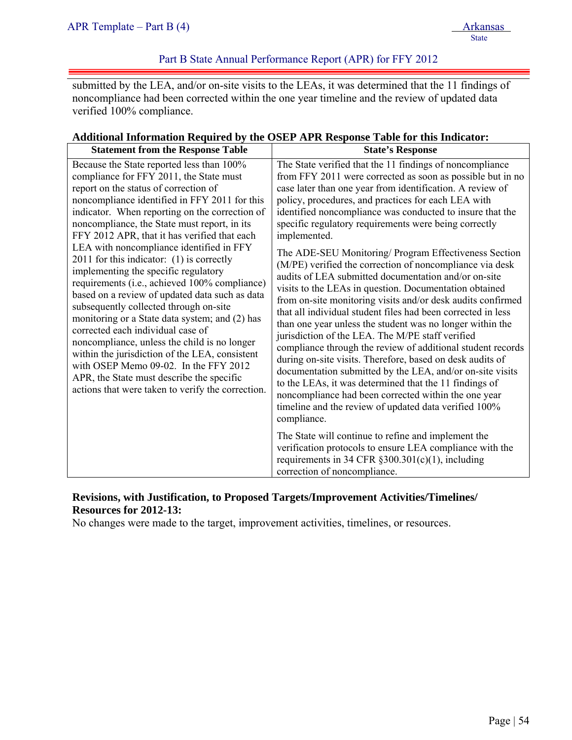submitted by the LEA, and/or on-site visits to the LEAs, it was determined that the 11 findings of noncompliance had been corrected within the one year timeline and the review of updated data verified 100% compliance.

**Additional Information Required by the OSEP APR Response Table for this Indicator:**

| Statement from the Response Table | State's Response |
|---|---|
| Because the State reported less than 100% compliance for FFY 2011, the State must report on the status of correction of noncompliance identified in FFY 2011 for this indicator. When reporting on the correction of noncompliance, the State must report, in its FFY 2012 APR, that it has verified that each LEA with noncompliance identified in FFY 2011 for this indicator: (1) is correctly implementing the specific regulatory requirements (i.e., achieved 100% compliance) based on a review of updated data such as data subsequently collected through on-site monitoring or a State data system; and (2) has corrected each individual case of noncompliance, unless the child is no longer within the jurisdiction of the LEA, consistent with OSEP Memo 09-02. In the FFY 2012 APR, the State must describe the specific actions that were taken to verify the correction. | The State verified that the 11 findings of noncompliance from FFY 2011 were corrected as soon as possible but in no case later than one year from identification. A review of policy, procedures, and practices for each LEA with identified noncompliance was conducted to insure that the specific regulatory requirements were being correctly implemented.<br><br>The ADE-SEU Monitoring/ Program Effectiveness Section (M/PE) verified the correction of noncompliance via desk audits of LEA submitted documentation and/or on-site visits to the LEAs in question. Documentation obtained from on-site monitoring visits and/or desk audits confirmed that all individual student files had been corrected in less than one year unless the student was no longer within the jurisdiction of the LEA. The M/PE staff verified compliance through the review of additional student records during on-site visits. Therefore, based on desk audits of documentation submitted by the LEA, and/or on-site visits to the LEAs, it was determined that the 11 findings of noncompliance had been corrected within the one year timeline and the review of updated data verified 100% compliance.<br><br>The State will continue to refine and implement the verification protocols to ensure LEA compliance with the requirements in 34 CFR §300.301(c)(1), including correction of noncompliance. |

**Revisions, with Justification, to Proposed Targets/Improvement Activities/Timelines/ Resources for 2012-13:**

No changes were made to the target, improvement activities, timelines, or resources.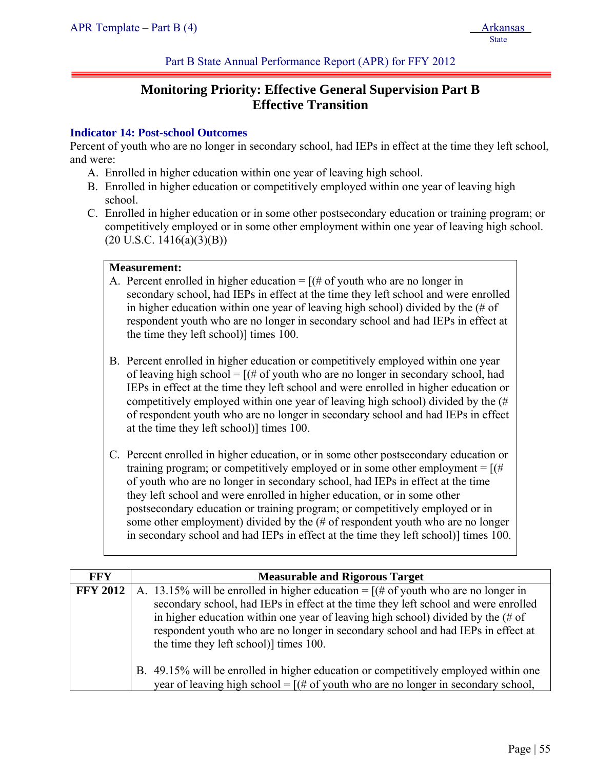Part B State Annual Performance Report (APR) for FFY 2012

# Monitoring Priority: Effective General Supervision Part B Effective Transition

### Indicator 14: Post-school Outcomes

Percent of youth who are no longer in secondary school, had IEPs in effect at the time they left school, and were:

A. Enrolled in higher education within one year of leaving high school.
B. Enrolled in higher education or competitively employed within one year of leaving high school.
C. Enrolled in higher education or in some other postsecondary education or training program; or competitively employed or in some other employment within one year of leaving high school.

(20 U.S.C. 1416(a)(3)(B))

**Measurement:**

A. Percent enrolled in higher education = [(# of youth who are no longer in secondary school, had IEPs in effect at the time they left school and were enrolled in higher education within one year of leaving high school) divided by the (# of respondent youth who are no longer in secondary school and had IEPs in effect at the time they left school)] times 100.

B. Percent enrolled in higher education or competitively employed within one year of leaving high school = [(# of youth who are no longer in secondary school, had IEPs in effect at the time they left school and were enrolled in higher education or competitively employed within one year of leaving high school) divided by the (# of respondent youth who are no longer in secondary school and had IEPs in effect at the time they left school)] times 100.

C. Percent enrolled in higher education, or in some other postsecondary education or training program; or competitively employed or in some other employment = [(# of youth who are no longer in secondary school, had IEPs in effect at the time they left school and were enrolled in higher education, or in some other postsecondary education or training program; or competitively employed or in some other employment) divided by the (# of respondent youth who are no longer in secondary school and had IEPs in effect at the time they left school)] times 100.

| FFY | Measurable and Rigorous Target |
|---|---|
| **FFY 2012** | A. 13.15% will be enrolled in higher education = [(# of youth who are no longer in secondary school, had IEPs in effect at the time they left school and were enrolled in higher education within one year of leaving high school) divided by the (# of respondent youth who are no longer in secondary school and had IEPs in effect at the time they left school)] times 100.<br><br>B. 49.15% will be enrolled in higher education or competitively employed within one year of leaving high school = [(# of youth who are no longer in secondary school, |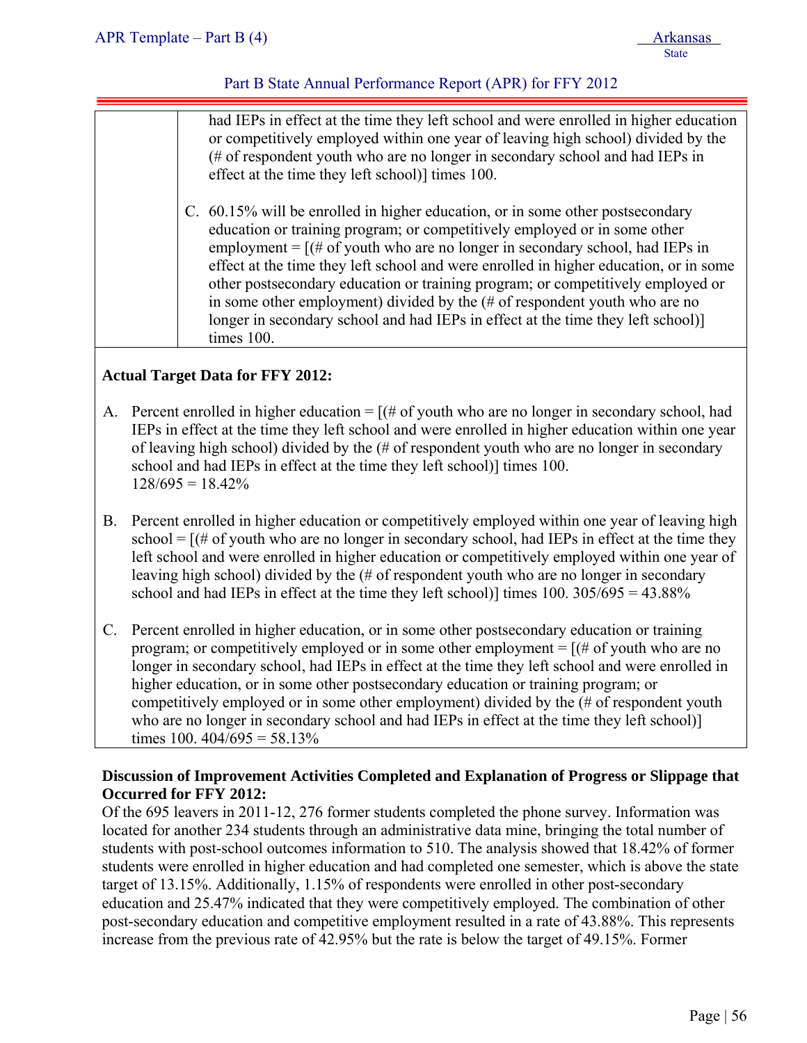| | had IEPs in effect at the time they left school and were enrolled in higher education or competitively employed within one year of leaving high school) divided by the (# of respondent youth who are no longer in secondary school and had IEPs in effect at the time they left school)] times 100.<br><br>C. 60.15% will be enrolled in higher education, or in some other postsecondary education or training program; or competitively employed or in some other employment = [(# of youth who are no longer in secondary school, had IEPs in effect at the time they left school and were enrolled in higher education, or in some other postsecondary education or training program; or competitively employed or in some other employment) divided by the (# of respondent youth who are no longer in secondary school and had IEPs in effect at the time they left school)] times 100. |
|---|---|

**Actual Target Data for FFY 2012:**

A. Percent enrolled in higher education = [(# of youth who are no longer in secondary school, had IEPs in effect at the time they left school and were enrolled in higher education within one year of leaving high school) divided by the (# of respondent youth who are no longer in secondary school and had IEPs in effect at the time they left school)] times 100.
128/695 = 18.42%

B. Percent enrolled in higher education or competitively employed within one year of leaving high school = [(# of youth who are no longer in secondary school, had IEPs in effect at the time they left school and were enrolled in higher education or competitively employed within one year of leaving high school) divided by the (# of respondent youth who are no longer in secondary school and had IEPs in effect at the time they left school)] times 100. 305/695 = 43.88%

C. Percent enrolled in higher education, or in some other postsecondary education or training program; or competitively employed or in some other employment = [(# of youth who are no longer in secondary school, had IEPs in effect at the time they left school and were enrolled in higher education, or in some other postsecondary education or training program; or competitively employed or in some other employment) divided by the (# of respondent youth who are no longer in secondary school and had IEPs in effect at the time they left school)] times 100. 404/695 = 58.13%

**Discussion of Improvement Activities Completed and Explanation of Progress or Slippage that Occurred for FFY 2012:**

Of the 695 leavers in 2011-12, 276 former students completed the phone survey. Information was located for another 234 students through an administrative data mine, bringing the total number of students with post-school outcomes information to 510. The analysis showed that 18.42% of former students were enrolled in higher education and had completed one semester, which is above the state target of 13.15%. Additionally, 1.15% of respondents were enrolled in other post-secondary education and 25.47% indicated that they were competitively employed. The combination of other post-secondary education and competitive employment resulted in a rate of 43.88%. This represents increase from the previous rate of 42.95% but the rate is below the target of 49.15%. Former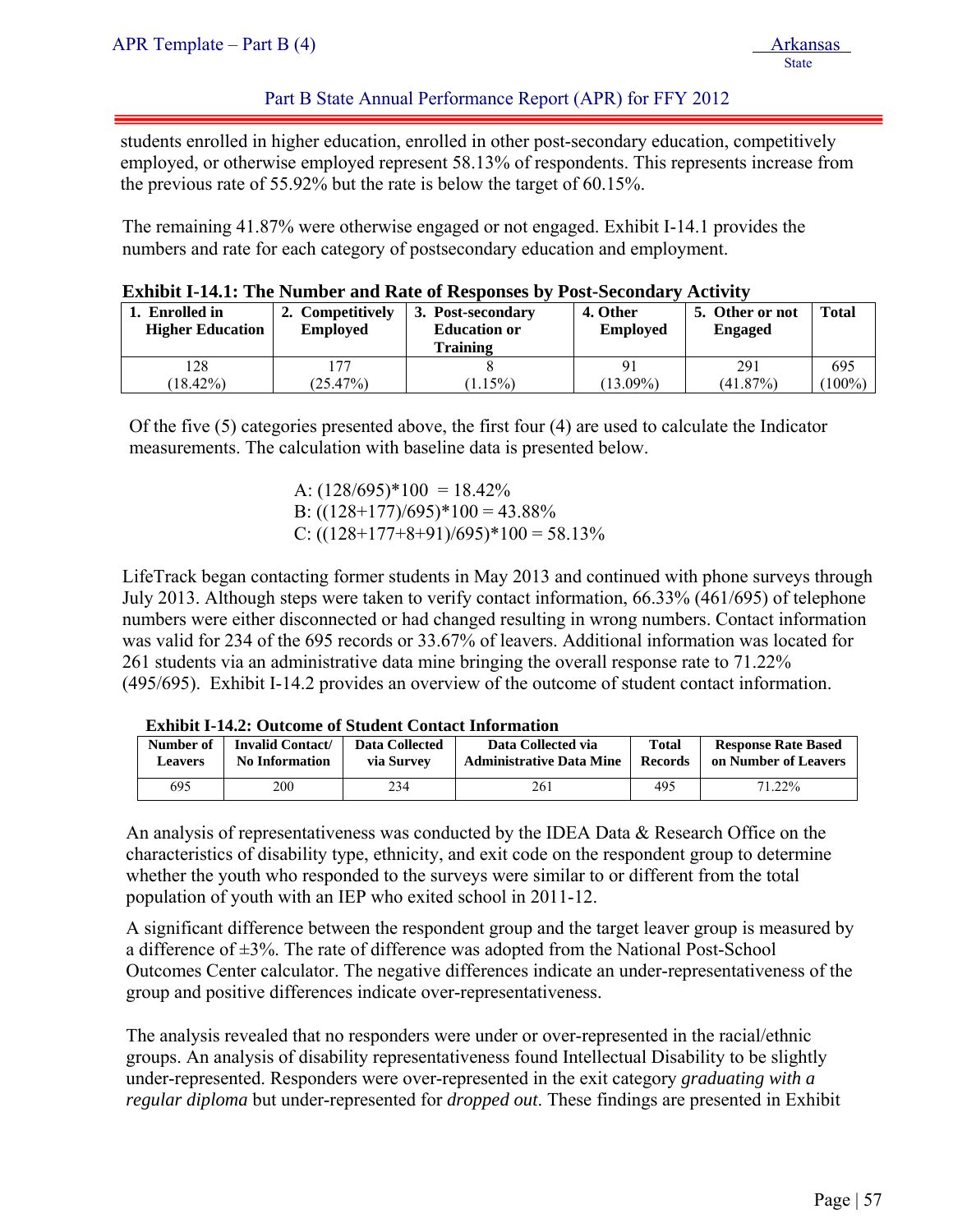students enrolled in higher education, enrolled in other post-secondary education, competitively employed, or otherwise employed represent 58.13% of respondents. This represents increase from the previous rate of 55.92% but the rate is below the target of 60.15%.

The remaining 41.87% were otherwise engaged or not engaged. Exhibit I-14.1 provides the numbers and rate for each category of postsecondary education and employment.

**Exhibit I-14.1: The Number and Rate of Responses by Post-Secondary Activity**

| 1. Enrolled in Higher Education | 2. Competitively Employed | 3. Post-secondary Education or Training | 4. Other Employed | 5. Other or not Engaged | Total |
|---|---|---|---|---|---|
| 128 (18.42%) | 177 (25.47%) | 8 (1.15%) | 91 (13.09%) | 291 (41.87%) | 695 (100%) |

Of the five (5) categories presented above, the first four (4) are used to calculate the Indicator measurements. The calculation with baseline data is presented below.

A: (128/695)*100 = 18.42%
B: ((128+177)/695)*100 = 43.88%
C: ((128+177+8+91)/695)*100 = 58.13%

LifeTrack began contacting former students in May 2013 and continued with phone surveys through July 2013. Although steps were taken to verify contact information, 66.33% (461/695) of telephone numbers were either disconnected or had changed resulting in wrong numbers. Contact information was valid for 234 of the 695 records or 33.67% of leavers. Additional information was located for 261 students via an administrative data mine bringing the overall response rate to 71.22% (495/695). Exhibit I-14.2 provides an overview of the outcome of student contact information.

**Exhibit I-14.2: Outcome of Student Contact Information**

| Number of Leavers | Invalid Contact/ No Information | Data Collected via Survey | Data Collected via Administrative Data Mine | Total Records | Response Rate Based on Number of Leavers |
|---|---|---|---|---|---|
| 695 | 200 | 234 | 261 | 495 | 71.22% |

An analysis of representativeness was conducted by the IDEA Data & Research Office on the characteristics of disability type, ethnicity, and exit code on the respondent group to determine whether the youth who responded to the surveys were similar to or different from the total population of youth with an IEP who exited school in 2011-12.

A significant difference between the respondent group and the target leaver group is measured by a difference of ±3%. The rate of difference was adopted from the National Post-School Outcomes Center calculator. The negative differences indicate an under-representativeness of the group and positive differences indicate over-representativeness.

The analysis revealed that no responders were under or over-represented in the racial/ethnic groups. An analysis of disability representativeness found Intellectual Disability to be slightly under-represented. Responders were over-represented in the exit category *graduating with a regular diploma* but under-represented for *dropped out*. These findings are presented in Exhibit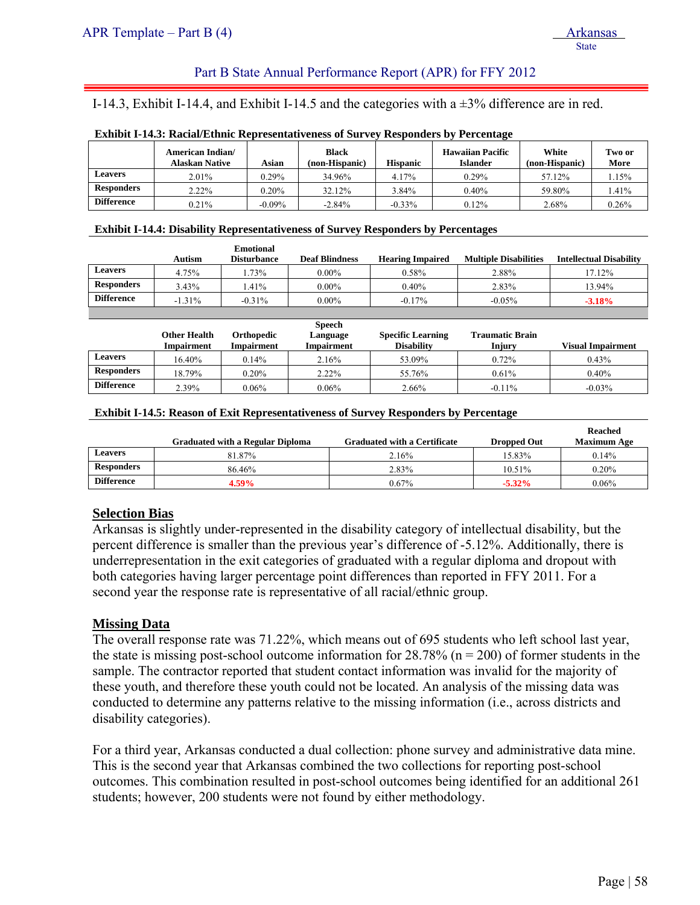I-14.3, Exhibit I-14.4, and Exhibit I-14.5 and the categories with a ±3% difference are in red.

**Exhibit I-14.3: Racial/Ethnic Representativeness of Survey Responders by Percentage**

| | American Indian/ Alaskan Native | Asian | Black (non-Hispanic) | Hispanic | Hawaiian Pacific Islander | White (non-Hispanic) | Two or More |
|---|---|---|---|---|---|---|---|
| **Leavers** | 2.01% | 0.29% | 34.96% | 4.17% | 0.29% | 57.12% | 1.15% |
| **Responders** | 2.22% | 0.20% | 32.12% | 3.84% | 0.40% | 59.80% | 1.41% |
| **Difference** | 0.21% | -0.09% | -2.84% | -0.33% | 0.12% | 2.68% | 0.26% |

**Exhibit I-14.4: Disability Representativeness of Survey Responders by Percentages**

| | Autism | Emotional Disturbance | Deaf Blindness | Hearing Impaired | Multiple Disabilities | Intellectual Disability |
|---|---|---|---|---|---|---|
| **Leavers** | 4.75% | 1.73% | 0.00% | 0.58% | 2.88% | 17.12% |
| **Responders** | 3.43% | 1.41% | 0.00% | 0.40% | 2.83% | 13.94% |
| **Difference** | -1.31% | -0.31% | 0.00% | -0.17% | -0.05% | **-3.18%** |

| | Other Health Impairment | Orthopedic Impairment | Speech Language Impairment | Specific Learning Disability | Traumatic Brain Injury | Visual Impairment |
|---|---|---|---|---|---|---|
| **Leavers** | 16.40% | 0.14% | 2.16% | 53.09% | 0.72% | 0.43% |
| **Responders** | 18.79% | 0.20% | 2.22% | 55.76% | 0.61% | 0.40% |
| **Difference** | 2.39% | 0.06% | 0.06% | 2.66% | -0.11% | -0.03% |

**Exhibit I-14.5: Reason of Exit Representativeness of Survey Responders by Percentage**

| | Graduated with a Regular Diploma | Graduated with a Certificate | Dropped Out | Reached Maximum Age |
|---|---|---|---|---|
| **Leavers** | 81.87% | 2.16% | 15.83% | 0.14% |
| **Responders** | 86.46% | 2.83% | 10.51% | 0.20% |
| **Difference** | **4.59%** | 0.67% | **-5.32%** | 0.06% |

## Selection Bias

Arkansas is slightly under-represented in the disability category of intellectual disability, but the percent difference is smaller than the previous year's difference of -5.12%. Additionally, there is underrepresentation in the exit categories of graduated with a regular diploma and dropout with both categories having larger percentage point differences than reported in FFY 2011. For a second year the response rate is representative of all racial/ethnic group.

## Missing Data

The overall response rate was 71.22%, which means out of 695 students who left school last year, the state is missing post-school outcome information for 28.78% (n = 200) of former students in the sample. The contractor reported that student contact information was invalid for the majority of these youth, and therefore these youth could not be located. An analysis of the missing data was conducted to determine any patterns relative to the missing information (i.e., across districts and disability categories).

For a third year, Arkansas conducted a dual collection: phone survey and administrative data mine. This is the second year that Arkansas combined the two collections for reporting post-school outcomes. This combination resulted in post-school outcomes being identified for an additional 261 students; however, 200 students were not found by either methodology.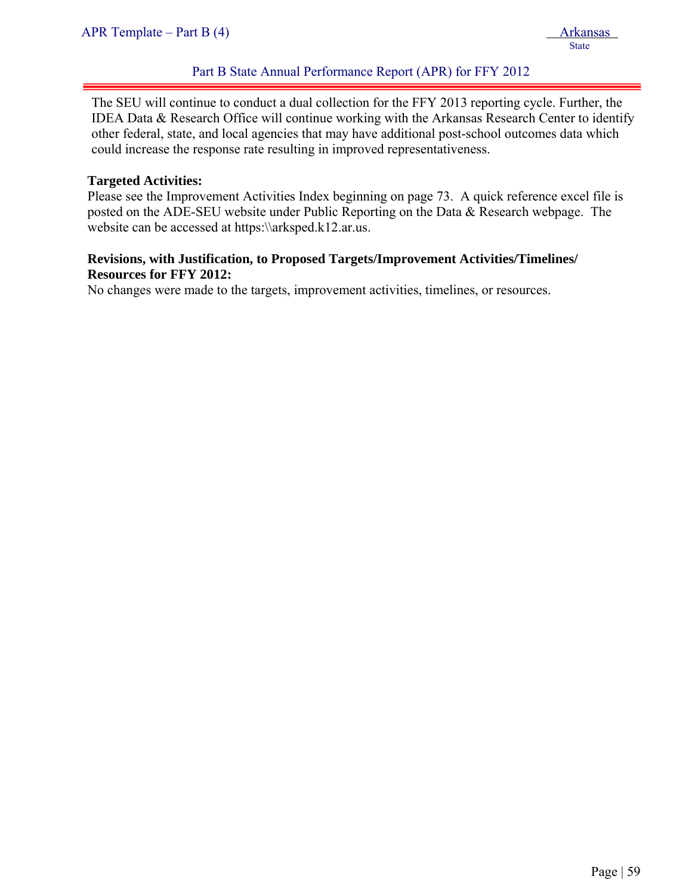The SEU will continue to conduct a dual collection for the FFY 2013 reporting cycle. Further, the IDEA Data & Research Office will continue working with the Arkansas Research Center to identify other federal, state, and local agencies that may have additional post-school outcomes data which could increase the response rate resulting in improved representativeness.

**Targeted Activities:**
Please see the Improvement Activities Index beginning on page 73. A quick reference excel file is posted on the ADE-SEU website under Public Reporting on the Data & Research webpage. The website can be accessed at https:\\arksped.k12.ar.us.

**Revisions, with Justification, to Proposed Targets/Improvement Activities/Timelines/ Resources for FFY 2012:**
No changes were made to the targets, improvement activities, timelines, or resources.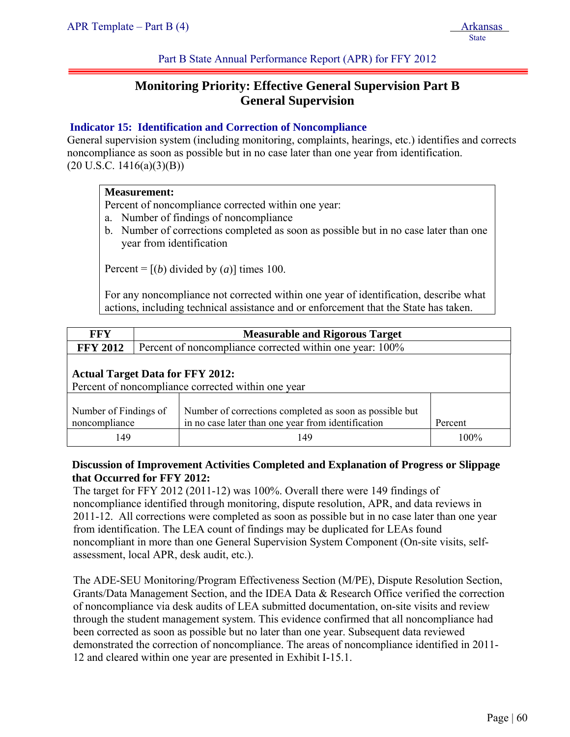Part B State Annual Performance Report (APR) for FFY 2012

# Monitoring Priority: Effective General Supervision Part B General Supervision

## Indicator 15: Identification and Correction of Noncompliance

General supervision system (including monitoring, complaints, hearings, etc.) identifies and corrects noncompliance as soon as possible but in no case later than one year from identification. (20 U.S.C. 1416(a)(3)(B))

**Measurement:**
Percent of noncompliance corrected within one year:

a. Number of findings of noncompliance
b. Number of corrections completed as soon as possible but in no case later than one year from identification

Percent = [(*b*) divided by (*a*)] times 100.

For any noncompliance not corrected within one year of identification, describe what actions, including technical assistance and or enforcement that the State has taken.

| FFY | Measurable and Rigorous Target |
|---|---|
| **FFY 2012** | Percent of noncompliance corrected within one year: 100% |

**Actual Target Data for FFY 2012:**
Percent of noncompliance corrected within one year

| Number of Findings of noncompliance | Number of corrections completed as soon as possible but in no case later than one year from identification | Percent |
|---|---|---|
| 149 | 149 | 100% |

**Discussion of Improvement Activities Completed and Explanation of Progress or Slippage that Occurred for FFY 2012:**

The target for FFY 2012 (2011-12) was 100%. Overall there were 149 findings of noncompliance identified through monitoring, dispute resolution, APR, and data reviews in 2011-12. All corrections were completed as soon as possible but in no case later than one year from identification. The LEA count of findings may be duplicated for LEAs found noncompliant in more than one General Supervision System Component (On-site visits, self-assessment, local APR, desk audit, etc.).

The ADE-SEU Monitoring/Program Effectiveness Section (M/PE), Dispute Resolution Section, Grants/Data Management Section, and the IDEA Data & Research Office verified the correction of noncompliance via desk audits of LEA submitted documentation, on-site visits and review through the student management system. This evidence confirmed that all noncompliance had been corrected as soon as possible but no later than one year. Subsequent data reviewed demonstrated the correction of noncompliance. The areas of noncompliance identified in 2011-12 and cleared within one year are presented in Exhibit I-15.1.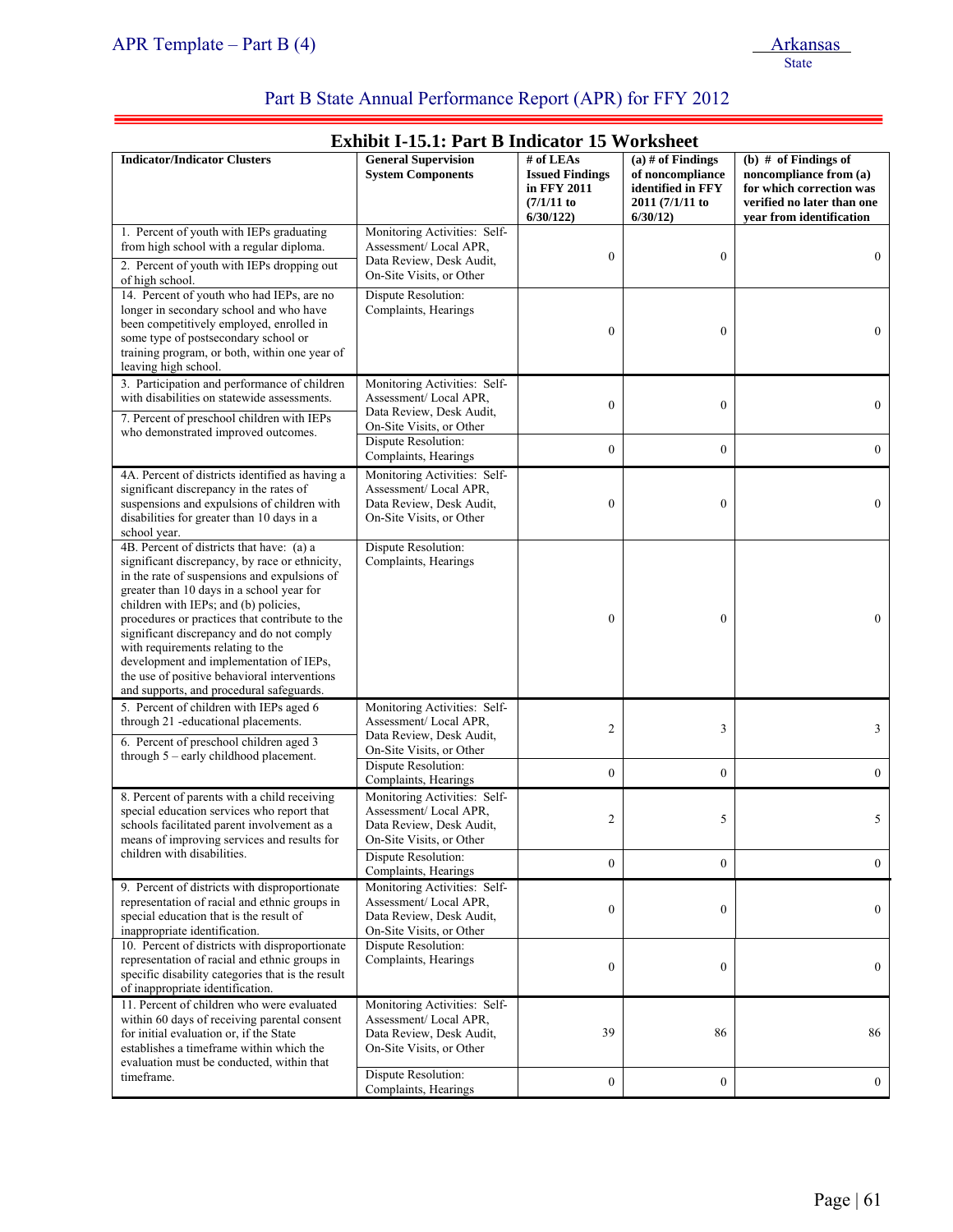### Part B State Annual Performance Report (APR) for FFY 2012

**Exhibit I-15.1: Part B Indicator 15 Worksheet**

| Indicator/Indicator Clusters | General Supervision System Components | # of LEAs Issued Findings in FFY 2011 (7/1/11 to 6/30/122) | (a) # of Findings of noncompliance identified in FFY 2011 (7/1/11 to 6/30/12) | (b) # of Findings of noncompliance from (a) for which correction was verified no later than one year from identification |
|---|---|---|---|---|
| 1. Percent of youth with IEPs graduating from high school with a regular diploma.<br>2. Percent of youth with IEPs dropping out of high school. | Monitoring Activities: Self-Assessment/ Local APR, Data Review, Desk Audit, On-Site Visits, or Other | 0 | 0 | 0 |
| 14. Percent of youth who had IEPs, are no longer in secondary school and who have been competitively employed, enrolled in some type of postsecondary school or training program, or both, within one year of leaving high school. | Dispute Resolution: Complaints, Hearings | 0 | 0 | 0 |
| 3. Participation and performance of children with disabilities on statewide assessments.<br>7. Percent of preschool children with IEPs who demonstrated improved outcomes. | Monitoring Activities: Self-Assessment/ Local APR, Data Review, Desk Audit, On-Site Visits, or Other | 0 | 0 | 0 |
| | Dispute Resolution: Complaints, Hearings | 0 | 0 | 0 |
| 4A. Percent of districts identified as having a significant discrepancy in the rates of suspensions and expulsions of children with disabilities for greater than 10 days in a school year. | Monitoring Activities: Self-Assessment/ Local APR, Data Review, Desk Audit, On-Site Visits, or Other | 0 | 0 | 0 |
| 4B. Percent of districts that have: (a) a significant discrepancy, by race or ethnicity, in the rate of suspensions and expulsions of greater than 10 days in a school year for children with IEPs; and (b) policies, procedures or practices that contribute to the significant discrepancy and do not comply with requirements relating to the development and implementation of IEPs, the use of positive behavioral interventions and supports, and procedural safeguards. | Dispute Resolution: Complaints, Hearings | 0 | 0 | 0 |
| 5. Percent of children with IEPs aged 6 through 21 -educational placements.<br>6. Percent of preschool children aged 3 through 5 – early childhood placement. | Monitoring Activities: Self-Assessment/ Local APR, Data Review, Desk Audit, On-Site Visits, or Other | 2 | 3 | 3 |
| | Dispute Resolution: Complaints, Hearings | 0 | 0 | 0 |
| 8. Percent of parents with a child receiving special education services who report that schools facilitated parent involvement as a means of improving services and results for children with disabilities. | Monitoring Activities: Self-Assessment/ Local APR, Data Review, Desk Audit, On-Site Visits, or Other | 2 | 5 | 5 |
| | Dispute Resolution: Complaints, Hearings | 0 | 0 | 0 |
| 9. Percent of districts with disproportionate representation of racial and ethnic groups in special education that is the result of inappropriate identification. | Monitoring Activities: Self-Assessment/ Local APR, Data Review, Desk Audit, On-Site Visits, or Other | 0 | 0 | 0 |
| 10. Percent of districts with disproportionate representation of racial and ethnic groups in specific disability categories that is the result of inappropriate identification. | Dispute Resolution: Complaints, Hearings | 0 | 0 | 0 |
| 11. Percent of children who were evaluated within 60 days of receiving parental consent for initial evaluation or, if the State establishes a timeframe within which the evaluation must be conducted, within that timeframe. | Monitoring Activities: Self-Assessment/ Local APR, Data Review, Desk Audit, On-Site Visits, or Other | 39 | 86 | 86 |
| | Dispute Resolution: Complaints, Hearings | 0 | 0 | 0 |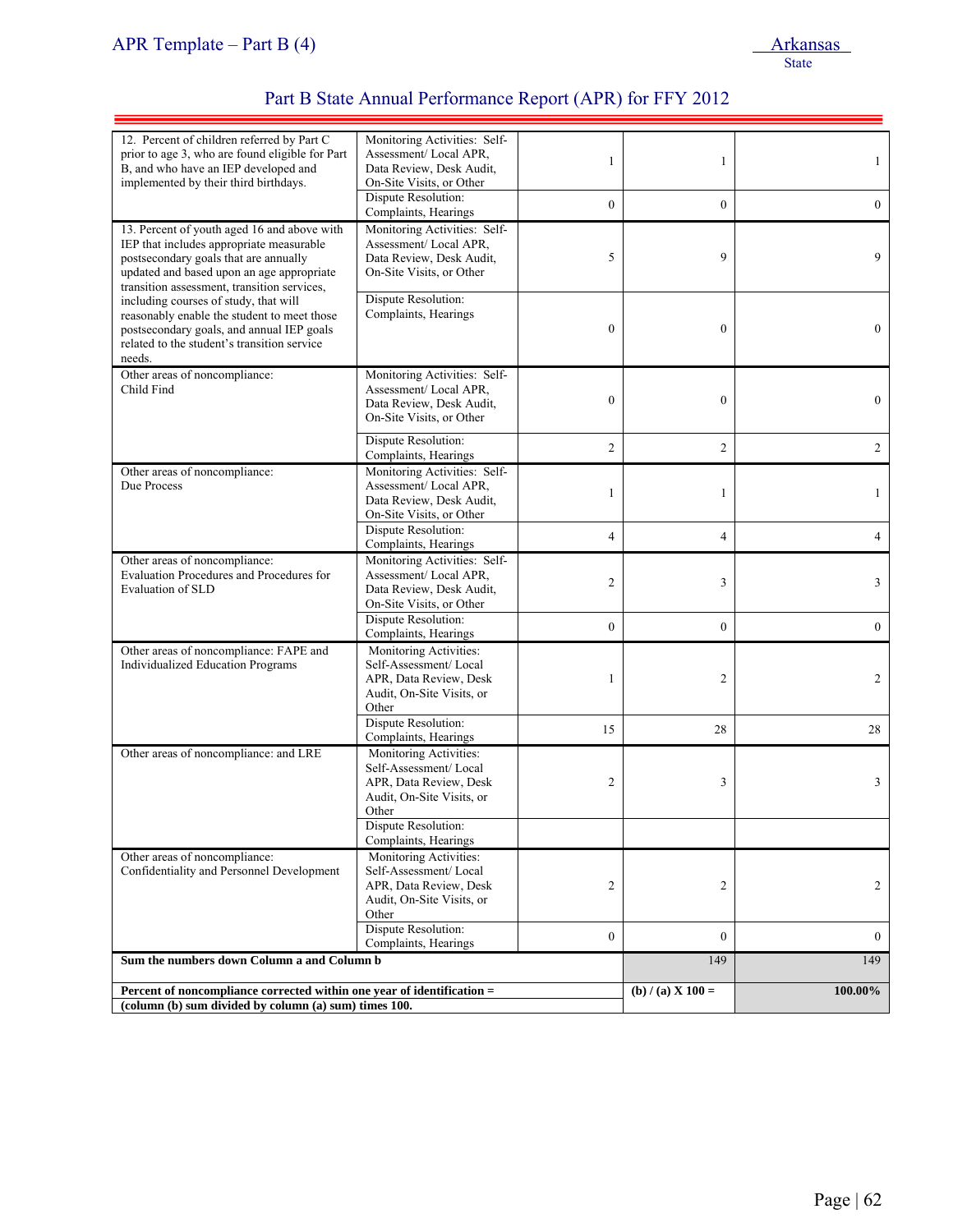## Part B State Annual Performance Report (APR) for FFY 2012

| | | | | |
|---|---|---|---|---|
| 12. Percent of children referred by Part C prior to age 3, who are found eligible for Part B, and who have an IEP developed and implemented by their third birthdays. | Monitoring Activities: Self-Assessment/ Local APR, Data Review, Desk Audit, On-Site Visits, or Other | 1 | 1 | 1 |
| | Dispute Resolution: Complaints, Hearings | 0 | 0 | 0 |
| 13. Percent of youth aged 16 and above with IEP that includes appropriate measurable postsecondary goals that are annually updated and based upon an age appropriate transition assessment, transition services, including courses of study, that will reasonably enable the student to meet those postsecondary goals, and annual IEP goals related to the student's transition service needs. | Monitoring Activities: Self-Assessment/ Local APR, Data Review, Desk Audit, On-Site Visits, or Other | 5 | 9 | 9 |
| | Dispute Resolution: Complaints, Hearings | 0 | 0 | 0 |
| Other areas of noncompliance: Child Find | Monitoring Activities: Self-Assessment/ Local APR, Data Review, Desk Audit, On-Site Visits, or Other | 0 | 0 | 0 |
| | Dispute Resolution: Complaints, Hearings | 2 | 2 | 2 |
| Other areas of noncompliance: Due Process | Monitoring Activities: Self-Assessment/ Local APR, Data Review, Desk Audit, On-Site Visits, or Other | 1 | 1 | 1 |
| | Dispute Resolution: Complaints, Hearings | 4 | 4 | 4 |
| Other areas of noncompliance: Evaluation Procedures and Procedures for Evaluation of SLD | Monitoring Activities: Self-Assessment/ Local APR, Data Review, Desk Audit, On-Site Visits, or Other | 2 | 3 | 3 |
| | Dispute Resolution: Complaints, Hearings | 0 | 0 | 0 |
| Other areas of noncompliance: FAPE and Individualized Education Programs | Monitoring Activities: Self-Assessment/ Local APR, Data Review, Desk Audit, On-Site Visits, or Other | 1 | 2 | 2 |
| | Dispute Resolution: Complaints, Hearings | 15 | 28 | 28 |
| Other areas of noncompliance: and LRE | Monitoring Activities: Self-Assessment/ Local APR, Data Review, Desk Audit, On-Site Visits, or Other | 2 | 3 | 3 |
| | Dispute Resolution: Complaints, Hearings | | | |
| Other areas of noncompliance: Confidentiality and Personnel Development | Monitoring Activities: Self-Assessment/ Local APR, Data Review, Desk Audit, On-Site Visits, or Other | 2 | 2 | 2 |
| | Dispute Resolution: Complaints, Hearings | 0 | 0 | 0 |
| **Sum the numbers down Column a and Column b** | | | 149 | 149 |
| **Percent of noncompliance corrected within one year of identification = (column (b) sum divided by column (a) sum) times 100.** | | | **(b) / (a) X 100 =** | **100.00%** |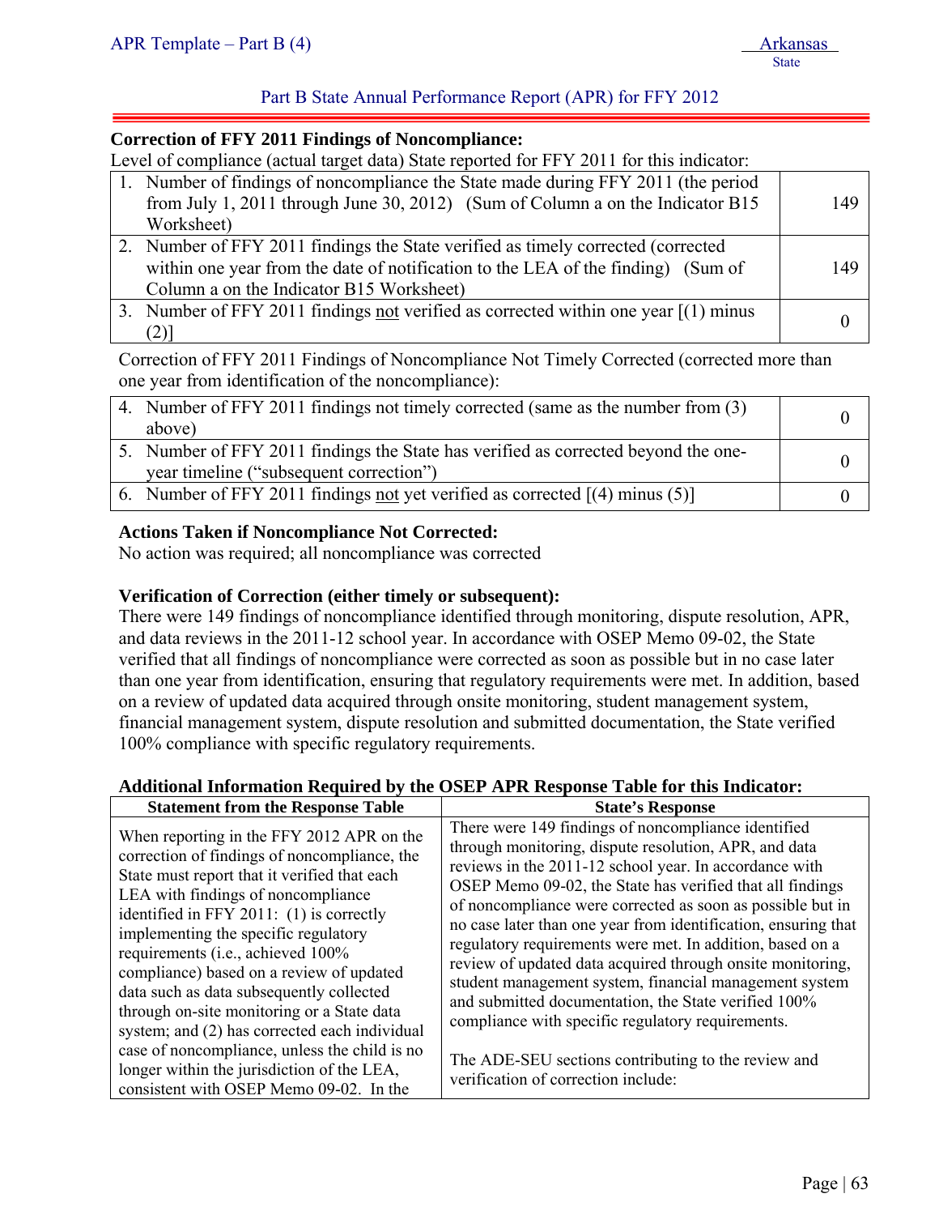Part B State Annual Performance Report (APR) for FFY 2012

**Correction of FFY 2011 Findings of Noncompliance:**

Level of compliance (actual target data) State reported for FFY 2011 for this indicator:

| | |
|---|---|
| 1. Number of findings of noncompliance the State made during FFY 2011 (the period from July 1, 2011 through June 30, 2012) (Sum of Column a on the Indicator B15 Worksheet) | 149 |
| 2. Number of FFY 2011 findings the State verified as timely corrected (corrected within one year from the date of notification to the LEA of the finding) (Sum of Column a on the Indicator B15 Worksheet) | 149 |
| 3. Number of FFY 2011 findings <u>not</u> verified as corrected within one year [(1) minus (2)] | 0 |

Correction of FFY 2011 Findings of Noncompliance Not Timely Corrected (corrected more than one year from identification of the noncompliance):

| | |
|---|---|
| 4. Number of FFY 2011 findings not timely corrected (same as the number from (3) above) | 0 |
| 5. Number of FFY 2011 findings the State has verified as corrected beyond the one-year timeline ("subsequent correction") | 0 |
| 6. Number of FFY 2011 findings <u>not</u> yet verified as corrected [(4) minus (5)] | 0 |

**Actions Taken if Noncompliance Not Corrected:**

No action was required; all noncompliance was corrected

**Verification of Correction (either timely or subsequent):**

There were 149 findings of noncompliance identified through monitoring, dispute resolution, APR, and data reviews in the 2011-12 school year. In accordance with OSEP Memo 09-02, the State verified that all findings of noncompliance were corrected as soon as possible but in no case later than one year from identification, ensuring that regulatory requirements were met. In addition, based on a review of updated data acquired through onsite monitoring, student management system, financial management system, dispute resolution and submitted documentation, the State verified 100% compliance with specific regulatory requirements.

**Additional Information Required by the OSEP APR Response Table for this Indicator:**

| Statement from the Response Table | State's Response |
|---|---|
| When reporting in the FFY 2012 APR on the correction of findings of noncompliance, the State must report that it verified that each LEA with findings of noncompliance identified in FFY 2011: (1) is correctly implementing the specific regulatory requirements (i.e., achieved 100% compliance) based on a review of updated data such as data subsequently collected through on-site monitoring or a State data system; and (2) has corrected each individual case of noncompliance, unless the child is no longer within the jurisdiction of the LEA, consistent with OSEP Memo 09-02. In the | There were 149 findings of noncompliance identified through monitoring, dispute resolution, APR, and data reviews in the 2011-12 school year. In accordance with OSEP Memo 09-02, the State has verified that all findings of noncompliance were corrected as soon as possible but in no case later than one year from identification, ensuring that regulatory requirements were met. In addition, based on a review of updated data acquired through onsite monitoring, student management system, financial management system and submitted documentation, the State verified 100% compliance with specific regulatory requirements.<br><br>The ADE-SEU sections contributing to the review and verification of correction include: |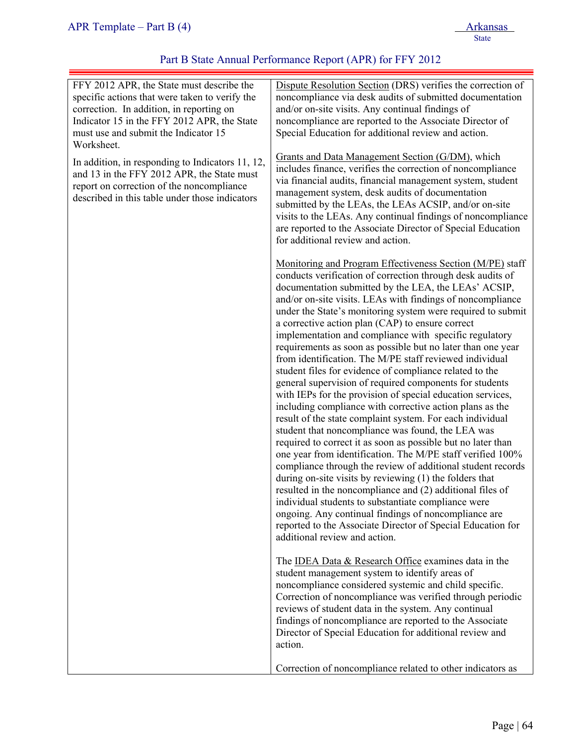| | |
|---|---|
| FFY 2012 APR, the State must describe the specific actions that were taken to verify the correction. In addition, in reporting on Indicator 15 in the FFY 2012 APR, the State must use and submit the Indicator 15 Worksheet.<br><br>In addition, in responding to Indicators 11, 12, and 13 in the FFY 2012 APR, the State must report on correction of the noncompliance described in this table under those indicators | Dispute Resolution Section (DRS) verifies the correction of noncompliance via desk audits of submitted documentation and/or on-site visits. Any continual findings of noncompliance are reported to the Associate Director of Special Education for additional review and action.<br><br>Grants and Data Management Section (G/DM), which includes finance, verifies the correction of noncompliance via financial audits, financial management system, student management system, desk audits of documentation submitted by the LEAs, the LEAs ACSIP, and/or on-site visits to the LEAs. Any continual findings of noncompliance are reported to the Associate Director of Special Education for additional review and action.<br><br>Monitoring and Program Effectiveness Section (M/PE) staff conducts verification of correction through desk audits of documentation submitted by the LEA, the LEAs' ACSIP, and/or on-site visits. LEAs with findings of noncompliance under the State's monitoring system were required to submit a corrective action plan (CAP) to ensure correct implementation and compliance with specific regulatory requirements as soon as possible but no later than one year from identification. The M/PE staff reviewed individual student files for evidence of compliance related to the general supervision of required components for students with IEPs for the provision of special education services, including compliance with corrective action plans as the result of the state complaint system. For each individual student that noncompliance was found, the LEA was required to correct it as soon as possible but no later than one year from identification. The M/PE staff verified 100% compliance through the review of additional student records during on-site visits by reviewing (1) the folders that resulted in the noncompliance and (2) additional files of individual students to substantiate compliance were ongoing. Any continual findings of noncompliance are reported to the Associate Director of Special Education for additional review and action.<br><br>The IDEA Data & Research Office examines data in the student management system to identify areas of noncompliance considered systemic and child specific. Correction of noncompliance was verified through periodic reviews of student data in the system. Any continual findings of noncompliance are reported to the Associate Director of Special Education for additional review and action.<br><br>Correction of noncompliance related to other indicators as |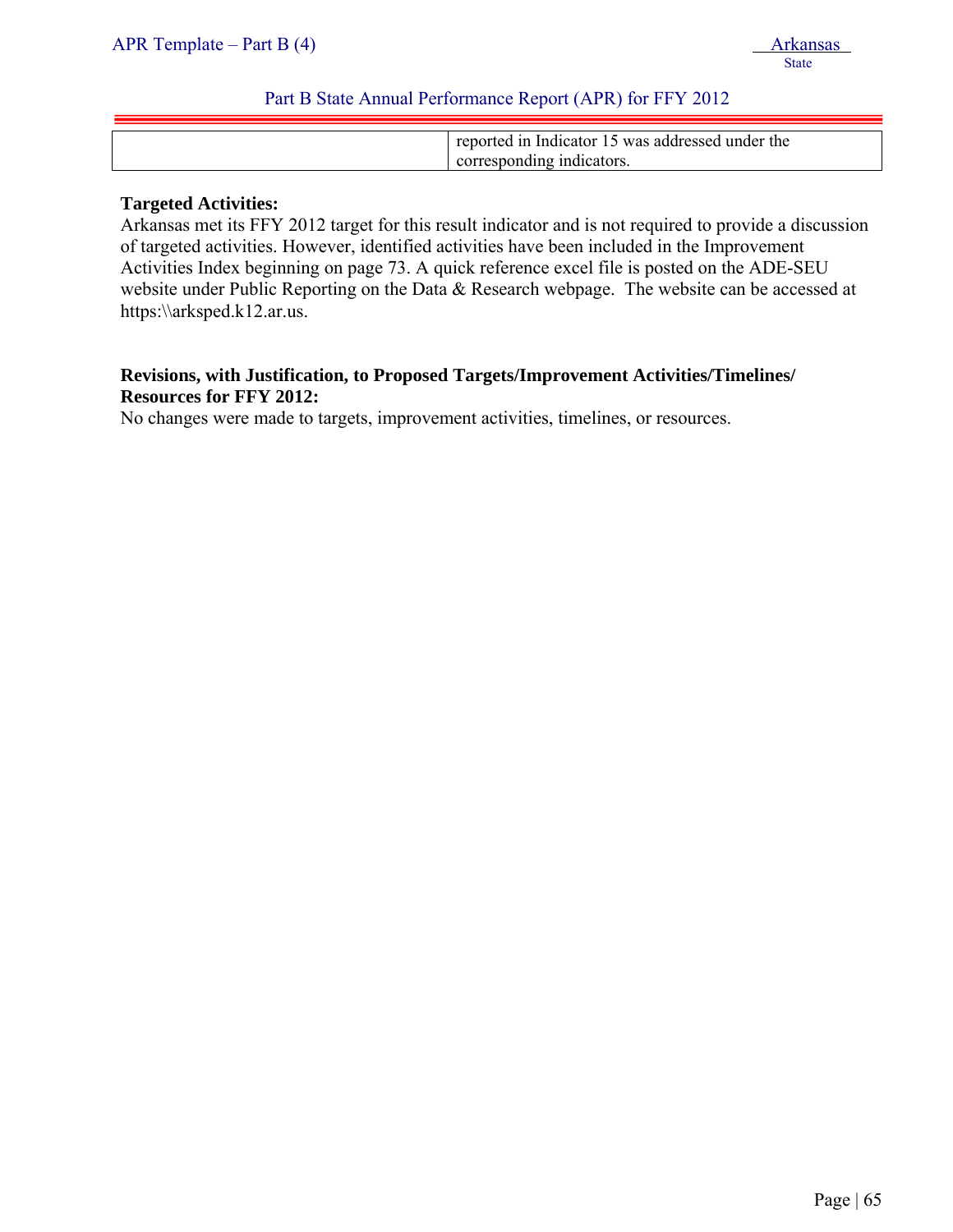|  | reported in Indicator 15 was addressed under the corresponding indicators. |
|---|---|

**Targeted Activities:**
Arkansas met its FFY 2012 target for this result indicator and is not required to provide a discussion of targeted activities. However, identified activities have been included in the Improvement Activities Index beginning on page 73. A quick reference excel file is posted on the ADE-SEU website under Public Reporting on the Data & Research webpage. The website can be accessed at https:\\arksped.k12.ar.us.

**Revisions, with Justification, to Proposed Targets/Improvement Activities/Timelines/ Resources for FFY 2012:**
No changes were made to targets, improvement activities, timelines, or resources.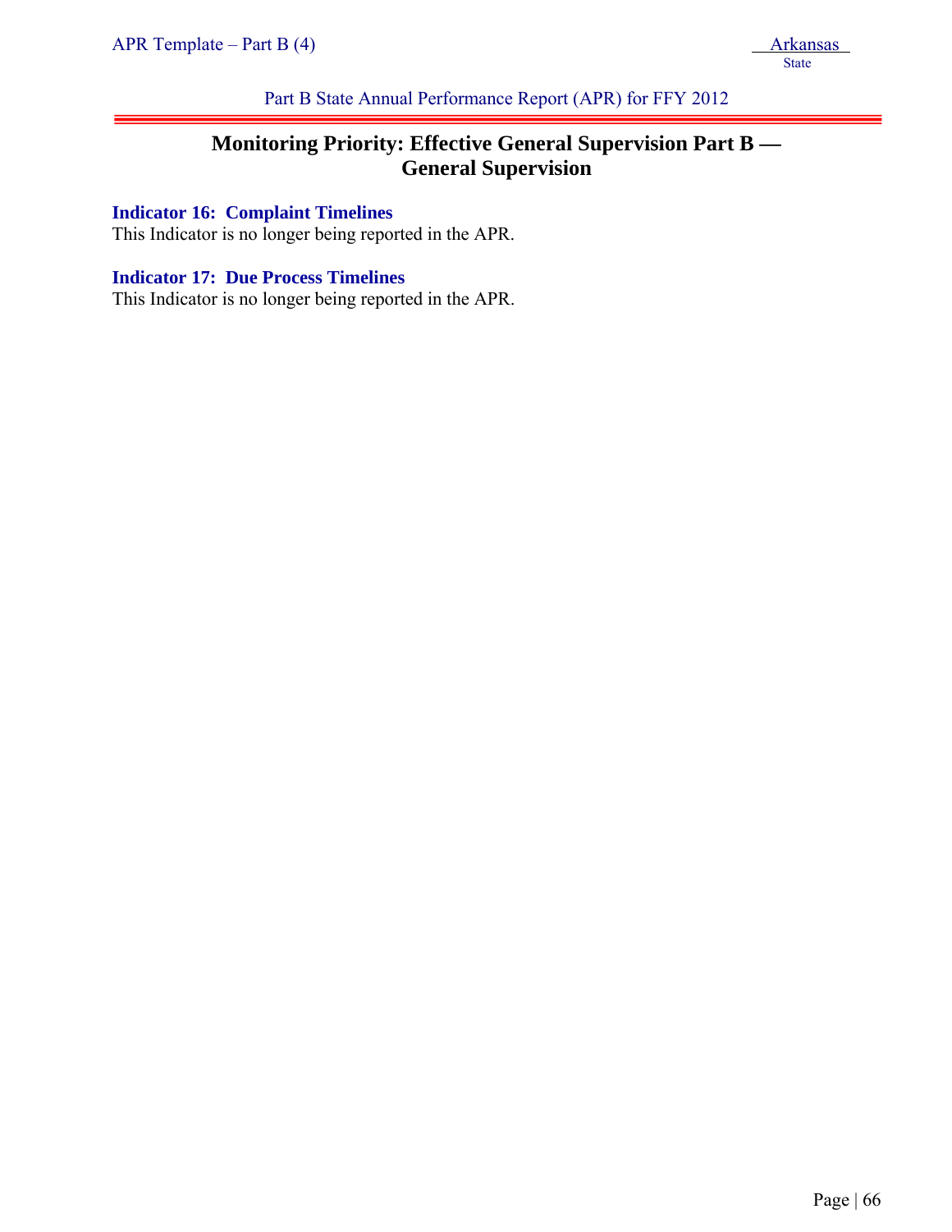# Monitoring Priority: Effective General Supervision Part B — General Supervision

### Indicator 16: Complaint Timelines

This Indicator is no longer being reported in the APR.

### Indicator 17: Due Process Timelines

This Indicator is no longer being reported in the APR.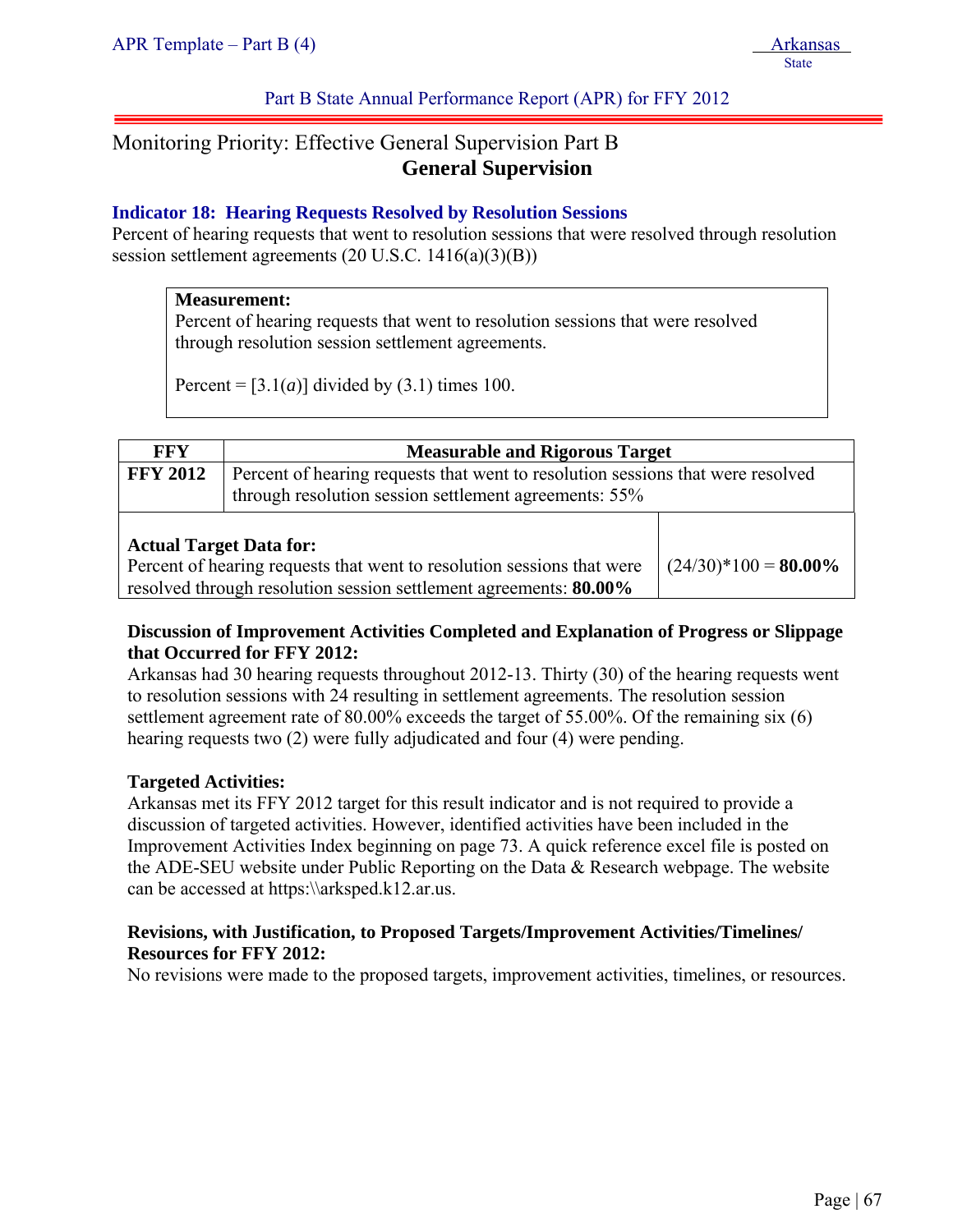Part B State Annual Performance Report (APR) for FFY 2012

# Monitoring Priority: Effective General Supervision Part B

## General Supervision

### Indicator 18: Hearing Requests Resolved by Resolution Sessions

Percent of hearing requests that went to resolution sessions that were resolved through resolution session settlement agreements (20 U.S.C. 1416(a)(3)(B))

**Measurement:**
Percent of hearing requests that went to resolution sessions that were resolved through resolution session settlement agreements.

Percent = [3.1(*a*)] divided by (3.1) times 100.

| FFY | Measurable and Rigorous Target |
| --- | --- |
| **FFY 2012** | Percent of hearing requests that went to resolution sessions that were resolved through resolution session settlement agreements: 55% |

| | |
| --- | --- |
| **Actual Target Data for:** Percent of hearing requests that went to resolution sessions that were resolved through resolution session settlement agreements: **80.00%** | (24/30)*100 = **80.00%** |

**Discussion of Improvement Activities Completed and Explanation of Progress or Slippage that Occurred for FFY 2012:**
Arkansas had 30 hearing requests throughout 2012-13. Thirty (30) of the hearing requests went to resolution sessions with 24 resulting in settlement agreements. The resolution session settlement agreement rate of 80.00% exceeds the target of 55.00%. Of the remaining six (6) hearing requests two (2) were fully adjudicated and four (4) were pending.

**Targeted Activities:**
Arkansas met its FFY 2012 target for this result indicator and is not required to provide a discussion of targeted activities. However, identified activities have been included in the Improvement Activities Index beginning on page 73. A quick reference excel file is posted on the ADE-SEU website under Public Reporting on the Data & Research webpage. The website can be accessed at https:\\arksped.k12.ar.us.

**Revisions, with Justification, to Proposed Targets/Improvement Activities/Timelines/ Resources for FFY 2012:**
No revisions were made to the proposed targets, improvement activities, timelines, or resources.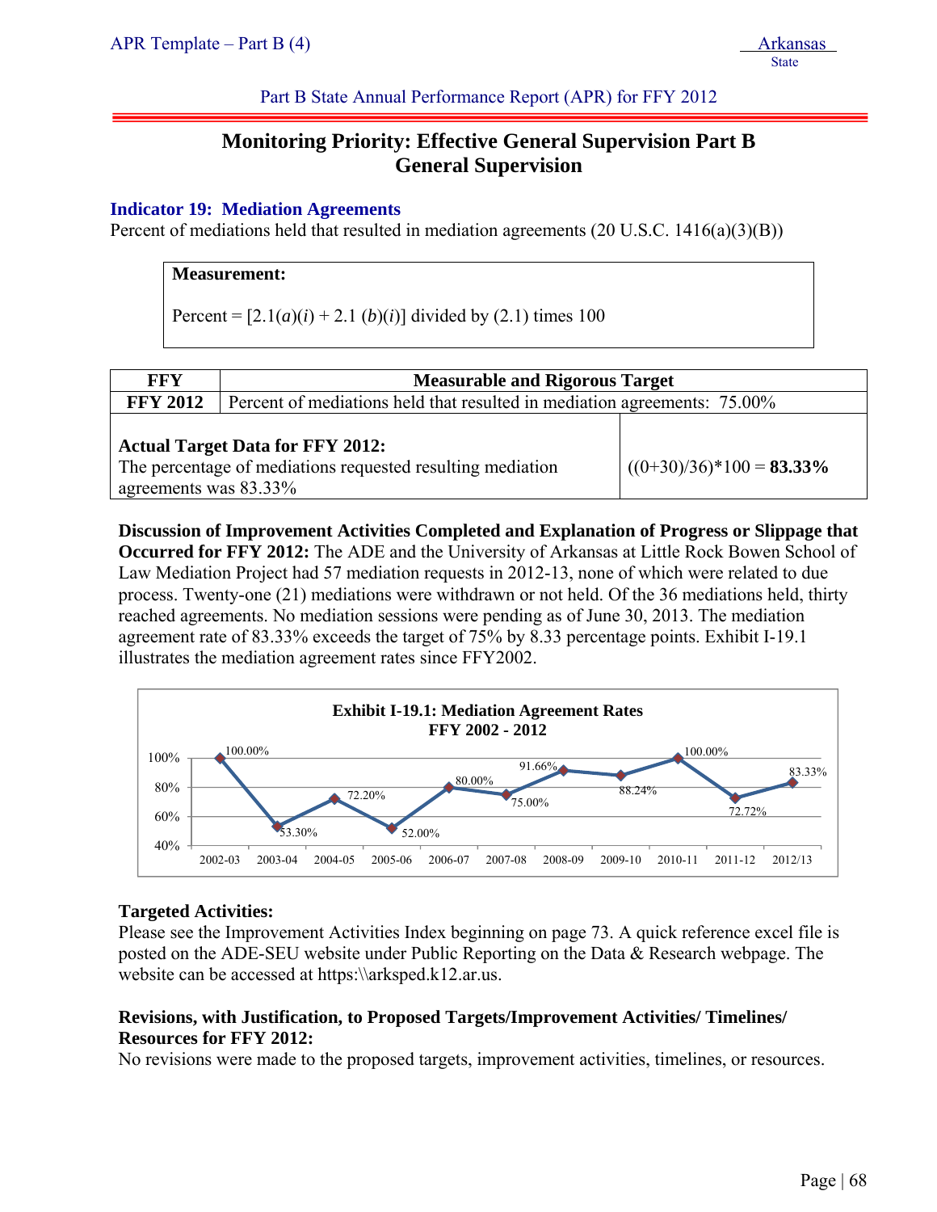Part B State Annual Performance Report (APR) for FFY 2012

# Monitoring Priority: Effective General Supervision Part B General Supervision

### Indicator 19: Mediation Agreements

Percent of mediations held that resulted in mediation agreements (20 U.S.C. 1416(a)(3)(B))

**Measurement:**

Percent = [2.1(*a*)(*i*) + 2.1 (*b*)(*i*)] divided by (2.1) times 100

| FFY | Measurable and Rigorous Target |
|---|---|
| FFY 2012 | Percent of mediations held that resulted in mediation agreements: 75.00% |
| **Actual Target Data for FFY 2012:** The percentage of mediations requested resulting mediation agreements was 83.33% | ((0+30)/36)*100 = **83.33%** |

**Discussion of Improvement Activities Completed and Explanation of Progress or Slippage that Occurred for FFY 2012:** The ADE and the University of Arkansas at Little Rock Bowen School of Law Mediation Project had 57 mediation requests in 2012-13, none of which were related to due process. Twenty-one (21) mediations were withdrawn or not held. Of the 36 mediations held, thirty reached agreements. No mediation sessions were pending as of June 30, 2013. The mediation agreement rate of 83.33% exceeds the target of 75% by 8.33 percentage points. Exhibit I-19.1 illustrates the mediation agreement rates since FFY2002.

**Exhibit I-19.1: Mediation Agreement Rates FFY 2002 - 2012**

| Year | Rate |
|---|---|
| 2002-03 | 100.00% |
| 2003-04 | 53.30% |
| 2004-05 | 72.20% |
| 2005-06 | 52.00% |
| 2006-07 | 80.00% |
| 2007-08 | 75.00% |
| 2008-09 | 91.66% |
| 2009-10 | 88.24% |
| 2010-11 | 100.00% |
| 2011-12 | 72.72% |
| 2012/13 | 83.33% |

**Targeted Activities:**

Please see the Improvement Activities Index beginning on page 73. A quick reference excel file is posted on the ADE-SEU website under Public Reporting on the Data & Research webpage. The website can be accessed at https:\\arksped.k12.ar.us.

**Revisions, with Justification, to Proposed Targets/Improvement Activities/ Timelines/ Resources for FFY 2012:**

No revisions were made to the proposed targets, improvement activities, timelines, or resources.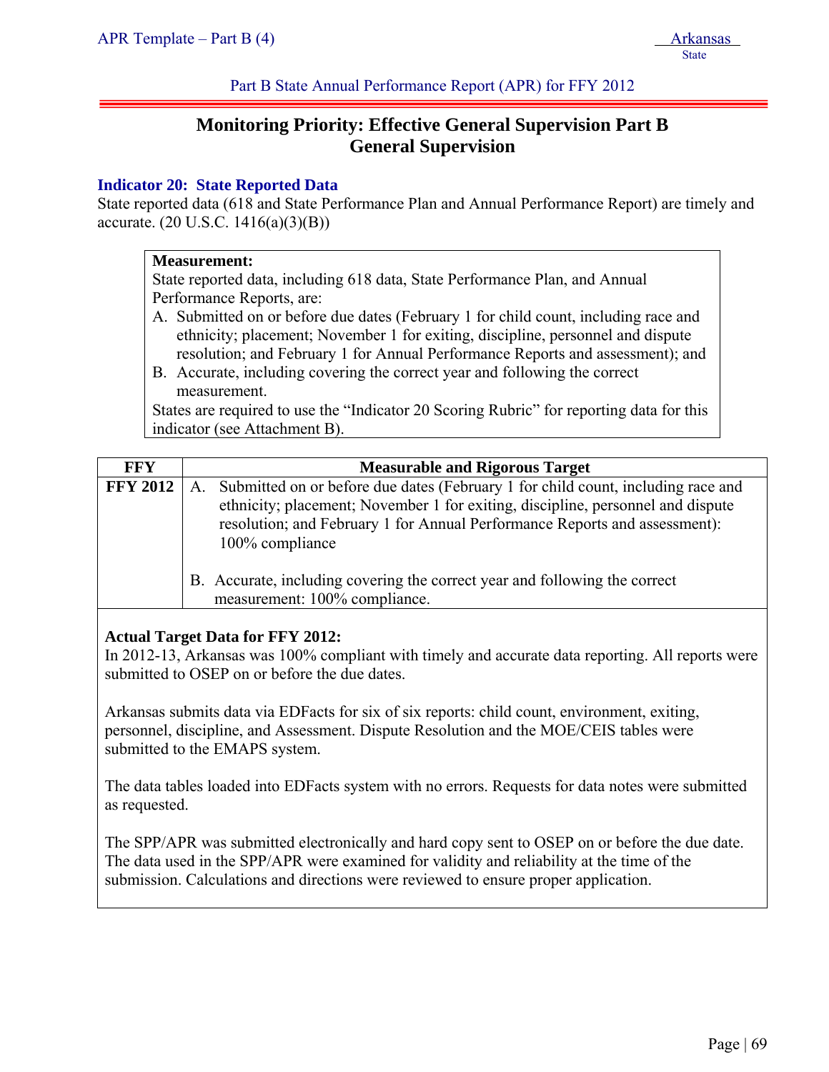Part B State Annual Performance Report (APR) for FFY 2012

## Monitoring Priority: Effective General Supervision Part B
## General Supervision

### Indicator 20: State Reported Data

State reported data (618 and State Performance Plan and Annual Performance Report) are timely and accurate. (20 U.S.C. 1416(a)(3)(B))

**Measurement:**
State reported data, including 618 data, State Performance Plan, and Annual Performance Reports, are:

A. Submitted on or before due dates (February 1 for child count, including race and ethnicity; placement; November 1 for exiting, discipline, personnel and dispute resolution; and February 1 for Annual Performance Reports and assessment); and
B. Accurate, including covering the correct year and following the correct measurement.

States are required to use the "Indicator 20 Scoring Rubric" for reporting data for this indicator (see Attachment B).

| FFY | Measurable and Rigorous Target |
|---|---|
| **FFY 2012** | A. Submitted on or before due dates (February 1 for child count, including race and ethnicity; placement; November 1 for exiting, discipline, personnel and dispute resolution; and February 1 for Annual Performance Reports and assessment): 100% compliance<br><br>B. Accurate, including covering the correct year and following the correct measurement: 100% compliance. |

**Actual Target Data for FFY 2012:**

In 2012-13, Arkansas was 100% compliant with timely and accurate data reporting. All reports were submitted to OSEP on or before the due dates.

Arkansas submits data via EDFacts for six of six reports: child count, environment, exiting, personnel, discipline, and Assessment. Dispute Resolution and the MOE/CEIS tables were submitted to the EMAPS system.

The data tables loaded into EDFacts system with no errors. Requests for data notes were submitted as requested.

The SPP/APR was submitted electronically and hard copy sent to OSEP on or before the due date. The data used in the SPP/APR were examined for validity and reliability at the time of the submission. Calculations and directions were reviewed to ensure proper application.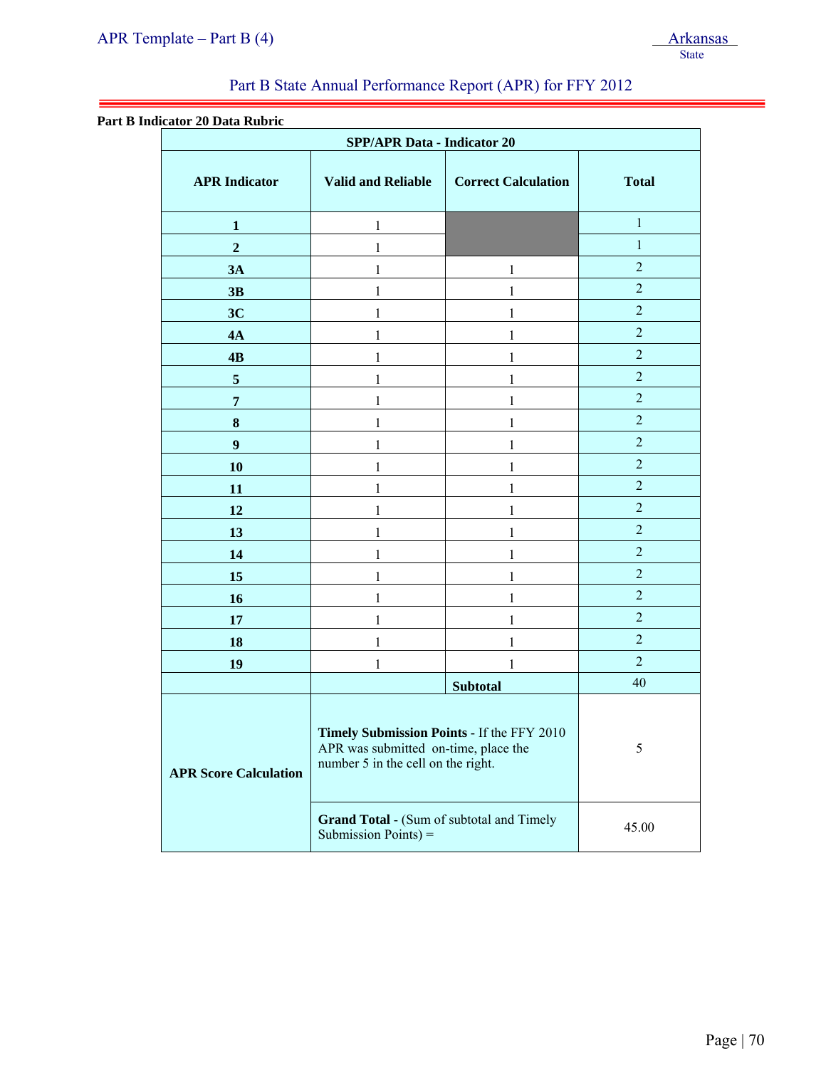Part B State Annual Performance Report (APR) for FFY 2012

**Part B Indicator 20 Data Rubric**

| SPP/APR Data - Indicator 20 | | | |
|---|---|---|---|
| **APR Indicator** | **Valid and Reliable** | **Correct Calculation** | **Total** |
| **1** | 1 | | 1 |
| **2** | 1 | | 1 |
| **3A** | 1 | 1 | 2 |
| **3B** | 1 | 1 | 2 |
| **3C** | 1 | 1 | 2 |
| **4A** | 1 | 1 | 2 |
| **4B** | 1 | 1 | 2 |
| **5** | 1 | 1 | 2 |
| **7** | 1 | 1 | 2 |
| **8** | 1 | 1 | 2 |
| **9** | 1 | 1 | 2 |
| **10** | 1 | 1 | 2 |
| **11** | 1 | 1 | 2 |
| **12** | 1 | 1 | 2 |
| **13** | 1 | 1 | 2 |
| **14** | 1 | 1 | 2 |
| **15** | 1 | 1 | 2 |
| **16** | 1 | 1 | 2 |
| **17** | 1 | 1 | 2 |
| **18** | 1 | 1 | 2 |
| **19** | 1 | 1 | 2 |
| | | **Subtotal** | 40 |
| **APR Score Calculation** | **Timely Submission Points** - If the FFY 2010 APR was submitted on-time, place the number 5 in the cell on the right. | | 5 |
| | **Grand Total** - (Sum of subtotal and Timely Submission Points) = | | 45.00 |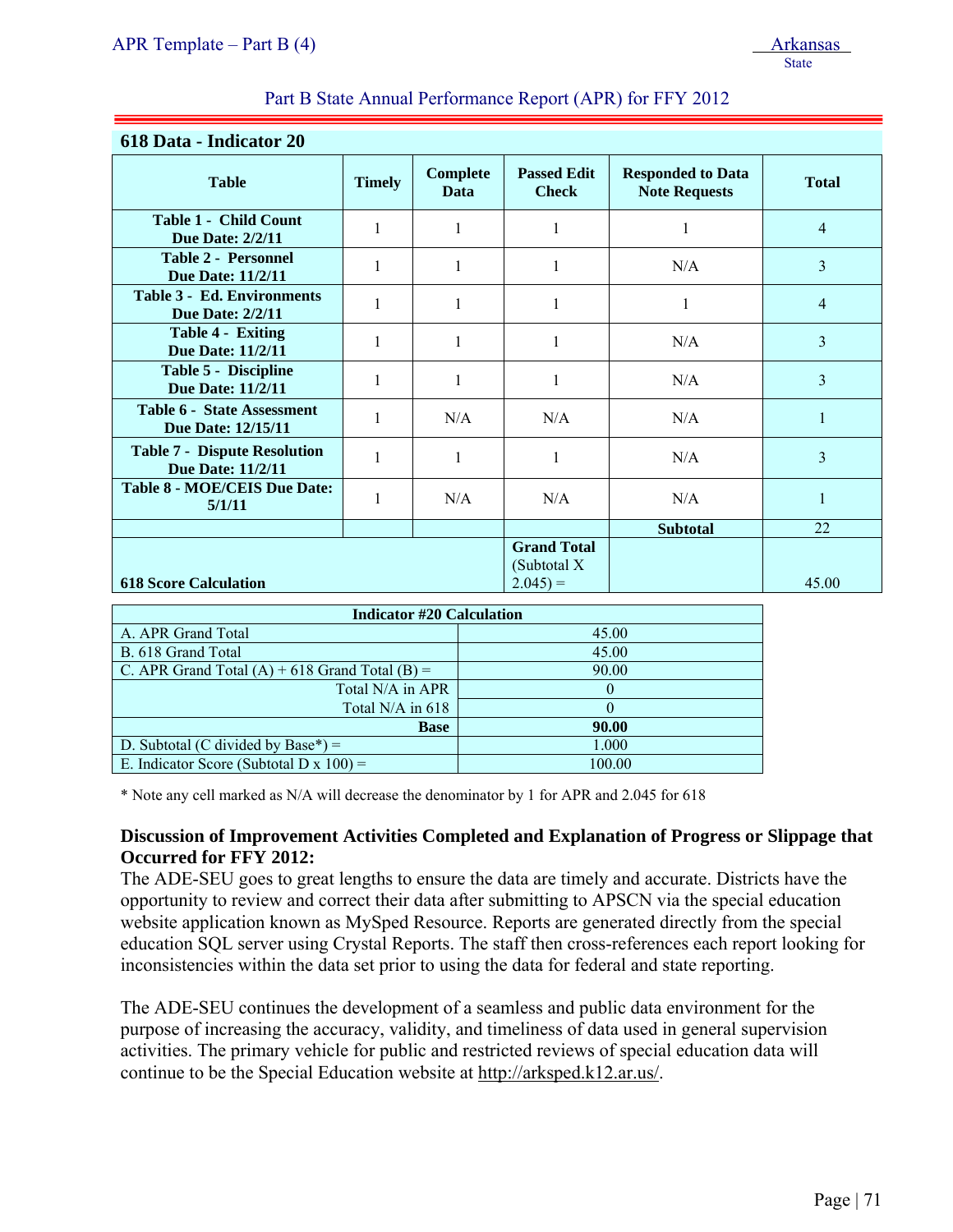Part B State Annual Performance Report (APR) for FFY 2012

**618 Data - Indicator 20**

| Table | Timely | Complete Data | Passed Edit Check | Responded to Data Note Requests | Total |
|---|---|---|---|---|---|
| **Table 1 - Child Count Due Date: 2/2/11** | 1 | 1 | 1 | 1 | 4 |
| **Table 2 - Personnel Due Date: 11/2/11** | 1 | 1 | 1 | N/A | 3 |
| **Table 3 - Ed. Environments Due Date: 2/2/11** | 1 | 1 | 1 | 1 | 4 |
| **Table 4 - Exiting Due Date: 11/2/11** | 1 | 1 | 1 | N/A | 3 |
| **Table 5 - Discipline Due Date: 11/2/11** | 1 | 1 | 1 | N/A | 3 |
| **Table 6 - State Assessment Due Date: 12/15/11** | 1 | N/A | N/A | N/A | 1 |
| **Table 7 - Dispute Resolution Due Date: 11/2/11** | 1 | 1 | 1 | N/A | 3 |
| **Table 8 - MOE/CEIS Due Date: 5/1/11** | 1 | N/A | N/A | N/A | 1 |
| | | | | **Subtotal** | 22 |
| **618 Score Calculation** | | | **Grand Total** (Subtotal X 2.045) = | | 45.00 |

| Indicator #20 Calculation | |
|---|---|
| A. APR Grand Total | 45.00 |
| B. 618 Grand Total | 45.00 |
| C. APR Grand Total (A) + 618 Grand Total (B) = | 90.00 |
| Total N/A in APR | 0 |
| Total N/A in 618 | 0 |
| **Base** | **90.00** |
| D. Subtotal (C divided by Base*) = | 1.000 |
| E. Indicator Score (Subtotal D x 100) = | 100.00 |

* Note any cell marked as N/A will decrease the denominator by 1 for APR and 2.045 for 618

**Discussion of Improvement Activities Completed and Explanation of Progress or Slippage that Occurred for FFY 2012:**

The ADE-SEU goes to great lengths to ensure the data are timely and accurate. Districts have the opportunity to review and correct their data after submitting to APSCN via the special education website application known as MySped Resource. Reports are generated directly from the special education SQL server using Crystal Reports. The staff then cross-references each report looking for inconsistencies within the data set prior to using the data for federal and state reporting.

The ADE-SEU continues the development of a seamless and public data environment for the purpose of increasing the accuracy, validity, and timeliness of data used in general supervision activities. The primary vehicle for public and restricted reviews of special education data will continue to be the Special Education website at http://arksped.k12.ar.us/.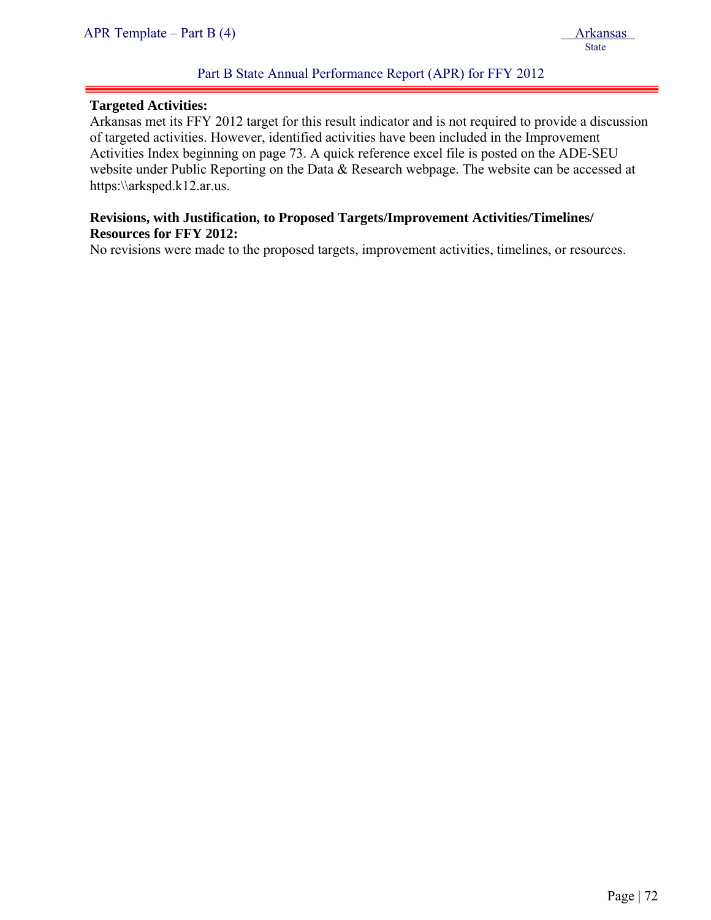**Targeted Activities:**
Arkansas met its FFY 2012 target for this result indicator and is not required to provide a discussion of targeted activities. However, identified activities have been included in the Improvement Activities Index beginning on page 73. A quick reference excel file is posted on the ADE-SEU website under Public Reporting on the Data & Research webpage. The website can be accessed at https:\\arksped.k12.ar.us.

**Revisions, with Justification, to Proposed Targets/Improvement Activities/Timelines/ Resources for FFY 2012:**
No revisions were made to the proposed targets, improvement activities, timelines, or resources.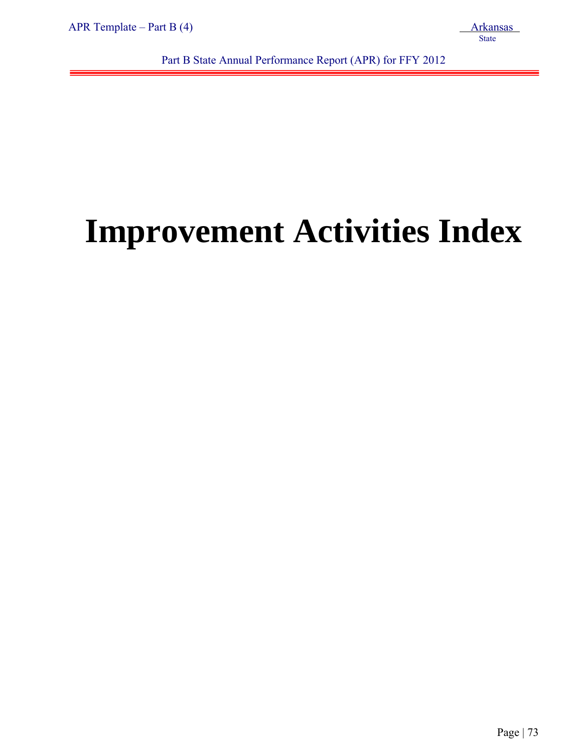# Improvement Activities Index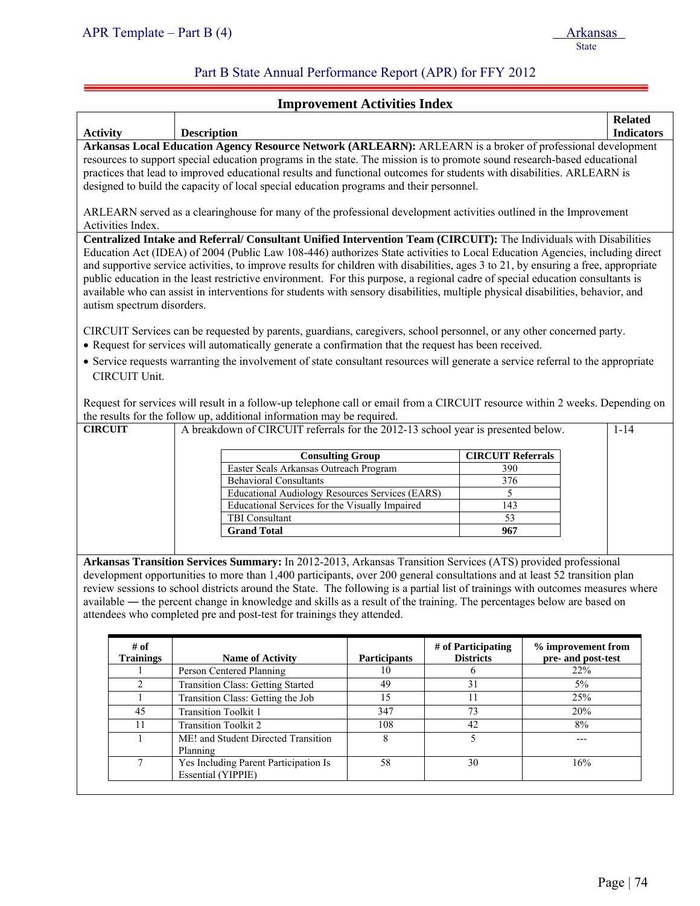## Part B State Annual Performance Report (APR) for FFY 2012

### Improvement Activities Index

| Activity | Description | Related Indicators |
|---|---|---|

**Arkansas Local Education Agency Resource Network (ARLEARN):** ARLEARN is a broker of professional development resources to support special education programs in the state. The mission is to promote sound research-based educational practices that lead to improved educational results and functional outcomes for students with disabilities. ARLEARN is designed to build the capacity of local special education programs and their personnel.

ARLEARN served as a clearinghouse for many of the professional development activities outlined in the Improvement Activities Index.

**Centralized Intake and Referral/ Consultant Unified Intervention Team (CIRCUIT):** The Individuals with Disabilities Education Act (IDEA) of 2004 (Public Law 108-446) authorizes State activities to Local Education Agencies, including direct and supportive service activities, to improve results for children with disabilities, ages 3 to 21, by ensuring a free, appropriate public education in the least restrictive environment. For this purpose, a regional cadre of special education consultants is available who can assist in interventions for students with sensory disabilities, multiple physical disabilities, behavior, and autism spectrum disorders.

CIRCUIT Services can be requested by parents, guardians, caregivers, school personnel, or any other concerned party.

- Request for services will automatically generate a confirmation that the request has been received.
- Service requests warranting the involvement of state consultant resources will generate a service referral to the appropriate CIRCUIT Unit.

Request for services will result in a follow-up telephone call or email from a CIRCUIT resource within 2 weeks. Depending on the results for the follow up, additional information may be required.

| Activity | Description | Related Indicators |
|---|---|---|
| **CIRCUIT** | A breakdown of CIRCUIT referrals for the 2012-13 school year is presented below. | 1-14 |

| Consulting Group | CIRCUIT Referrals |
|---|---|
| Easter Seals Arkansas Outreach Program | 390 |
| Behavioral Consultants | 376 |
| Educational Audiology Resources Services (EARS) | 5 |
| Educational Services for the Visually Impaired | 143 |
| TBI Consultant | 53 |
| **Grand Total** | **967** |

**Arkansas Transition Services Summary:** In 2012-2013, Arkansas Transition Services (ATS) provided professional development opportunities to more than 1,400 participants, over 200 general consultations and at least 52 transition plan review sessions to school districts around the State. The following is a partial list of trainings with outcomes measures where available — the percent change in knowledge and skills as a result of the training. The percentages below are based on attendees who completed pre and post-test for trainings they attended.

| # of Trainings | Name of Activity | Participants | # of Participating Districts | % improvement from pre- and post-test |
|---|---|---|---|---|
| 1 | Person Centered Planning | 10 | 6 | 22% |
| 2 | Transition Class: Getting Started | 49 | 31 | 5% |
| 1 | Transition Class: Getting the Job | 15 | 11 | 25% |
| 45 | Transition Toolkit 1 | 347 | 73 | 20% |
| 11 | Transition Toolkit 2 | 108 | 42 | 8% |
| 1 | ME! and Student Directed Transition Planning | 8 | 5 | --- |
| 7 | Yes Including Parent Participation Is Essential (YIPPIE) | 58 | 30 | 16% |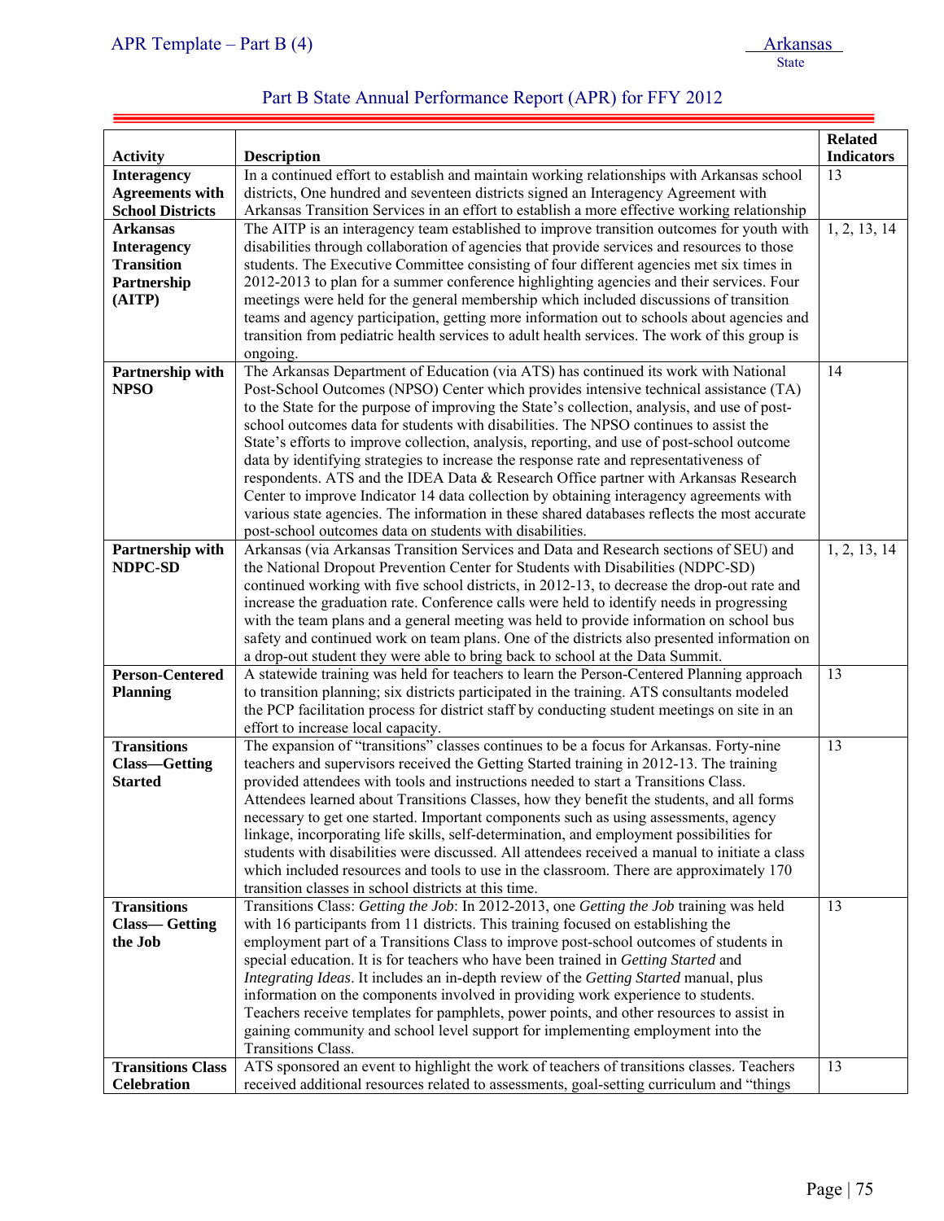Part B State Annual Performance Report (APR) for FFY 2012

| Activity | Description | Related Indicators |
|---|---|---|
| **Interagency Agreements with School Districts** | In a continued effort to establish and maintain working relationships with Arkansas school districts, One hundred and seventeen districts signed an Interagency Agreement with Arkansas Transition Services in an effort to establish a more effective working relationship | 13 |
| **Arkansas Interagency Transition Partnership (AITP)** | The AITP is an interagency team established to improve transition outcomes for youth with disabilities through collaboration of agencies that provide services and resources to those students. The Executive Committee consisting of four different agencies met six times in 2012-2013 to plan for a summer conference highlighting agencies and their services. Four meetings were held for the general membership which included discussions of transition teams and agency participation, getting more information out to schools about agencies and transition from pediatric health services to adult health services. The work of this group is ongoing. | 1, 2, 13, 14 |
| **Partnership with NPSO** | The Arkansas Department of Education (via ATS) has continued its work with National Post-School Outcomes (NPSO) Center which provides intensive technical assistance (TA) to the State for the purpose of improving the State's collection, analysis, and use of post-school outcomes data for students with disabilities. The NPSO continues to assist the State's efforts to improve collection, analysis, reporting, and use of post-school outcome data by identifying strategies to increase the response rate and representativeness of respondents. ATS and the IDEA Data & Research Office partner with Arkansas Research Center to improve Indicator 14 data collection by obtaining interagency agreements with various state agencies. The information in these shared databases reflects the most accurate post-school outcomes data on students with disabilities. | 14 |
| **Partnership with NDPC-SD** | Arkansas (via Arkansas Transition Services and Data and Research sections of SEU) and the National Dropout Prevention Center for Students with Disabilities (NDPC-SD) continued working with five school districts, in 2012-13, to decrease the drop-out rate and increase the graduation rate. Conference calls were held to identify needs in progressing with the team plans and a general meeting was held to provide information on school bus safety and continued work on team plans. One of the districts also presented information on a drop-out student they were able to bring back to school at the Data Summit. | 1, 2, 13, 14 |
| **Person-Centered Planning** | A statewide training was held for teachers to learn the Person-Centered Planning approach to transition planning; six districts participated in the training. ATS consultants modeled the PCP facilitation process for district staff by conducting student meetings on site in an effort to increase local capacity. | 13 |
| **Transitions Class—Getting Started** | The expansion of "transitions" classes continues to be a focus for Arkansas. Forty-nine teachers and supervisors received the Getting Started training in 2012-13. The training provided attendees with tools and instructions needed to start a Transitions Class. Attendees learned about Transitions Classes, how they benefit the students, and all forms necessary to get one started. Important components such as using assessments, agency linkage, incorporating life skills, self-determination, and employment possibilities for students with disabilities were discussed. All attendees received a manual to initiate a class which included resources and tools to use in the classroom. There are approximately 170 transition classes in school districts at this time. | 13 |
| **Transitions Class— Getting the Job** | Transitions Class: *Getting the Job*: In 2012-2013, one *Getting the Job* training was held with 16 participants from 11 districts. This training focused on establishing the employment part of a Transitions Class to improve post-school outcomes of students in special education. It is for teachers who have been trained in *Getting Started* and *Integrating Ideas*. It includes an in-depth review of the *Getting Started* manual, plus information on the components involved in providing work experience to students. Teachers receive templates for pamphlets, power points, and other resources to assist in gaining community and school level support for implementing employment into the Transitions Class. | 13 |
| **Transitions Class Celebration** | ATS sponsored an event to highlight the work of teachers of transitions classes. Teachers received additional resources related to assessments, goal-setting curriculum and "things | 13 |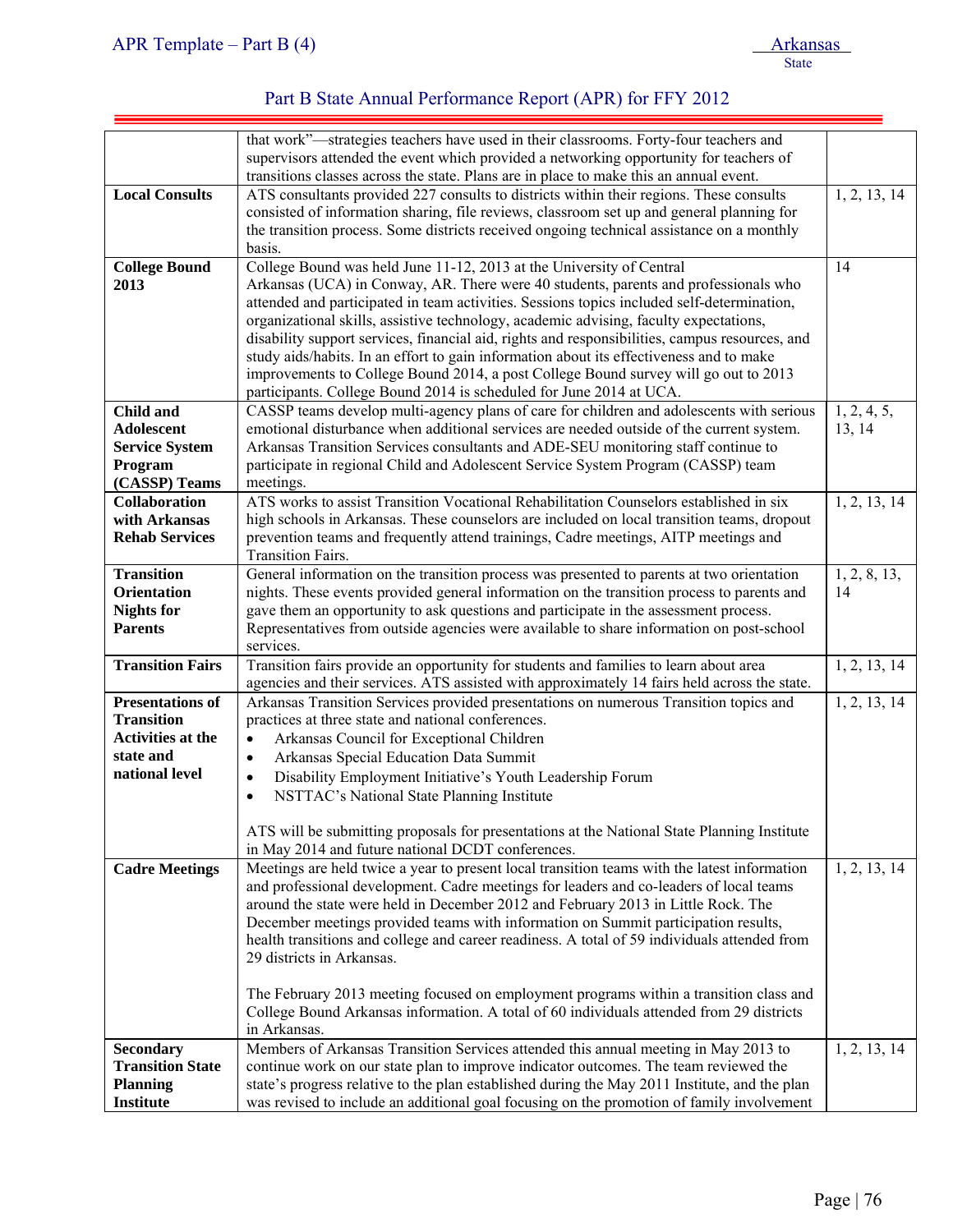Part B State Annual Performance Report (APR) for FFY 2012

| | | |
|---|---|---|
| | that work"—strategies teachers have used in their classrooms. Forty-four teachers and supervisors attended the event which provided a networking opportunity for teachers of transitions classes across the state. Plans are in place to make this an annual event. | |
| **Local Consults** | ATS consultants provided 227 consults to districts within their regions. These consults consisted of information sharing, file reviews, classroom set up and general planning for the transition process. Some districts received ongoing technical assistance on a monthly basis. | 1, 2, 13, 14 |
| **College Bound 2013** | College Bound was held June 11-12, 2013 at the University of Central Arkansas (UCA) in Conway, AR. There were 40 students, parents and professionals who attended and participated in team activities. Sessions topics included self-determination, organizational skills, assistive technology, academic advising, faculty expectations, disability support services, financial aid, rights and responsibilities, campus resources, and study aids/habits. In an effort to gain information about its effectiveness and to make improvements to College Bound 2014, a post College Bound survey will go out to 2013 participants. College Bound 2014 is scheduled for June 2014 at UCA. | 14 |
| **Child and Adolescent Service System Program (CASSP) Teams** | CASSP teams develop multi-agency plans of care for children and adolescents with serious emotional disturbance when additional services are needed outside of the current system. Arkansas Transition Services consultants and ADE-SEU monitoring staff continue to participate in regional Child and Adolescent Service System Program (CASSP) team meetings. | 1, 2, 4, 5, 13, 14 |
| **Collaboration with Arkansas Rehab Services** | ATS works to assist Transition Vocational Rehabilitation Counselors established in six high schools in Arkansas. These counselors are included on local transition teams, dropout prevention teams and frequently attend trainings, Cadre meetings, AITP meetings and Transition Fairs. | 1, 2, 13, 14 |
| **Transition Orientation Nights for Parents** | General information on the transition process was presented to parents at two orientation nights. These events provided general information on the transition process to parents and gave them an opportunity to ask questions and participate in the assessment process. Representatives from outside agencies were available to share information on post-school services. | 1, 2, 8, 13, 14 |
| **Transition Fairs** | Transition fairs provide an opportunity for students and families to learn about area agencies and their services. ATS assisted with approximately 14 fairs held across the state. | 1, 2, 13, 14 |
| **Presentations of Transition Activities at the state and national level** | Arkansas Transition Services provided presentations on numerous Transition topics and practices at three state and national conferences.<br>• Arkansas Council for Exceptional Children<br>• Arkansas Special Education Data Summit<br>• Disability Employment Initiative's Youth Leadership Forum<br>• NSTTAC's National State Planning Institute<br><br>ATS will be submitting proposals for presentations at the National State Planning Institute in May 2014 and future national DCDT conferences. | 1, 2, 13, 14 |
| **Cadre Meetings** | Meetings are held twice a year to present local transition teams with the latest information and professional development. Cadre meetings for leaders and co-leaders of local teams around the state were held in December 2012 and February 2013 in Little Rock. The December meetings provided teams with information on Summit participation results, health transitions and college and career readiness. A total of 59 individuals attended from 29 districts in Arkansas.<br><br>The February 2013 meeting focused on employment programs within a transition class and College Bound Arkansas information. A total of 60 individuals attended from 29 districts in Arkansas. | 1, 2, 13, 14 |
| **Secondary Transition State Planning Institute** | Members of Arkansas Transition Services attended this annual meeting in May 2013 to continue work on our state plan to improve indicator outcomes. The team reviewed the state's progress relative to the plan established during the May 2011 Institute, and the plan was revised to include an additional goal focusing on the promotion of family involvement | 1, 2, 13, 14 |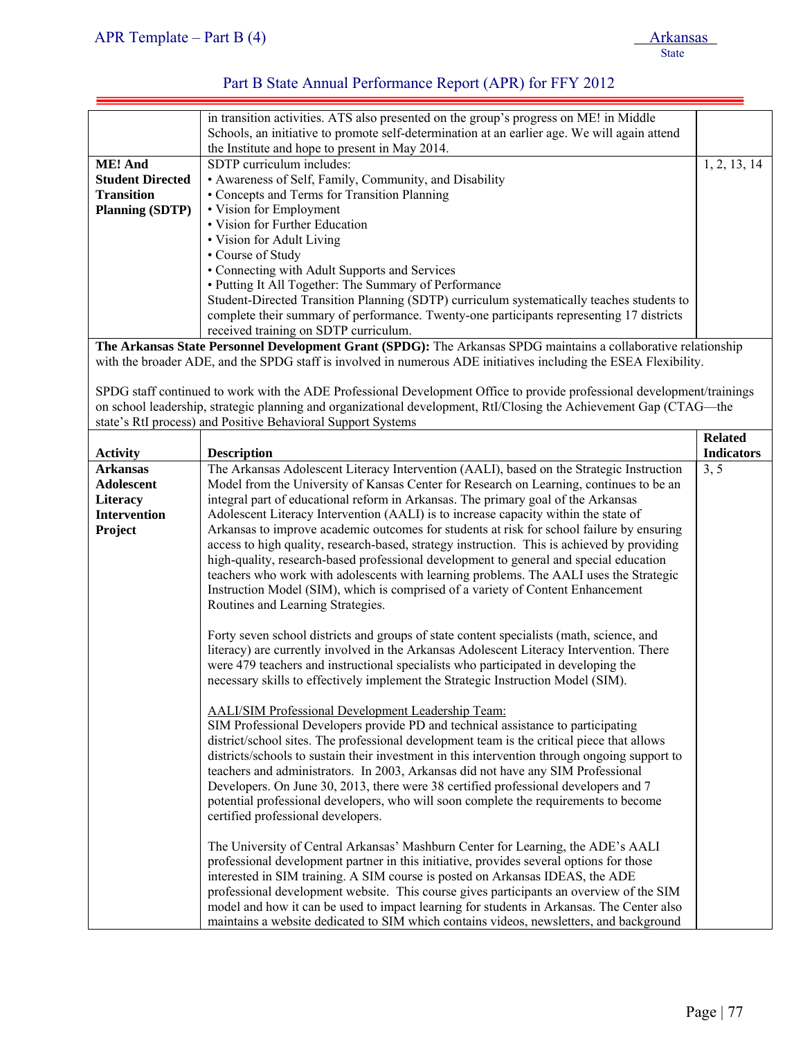| | | |
|---|---|---|
| | in transition activities. ATS also presented on the group's progress on ME! in Middle Schools, an initiative to promote self-determination at an earlier age. We will again attend the Institute and hope to present in May 2014. | |
| **ME! And Student Directed Transition Planning (SDTP)** | SDTP curriculum includes:<br>• Awareness of Self, Family, Community, and Disability<br>• Concepts and Terms for Transition Planning<br>• Vision for Employment<br>• Vision for Further Education<br>• Vision for Adult Living<br>• Course of Study<br>• Connecting with Adult Supports and Services<br>• Putting It All Together: The Summary of Performance<br>Student-Directed Transition Planning (SDTP) curriculum systematically teaches students to complete their summary of performance. Twenty-one participants representing 17 districts received training on SDTP curriculum. | 1, 2, 13, 14 |

**The Arkansas State Personnel Development Grant (SPDG):** The Arkansas SPDG maintains a collaborative relationship with the broader ADE, and the SPDG staff is involved in numerous ADE initiatives including the ESEA Flexibility.

SPDG staff continued to work with the ADE Professional Development Office to provide professional development/trainings on school leadership, strategic planning and organizational development, RtI/Closing the Achievement Gap (CTAG—the state's RtI process) and Positive Behavioral Support Systems

| Activity | Description | Related Indicators |
|---|---|---|
| **Arkansas Adolescent Literacy Intervention Project** | The Arkansas Adolescent Literacy Intervention (AALI), based on the Strategic Instruction Model from the University of Kansas Center for Research on Learning, continues to be an integral part of educational reform in Arkansas. The primary goal of the Arkansas Adolescent Literacy Intervention (AALI) is to increase capacity within the state of Arkansas to improve academic outcomes for students at risk for school failure by ensuring access to high quality, research-based, strategy instruction. This is achieved by providing high-quality, research-based professional development to general and special education teachers who work with adolescents with learning problems. The AALI uses the Strategic Instruction Model (SIM), which is comprised of a variety of Content Enhancement Routines and Learning Strategies.<br><br>Forty seven school districts and groups of state content specialists (math, science, and literacy) are currently involved in the Arkansas Adolescent Literacy Intervention. There were 479 teachers and instructional specialists who participated in developing the necessary skills to effectively implement the Strategic Instruction Model (SIM).<br><br><u>AALI/SIM Professional Development Leadership Team:</u><br>SIM Professional Developers provide PD and technical assistance to participating district/school sites. The professional development team is the critical piece that allows districts/schools to sustain their investment in this intervention through ongoing support to teachers and administrators. In 2003, Arkansas did not have any SIM Professional Developers. On June 30, 2013, there were 38 certified professional developers and 7 potential professional developers, who will soon complete the requirements to become certified professional developers.<br><br>The University of Central Arkansas' Mashburn Center for Learning, the ADE's AALI professional development partner in this initiative, provides several options for those interested in SIM training. A SIM course is posted on Arkansas IDEAS, the ADE professional development website. This course gives participants an overview of the SIM model and how it can be used to impact learning for students in Arkansas. The Center also maintains a website dedicated to SIM which contains videos, newsletters, and background | 3, 5 |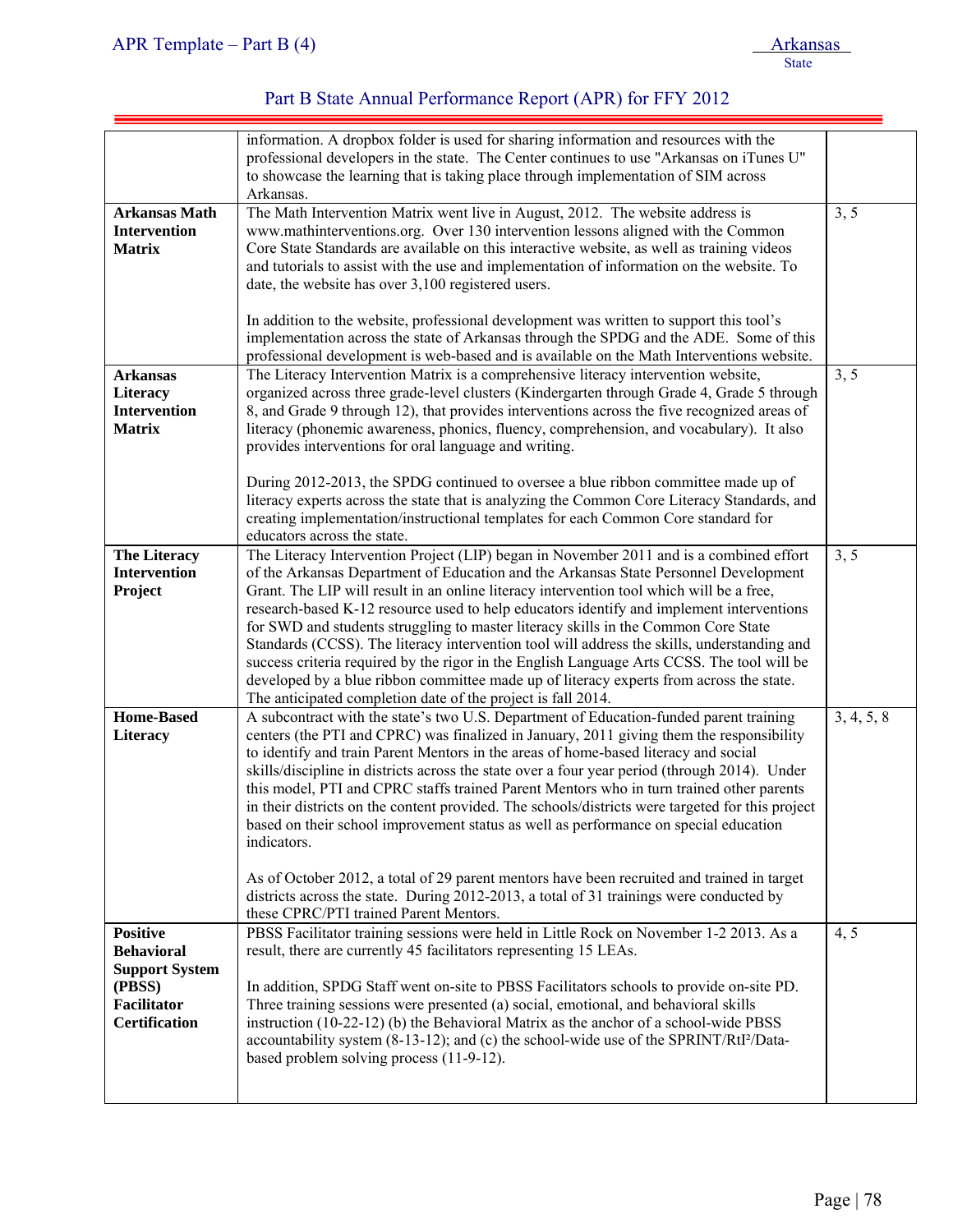| | | |
|---|---|---|
| | information. A dropbox folder is used for sharing information and resources with the professional developers in the state. The Center continues to use "Arkansas on iTunes U" to showcase the learning that is taking place through implementation of SIM across Arkansas. | |
| **Arkansas Math Intervention Matrix** | The Math Intervention Matrix went live in August, 2012. The website address is www.mathinterventions.org. Over 130 intervention lessons aligned with the Common Core State Standards are available on this interactive website, as well as training videos and tutorials to assist with the use and implementation of information on the website. To date, the website has over 3,100 registered users.<br><br>In addition to the website, professional development was written to support this tool's implementation across the state of Arkansas through the SPDG and the ADE. Some of this professional development is web-based and is available on the Math Interventions website. | 3, 5 |
| **Arkansas Literacy Intervention Matrix** | The Literacy Intervention Matrix is a comprehensive literacy intervention website, organized across three grade-level clusters (Kindergarten through Grade 4, Grade 5 through 8, and Grade 9 through 12), that provides interventions across the five recognized areas of literacy (phonemic awareness, phonics, fluency, comprehension, and vocabulary). It also provides interventions for oral language and writing.<br><br>During 2012-2013, the SPDG continued to oversee a blue ribbon committee made up of literacy experts across the state that is analyzing the Common Core Literacy Standards, and creating implementation/instructional templates for each Common Core standard for educators across the state. | 3, 5 |
| **The Literacy Intervention Project** | The Literacy Intervention Project (LIP) began in November 2011 and is a combined effort of the Arkansas Department of Education and the Arkansas State Personnel Development Grant. The LIP will result in an online literacy intervention tool which will be a free, research-based K-12 resource used to help educators identify and implement interventions for SWD and students struggling to master literacy skills in the Common Core State Standards (CCSS). The literacy intervention tool will address the skills, understanding and success criteria required by the rigor in the English Language Arts CCSS. The tool will be developed by a blue ribbon committee made up of literacy experts from across the state. The anticipated completion date of the project is fall 2014. | 3, 5 |
| **Home-Based Literacy** | A subcontract with the state's two U.S. Department of Education-funded parent training centers (the PTI and CPRC) was finalized in January, 2011 giving them the responsibility to identify and train Parent Mentors in the areas of home-based literacy and social skills/discipline in districts across the state over a four year period (through 2014). Under this model, PTI and CPRC staffs trained Parent Mentors who in turn trained other parents in their districts on the content provided. The schools/districts were targeted for this project based on their school improvement status as well as performance on special education indicators.<br><br>As of October 2012, a total of 29 parent mentors have been recruited and trained in target districts across the state. During 2012-2013, a total of 31 trainings were conducted by these CPRC/PTI trained Parent Mentors. | 3, 4, 5, 8 |
| **Positive Behavioral Support System (PBSS) Facilitator Certification** | PBSS Facilitator training sessions were held in Little Rock on November 1-2 2013. As a result, there are currently 45 facilitators representing 15 LEAs.<br><br>In addition, SPDG Staff went on-site to PBSS Facilitators schools to provide on-site PD. Three training sessions were presented (a) social, emotional, and behavioral skills instruction (10-22-12) (b) the Behavioral Matrix as the anchor of a school-wide PBSS accountability system (8-13-12); and (c) the school-wide use of the SPRINT/RtI²/Data-based problem solving process (11-9-12). | 4, 5 |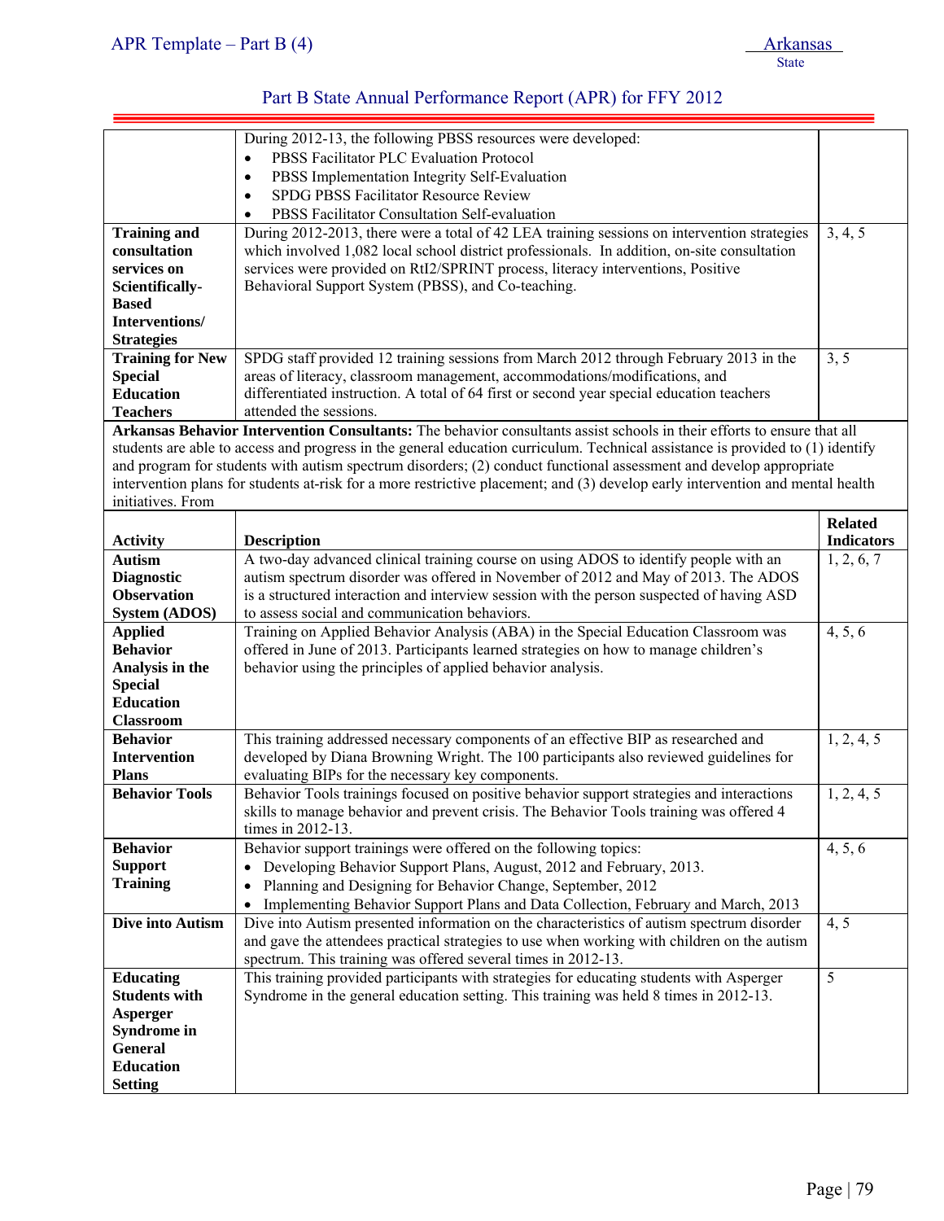| | | |
|---|---|---|
| | During 2012-13, the following PBSS resources were developed:<br>• PBSS Facilitator PLC Evaluation Protocol<br>• PBSS Implementation Integrity Self-Evaluation<br>• SPDG PBSS Facilitator Resource Review<br>• PBSS Facilitator Consultation Self-evaluation | |
| **Training and consultation services on Scientifically-Based Interventions/ Strategies** | During 2012-2013, there were a total of 42 LEA training sessions on intervention strategies which involved 1,082 local school district professionals. In addition, on-site consultation services were provided on RtI2/SPRINT process, literacy interventions, Positive Behavioral Support System (PBSS), and Co-teaching. | 3, 4, 5 |
| **Training for New Special Education Teachers** | SPDG staff provided 12 training sessions from March 2012 through February 2013 in the areas of literacy, classroom management, accommodations/modifications, and differentiated instruction. A total of 64 first or second year special education teachers attended the sessions. | 3, 5 |

**Arkansas Behavior Intervention Consultants:** The behavior consultants assist schools in their efforts to ensure that all students are able to access and progress in the general education curriculum. Technical assistance is provided to (1) identify and program for students with autism spectrum disorders; (2) conduct functional assessment and develop appropriate intervention plans for students at-risk for a more restrictive placement; and (3) develop early intervention and mental health initiatives. From

| Activity | Description | Related Indicators |
|---|---|---|
| **Autism Diagnostic Observation System (ADOS)** | A two-day advanced clinical training course on using ADOS to identify people with an autism spectrum disorder was offered in November of 2012 and May of 2013. The ADOS is a structured interaction and interview session with the person suspected of having ASD to assess social and communication behaviors. | 1, 2, 6, 7 |
| **Applied Behavior Analysis in the Special Education Classroom** | Training on Applied Behavior Analysis (ABA) in the Special Education Classroom was offered in June of 2013. Participants learned strategies on how to manage children's behavior using the principles of applied behavior analysis. | 4, 5, 6 |
| **Behavior Intervention Plans** | This training addressed necessary components of an effective BIP as researched and developed by Diana Browning Wright. The 100 participants also reviewed guidelines for evaluating BIPs for the necessary key components. | 1, 2, 4, 5 |
| **Behavior Tools** | Behavior Tools trainings focused on positive behavior support strategies and interactions skills to manage behavior and prevent crisis. The Behavior Tools training was offered 4 times in 2012-13. | 1, 2, 4, 5 |
| **Behavior Support Training** | Behavior support trainings were offered on the following topics:<br>• Developing Behavior Support Plans, August, 2012 and February, 2013.<br>• Planning and Designing for Behavior Change, September, 2012<br>• Implementing Behavior Support Plans and Data Collection, February and March, 2013 | 4, 5, 6 |
| **Dive into Autism** | Dive into Autism presented information on the characteristics of autism spectrum disorder and gave the attendees practical strategies to use when working with children on the autism spectrum. This training was offered several times in 2012-13. | 4, 5 |
| **Educating Students with Asperger Syndrome in General Education Setting** | This training provided participants with strategies for educating students with Asperger Syndrome in the general education setting. This training was held 8 times in 2012-13. | 5 |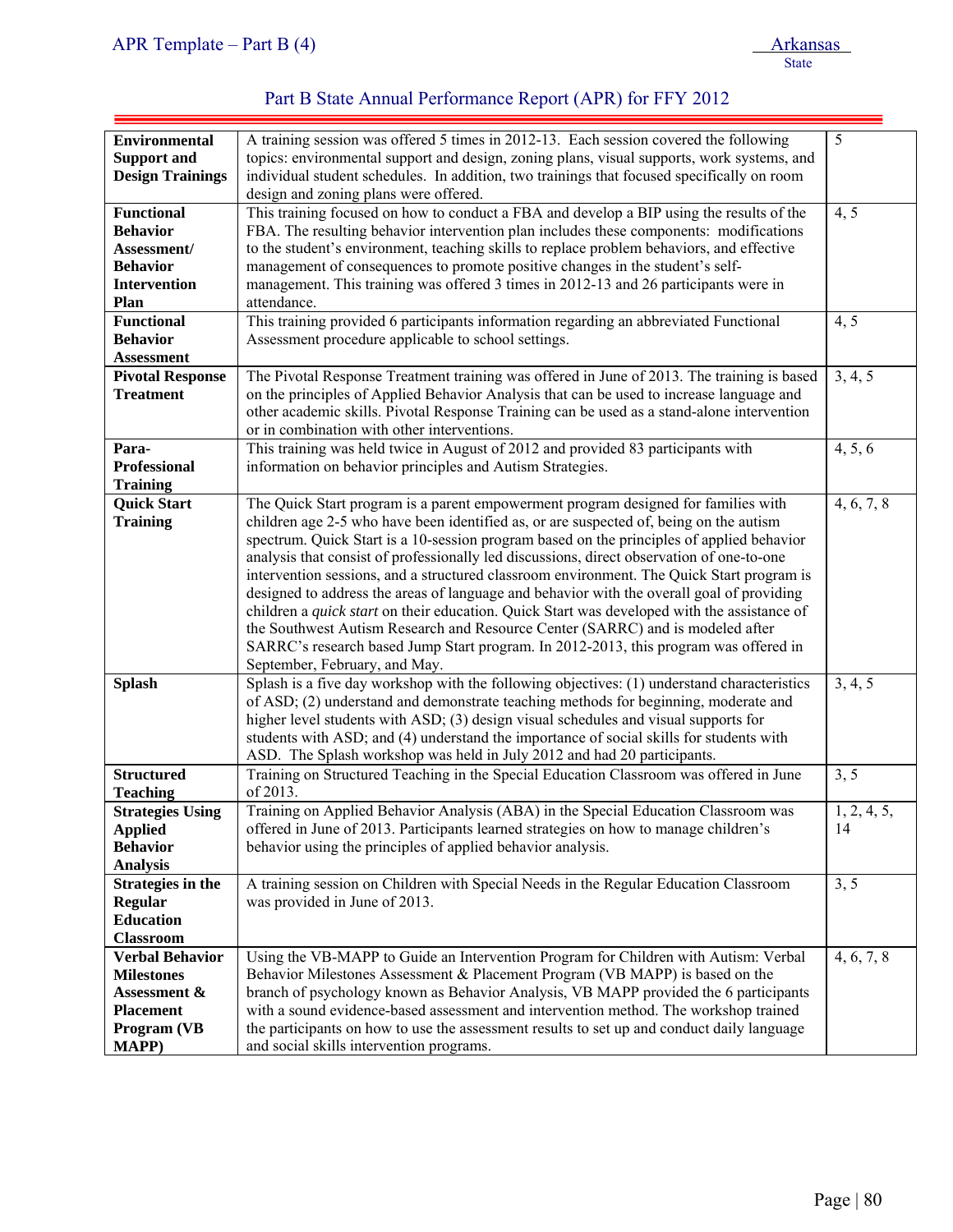| **Environmental Support and Design Trainings** | A training session was offered 5 times in 2012-13. Each session covered the following topics: environmental support and design, zoning plans, visual supports, work systems, and individual student schedules. In addition, two trainings that focused specifically on room design and zoning plans were offered. | 5 |
|---|---|---|
| **Functional Behavior Assessment/ Behavior Intervention Plan** | This training focused on how to conduct a FBA and develop a BIP using the results of the FBA. The resulting behavior intervention plan includes these components: modifications to the student's environment, teaching skills to replace problem behaviors, and effective management of consequences to promote positive changes in the student's self-management. This training was offered 3 times in 2012-13 and 26 participants were in attendance. | 4, 5 |
| **Functional Behavior Assessment** | This training provided 6 participants information regarding an abbreviated Functional Assessment procedure applicable to school settings. | 4, 5 |
| **Pivotal Response Treatment** | The Pivotal Response Treatment training was offered in June of 2013. The training is based on the principles of Applied Behavior Analysis that can be used to increase language and other academic skills. Pivotal Response Training can be used as a stand-alone intervention or in combination with other interventions. | 3, 4, 5 |
| **Para-Professional Training** | This training was held twice in August of 2012 and provided 83 participants with information on behavior principles and Autism Strategies. | 4, 5, 6 |
| **Quick Start Training** | The Quick Start program is a parent empowerment program designed for families with children age 2-5 who have been identified as, or are suspected of, being on the autism spectrum. Quick Start is a 10-session program based on the principles of applied behavior analysis that consist of professionally led discussions, direct observation of one-to-one intervention sessions, and a structured classroom environment. The Quick Start program is designed to address the areas of language and behavior with the overall goal of providing children a *quick start* on their education. Quick Start was developed with the assistance of the Southwest Autism Research and Resource Center (SARRC) and is modeled after SARRC's research based Jump Start program. In 2012-2013, this program was offered in September, February, and May. | 4, 6, 7, 8 |
| **Splash** | Splash is a five day workshop with the following objectives: (1) understand characteristics of ASD; (2) understand and demonstrate teaching methods for beginning, moderate and higher level students with ASD; (3) design visual schedules and visual supports for students with ASD; and (4) understand the importance of social skills for students with ASD. The Splash workshop was held in July 2012 and had 20 participants. | 3, 4, 5 |
| **Structured Teaching** | Training on Structured Teaching in the Special Education Classroom was offered in June of 2013. | 3, 5 |
| **Strategies Using Applied Behavior Analysis** | Training on Applied Behavior Analysis (ABA) in the Special Education Classroom was offered in June of 2013. Participants learned strategies on how to manage children's behavior using the principles of applied behavior analysis. | 1, 2, 4, 5, 14 |
| **Strategies in the Regular Education Classroom** | A training session on Children with Special Needs in the Regular Education Classroom was provided in June of 2013. | 3, 5 |
| **Verbal Behavior Milestones Assessment & Placement Program (VB MAPP)** | Using the VB-MAPP to Guide an Intervention Program for Children with Autism: Verbal Behavior Milestones Assessment & Placement Program (VB MAPP) is based on the branch of psychology known as Behavior Analysis, VB MAPP provided the 6 participants with a sound evidence-based assessment and intervention method. The workshop trained the participants on how to use the assessment results to set up and conduct daily language and social skills intervention programs. | 4, 6, 7, 8 |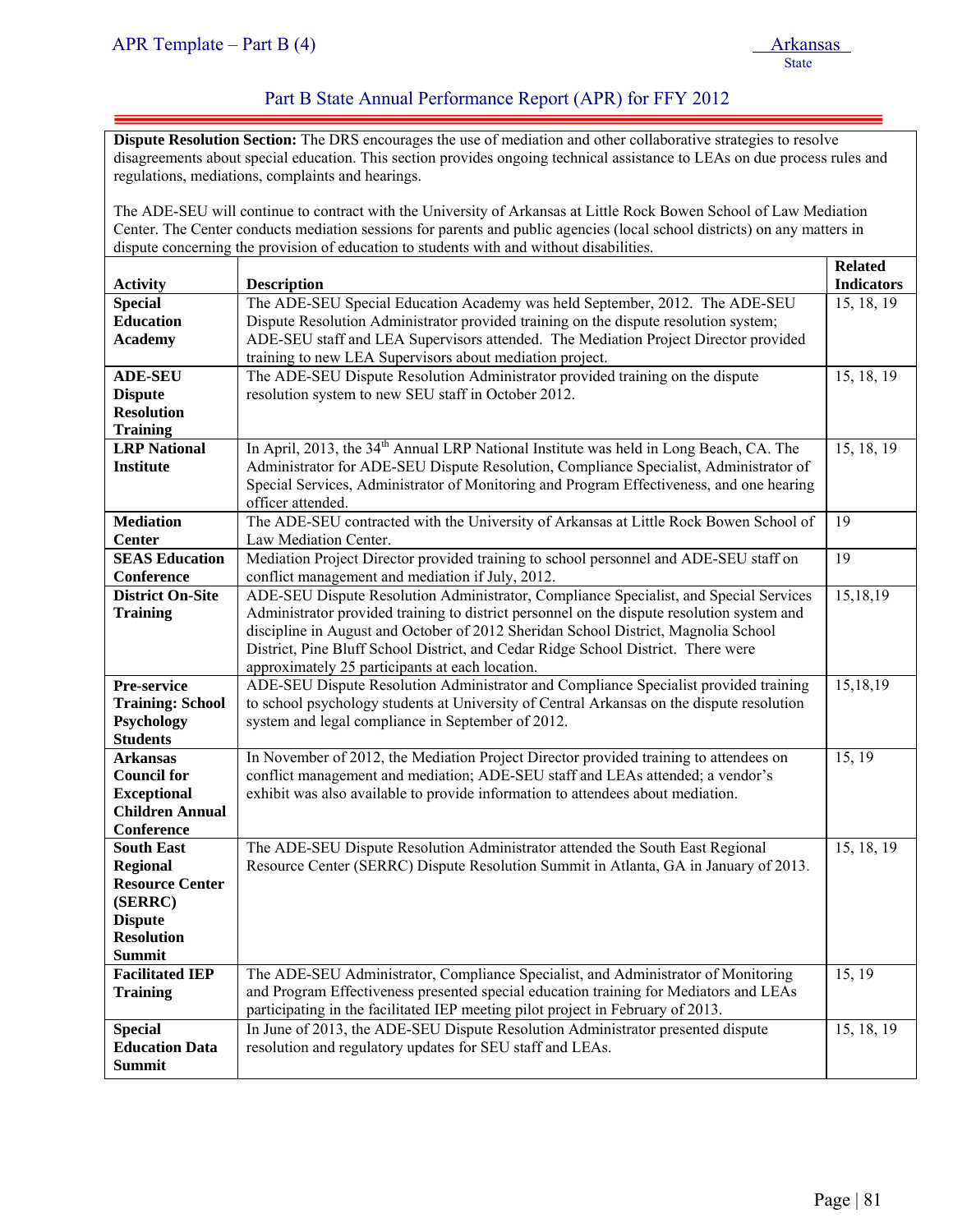**Dispute Resolution Section:** The DRS encourages the use of mediation and other collaborative strategies to resolve disagreements about special education. This section provides ongoing technical assistance to LEAs on due process rules and regulations, mediations, complaints and hearings.

The ADE-SEU will continue to contract with the University of Arkansas at Little Rock Bowen School of Law Mediation Center. The Center conducts mediation sessions for parents and public agencies (local school districts) on any matters in dispute concerning the provision of education to students with and without disabilities.

| Activity | Description | Related Indicators |
|---|---|---|
| **Special Education Academy** | The ADE-SEU Special Education Academy was held September, 2012. The ADE-SEU Dispute Resolution Administrator provided training on the dispute resolution system; ADE-SEU staff and LEA Supervisors attended. The Mediation Project Director provided training to new LEA Supervisors about mediation project. | 15, 18, 19 |
| **ADE-SEU Dispute Resolution Training** | The ADE-SEU Dispute Resolution Administrator provided training on the dispute resolution system to new SEU staff in October 2012. | 15, 18, 19 |
| **LRP National Institute** | In April, 2013, the 34th Annual LRP National Institute was held in Long Beach, CA. The Administrator for ADE-SEU Dispute Resolution, Compliance Specialist, Administrator of Special Services, Administrator of Monitoring and Program Effectiveness, and one hearing officer attended. | 15, 18, 19 |
| **Mediation Center** | The ADE-SEU contracted with the University of Arkansas at Little Rock Bowen School of Law Mediation Center. | 19 |
| **SEAS Education Conference** | Mediation Project Director provided training to school personnel and ADE-SEU staff on conflict management and mediation if July, 2012. | 19 |
| **District On-Site Training** | ADE-SEU Dispute Resolution Administrator, Compliance Specialist, and Special Services Administrator provided training to district personnel on the dispute resolution system and discipline in August and October of 2012 Sheridan School District, Magnolia School District, Pine Bluff School District, and Cedar Ridge School District. There were approximately 25 participants at each location. | 15,18,19 |
| **Pre-service Training: School Psychology Students** | ADE-SEU Dispute Resolution Administrator and Compliance Specialist provided training to school psychology students at University of Central Arkansas on the dispute resolution system and legal compliance in September of 2012. | 15,18,19 |
| **Arkansas Council for Exceptional Children Annual Conference** | In November of 2012, the Mediation Project Director provided training to attendees on conflict management and mediation; ADE-SEU staff and LEAs attended; a vendor's exhibit was also available to provide information to attendees about mediation. | 15, 19 |
| **South East Regional Resource Center (SERRC) Dispute Resolution Summit** | The ADE-SEU Dispute Resolution Administrator attended the South East Regional Resource Center (SERRC) Dispute Resolution Summit in Atlanta, GA in January of 2013. | 15, 18, 19 |
| **Facilitated IEP Training** | The ADE-SEU Administrator, Compliance Specialist, and Administrator of Monitoring and Program Effectiveness presented special education training for Mediators and LEAs participating in the facilitated IEP meeting pilot project in February of 2013. | 15, 19 |
| **Special Education Data Summit** | In June of 2013, the ADE-SEU Dispute Resolution Administrator presented dispute resolution and regulatory updates for SEU staff and LEAs. | 15, 18, 19 |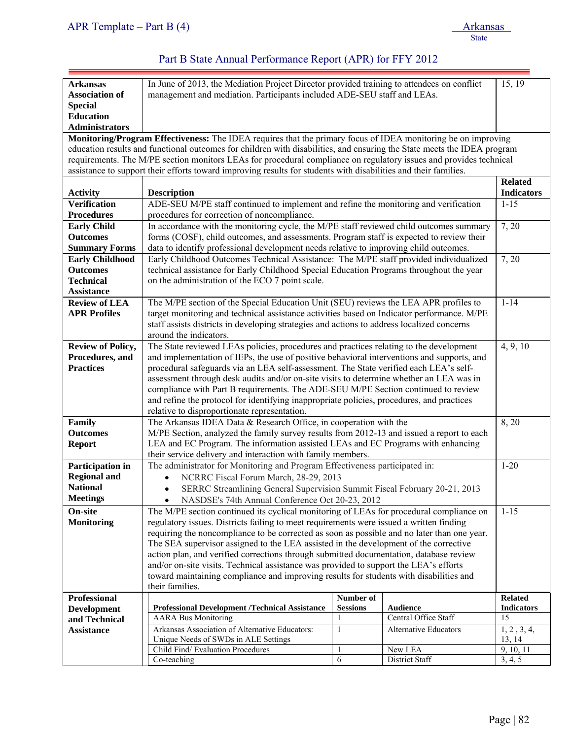## Part B State Annual Performance Report (APR) for FFY 2012

| | | |
|---|---|---|
| **Arkansas Association of Special Education Administrators** | In June of 2013, the Mediation Project Director provided training to attendees on conflict management and mediation. Participants included ADE-SEU staff and LEAs. | 15, 19 |

**Monitoring/Program Effectiveness:** The IDEA requires that the primary focus of IDEA monitoring be on improving education results and functional outcomes for children with disabilities, and ensuring the State meets the IDEA program requirements. The M/PE section monitors LEAs for procedural compliance on regulatory issues and provides technical assistance to support their efforts toward improving results for students with disabilities and their families.

| Activity | Description | Related Indicators |
|---|---|---|
| **Verification Procedures** | ADE-SEU M/PE staff continued to implement and refine the monitoring and verification procedures for correction of noncompliance. | 1-15 |
| **Early Child Outcomes Summary Forms** | In accordance with the monitoring cycle, the M/PE staff reviewed child outcomes summary forms (COSF), child outcomes, and assessments. Program staff is expected to review their data to identify professional development needs relative to improving child outcomes. | 7, 20 |
| **Early Childhood Outcomes Technical Assistance** | Early Childhood Outcomes Technical Assistance: The M/PE staff provided individualized technical assistance for Early Childhood Special Education Programs throughout the year on the administration of the ECO 7 point scale. | 7, 20 |
| **Review of LEA APR Profiles** | The M/PE section of the Special Education Unit (SEU) reviews the LEA APR profiles to target monitoring and technical assistance activities based on Indicator performance. M/PE staff assists districts in developing strategies and actions to address localized concerns around the indicators. | 1-14 |
| **Review of Policy, Procedures, and Practices** | The State reviewed LEAs policies, procedures and practices relating to the development and implementation of IEPs, the use of positive behavioral interventions and supports, and procedural safeguards via an LEA self-assessment. The State verified each LEA's self-assessment through desk audits and/or on-site visits to determine whether an LEA was in compliance with Part B requirements. The ADE-SEU M/PE Section continued to review and refine the protocol for identifying inappropriate policies, procedures, and practices relative to disproportionate representation. | 4, 9, 10 |
| **Family Outcomes Report** | The Arkansas IDEA Data & Research Office, in cooperation with the M/PE Section, analyzed the family survey results from 2012-13 and issued a report to each LEA and EC Program. The information assisted LEAs and EC Programs with enhancing their service delivery and interaction with family members. | 8, 20 |
| **Participation in Regional and National Meetings** | The administrator for Monitoring and Program Effectiveness participated in:<br>• NCRRC Fiscal Forum March, 28-29, 2013<br>• SERRC Streamlining General Supervision Summit Fiscal February 20-21, 2013<br>• NASDSE's 74th Annual Conference Oct 20-23, 2012 | 1-20 |
| **On-site Monitoring** | The M/PE section continued its cyclical monitoring of LEAs for procedural compliance on regulatory issues. Districts failing to meet requirements were issued a written finding requiring the noncompliance to be corrected as soon as possible and no later than one year. The SEA supervisor assigned to the LEA assisted in the development of the corrective action plan, and verified corrections through submitted documentation, database review and/or on-site visits. Technical assistance was provided to support the LEA's efforts toward maintaining compliance and improving results for students with disabilities and their families. | 1-15 |

**Professional Development and Technical Assistance**

| Professional Development /Technical Assistance | Number of Sessions | Audience | Related Indicators |
|---|---|---|---|
| AARA Bus Monitoring | 1 | Central Office Staff | 15 |
| Arkansas Association of Alternative Educators: Unique Needs of SWDs in ALE Settings | 1 | Alternative Educators | 1, 2 , 3, 4, 13, 14 |
| Child Find/ Evaluation Procedures | 1 | New LEA | 9, 10, 11 |
| Co-teaching | 6 | District Staff | 3, 4, 5 |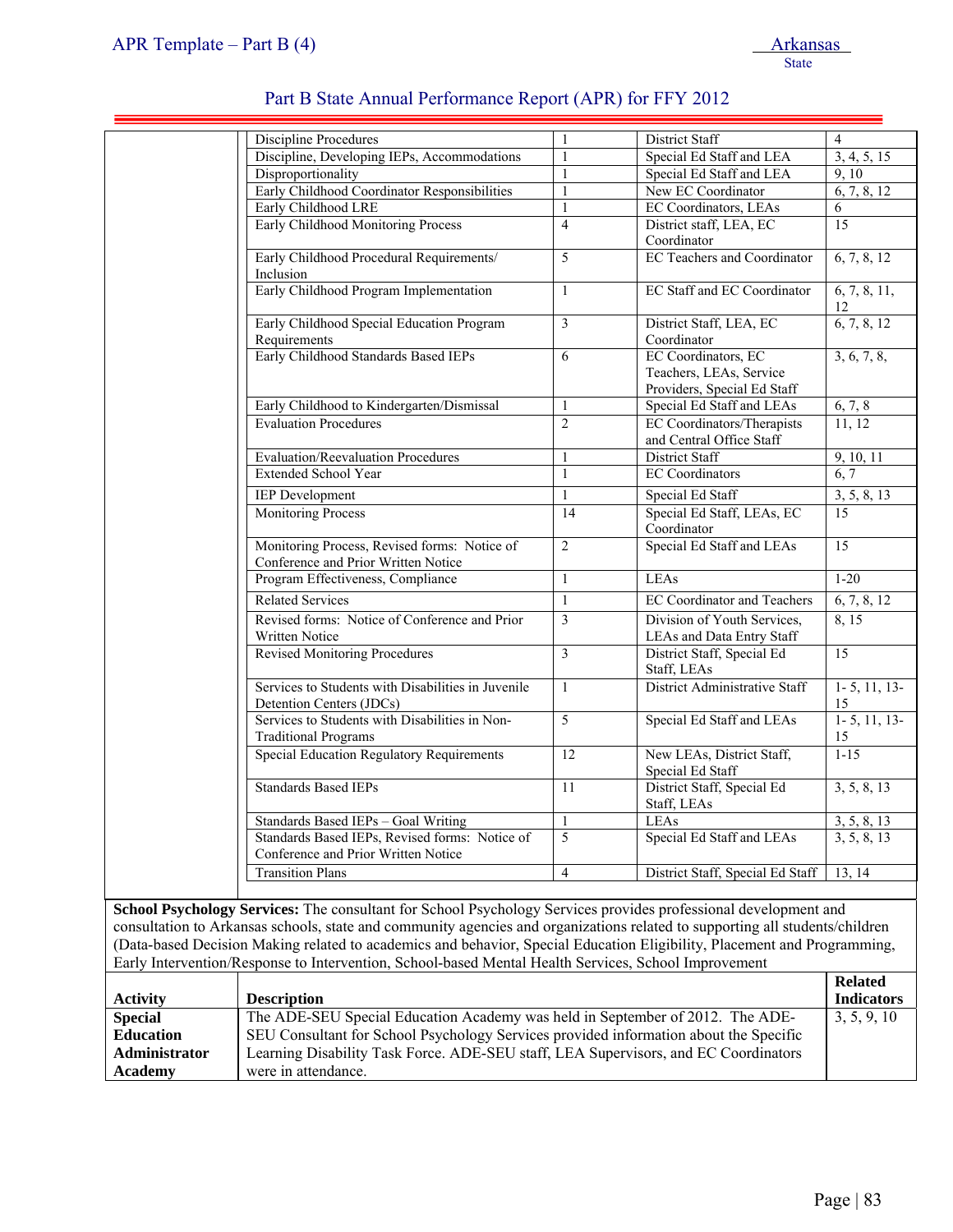| | Topic | Number | Audience | Related Indicators |
|---|---|---|---|---|
| | Discipline Procedures | 1 | District Staff | 4 |
| | Discipline, Developing IEPs, Accommodations | 1 | Special Ed Staff and LEA | 3, 4, 5, 15 |
| | Disproportionality | 1 | Special Ed Staff and LEA | 9, 10 |
| | Early Childhood Coordinator Responsibilities | 1 | New EC Coordinator | 6, 7, 8, 12 |
| | Early Childhood LRE | 1 | EC Coordinators, LEAs | 6 |
| | Early Childhood Monitoring Process | 4 | District staff, LEA, EC Coordinator | 15 |
| | Early Childhood Procedural Requirements/ Inclusion | 5 | EC Teachers and Coordinator | 6, 7, 8, 12 |
| | Early Childhood Program Implementation | 1 | EC Staff and EC Coordinator | 6, 7, 8, 11, 12 |
| | Early Childhood Special Education Program Requirements | 3 | District Staff, LEA, EC Coordinator | 6, 7, 8, 12 |
| | Early Childhood Standards Based IEPs | 6 | EC Coordinators, EC Teachers, LEAs, Service Providers, Special Ed Staff | 3, 6, 7, 8, |
| | Early Childhood to Kindergarten/Dismissal | 1 | Special Ed Staff and LEAs | 6, 7, 8 |
| | Evaluation Procedures | 2 | EC Coordinators/Therapists and Central Office Staff | 11, 12 |
| | Evaluation/Reevaluation Procedures | 1 | District Staff | 9, 10, 11 |
| | Extended School Year | 1 | EC Coordinators | 6, 7 |
| | IEP Development | 1 | Special Ed Staff | 3, 5, 8, 13 |
| | Monitoring Process | 14 | Special Ed Staff, LEAs, EC Coordinator | 15 |
| | Monitoring Process, Revised forms: Notice of Conference and Prior Written Notice | 2 | Special Ed Staff and LEAs | 15 |
| | Program Effectiveness, Compliance | 1 | LEAs | 1-20 |
| | Related Services | 1 | EC Coordinator and Teachers | 6, 7, 8, 12 |
| | Revised forms: Notice of Conference and Prior Written Notice | 3 | Division of Youth Services, LEAs and Data Entry Staff | 8, 15 |
| | Revised Monitoring Procedures | 3 | District Staff, Special Ed Staff, LEAs | 15 |
| | Services to Students with Disabilities in Juvenile Detention Centers (JDCs) | 1 | District Administrative Staff | 1- 5, 11, 13-15 |
| | Services to Students with Disabilities in Non-Traditional Programs | 5 | Special Ed Staff and LEAs | 1- 5, 11, 13-15 |
| | Special Education Regulatory Requirements | 12 | New LEAs, District Staff, Special Ed Staff | 1-15 |
| | Standards Based IEPs | 11 | District Staff, Special Ed Staff, LEAs | 3, 5, 8, 13 |
| | Standards Based IEPs – Goal Writing | 1 | LEAs | 3, 5, 8, 13 |
| | Standards Based IEPs, Revised forms: Notice of Conference and Prior Written Notice | 5 | Special Ed Staff and LEAs | 3, 5, 8, 13 |
| | Transition Plans | 4 | District Staff, Special Ed Staff | 13, 14 |

**School Psychology Services:** The consultant for School Psychology Services provides professional development and consultation to Arkansas schools, state and community agencies and organizations related to supporting all students/children (Data-based Decision Making related to academics and behavior, Special Education Eligibility, Placement and Programming, Early Intervention/Response to Intervention, School-based Mental Health Services, School Improvement

| Activity | Description | Related Indicators |
|---|---|---|
| **Special Education Administrator Academy** | The ADE-SEU Special Education Academy was held in September of 2012. The ADE-SEU Consultant for School Psychology Services provided information about the Specific Learning Disability Task Force. ADE-SEU staff, LEA Supervisors, and EC Coordinators were in attendance. | 3, 5, 9, 10 |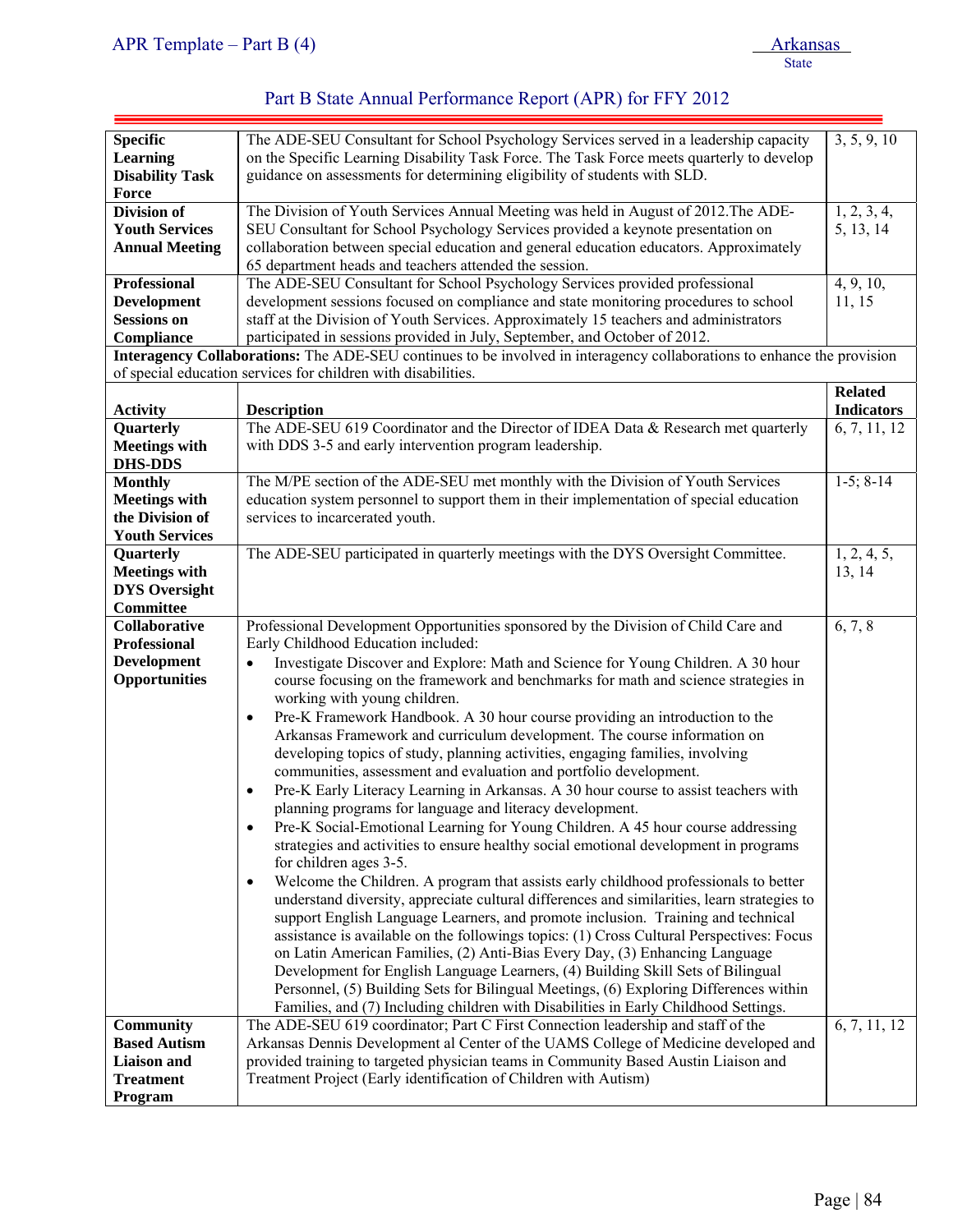| **Specific Learning Disability Task Force** | The ADE-SEU Consultant for School Psychology Services served in a leadership capacity on the Specific Learning Disability Task Force. The Task Force meets quarterly to develop guidance on assessments for determining eligibility of students with SLD. | 3, 5, 9, 10 |
|---|---|---|
| **Division of Youth Services Annual Meeting** | The Division of Youth Services Annual Meeting was held in August of 2012.The ADE-SEU Consultant for School Psychology Services provided a keynote presentation on collaboration between special education and general education educators. Approximately 65 department heads and teachers attended the session. | 1, 2, 3, 4, 5, 13, 14 |
| **Professional Development Sessions on Compliance** | The ADE-SEU Consultant for School Psychology Services provided professional development sessions focused on compliance and state monitoring procedures to school staff at the Division of Youth Services. Approximately 15 teachers and administrators participated in sessions provided in July, September, and October of 2012. | 4, 9, 10, 11, 15 |

**Interagency Collaborations:** The ADE-SEU continues to be involved in interagency collaborations to enhance the provision of special education services for children with disabilities.

| Activity | Description | Related Indicators |
|---|---|---|
| **Quarterly Meetings with DHS-DDS** | The ADE-SEU 619 Coordinator and the Director of IDEA Data & Research met quarterly with DDS 3-5 and early intervention program leadership. | 6, 7, 11, 12 |
| **Monthly Meetings with the Division of Youth Services** | The M/PE section of the ADE-SEU met monthly with the Division of Youth Services education system personnel to support them in their implementation of special education services to incarcerated youth. | 1-5; 8-14 |
| **Quarterly Meetings with DYS Oversight Committee** | The ADE-SEU participated in quarterly meetings with the DYS Oversight Committee. | 1, 2, 4, 5, 13, 14 |
| **Collaborative Professional Development Opportunities** | Professional Development Opportunities sponsored by the Division of Child Care and Early Childhood Education included:<br>• Investigate Discover and Explore: Math and Science for Young Children. A 30 hour course focusing on the framework and benchmarks for math and science strategies in working with young children.<br>• Pre-K Framework Handbook. A 30 hour course providing an introduction to the Arkansas Framework and curriculum development. The course information on developing topics of study, planning activities, engaging families, involving communities, assessment and evaluation and portfolio development.<br>• Pre-K Early Literacy Learning in Arkansas. A 30 hour course to assist teachers with planning programs for language and literacy development.<br>• Pre-K Social-Emotional Learning for Young Children. A 45 hour course addressing strategies and activities to ensure healthy social emotional development in programs for children ages 3-5.<br>• Welcome the Children. A program that assists early childhood professionals to better understand diversity, appreciate cultural differences and similarities, learn strategies to support English Language Learners, and promote inclusion. Training and technical assistance is available on the followings topics: (1) Cross Cultural Perspectives: Focus on Latin American Families, (2) Anti-Bias Every Day, (3) Enhancing Language Development for English Language Learners, (4) Building Skill Sets of Bilingual Personnel, (5) Building Sets for Bilingual Meetings, (6) Exploring Differences within Families, and (7) Including children with Disabilities in Early Childhood Settings. | 6, 7, 8 |
| **Community Based Autism Liaison and Treatment Program** | The ADE-SEU 619 coordinator; Part C First Connection leadership and staff of the Arkansas Dennis Development al Center of the UAMS College of Medicine developed and provided training to targeted physician teams in Community Based Austin Liaison and Treatment Project (Early identification of Children with Autism) | 6, 7, 11, 12 |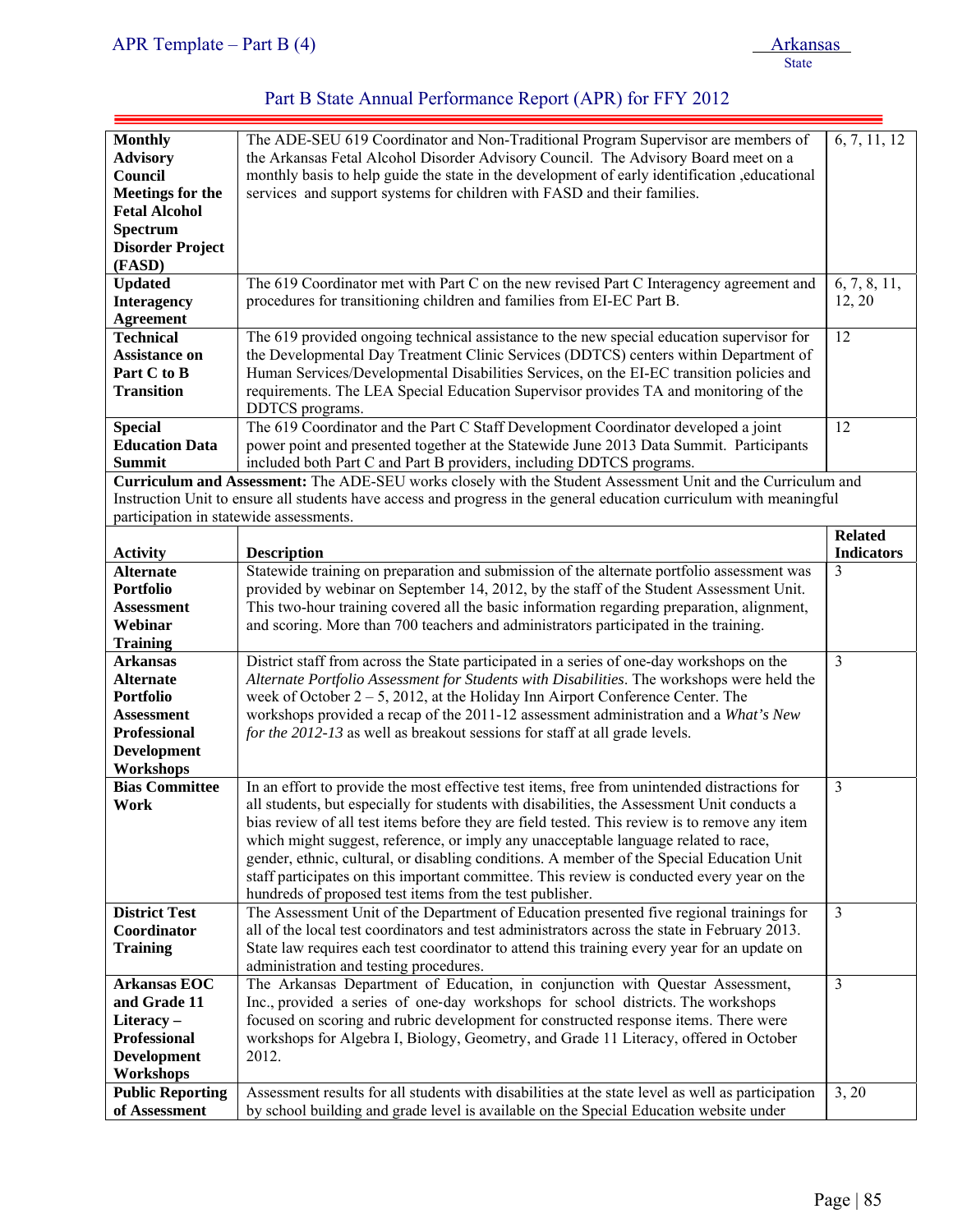| | | |
|---|---|---|
| **Monthly Advisory Council Meetings for the Fetal Alcohol Spectrum Disorder Project (FASD)** | The ADE-SEU 619 Coordinator and Non-Traditional Program Supervisor are members of the Arkansas Fetal Alcohol Disorder Advisory Council. The Advisory Board meet on a monthly basis to help guide the state in the development of early identification ,educational services and support systems for children with FASD and their families. | 6, 7, 11, 12 |
| **Updated Interagency Agreement** | The 619 Coordinator met with Part C on the new revised Part C Interagency agreement and procedures for transitioning children and families from EI-EC Part B. | 6, 7, 8, 11, 12, 20 |
| **Technical Assistance on Part C to B Transition** | The 619 provided ongoing technical assistance to the new special education supervisor for the Developmental Day Treatment Clinic Services (DDTCS) centers within Department of Human Services/Developmental Disabilities Services, on the EI-EC transition policies and requirements. The LEA Special Education Supervisor provides TA and monitoring of the DDTCS programs. | 12 |
| **Special Education Data Summit** | The 619 Coordinator and the Part C Staff Development Coordinator developed a joint power point and presented together at the Statewide June 2013 Data Summit. Participants included both Part C and Part B providers, including DDTCS programs. | 12 |

**Curriculum and Assessment:** The ADE-SEU works closely with the Student Assessment Unit and the Curriculum and Instruction Unit to ensure all students have access and progress in the general education curriculum with meaningful participation in statewide assessments.

| Activity | Description | Related Indicators |
|---|---|---|
| **Alternate Portfolio Assessment Webinar Training** | Statewide training on preparation and submission of the alternate portfolio assessment was provided by webinar on September 14, 2012, by the staff of the Student Assessment Unit. This two-hour training covered all the basic information regarding preparation, alignment, and scoring. More than 700 teachers and administrators participated in the training. | 3 |
| **Arkansas Alternate Portfolio Assessment Professional Development Workshops** | District staff from across the State participated in a series of one-day workshops on the *Alternate Portfolio Assessment for Students with Disabilities*. The workshops were held the week of October 2 – 5, 2012, at the Holiday Inn Airport Conference Center. The workshops provided a recap of the 2011-12 assessment administration and a *What's New for the 2012-13* as well as breakout sessions for staff at all grade levels. | 3 |
| **Bias Committee Work** | In an effort to provide the most effective test items, free from unintended distractions for all students, but especially for students with disabilities, the Assessment Unit conducts a bias review of all test items before they are field tested. This review is to remove any item which might suggest, reference, or imply any unacceptable language related to race, gender, ethnic, cultural, or disabling conditions. A member of the Special Education Unit staff participates on this important committee. This review is conducted every year on the hundreds of proposed test items from the test publisher. | 3 |
| **District Test Coordinator Training** | The Assessment Unit of the Department of Education presented five regional trainings for all of the local test coordinators and test administrators across the state in February 2013. State law requires each test coordinator to attend this training every year for an update on administration and testing procedures. | 3 |
| **Arkansas EOC and Grade 11 Literacy – Professional Development Workshops** | The Arkansas Department of Education, in conjunction with Questar Assessment, Inc., provided a series of one-day workshops for school districts. The workshops focused on scoring and rubric development for constructed response items. There were workshops for Algebra I, Biology, Geometry, and Grade 11 Literacy, offered in October 2012. | 3 |
| **Public Reporting of Assessment** | Assessment results for all students with disabilities at the state level as well as participation by school building and grade level is available on the Special Education website under | 3, 20 |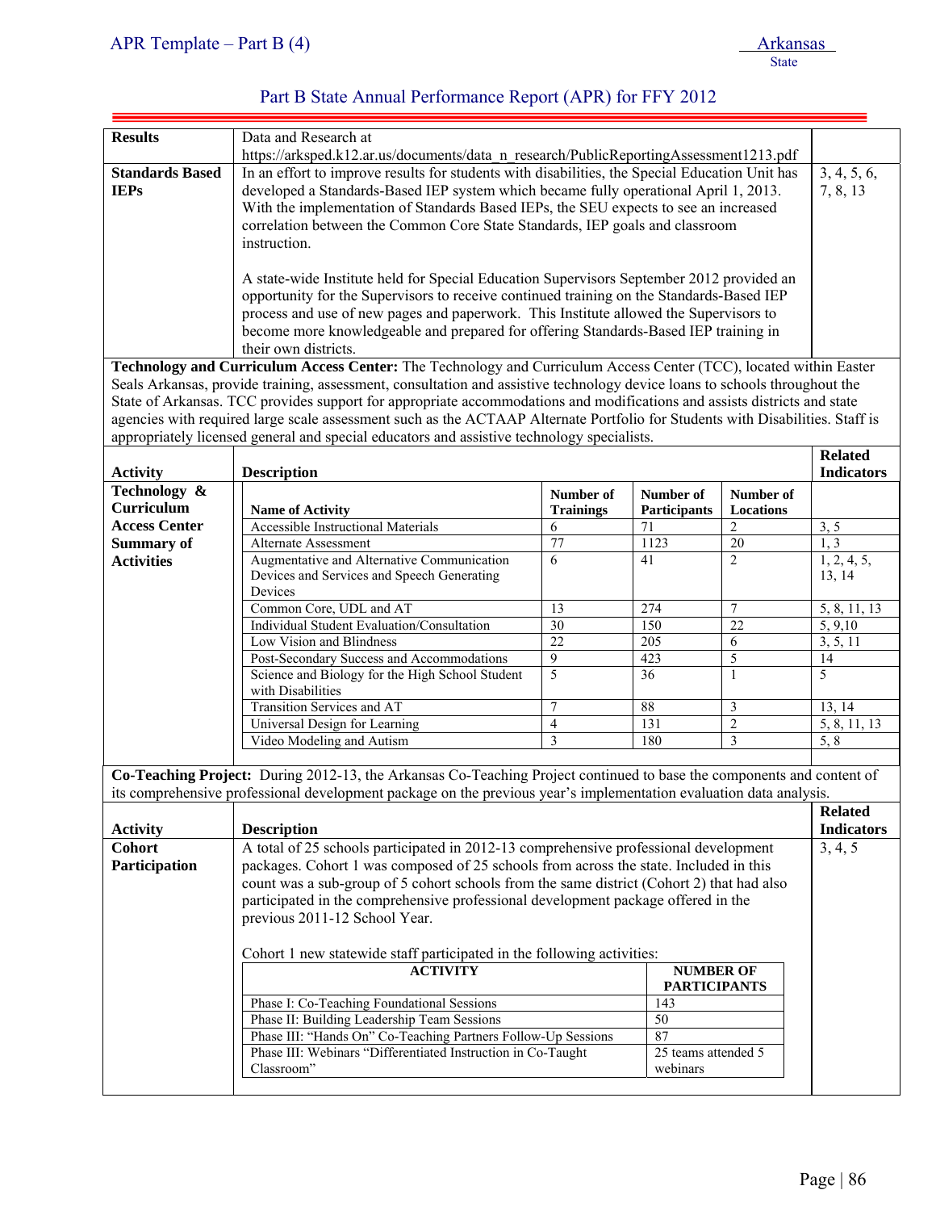## Part B State Annual Performance Report (APR) for FFY 2012

| | | |
|---|---|---|
| **Results** | Data and Research at https://arksped.k12.ar.us/documents/data_n_research/PublicReportingAssessment1213.pdf | |
| **Standards Based IEPs** | In an effort to improve results for students with disabilities, the Special Education Unit has developed a Standards-Based IEP system which became fully operational April 1, 2013. With the implementation of Standards Based IEPs, the SEU expects to see an increased correlation between the Common Core State Standards, IEP goals and classroom instruction.<br><br>A state-wide Institute held for Special Education Supervisors September 2012 provided an opportunity for the Supervisors to receive continued training on the Standards-Based IEP process and use of new pages and paperwork. This Institute allowed the Supervisors to become more knowledgeable and prepared for offering Standards-Based IEP training in their own districts. | 3, 4, 5, 6, 7, 8, 13 |

**Technology and Curriculum Access Center:** The Technology and Curriculum Access Center (TCC), located within Easter Seals Arkansas, provide training, assessment, consultation and assistive technology device loans to schools throughout the State of Arkansas. TCC provides support for appropriate accommodations and modifications and assists districts and state agencies with required large scale assessment such as the ACTAAP Alternate Portfolio for Students with Disabilities. Staff is appropriately licensed general and special educators and assistive technology specialists.

**Activity:** Technology & Curriculum Access Center Summary of Activities

| Name of Activity | Number of Trainings | Number of Participants | Number of Locations | Related Indicators |
|---|---|---|---|---|
| Accessible Instructional Materials | 6 | 71 | 2 | 3, 5 |
| Alternate Assessment | 77 | 1123 | 20 | 1, 3 |
| Augmentative and Alternative Communication Devices and Services and Speech Generating Devices | 6 | 41 | 2 | 1, 2, 4, 5, 13, 14 |
| Common Core, UDL and AT | 13 | 274 | 7 | 5, 8, 11, 13 |
| Individual Student Evaluation/Consultation | 30 | 150 | 22 | 5, 9,10 |
| Low Vision and Blindness | 22 | 205 | 6 | 3, 5, 11 |
| Post-Secondary Success and Accommodations | 9 | 423 | 5 | 14 |
| Science and Biology for the High School Student with Disabilities | 5 | 36 | 1 | 5 |
| Transition Services and AT | 7 | 88 | 3 | 13, 14 |
| Universal Design for Learning | 4 | 131 | 2 | 5, 8, 11, 13 |
| Video Modeling and Autism | 3 | 180 | 3 | 5, 8 |

**Co-Teaching Project:** During 2012-13, the Arkansas Co-Teaching Project continued to base the components and content of its comprehensive professional development package on the previous year's implementation evaluation data analysis.

| Activity | Description | Related Indicators |
|---|---|---|
| **Cohort Participation** | A total of 25 schools participated in 2012-13 comprehensive professional development packages. Cohort 1 was composed of 25 schools from across the state. Included in this count was a sub-group of 5 cohort schools from the same district (Cohort 2) that had also participated in the comprehensive professional development package offered in the previous 2011-12 School Year.<br><br>Cohort 1 new statewide staff participated in the following activities: | 3, 4, 5 |

| ACTIVITY | NUMBER OF PARTICIPANTS |
|---|---|
| Phase I: Co-Teaching Foundational Sessions | 143 |
| Phase II: Building Leadership Team Sessions | 50 |
| Phase III: "Hands On" Co-Teaching Partners Follow-Up Sessions | 87 |
| Phase III: Webinars "Differentiated Instruction in Co-Taught Classroom" | 25 teams attended 5 webinars |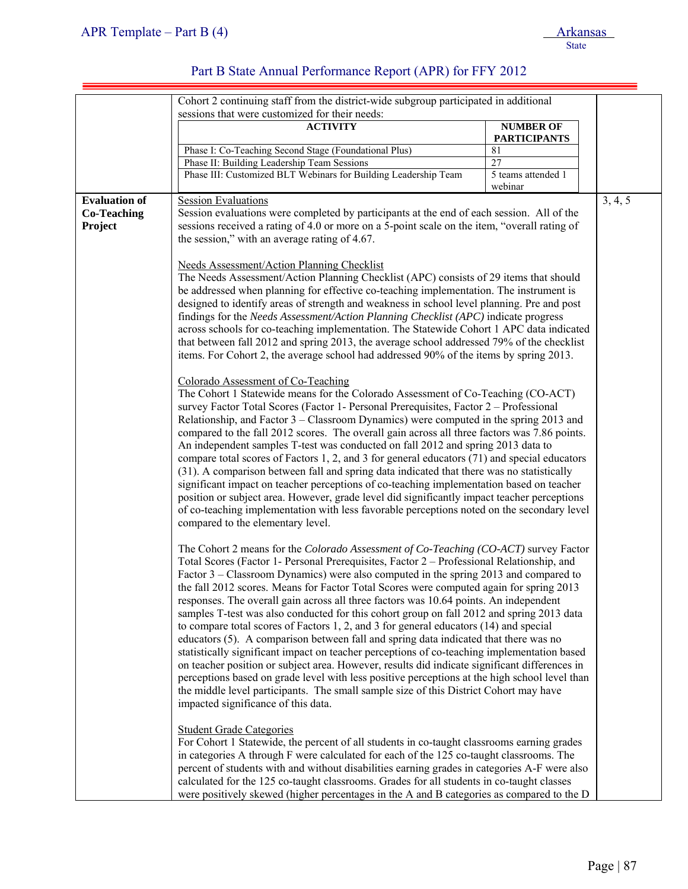| | | |
|---|---|---|
| | Cohort 2 continuing staff from the district-wide subgroup participated in additional sessions that were customized for their needs:<br><br>**ACTIVITY** / **NUMBER OF PARTICIPANTS**<br>Phase I: Co-Teaching Second Stage (Foundational Plus) — 81<br>Phase II: Building Leadership Team Sessions — 27<br>Phase III: Customized BLT Webinars for Building Leadership Team — 5 teams attended 1 webinar | |
| **Evaluation of Co-Teaching Project** | Session Evaluations<br>Session evaluations were completed by participants at the end of each session. All of the sessions received a rating of 4.0 or more on a 5-point scale on the item, "overall rating of the session," with an average rating of 4.67.<br><br>Needs Assessment/Action Planning Checklist<br>The Needs Assessment/Action Planning Checklist (APC) consists of 29 items that should be addressed when planning for effective co-teaching implementation. The instrument is designed to identify areas of strength and weakness in school level planning. Pre and post findings for the *Needs Assessment/Action Planning Checklist (APC)* indicate progress across schools for co-teaching implementation. The Statewide Cohort 1 APC data indicated that between fall 2012 and spring 2013, the average school addressed 79% of the checklist items. For Cohort 2, the average school had addressed 90% of the items by spring 2013.<br><br>Colorado Assessment of Co-Teaching<br>The Cohort 1 Statewide means for the Colorado Assessment of Co-Teaching (CO-ACT) survey Factor Total Scores (Factor 1- Personal Prerequisites, Factor 2 – Professional Relationship, and Factor 3 – Classroom Dynamics) were computed in the spring 2013 and compared to the fall 2012 scores. The overall gain across all three factors was 7.86 points. An independent samples T-test was conducted on fall 2012 and spring 2013 data to compare total scores of Factors 1, 2, and 3 for general educators (71) and special educators (31). A comparison between fall and spring data indicated that there was no statistically significant impact on teacher perceptions of co-teaching implementation based on teacher position or subject area. However, grade level did significantly impact teacher perceptions of co-teaching implementation with less favorable perceptions noted on the secondary level compared to the elementary level.<br><br>The Cohort 2 means for the *Colorado Assessment of Co-Teaching (CO-ACT)* survey Factor Total Scores (Factor 1- Personal Prerequisites, Factor 2 – Professional Relationship, and Factor 3 – Classroom Dynamics) were also computed in the spring 2013 and compared to the fall 2012 scores. Means for Factor Total Scores were computed again for spring 2013 responses. The overall gain across all three factors was 10.64 points. An independent samples T-test was also conducted for this cohort group on fall 2012 and spring 2013 data to compare total scores of Factors 1, 2, and 3 for general educators (14) and special educators (5). A comparison between fall and spring data indicated that there was no statistically significant impact on teacher perceptions of co-teaching implementation based on teacher position or subject area. However, results did indicate significant differences in perceptions based on grade level with less positive perceptions at the high school level than the middle level participants. The small sample size of this District Cohort may have impacted significance of this data.<br><br>Student Grade Categories<br>For Cohort 1 Statewide, the percent of all students in co-taught classrooms earning grades in categories A through F were calculated for each of the 125 co-taught classrooms. The percent of students with and without disabilities earning grades in categories A-F were also calculated for the 125 co-taught classrooms. Grades for all students in co-taught classes were positively skewed (higher percentages in the A and B categories as compared to the D | 3, 4, 5 |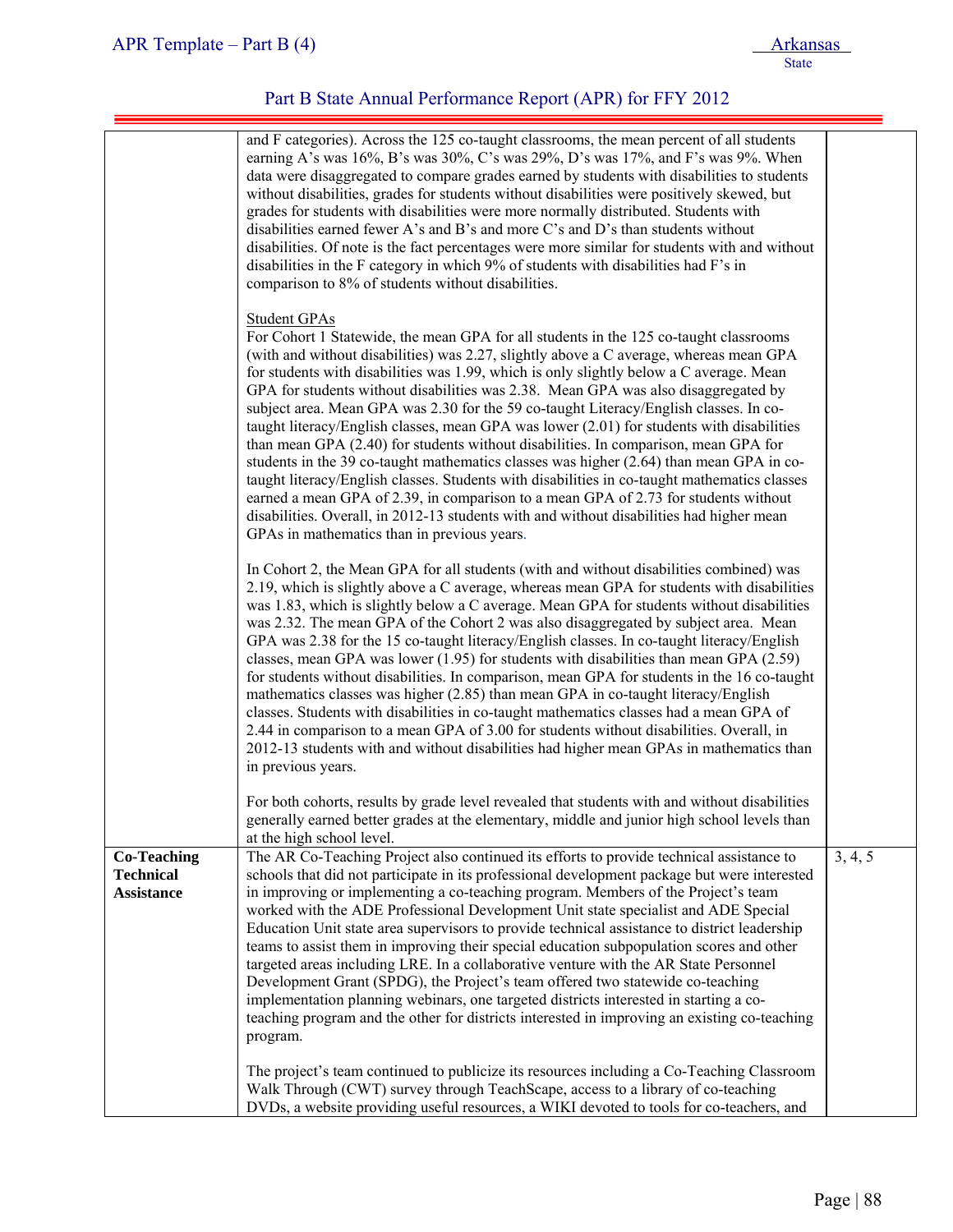| | | |
|---|---|---|
| | and F categories). Across the 125 co-taught classrooms, the mean percent of all students earning A's was 16%, B's was 30%, C's was 29%, D's was 17%, and F's was 9%. When data were disaggregated to compare grades earned by students with disabilities to students without disabilities, grades for students without disabilities were positively skewed, but grades for students with disabilities were more normally distributed. Students with disabilities earned fewer A's and B's and more C's and D's than students without disabilities. Of note is the fact percentages were more similar for students with and without disabilities in the F category in which 9% of students with disabilities had F's in comparison to 8% of students without disabilities.<br><br><u>Student GPAs</u><br>For Cohort 1 Statewide, the mean GPA for all students in the 125 co-taught classrooms (with and without disabilities) was 2.27, slightly above a C average, whereas mean GPA for students with disabilities was 1.99, which is only slightly below a C average. Mean GPA for students without disabilities was 2.38. Mean GPA was also disaggregated by subject area. Mean GPA was 2.30 for the 59 co-taught Literacy/English classes. In co-taught literacy/English classes, mean GPA was lower (2.01) for students with disabilities than mean GPA (2.40) for students without disabilities. In comparison, mean GPA for students in the 39 co-taught mathematics classes was higher (2.64) than mean GPA in co-taught literacy/English classes. Students with disabilities in co-taught mathematics classes earned a mean GPA of 2.39, in comparison to a mean GPA of 2.73 for students without disabilities. Overall, in 2012-13 students with and without disabilities had higher mean GPAs in mathematics than in previous years.<br><br>In Cohort 2, the Mean GPA for all students (with and without disabilities combined) was 2.19, which is slightly above a C average, whereas mean GPA for students with disabilities was 1.83, which is slightly below a C average. Mean GPA for students without disabilities was 2.32. The mean GPA of the Cohort 2 was also disaggregated by subject area. Mean GPA was 2.38 for the 15 co-taught literacy/English classes. In co-taught literacy/English classes, mean GPA was lower (1.95) for students with disabilities than mean GPA (2.59) for students without disabilities. In comparison, mean GPA for students in the 16 co-taught mathematics classes was higher (2.85) than mean GPA in co-taught literacy/English classes. Students with disabilities in co-taught mathematics classes had a mean GPA of 2.44 in comparison to a mean GPA of 3.00 for students without disabilities. Overall, in 2012-13 students with and without disabilities had higher mean GPAs in mathematics than in previous years.<br><br>For both cohorts, results by grade level revealed that students with and without disabilities generally earned better grades at the elementary, middle and junior high school levels than at the high school level. | |
| **Co-Teaching Technical Assistance** | The AR Co-Teaching Project also continued its efforts to provide technical assistance to schools that did not participate in its professional development package but were interested in improving or implementing a co-teaching program. Members of the Project's team worked with the ADE Professional Development Unit state specialist and ADE Special Education Unit state area supervisors to provide technical assistance to district leadership teams to assist them in improving their special education subpopulation scores and other targeted areas including LRE. In a collaborative venture with the AR State Personnel Development Grant (SPDG), the Project's team offered two statewide co-teaching implementation planning webinars, one targeted districts interested in starting a co-teaching program and the other for districts interested in improving an existing co-teaching program.<br><br>The project's team continued to publicize its resources including a Co-Teaching Classroom Walk Through (CWT) survey through TeachScape, access to a library of co-teaching DVDs, a website providing useful resources, a WIKI devoted to tools for co-teachers, and | 3, 4, 5 |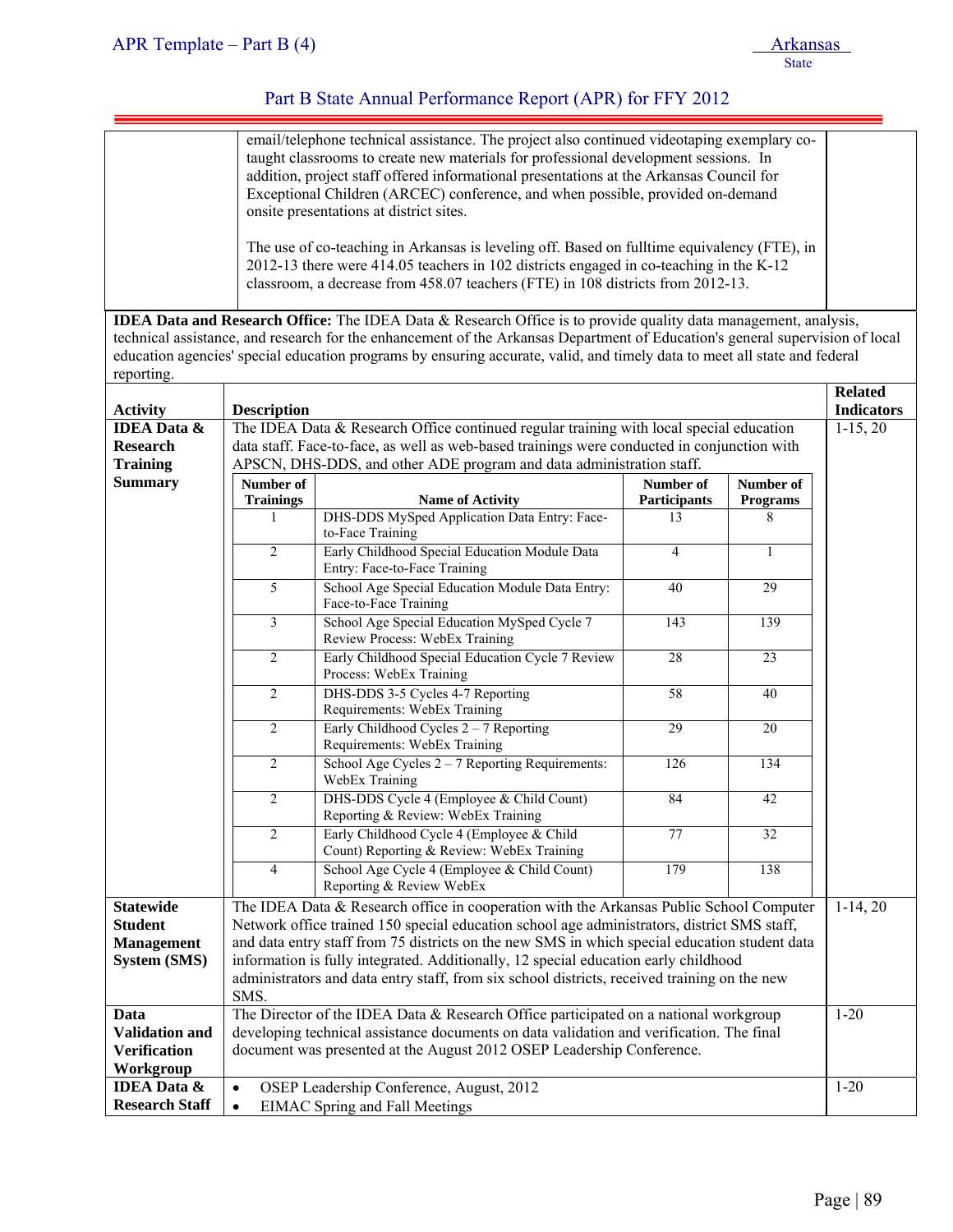| | | |
|---|---|---|
| | email/telephone technical assistance. The project also continued videotaping exemplary co-taught classrooms to create new materials for professional development sessions. In addition, project staff offered informational presentations at the Arkansas Council for Exceptional Children (ARCEC) conference, and when possible, provided on-demand onsite presentations at district sites.<br><br>The use of co-teaching in Arkansas is leveling off. Based on fulltime equivalency (FTE), in 2012-13 there were 414.05 teachers in 102 districts engaged in co-teaching in the K-12 classroom, a decrease from 458.07 teachers (FTE) in 108 districts from 2012-13. | |

**IDEA Data and Research Office:** The IDEA Data & Research Office is to provide quality data management, analysis, technical assistance, and research for the enhancement of the Arkansas Department of Education's general supervision of local education agencies' special education programs by ensuring accurate, valid, and timely data to meet all state and federal reporting.

| Activity | Description | Related Indicators |
|---|---|---|
| **IDEA Data & Research Training Summary** | The IDEA Data & Research Office continued regular training with local special education data staff. Face-to-face, as well as web-based trainings were conducted in conjunction with APSCN, DHS-DDS, and other ADE program and data administration staff. (See training table below.) | 1-15, 20 |
| **Statewide Student Management System (SMS)** | The IDEA Data & Research office in cooperation with the Arkansas Public School Computer Network office trained 150 special education school age administrators, district SMS staff, and data entry staff from 75 districts on the new SMS in which special education student data information is fully integrated. Additionally, 12 special education early childhood administrators and data entry staff, from six school districts, received training on the new SMS. | 1-14, 20 |
| **Data Validation and Verification Workgroup** | The Director of the IDEA Data & Research Office participated on a national workgroup developing technical assistance documents on data validation and verification. The final document was presented at the August 2012 OSEP Leadership Conference. | 1-20 |
| **IDEA Data & Research Staff** | • OSEP Leadership Conference, August, 2012<br>• EIMAC Spring and Fall Meetings | 1-20 |

| Number of Trainings | Name of Activity | Number of Participants | Number of Programs |
|---|---|---|---|
| 1 | DHS-DDS MySped Application Data Entry: Face-to-Face Training | 13 | 8 |
| 2 | Early Childhood Special Education Module Data Entry: Face-to-Face Training | 4 | 1 |
| 5 | School Age Special Education Module Data Entry: Face-to-Face Training | 40 | 29 |
| 3 | School Age Special Education MySped Cycle 7 Review Process: WebEx Training | 143 | 139 |
| 2 | Early Childhood Special Education Cycle 7 Review Process: WebEx Training | 28 | 23 |
| 2 | DHS-DDS 3-5 Cycles 4-7 Reporting Requirements: WebEx Training | 58 | 40 |
| 2 | Early Childhood Cycles 2 – 7 Reporting Requirements: WebEx Training | 29 | 20 |
| 2 | School Age Cycles 2 – 7 Reporting Requirements: WebEx Training | 126 | 134 |
| 2 | DHS-DDS Cycle 4 (Employee & Child Count) Reporting & Review: WebEx Training | 84 | 42 |
| 2 | Early Childhood Cycle 4 (Employee & Child Count) Reporting & Review: WebEx Training | 77 | 32 |
| 4 | School Age Cycle 4 (Employee & Child Count) Reporting & Review WebEx | 179 | 138 |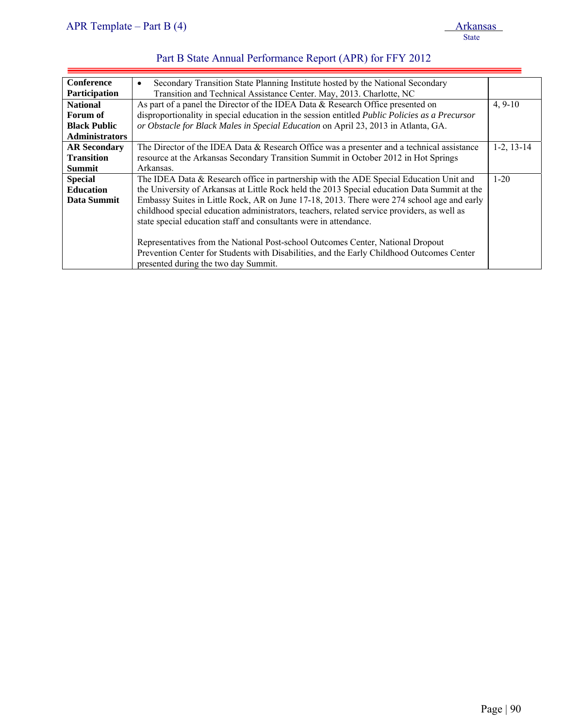| | | |
|---|---|---|
| **Conference Participation** | • Secondary Transition State Planning Institute hosted by the National Secondary Transition and Technical Assistance Center. May, 2013. Charlotte, NC | |
| **National Forum of Black Public Administrators** | As part of a panel the Director of the IDEA Data & Research Office presented on disproportionality in special education in the session entitled *Public Policies as a Precursor or Obstacle for Black Males in Special Education* on April 23, 2013 in Atlanta, GA. | 4, 9-10 |
| **AR Secondary Transition Summit** | The Director of the IDEA Data & Research Office was a presenter and a technical assistance resource at the Arkansas Secondary Transition Summit in October 2012 in Hot Springs Arkansas. | 1-2, 13-14 |
| **Special Education Data Summit** | The IDEA Data & Research office in partnership with the ADE Special Education Unit and the University of Arkansas at Little Rock held the 2013 Special education Data Summit at the Embassy Suites in Little Rock, AR on June 17-18, 2013. There were 274 school age and early childhood special education administrators, teachers, related service providers, as well as state special education staff and consultants were in attendance.<br><br>Representatives from the National Post-school Outcomes Center, National Dropout Prevention Center for Students with Disabilities, and the Early Childhood Outcomes Center presented during the two day Summit. | 1-20 |